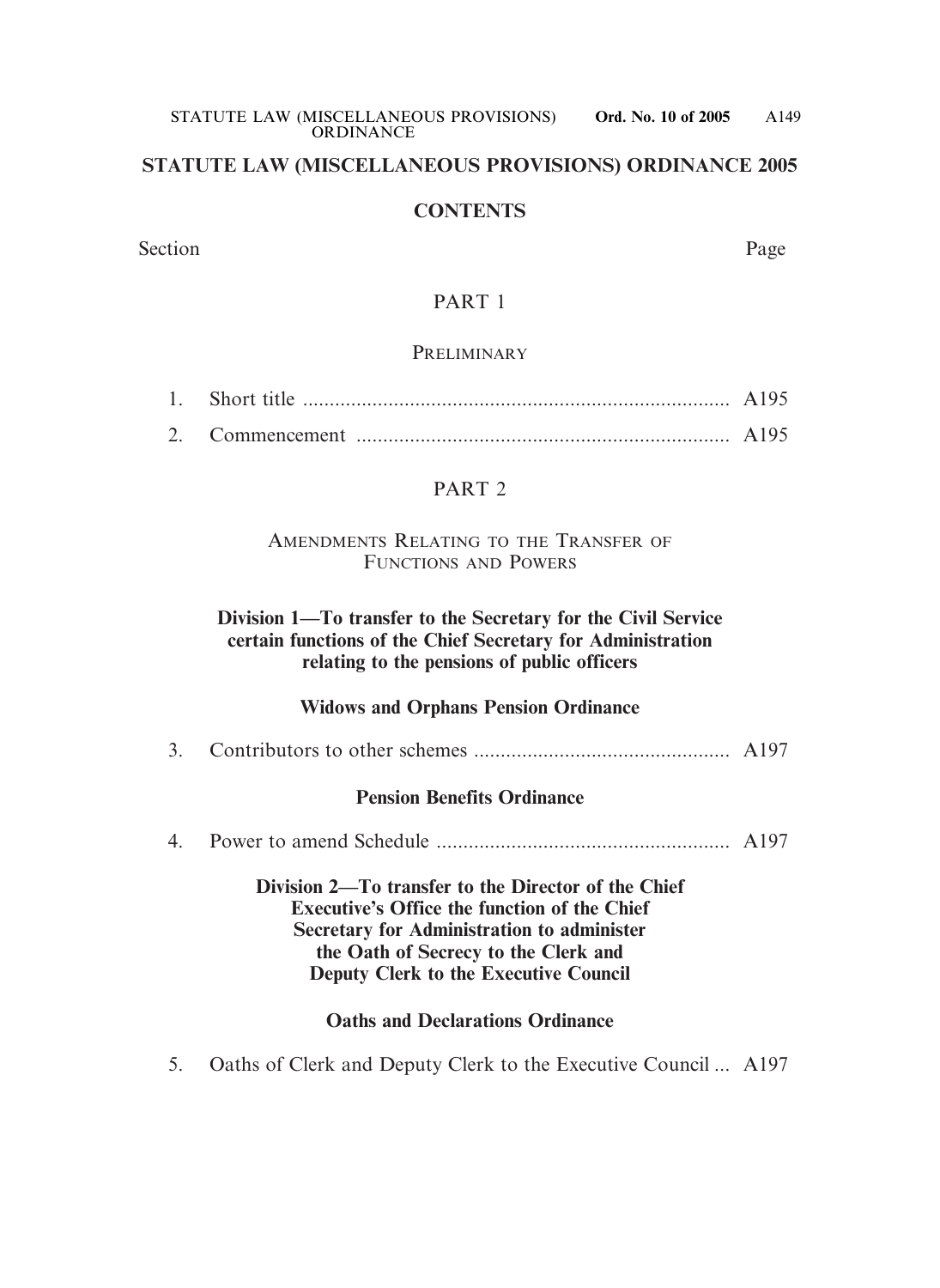# STATUTE LAW (MISCELLANEOUS PROVISIONS) ORDINANCE 2005

## CONTENTS

Section Page

### PART 1

#### PRELIMINARY

1. Short title ................................................................................ A195
2. Commencement ...................................................................... A195

### PART 2

#### AMENDMENTS RELATING TO THE TRANSFER OF FUNCTIONS AND POWERS

**Division 1—To transfer to the Secretary for the Civil Service certain functions of the Chief Secretary for Administration relating to the pensions of public officers**

**Widows and Orphans Pension Ordinance**

3. Contributors to other schemes ................................................ A197

**Pension Benefits Ordinance**

4. Power to amend Schedule ....................................................... A197

**Division 2—To transfer to the Director of the Chief Executive's Office the function of the Chief Secretary for Administration to administer the Oath of Secrecy to the Clerk and Deputy Clerk to the Executive Council**

**Oaths and Declarations Ordinance**

5. Oaths of Clerk and Deputy Clerk to the Executive Council ... A197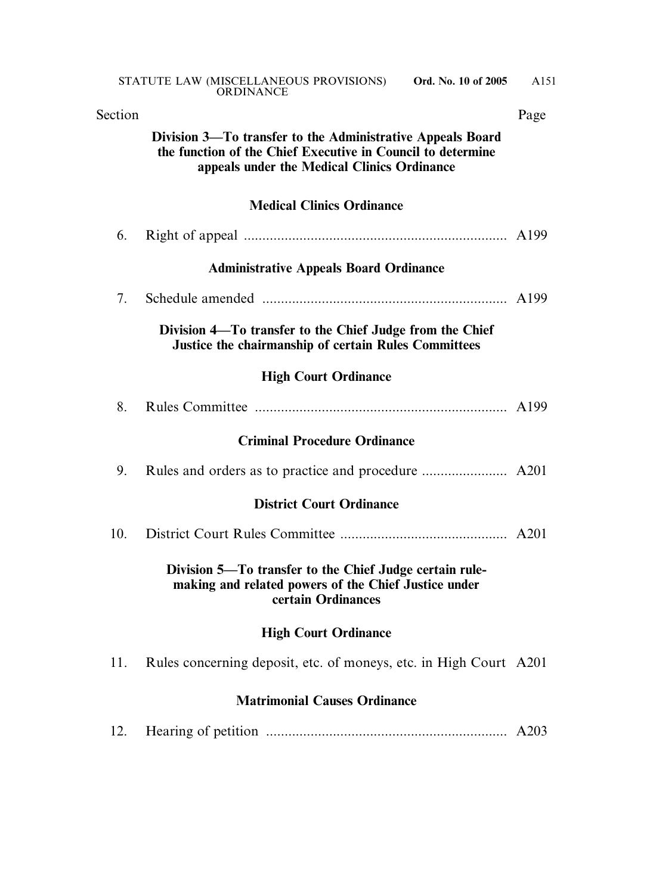| Section | | Page |
|---|---|---|

**Division 3—To transfer to the Administrative Appeals Board the function of the Chief Executive in Council to determine appeals under the Medical Clinics Ordinance**

**Medical Clinics Ordinance**

| | | |
|---|---|---|
| 6. | Right of appeal | A199 |

**Administrative Appeals Board Ordinance**

| | | |
|---|---|---|
| 7. | Schedule amended | A199 |

**Division 4—To transfer to the Chief Judge from the Chief Justice the chairmanship of certain Rules Committees**

**High Court Ordinance**

| | | |
|---|---|---|
| 8. | Rules Committee | A199 |

**Criminal Procedure Ordinance**

| | | |
|---|---|---|
| 9. | Rules and orders as to practice and procedure | A201 |

**District Court Ordinance**

| | | |
|---|---|---|
| 10. | District Court Rules Committee | A201 |

**Division 5—To transfer to the Chief Judge certain rule-making and related powers of the Chief Justice under certain Ordinances**

**High Court Ordinance**

| | | |
|---|---|---|
| 11. | Rules concerning deposit, etc. of moneys, etc. in High Court | A201 |

**Matrimonial Causes Ordinance**

| | | |
|---|---|---|
| 12. | Hearing of petition | A203 |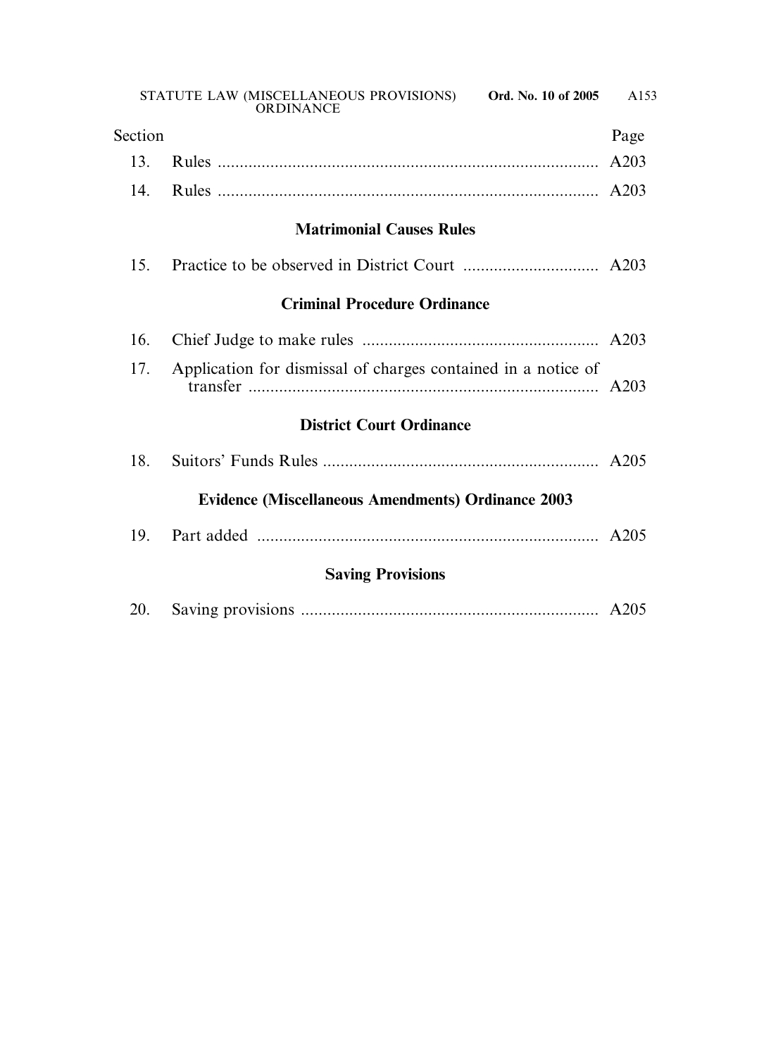| Section | | Page |
|---|---|---|
| 13. | Rules | A203 |
| 14. | Rules | A203 |

**Matrimonial Causes Rules**

| | | |
|---|---|---|
| 15. | Practice to be observed in District Court | A203 |

**Criminal Procedure Ordinance**

| | | |
|---|---|---|
| 16. | Chief Judge to make rules | A203 |
| 17. | Application for dismissal of charges contained in a notice of transfer | A203 |

**District Court Ordinance**

| | | |
|---|---|---|
| 18. | Suitors' Funds Rules | A205 |

**Evidence (Miscellaneous Amendments) Ordinance 2003**

| | | |
|---|---|---|
| 19. | Part added | A205 |

**Saving Provisions**

| | | |
|---|---|---|
| 20. | Saving provisions | A205 |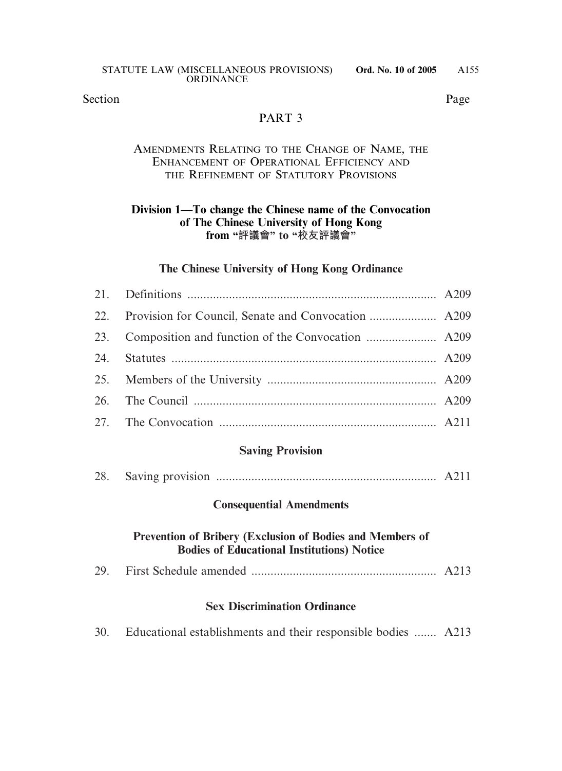| Section | | Page |
|---|---|---|

## PART 3

### AMENDMENTS RELATING TO THE CHANGE OF NAME, THE ENHANCEMENT OF OPERATIONAL EFFICIENCY AND THE REFINEMENT OF STATUTORY PROVISIONS

**Division 1—To change the Chinese name of the Convocation of The Chinese University of Hong Kong from "評議會" to "校友評議會"**

**The Chinese University of Hong Kong Ordinance**

| | | |
|---|---|---|
| 21. | Definitions | A209 |
| 22. | Provision for Council, Senate and Convocation | A209 |
| 23. | Composition and function of the Convocation | A209 |
| 24. | Statutes | A209 |
| 25. | Members of the University | A209 |
| 26. | The Council | A209 |
| 27. | The Convocation | A211 |

**Saving Provision**

| | | |
|---|---|---|
| 28. | Saving provision | A211 |

**Consequential Amendments**

**Prevention of Bribery (Exclusion of Bodies and Members of Bodies of Educational Institutions) Notice**

| | | |
|---|---|---|
| 29. | First Schedule amended | A213 |

**Sex Discrimination Ordinance**

| | | |
|---|---|---|
| 30. | Educational establishments and their responsible bodies | A213 |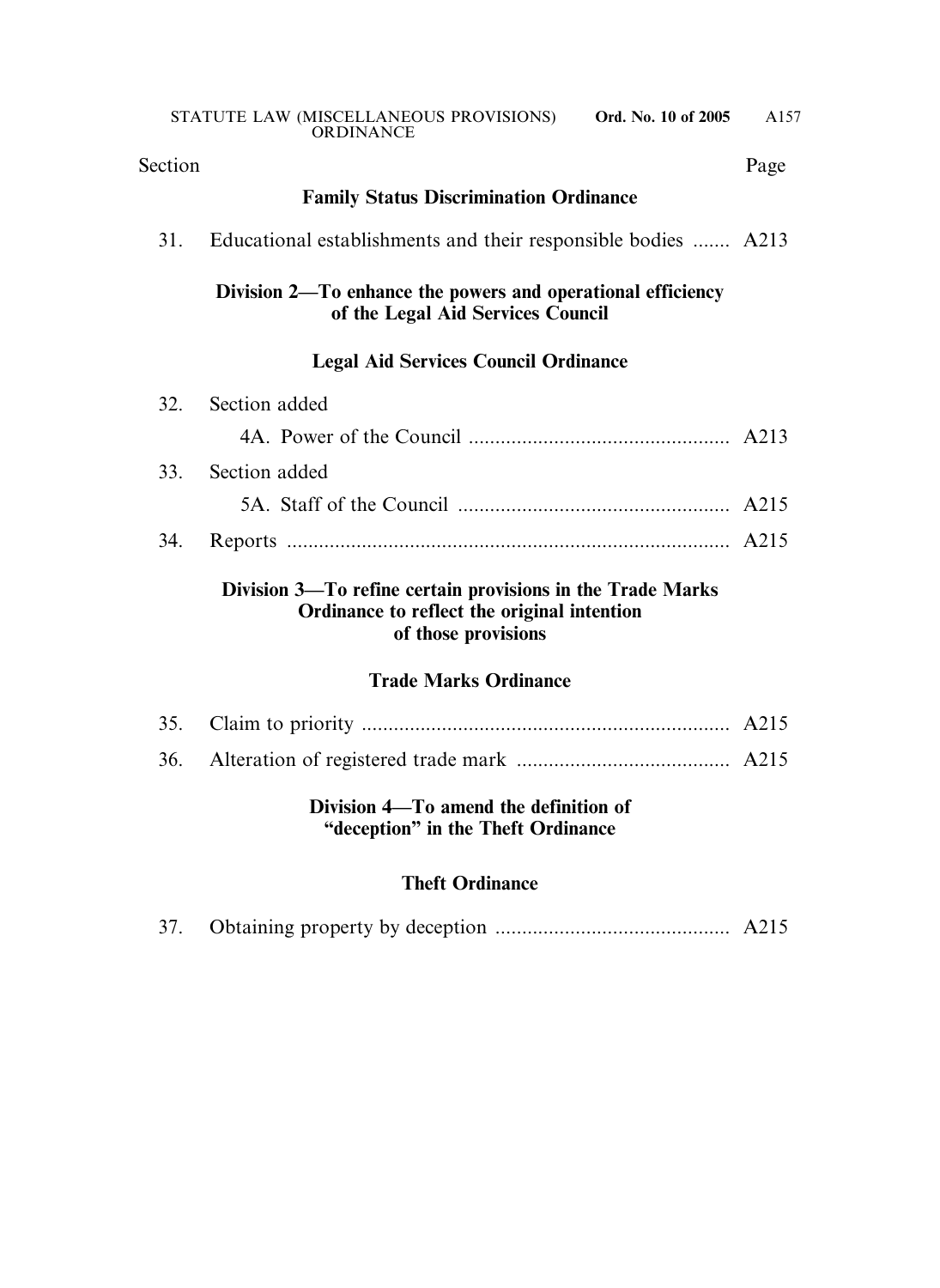| Section | | Page |
|---|---|---|

**Family Status Discrimination Ordinance**

| | | |
|---|---|---|
| 31. | Educational establishments and their responsible bodies | A213 |

**Division 2—To enhance the powers and operational efficiency of the Legal Aid Services Council**

**Legal Aid Services Council Ordinance**

| | | |
|---|---|---|
| 32. | Section added | |
| | 4A. Power of the Council | A213 |
| 33. | Section added | |
| | 5A. Staff of the Council | A215 |
| 34. | Reports | A215 |

**Division 3—To refine certain provisions in the Trade Marks Ordinance to reflect the original intention of those provisions**

**Trade Marks Ordinance**

| | | |
|---|---|---|
| 35. | Claim to priority | A215 |
| 36. | Alteration of registered trade mark | A215 |

**Division 4—To amend the definition of "deception" in the Theft Ordinance**

**Theft Ordinance**

| | | |
|---|---|---|
| 37. | Obtaining property by deception | A215 |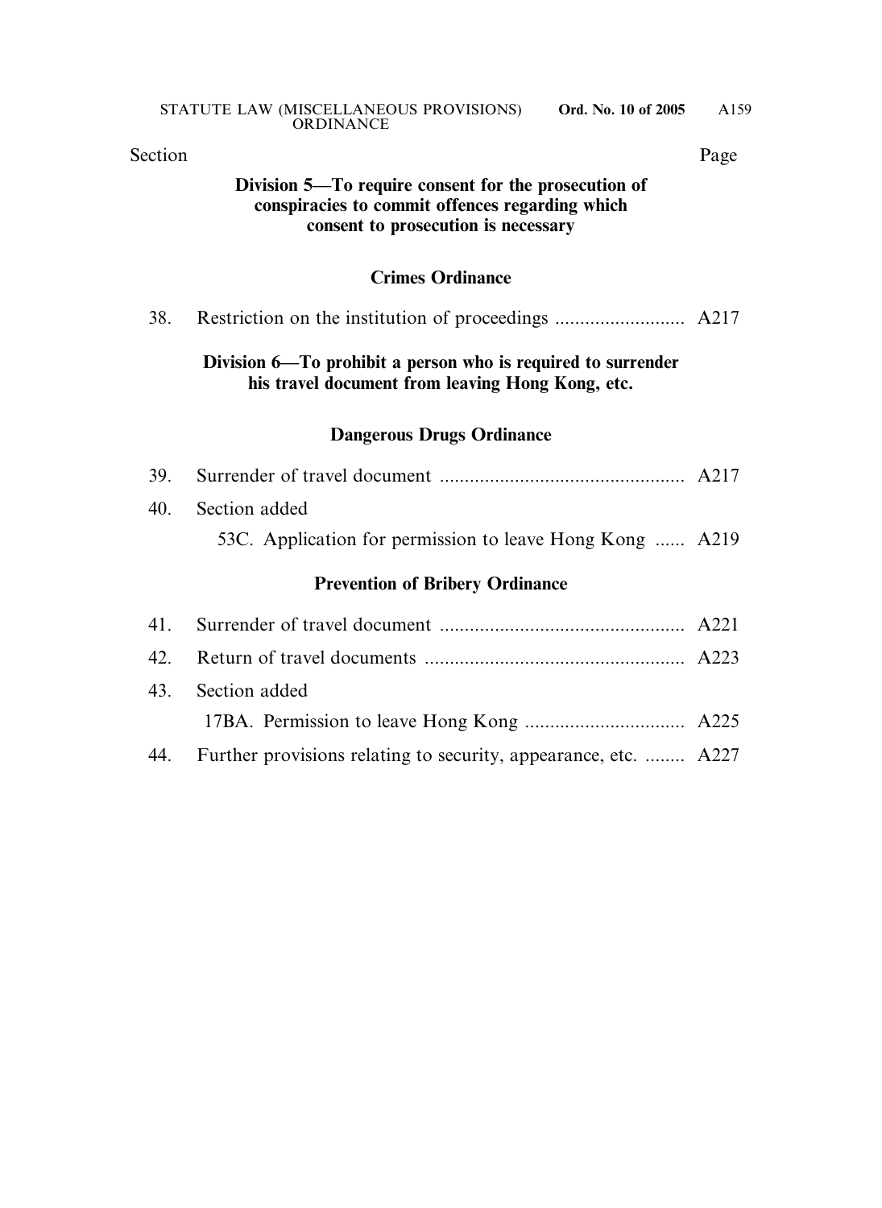| Section | | Page |
|---|---|---|

**Division 5—To require consent for the prosecution of conspiracies to commit offences regarding which consent to prosecution is necessary**

**Crimes Ordinance**

| | | |
|---|---|---|
| 38. | Restriction on the institution of proceedings | A217 |

**Division 6—To prohibit a person who is required to surrender his travel document from leaving Hong Kong, etc.**

**Dangerous Drugs Ordinance**

| | | |
|---|---|---|
| 39. | Surrender of travel document | A217 |
| 40. | Section added | |
| | 53C. Application for permission to leave Hong Kong | A219 |

**Prevention of Bribery Ordinance**

| | | |
|---|---|---|
| 41. | Surrender of travel document | A221 |
| 42. | Return of travel documents | A223 |
| 43. | Section added | |
| | 17BA. Permission to leave Hong Kong | A225 |
| 44. | Further provisions relating to security, appearance, etc. | A227 |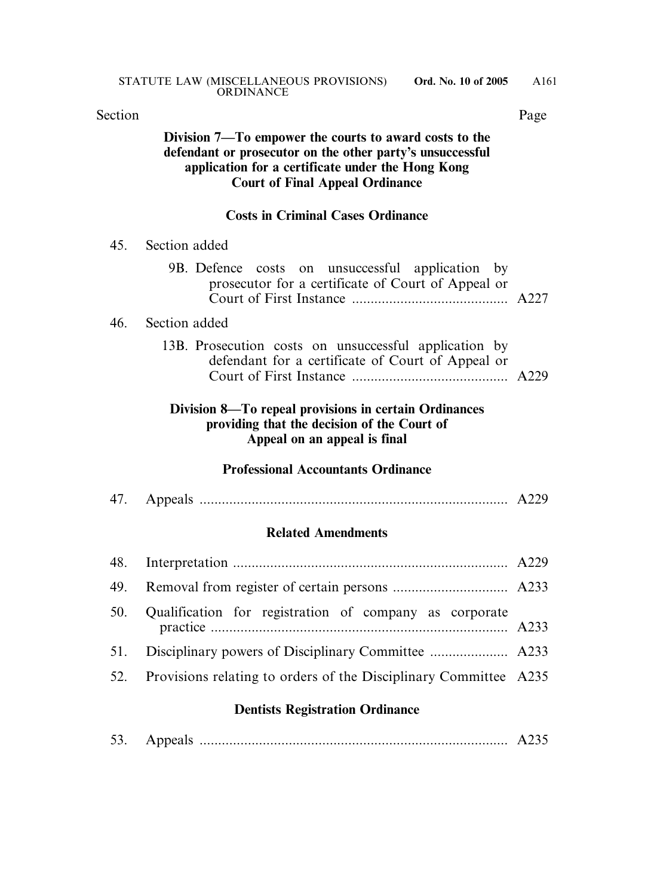| Section | | Page |
|---|---|---|

**Division 7—To empower the courts to award costs to the defendant or prosecutor on the other party's unsuccessful application for a certificate under the Hong Kong Court of Final Appeal Ordinance**

**Costs in Criminal Cases Ordinance**

| | | |
|---|---|---|
| 45. | Section added | |
| | 9B. Defence costs on unsuccessful application by prosecutor for a certificate of Court of Appeal or Court of First Instance | A227 |
| 46. | Section added | |
| | 13B. Prosecution costs on unsuccessful application by defendant for a certificate of Court of Appeal or Court of First Instance | A229 |

**Division 8—To repeal provisions in certain Ordinances providing that the decision of the Court of Appeal on an appeal is final**

**Professional Accountants Ordinance**

| | | |
|---|---|---|
| 47. | Appeals | A229 |

**Related Amendments**

| | | |
|---|---|---|
| 48. | Interpretation | A229 |
| 49. | Removal from register of certain persons | A233 |
| 50. | Qualification for registration of company as corporate practice | A233 |
| 51. | Disciplinary powers of Disciplinary Committee | A233 |
| 52. | Provisions relating to orders of the Disciplinary Committee | A235 |

**Dentists Registration Ordinance**

| | | |
|---|---|---|
| 53. | Appeals | A235 |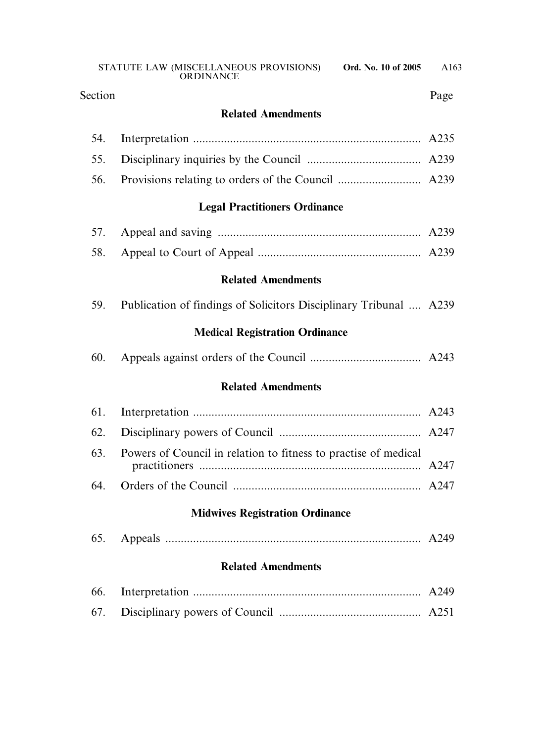| Section | | Page |
|---|---|---|
| | **Related Amendments** | |
| 54. | Interpretation | A235 |
| 55. | Disciplinary inquiries by the Council | A239 |
| 56. | Provisions relating to orders of the Council | A239 |
| | **Legal Practitioners Ordinance** | |
| 57. | Appeal and saving | A239 |
| 58. | Appeal to Court of Appeal | A239 |
| | **Related Amendments** | |
| 59. | Publication of findings of Solicitors Disciplinary Tribunal | A239 |
| | **Medical Registration Ordinance** | |
| 60. | Appeals against orders of the Council | A243 |
| | **Related Amendments** | |
| 61. | Interpretation | A243 |
| 62. | Disciplinary powers of Council | A247 |
| 63. | Powers of Council in relation to fitness to practise of medical practitioners | A247 |
| 64. | Orders of the Council | A247 |
| | **Midwives Registration Ordinance** | |
| 65. | Appeals | A249 |
| | **Related Amendments** | |
| 66. | Interpretation | A249 |
| 67. | Disciplinary powers of Council | A251 |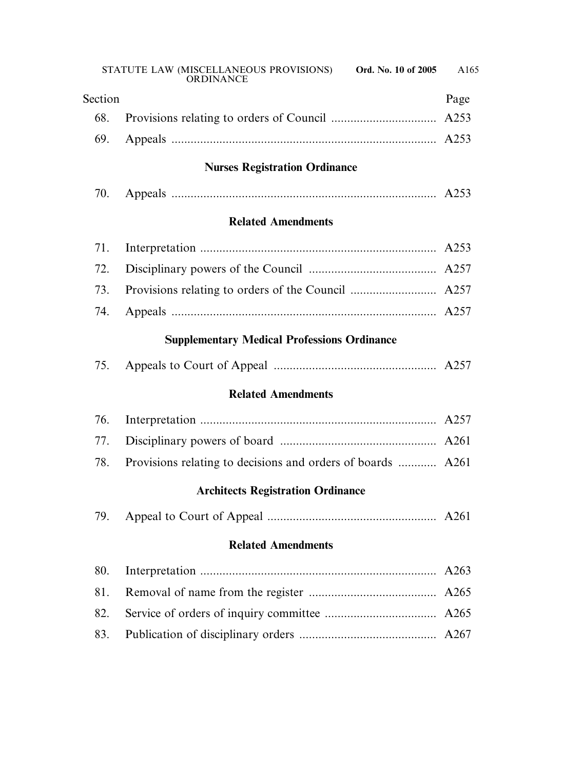| Section | | Page |
|---|---|---|
| 68. | Provisions relating to orders of Council | A253 |
| 69. | Appeals | A253 |
| | **Nurses Registration Ordinance** | |
| 70. | Appeals | A253 |
| | **Related Amendments** | |
| 71. | Interpretation | A253 |
| 72. | Disciplinary powers of the Council | A257 |
| 73. | Provisions relating to orders of the Council | A257 |
| 74. | Appeals | A257 |
| | **Supplementary Medical Professions Ordinance** | |
| 75. | Appeals to Court of Appeal | A257 |
| | **Related Amendments** | |
| 76. | Interpretation | A257 |
| 77. | Disciplinary powers of board | A261 |
| 78. | Provisions relating to decisions and orders of boards | A261 |
| | **Architects Registration Ordinance** | |
| 79. | Appeal to Court of Appeal | A261 |
| | **Related Amendments** | |
| 80. | Interpretation | A263 |
| 81. | Removal of name from the register | A265 |
| 82. | Service of orders of inquiry committee | A265 |
| 83. | Publication of disciplinary orders | A267 |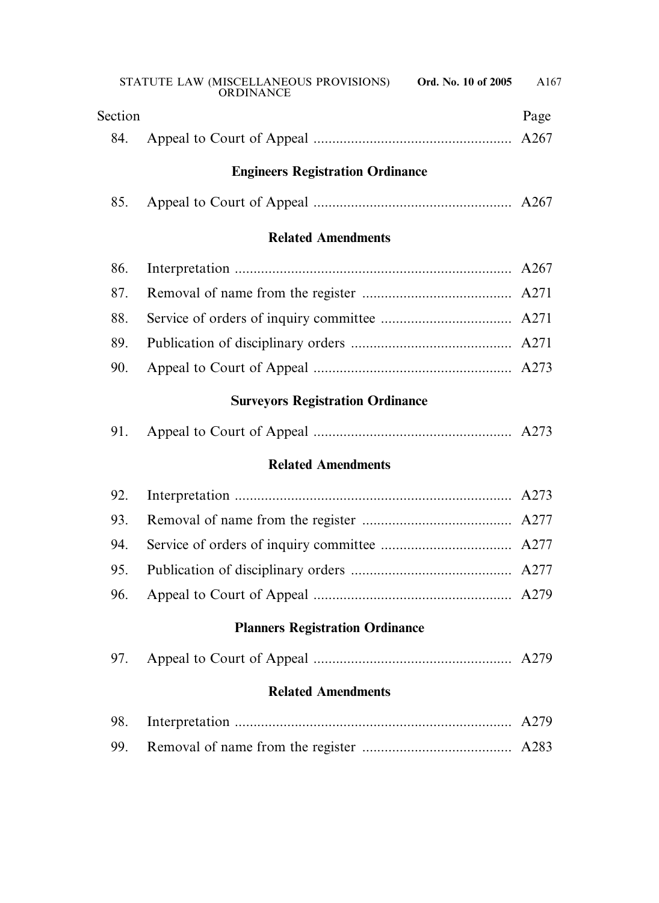| Section | | Page |
|---|---|---|
| 84. | Appeal to Court of Appeal | A267 |

**Engineers Registration Ordinance**

| | | |
|---|---|---|
| 85. | Appeal to Court of Appeal | A267 |

**Related Amendments**

| | | |
|---|---|---|
| 86. | Interpretation | A267 |
| 87. | Removal of name from the register | A271 |
| 88. | Service of orders of inquiry committee | A271 |
| 89. | Publication of disciplinary orders | A271 |
| 90. | Appeal to Court of Appeal | A273 |

**Surveyors Registration Ordinance**

| | | |
|---|---|---|
| 91. | Appeal to Court of Appeal | A273 |

**Related Amendments**

| | | |
|---|---|---|
| 92. | Interpretation | A273 |
| 93. | Removal of name from the register | A277 |
| 94. | Service of orders of inquiry committee | A277 |
| 95. | Publication of disciplinary orders | A277 |
| 96. | Appeal to Court of Appeal | A279 |

**Planners Registration Ordinance**

| | | |
|---|---|---|
| 97. | Appeal to Court of Appeal | A279 |

**Related Amendments**

| | | |
|---|---|---|
| 98. | Interpretation | A279 |
| 99. | Removal of name from the register | A283 |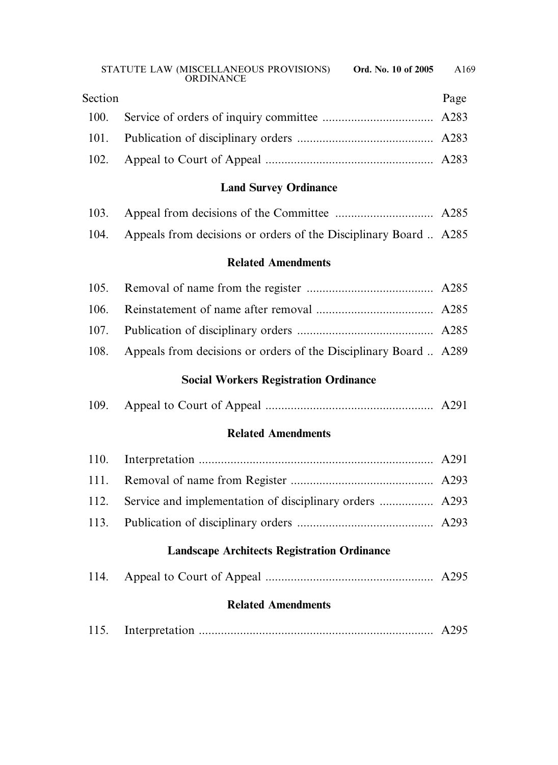| Section | | Page |
|---|---|---|
| 100. | Service of orders of inquiry committee | A283 |
| 101. | Publication of disciplinary orders | A283 |
| 102. | Appeal to Court of Appeal | A283 |

**Land Survey Ordinance**

| | | |
|---|---|---|
| 103. | Appeal from decisions of the Committee | A285 |
| 104. | Appeals from decisions or orders of the Disciplinary Board | A285 |

**Related Amendments**

| | | |
|---|---|---|
| 105. | Removal of name from the register | A285 |
| 106. | Reinstatement of name after removal | A285 |
| 107. | Publication of disciplinary orders | A285 |
| 108. | Appeals from decisions or orders of the Disciplinary Board | A289 |

**Social Workers Registration Ordinance**

| | | |
|---|---|---|
| 109. | Appeal to Court of Appeal | A291 |

**Related Amendments**

| | | |
|---|---|---|
| 110. | Interpretation | A291 |
| 111. | Removal of name from Register | A293 |
| 112. | Service and implementation of disciplinary orders | A293 |
| 113. | Publication of disciplinary orders | A293 |

**Landscape Architects Registration Ordinance**

| | | |
|---|---|---|
| 114. | Appeal to Court of Appeal | A295 |

**Related Amendments**

| | | |
|---|---|---|
| 115. | Interpretation | A295 |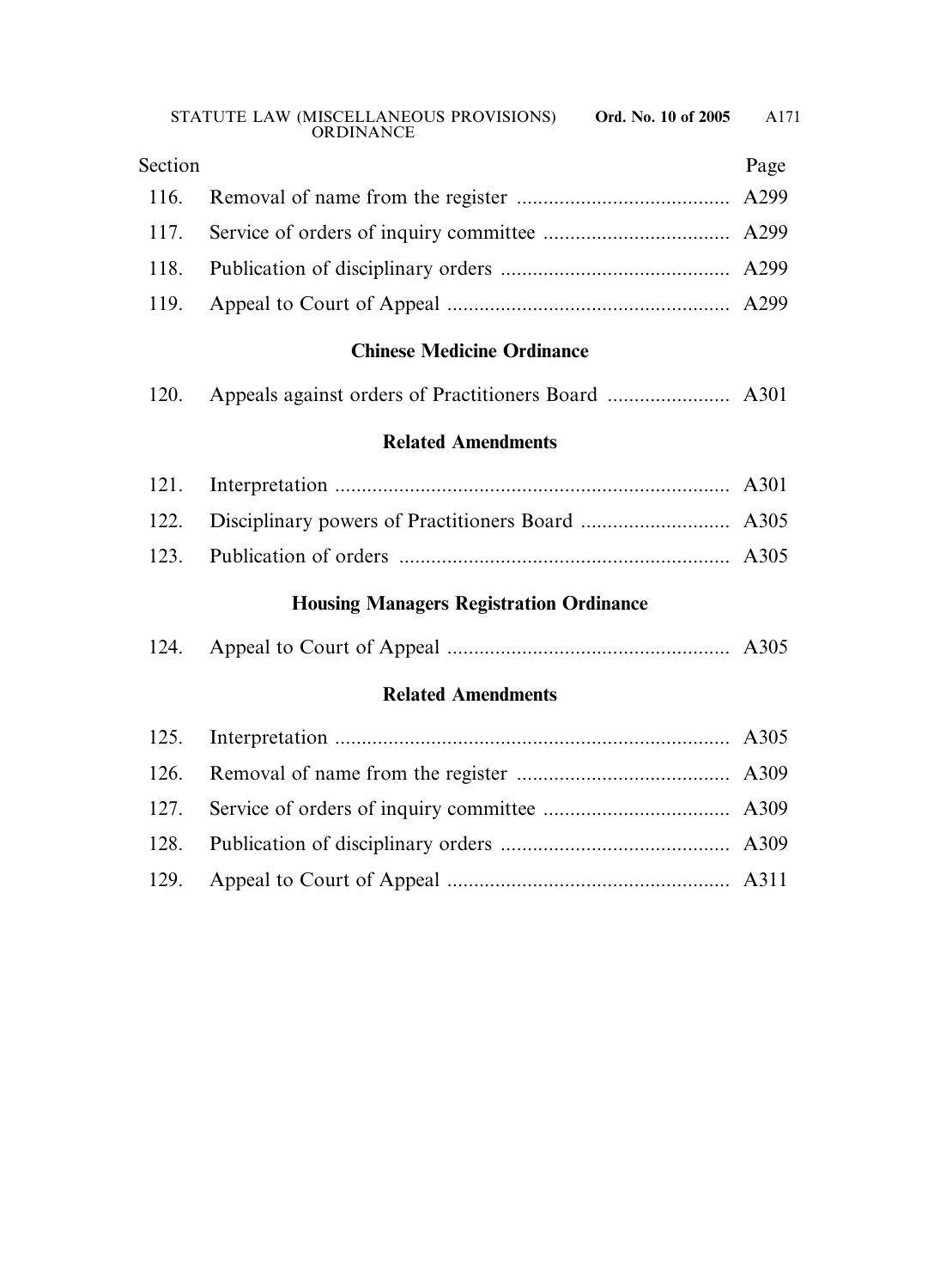| Section | | Page |
|---|---|---|
| 116. | Removal of name from the register | A299 |
| 117. | Service of orders of inquiry committee | A299 |
| 118. | Publication of disciplinary orders | A299 |
| 119. | Appeal to Court of Appeal | A299 |

**Chinese Medicine Ordinance**

| | | |
|---|---|---|
| 120. | Appeals against orders of Practitioners Board | A301 |

**Related Amendments**

| | | |
|---|---|---|
| 121. | Interpretation | A301 |
| 122. | Disciplinary powers of Practitioners Board | A305 |
| 123. | Publication of orders | A305 |

**Housing Managers Registration Ordinance**

| | | |
|---|---|---|
| 124. | Appeal to Court of Appeal | A305 |

**Related Amendments**

| | | |
|---|---|---|
| 125. | Interpretation | A305 |
| 126. | Removal of name from the register | A309 |
| 127. | Service of orders of inquiry committee | A309 |
| 128. | Publication of disciplinary orders | A309 |
| 129. | Appeal to Court of Appeal | A311 |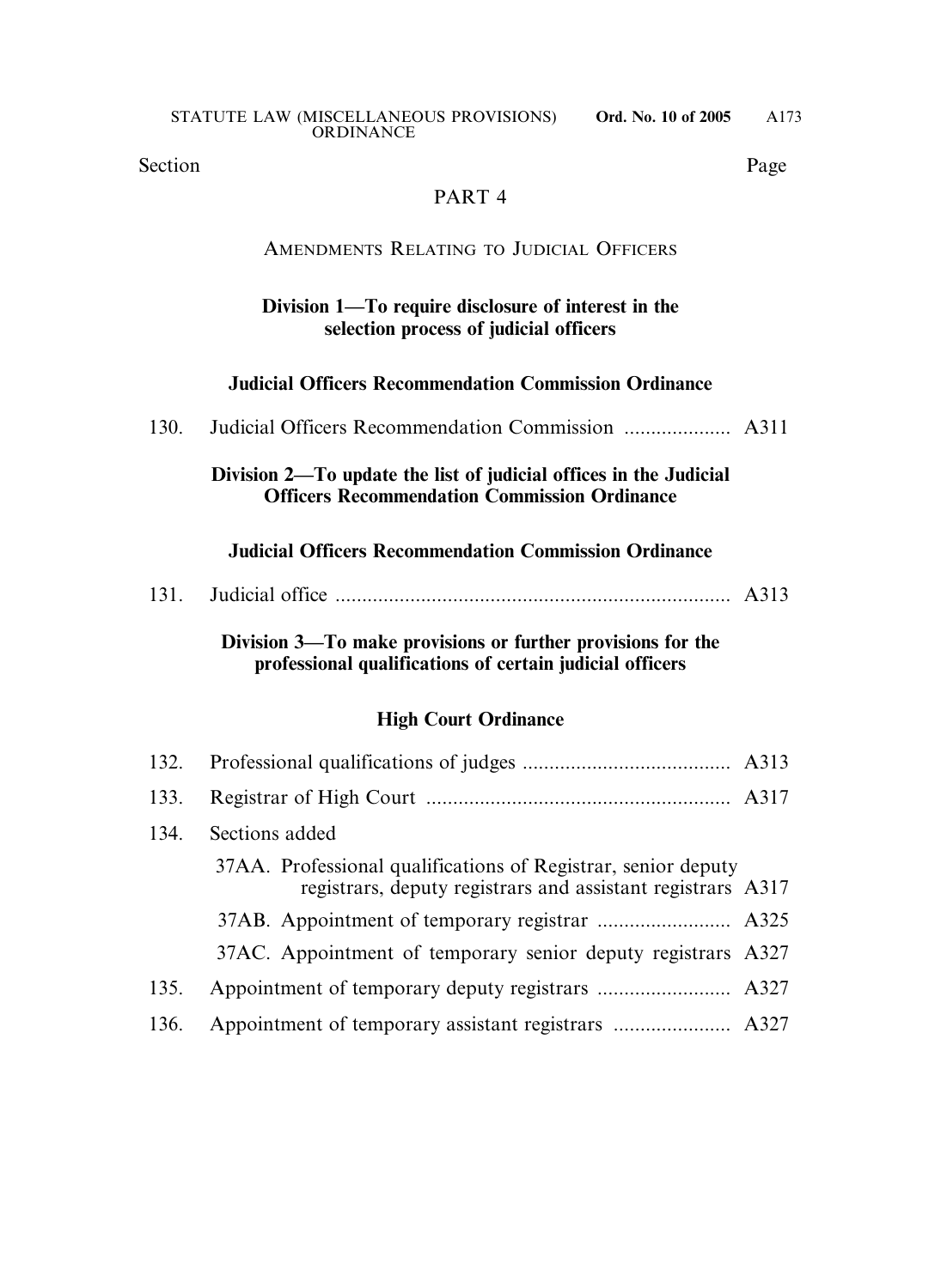| Section | | Page |
|---|---|---|

## PART 4

### AMENDMENTS RELATING TO JUDICIAL OFFICERS

**Division 1—To require disclosure of interest in the selection process of judicial officers**

**Judicial Officers Recommendation Commission Ordinance**

| | | |
|---|---|---|
| 130. | Judicial Officers Recommendation Commission .................... | A311 |

**Division 2—To update the list of judicial offices in the Judicial Officers Recommendation Commission Ordinance**

**Judicial Officers Recommendation Commission Ordinance**

| | | |
|---|---|---|
| 131. | Judicial office .......................................................................... | A313 |

**Division 3—To make provisions or further provisions for the professional qualifications of certain judicial officers**

**High Court Ordinance**

| | | |
|---|---|---|
| 132. | Professional qualifications of judges ....................................... | A313 |
| 133. | Registrar of High Court ......................................................... | A317 |
| 134. | Sections added | |
| | 37AA. Professional qualifications of Registrar, senior deputy registrars, deputy registrars and assistant registrars | A317 |
| | 37AB. Appointment of temporary registrar ......................... | A325 |
| | 37AC. Appointment of temporary senior deputy registrars | A327 |
| 135. | Appointment of temporary deputy registrars ......................... | A327 |
| 136. | Appointment of temporary assistant registrars ...................... | A327 |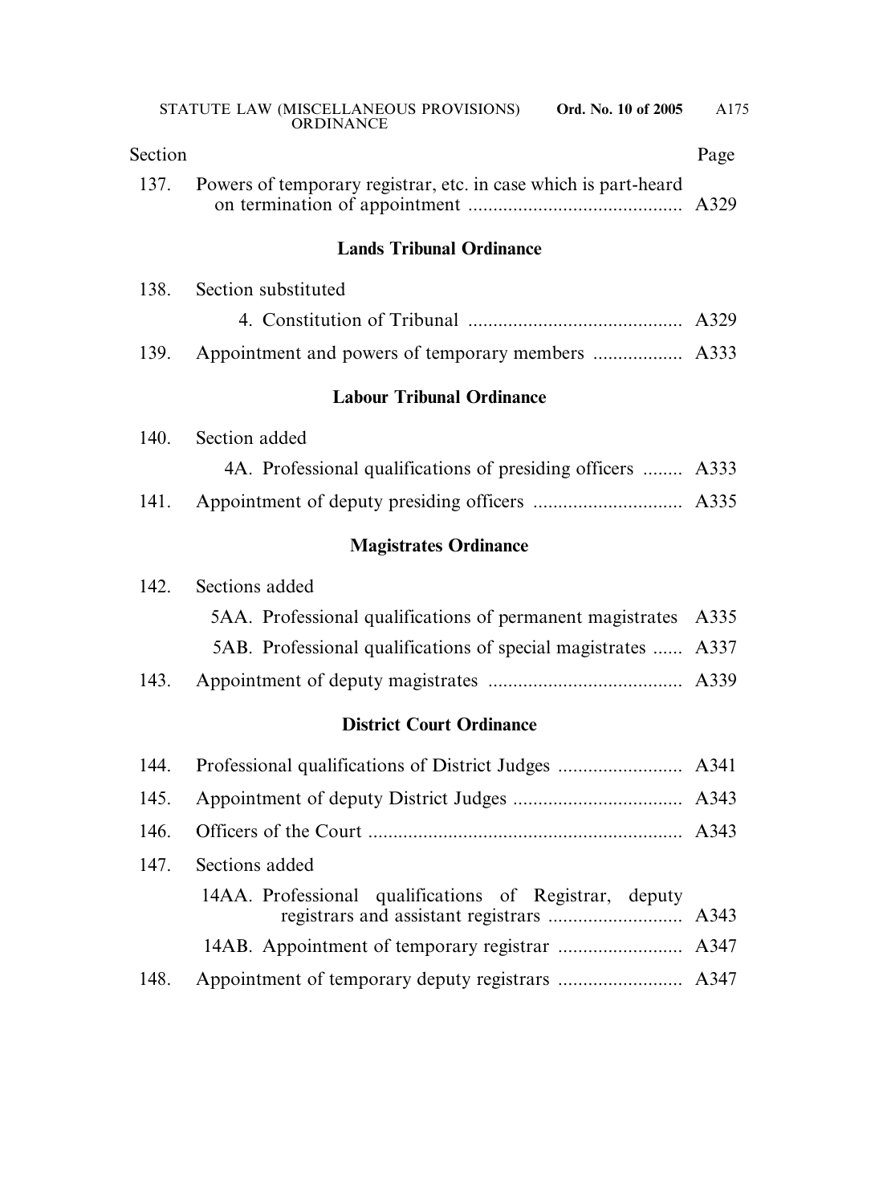| Section | | Page |
|---|---|---|
| 137. | Powers of temporary registrar, etc. in case which is part-heard on termination of appointment | A329 |

**Lands Tribunal Ordinance**

| | | |
|---|---|---|
| 138. | Section substituted | |
| | 4. Constitution of Tribunal | A329 |
| 139. | Appointment and powers of temporary members | A333 |

**Labour Tribunal Ordinance**

| | | |
|---|---|---|
| 140. | Section added | |
| | 4A. Professional qualifications of presiding officers | A333 |
| 141. | Appointment of deputy presiding officers | A335 |

**Magistrates Ordinance**

| | | |
|---|---|---|
| 142. | Sections added | |
| | 5AA. Professional qualifications of permanent magistrates | A335 |
| | 5AB. Professional qualifications of special magistrates | A337 |
| 143. | Appointment of deputy magistrates | A339 |

**District Court Ordinance**

| | | |
|---|---|---|
| 144. | Professional qualifications of District Judges | A341 |
| 145. | Appointment of deputy District Judges | A343 |
| 146. | Officers of the Court | A343 |
| 147. | Sections added | |
| | 14AA. Professional qualifications of Registrar, deputy registrars and assistant registrars | A343 |
| | 14AB. Appointment of temporary registrar | A347 |
| 148. | Appointment of temporary deputy registrars | A347 |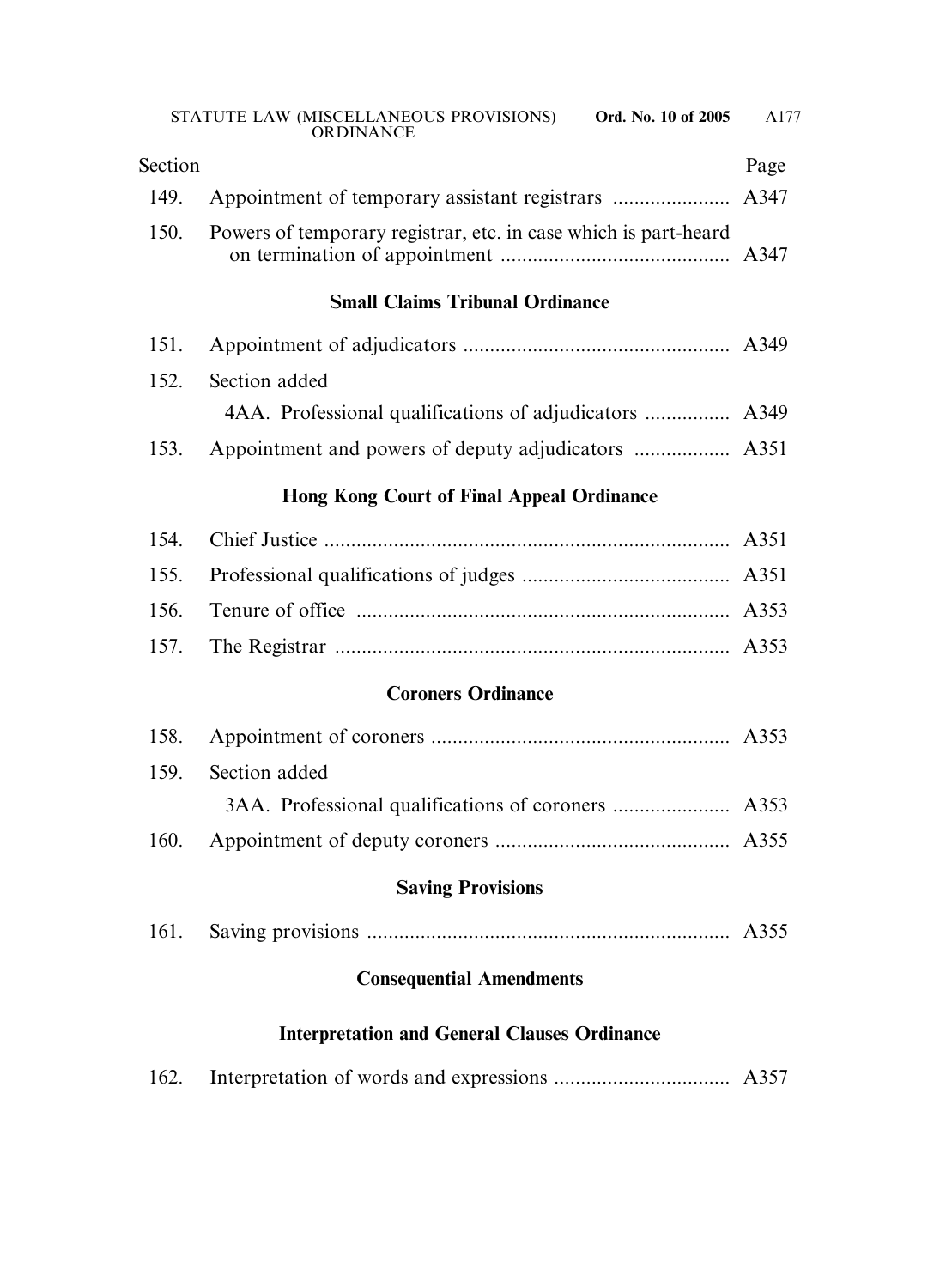| Section | | Page |
|---|---|---|
| 149. | Appointment of temporary assistant registrars | A347 |
| 150. | Powers of temporary registrar, etc. in case which is part-heard on termination of appointment | A347 |

**Small Claims Tribunal Ordinance**

| Section | | Page |
|---|---|---|
| 151. | Appointment of adjudicators | A349 |
| 152. | Section added | |
| | 4AA. Professional qualifications of adjudicators | A349 |
| 153. | Appointment and powers of deputy adjudicators | A351 |

**Hong Kong Court of Final Appeal Ordinance**

| Section | | Page |
|---|---|---|
| 154. | Chief Justice | A351 |
| 155. | Professional qualifications of judges | A351 |
| 156. | Tenure of office | A353 |
| 157. | The Registrar | A353 |

**Coroners Ordinance**

| Section | | Page |
|---|---|---|
| 158. | Appointment of coroners | A353 |
| 159. | Section added | |
| | 3AA. Professional qualifications of coroners | A353 |
| 160. | Appointment of deputy coroners | A355 |

**Saving Provisions**

| Section | | Page |
|---|---|---|
| 161. | Saving provisions | A355 |

**Consequential Amendments**

**Interpretation and General Clauses Ordinance**

| Section | | Page |
|---|---|---|
| 162. | Interpretation of words and expressions | A357 |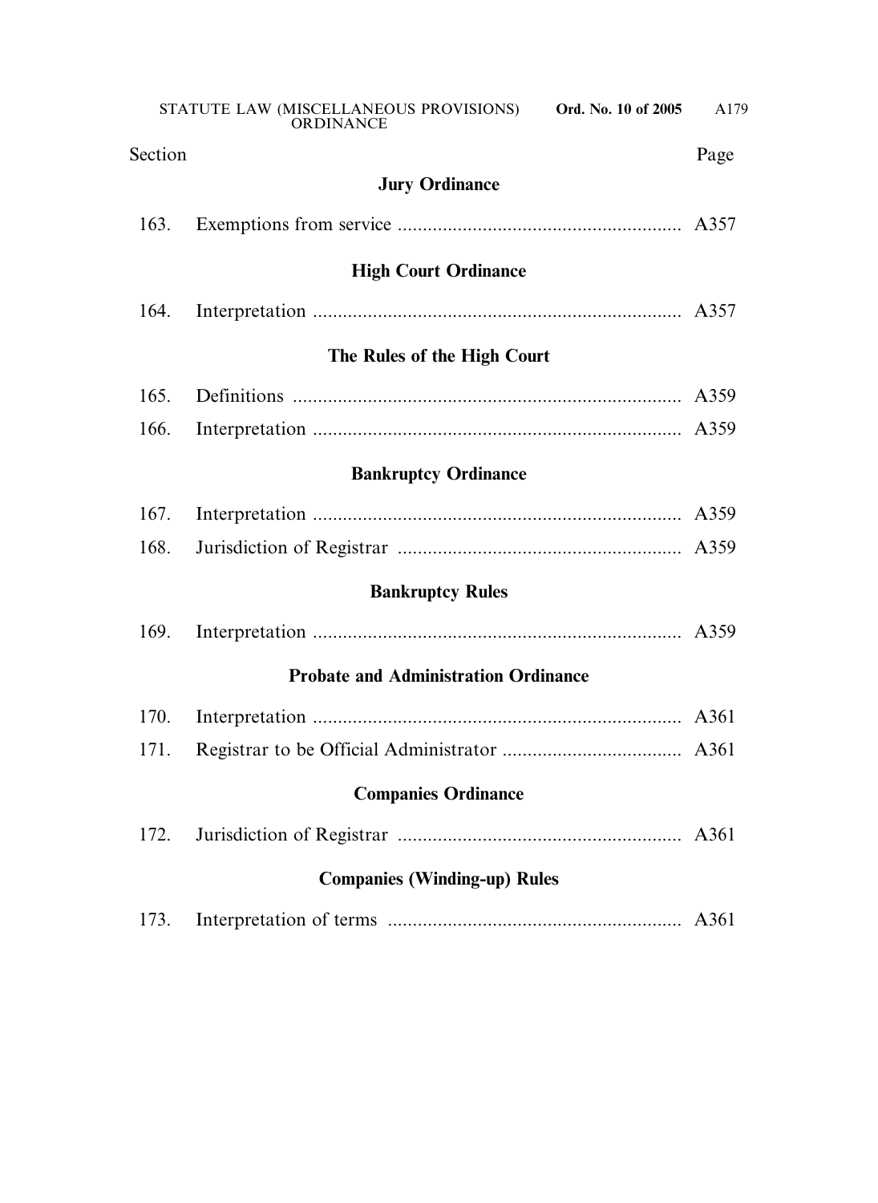| Section | | Page |
|---|---|---|
| | **Jury Ordinance** | |
| 163. | Exemptions from service | A357 |
| | **High Court Ordinance** | |
| 164. | Interpretation | A357 |
| | **The Rules of the High Court** | |
| 165. | Definitions | A359 |
| 166. | Interpretation | A359 |
| | **Bankruptcy Ordinance** | |
| 167. | Interpretation | A359 |
| 168. | Jurisdiction of Registrar | A359 |
| | **Bankruptcy Rules** | |
| 169. | Interpretation | A359 |
| | **Probate and Administration Ordinance** | |
| 170. | Interpretation | A361 |
| 171. | Registrar to be Official Administrator | A361 |
| | **Companies Ordinance** | |
| 172. | Jurisdiction of Registrar | A361 |
| | **Companies (Winding-up) Rules** | |
| 173. | Interpretation of terms | A361 |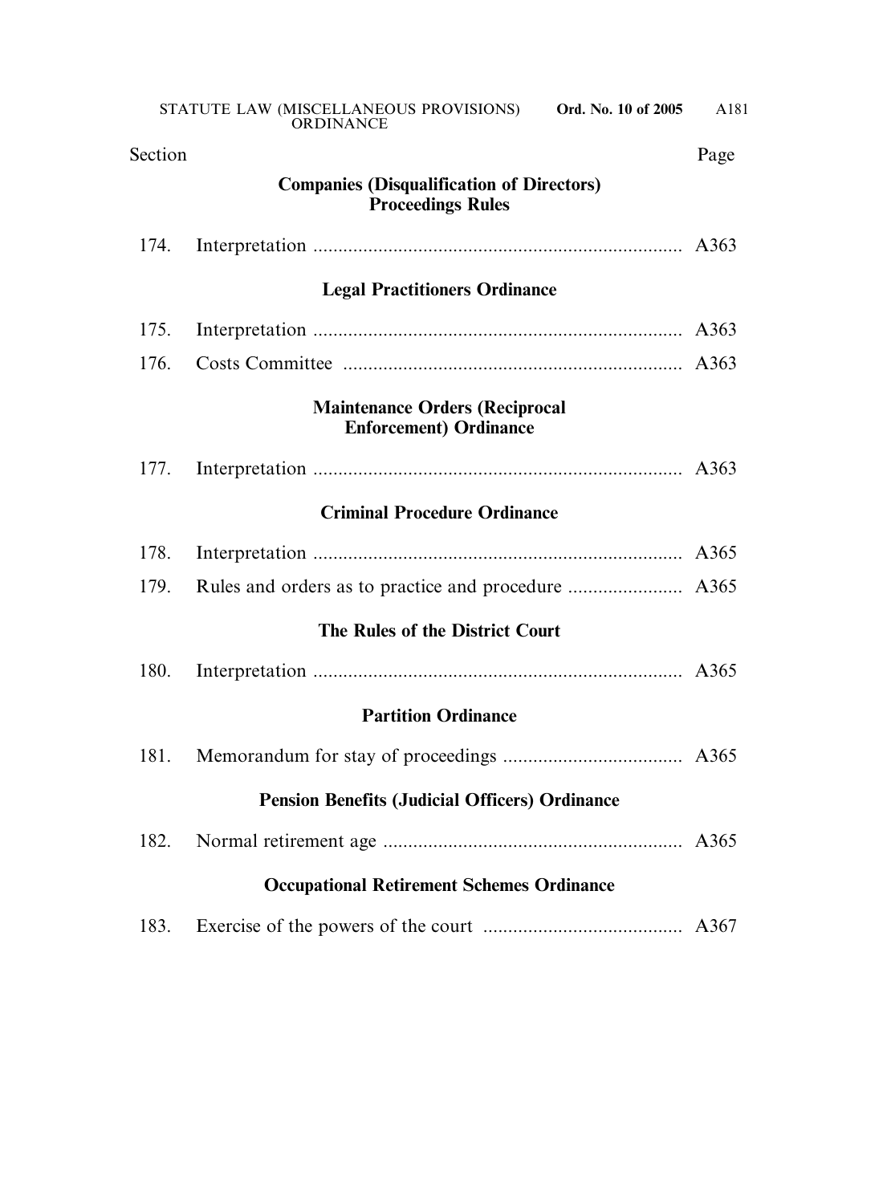| Section | | Page |
|---|---|---|
| | **Companies (Disqualification of Directors) Proceedings Rules** | |
| 174. | Interpretation | A363 |
| | **Legal Practitioners Ordinance** | |
| 175. | Interpretation | A363 |
| 176. | Costs Committee | A363 |
| | **Maintenance Orders (Reciprocal Enforcement) Ordinance** | |
| 177. | Interpretation | A363 |
| | **Criminal Procedure Ordinance** | |
| 178. | Interpretation | A365 |
| 179. | Rules and orders as to practice and procedure | A365 |
| | **The Rules of the District Court** | |
| 180. | Interpretation | A365 |
| | **Partition Ordinance** | |
| 181. | Memorandum for stay of proceedings | A365 |
| | **Pension Benefits (Judicial Officers) Ordinance** | |
| 182. | Normal retirement age | A365 |
| | **Occupational Retirement Schemes Ordinance** | |
| 183. | Exercise of the powers of the court | A367 |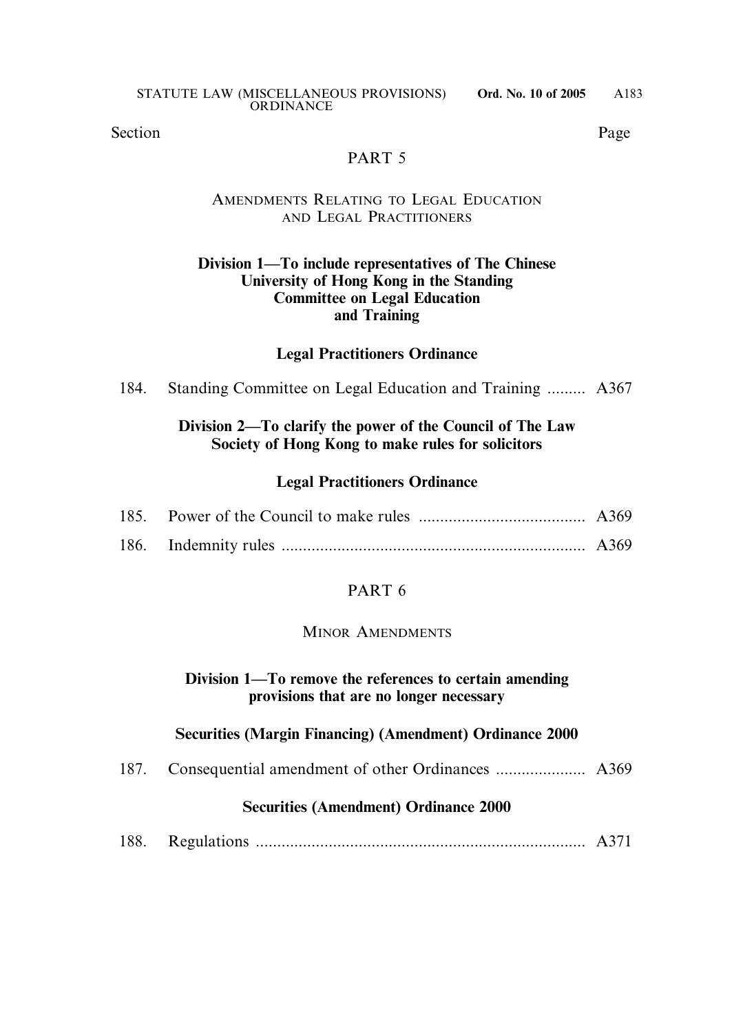| Section | | Page |
|---|---|---|

## PART 5

### AMENDMENTS RELATING TO LEGAL EDUCATION AND LEGAL PRACTITIONERS

**Division 1—To include representatives of The Chinese University of Hong Kong in the Standing Committee on Legal Education and Training**

**Legal Practitioners Ordinance**

| | | |
|---|---|---|
| 184. | Standing Committee on Legal Education and Training ......... | A367 |

**Division 2—To clarify the power of the Council of The Law Society of Hong Kong to make rules for solicitors**

**Legal Practitioners Ordinance**

| | | |
|---|---|---|
| 185. | Power of the Council to make rules ....................................... | A369 |
| 186. | Indemnity rules ....................................................................... | A369 |

## PART 6

### MINOR AMENDMENTS

**Division 1—To remove the references to certain amending provisions that are no longer necessary**

**Securities (Margin Financing) (Amendment) Ordinance 2000**

| | | |
|---|---|---|
| 187. | Consequential amendment of other Ordinances ..................... | A369 |

**Securities (Amendment) Ordinance 2000**

| | | |
|---|---|---|
| 188. | Regulations ............................................................................. | A371 |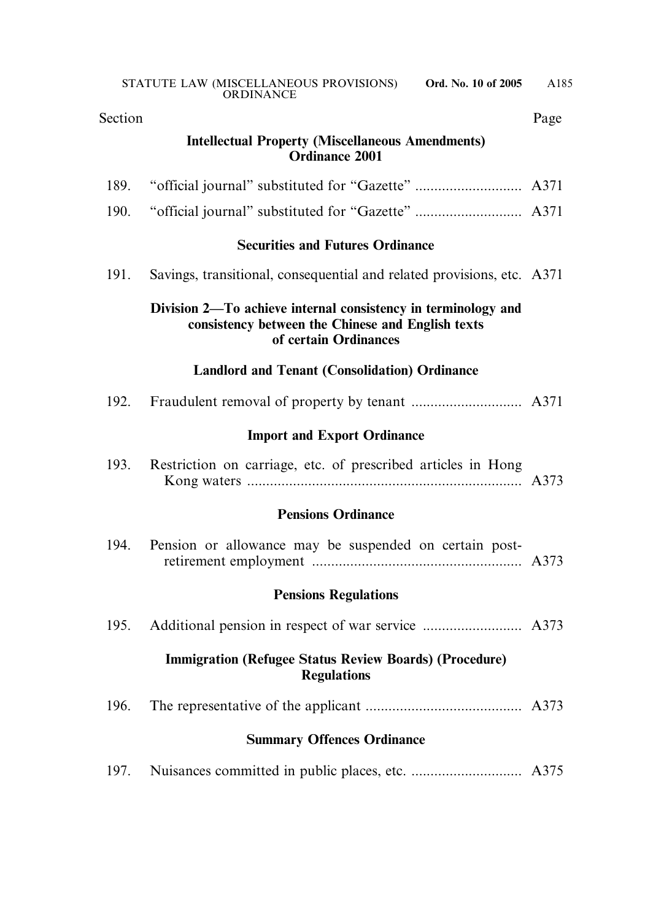| Section | | Page |
|---|---|---|
| | **Intellectual Property (Miscellaneous Amendments) Ordinance 2001** | |
| 189. | “official journal” substituted for “Gazette” | A371 |
| 190. | “official journal” substituted for “Gazette” | A371 |
| | **Securities and Futures Ordinance** | |
| 191. | Savings, transitional, consequential and related provisions, etc. | A371 |
| | **Division 2—To achieve internal consistency in terminology and consistency between the Chinese and English texts of certain Ordinances** | |
| | **Landlord and Tenant (Consolidation) Ordinance** | |
| 192. | Fraudulent removal of property by tenant | A371 |
| | **Import and Export Ordinance** | |
| 193. | Restriction on carriage, etc. of prescribed articles in Hong Kong waters | A373 |
| | **Pensions Ordinance** | |
| 194. | Pension or allowance may be suspended on certain post-retirement employment | A373 |
| | **Pensions Regulations** | |
| 195. | Additional pension in respect of war service | A373 |
| | **Immigration (Refugee Status Review Boards) (Procedure) Regulations** | |
| 196. | The representative of the applicant | A373 |
| | **Summary Offences Ordinance** | |
| 197. | Nuisances committed in public places, etc. | A375 |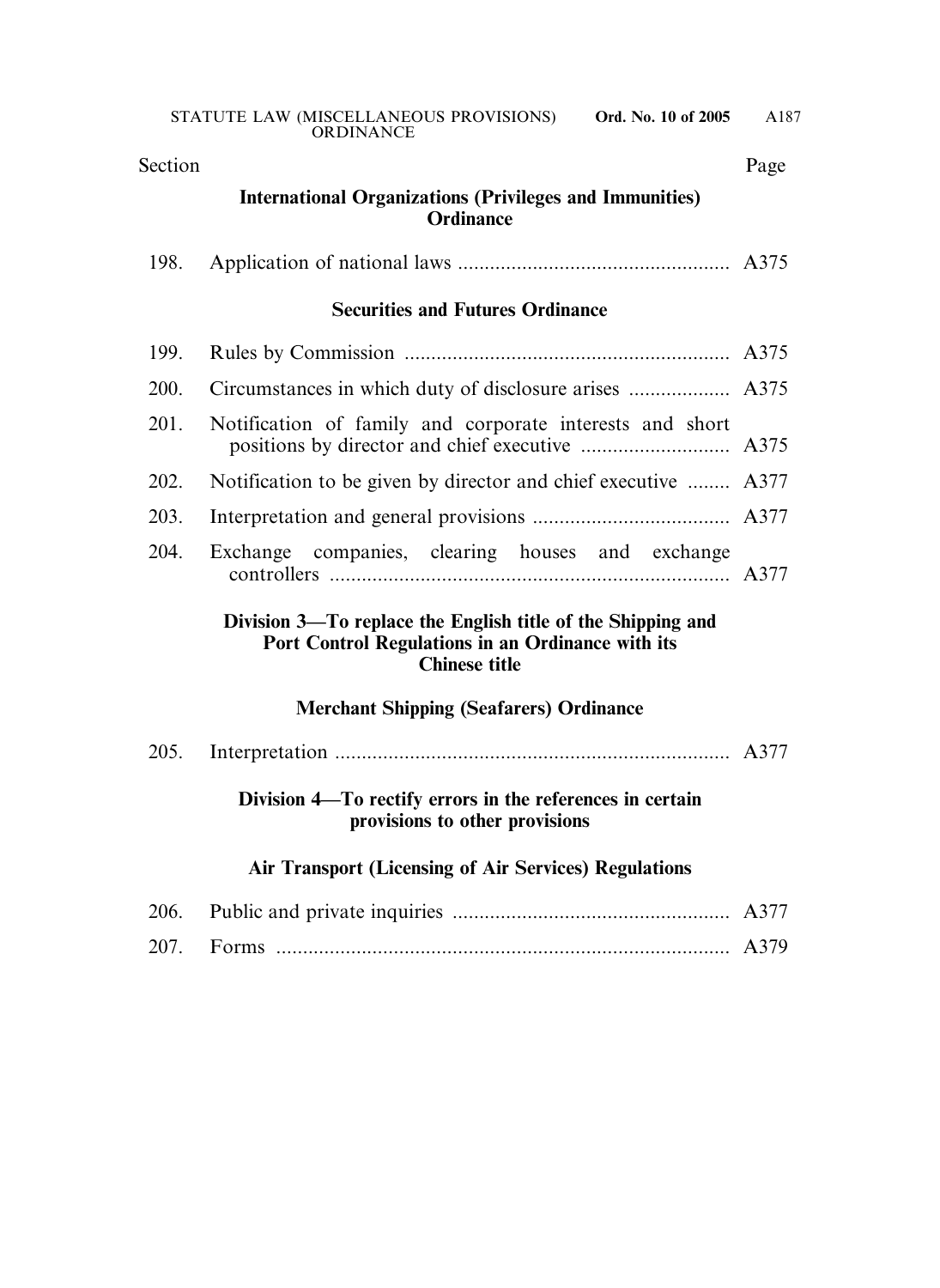| Section | | Page |
|---|---|---|
| | **International Organizations (Privileges and Immunities) Ordinance** | |
| 198. | Application of national laws | A375 |
| | **Securities and Futures Ordinance** | |
| 199. | Rules by Commission | A375 |
| 200. | Circumstances in which duty of disclosure arises | A375 |
| 201. | Notification of family and corporate interests and short positions by director and chief executive | A375 |
| 202. | Notification to be given by director and chief executive | A377 |
| 203. | Interpretation and general provisions | A377 |
| 204. | Exchange companies, clearing houses and exchange controllers | A377 |
| | **Division 3—To replace the English title of the Shipping and Port Control Regulations in an Ordinance with its Chinese title** | |
| | **Merchant Shipping (Seafarers) Ordinance** | |
| 205. | Interpretation | A377 |
| | **Division 4—To rectify errors in the references in certain provisions to other provisions** | |
| | **Air Transport (Licensing of Air Services) Regulations** | |
| 206. | Public and private inquiries | A377 |
| 207. | Forms | A379 |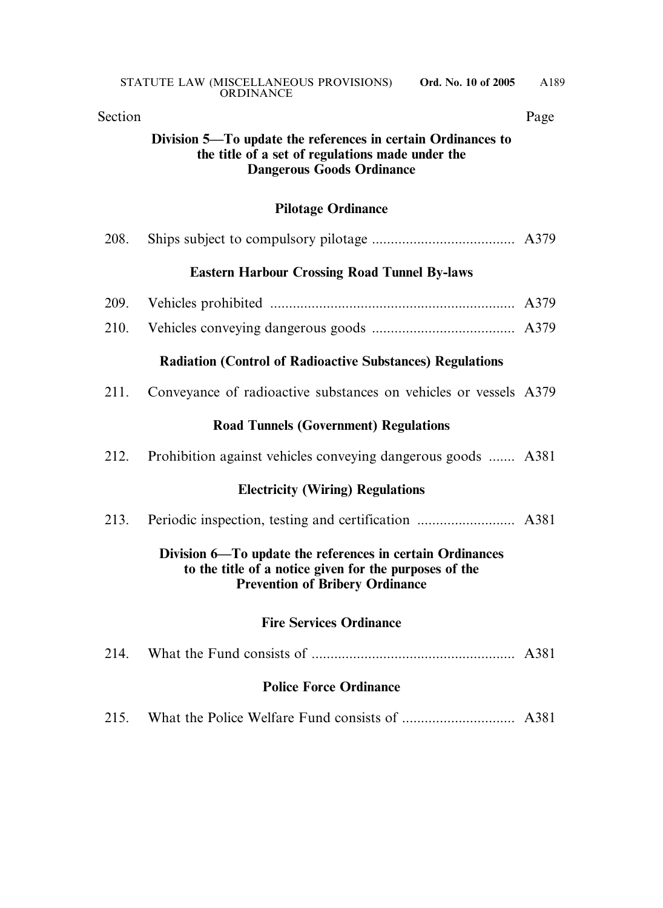| Section | | Page |
|---|---|---|

**Division 5—To update the references in certain Ordinances to the title of a set of regulations made under the Dangerous Goods Ordinance**

**Pilotage Ordinance**

| | | |
|---|---|---|
| 208. | Ships subject to compulsory pilotage | A379 |

**Eastern Harbour Crossing Road Tunnel By-laws**

| | | |
|---|---|---|
| 209. | Vehicles prohibited | A379 |
| 210. | Vehicles conveying dangerous goods | A379 |

**Radiation (Control of Radioactive Substances) Regulations**

| | | |
|---|---|---|
| 211. | Conveyance of radioactive substances on vehicles or vessels | A379 |

**Road Tunnels (Government) Regulations**

| | | |
|---|---|---|
| 212. | Prohibition against vehicles conveying dangerous goods | A381 |

**Electricity (Wiring) Regulations**

| | | |
|---|---|---|
| 213. | Periodic inspection, testing and certification | A381 |

**Division 6—To update the references in certain Ordinances to the title of a notice given for the purposes of the Prevention of Bribery Ordinance**

**Fire Services Ordinance**

| | | |
|---|---|---|
| 214. | What the Fund consists of | A381 |

**Police Force Ordinance**

| | | |
|---|---|---|
| 215. | What the Police Welfare Fund consists of | A381 |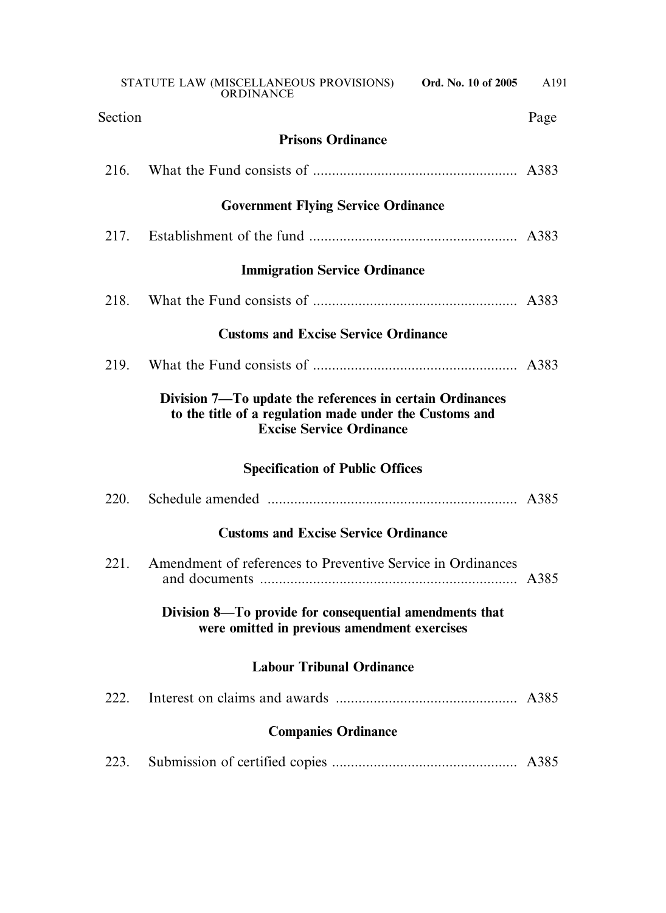| Section | | Page |
|---|---|---|
| | **Prisons Ordinance** | |
| 216. | What the Fund consists of | A383 |
| | **Government Flying Service Ordinance** | |
| 217. | Establishment of the fund | A383 |
| | **Immigration Service Ordinance** | |
| 218. | What the Fund consists of | A383 |
| | **Customs and Excise Service Ordinance** | |
| 219. | What the Fund consists of | A383 |
| | **Division 7—To update the references in certain Ordinances to the title of a regulation made under the Customs and Excise Service Ordinance** | |
| | **Specification of Public Offices** | |
| 220. | Schedule amended | A385 |
| | **Customs and Excise Service Ordinance** | |
| 221. | Amendment of references to Preventive Service in Ordinances and documents | A385 |
| | **Division 8—To provide for consequential amendments that were omitted in previous amendment exercises** | |
| | **Labour Tribunal Ordinance** | |
| 222. | Interest on claims and awards | A385 |
| | **Companies Ordinance** | |
| 223. | Submission of certified copies | A385 |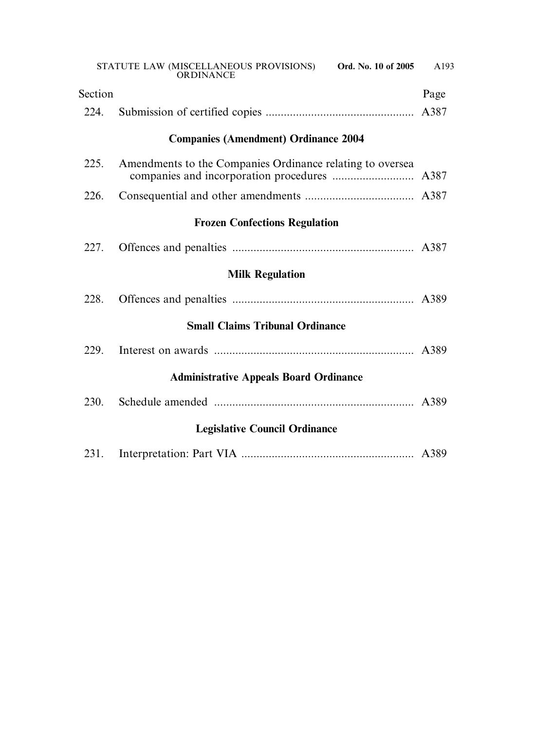| Section | | Page |
|---|---|---|
| 224. | Submission of certified copies | A387 |
| | **Companies (Amendment) Ordinance 2004** | |
| 225. | Amendments to the Companies Ordinance relating to oversea companies and incorporation procedures | A387 |
| 226. | Consequential and other amendments | A387 |
| | **Frozen Confections Regulation** | |
| 227. | Offences and penalties | A387 |
| | **Milk Regulation** | |
| 228. | Offences and penalties | A389 |
| | **Small Claims Tribunal Ordinance** | |
| 229. | Interest on awards | A389 |
| | **Administrative Appeals Board Ordinance** | |
| 230. | Schedule amended | A389 |
| | **Legislative Council Ordinance** | |
| 231. | Interpretation: Part VIA | A389 |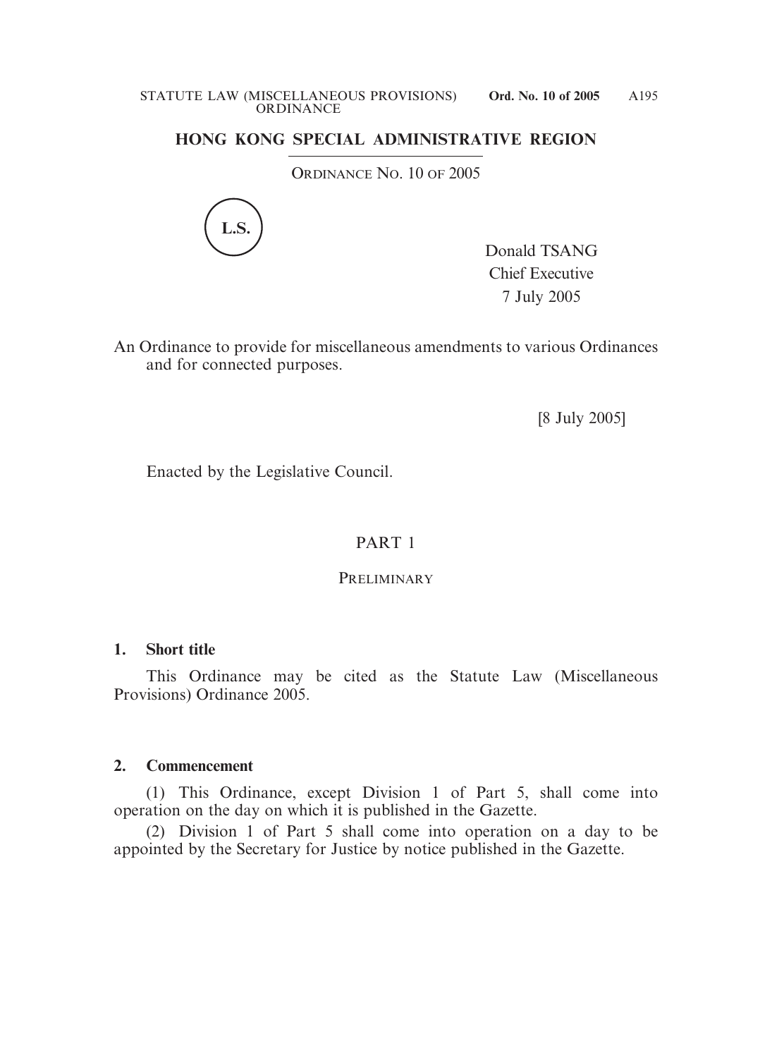# HONG KONG SPECIAL ADMINISTRATIVE REGION

ORDINANCE NO. 10 OF 2005

L.S.

Donald TSANG
Chief Executive
7 July 2005

An Ordinance to provide for miscellaneous amendments to various Ordinances and for connected purposes.

[8 July 2005]

Enacted by the Legislative Council.

## PART 1

### PRELIMINARY

**1. Short title**

This Ordinance may be cited as the Statute Law (Miscellaneous Provisions) Ordinance 2005.

**2. Commencement**

(1) This Ordinance, except Division 1 of Part 5, shall come into operation on the day on which it is published in the Gazette.

(2) Division 1 of Part 5 shall come into operation on a day to be appointed by the Secretary for Justice by notice published in the Gazette.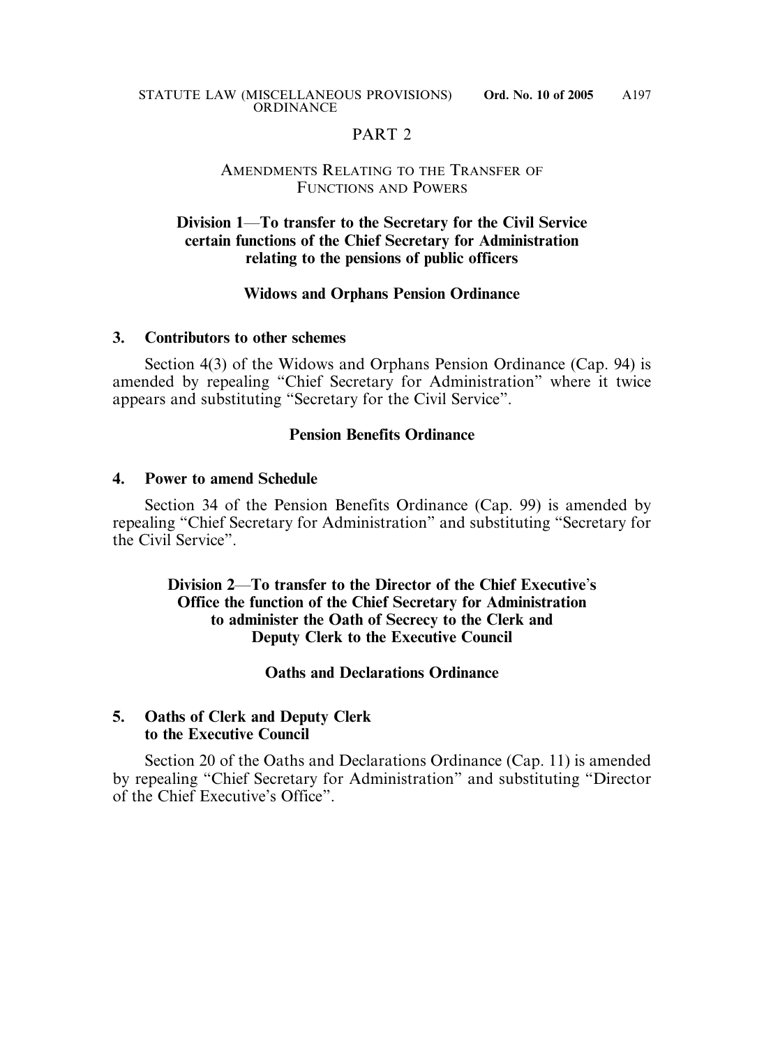## PART 2

### AMENDMENTS RELATING TO THE TRANSFER OF FUNCTIONS AND POWERS

### Division 1—To transfer to the Secretary for the Civil Service certain functions of the Chief Secretary for Administration relating to the pensions of public officers

#### Widows and Orphans Pension Ordinance

**3. Contributors to other schemes**

Section 4(3) of the Widows and Orphans Pension Ordinance (Cap. 94) is amended by repealing "Chief Secretary for Administration" where it twice appears and substituting "Secretary for the Civil Service".

#### Pension Benefits Ordinance

**4. Power to amend Schedule**

Section 34 of the Pension Benefits Ordinance (Cap. 99) is amended by repealing "Chief Secretary for Administration" and substituting "Secretary for the Civil Service".

### Division 2—To transfer to the Director of the Chief Executive's Office the function of the Chief Secretary for Administration to administer the Oath of Secrecy to the Clerk and Deputy Clerk to the Executive Council

#### Oaths and Declarations Ordinance

**5. Oaths of Clerk and Deputy Clerk to the Executive Council**

Section 20 of the Oaths and Declarations Ordinance (Cap. 11) is amended by repealing "Chief Secretary for Administration" and substituting "Director of the Chief Executive's Office".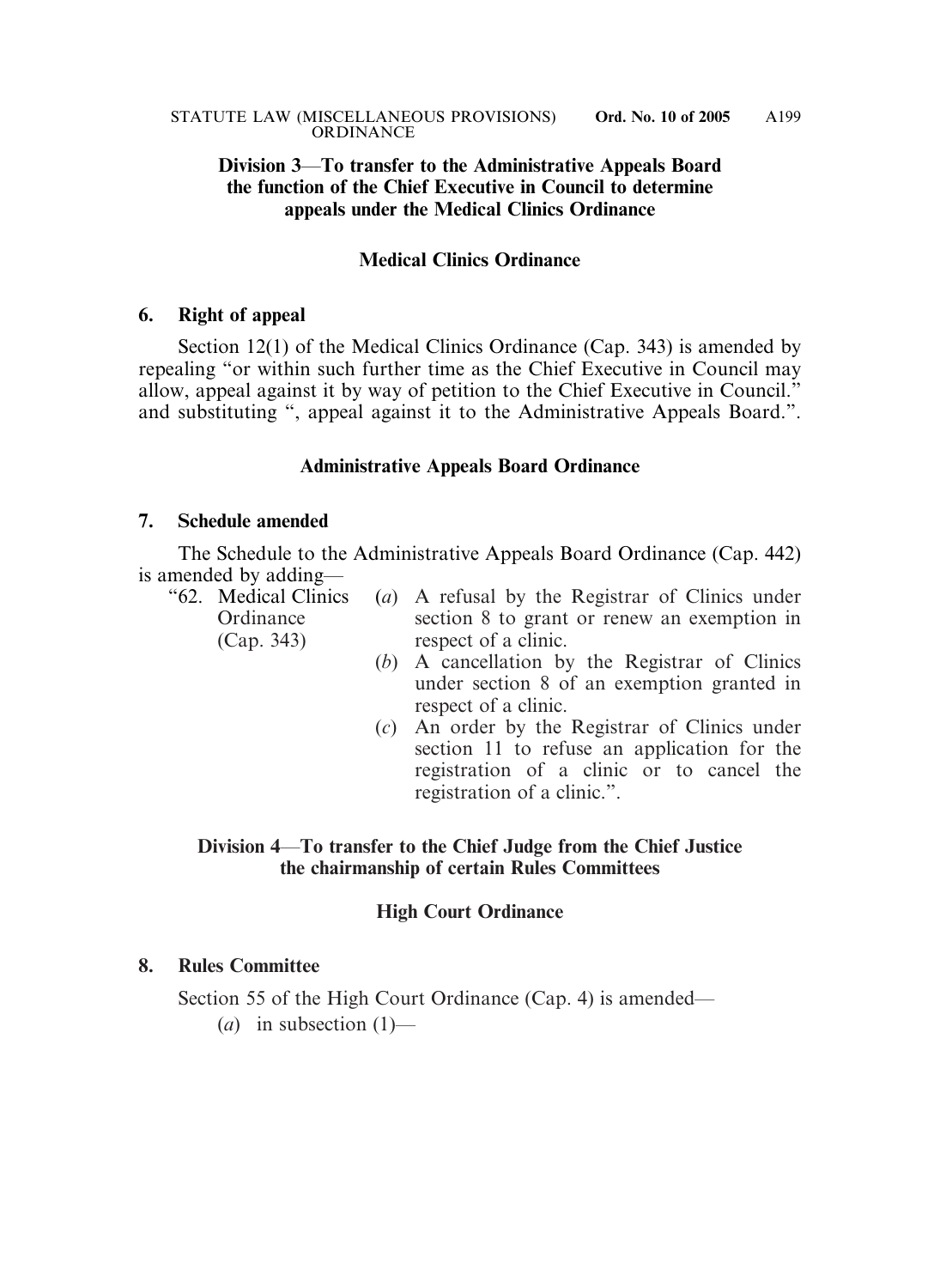## Division 3—To transfer to the Administrative Appeals Board the function of the Chief Executive in Council to determine appeals under the Medical Clinics Ordinance

### Medical Clinics Ordinance

**6. Right of appeal**

Section 12(1) of the Medical Clinics Ordinance (Cap. 343) is amended by repealing "or within such further time as the Chief Executive in Council may allow, appeal against it by way of petition to the Chief Executive in Council." and substituting ", appeal against it to the Administrative Appeals Board.".

### Administrative Appeals Board Ordinance

**7. Schedule amended**

The Schedule to the Administrative Appeals Board Ordinance (Cap. 442) is amended by adding—

"62. Medical Clinics Ordinance (Cap. 343)

(*a*) A refusal by the Registrar of Clinics under section 8 to grant or renew an exemption in respect of a clinic.

(*b*) A cancellation by the Registrar of Clinics under section 8 of an exemption granted in respect of a clinic.

(*c*) An order by the Registrar of Clinics under section 11 to refuse an application for the registration of a clinic or to cancel the registration of a clinic.".

## Division 4—To transfer to the Chief Judge from the Chief Justice the chairmanship of certain Rules Committees

### High Court Ordinance

**8. Rules Committee**

Section 55 of the High Court Ordinance (Cap. 4) is amended—

(*a*) in subsection (1)—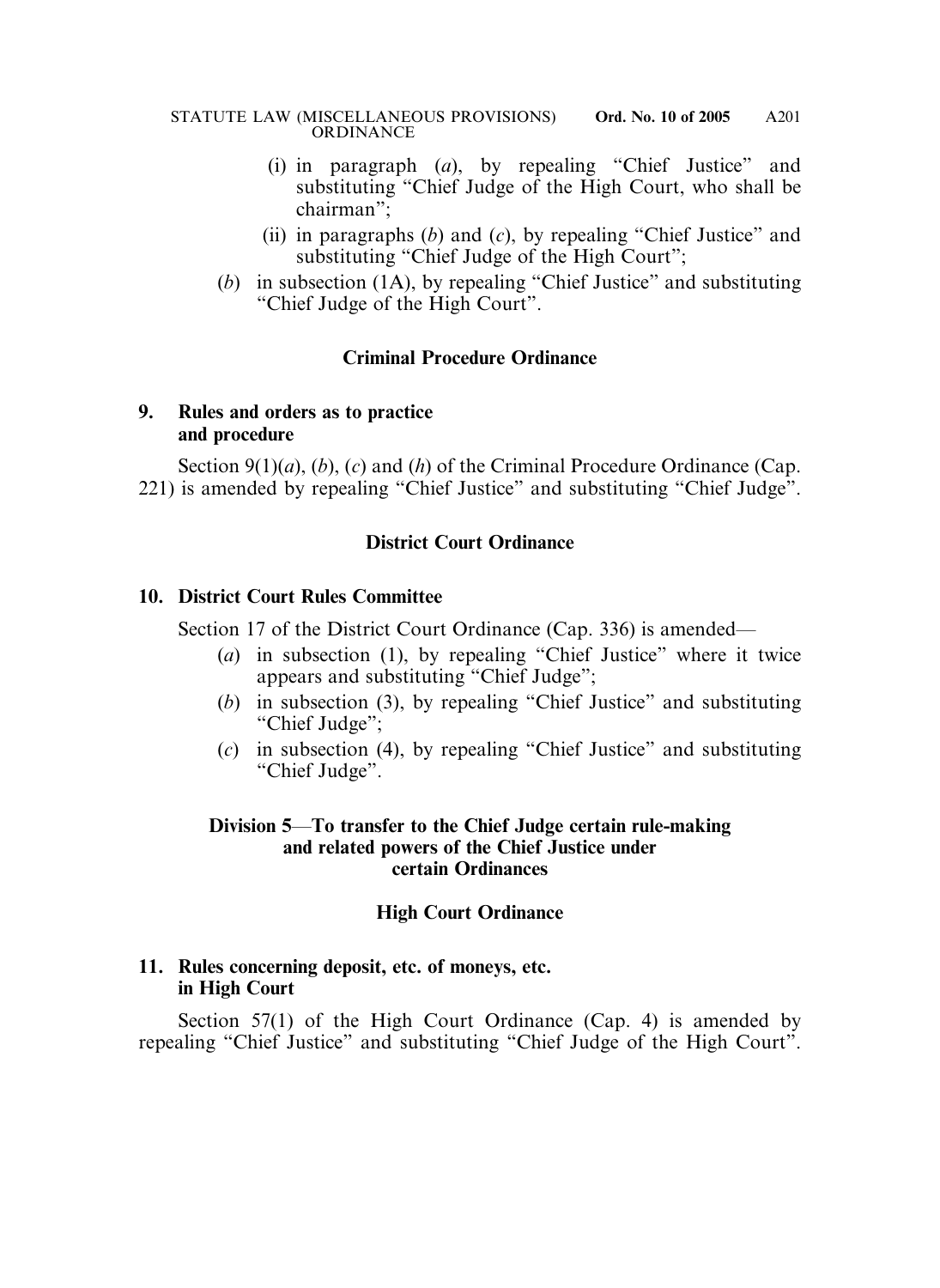(i) in paragraph (*a*), by repealing "Chief Justice" and substituting "Chief Judge of the High Court, who shall be chairman";

(ii) in paragraphs (*b*) and (*c*), by repealing "Chief Justice" and substituting "Chief Judge of the High Court";

(*b*) in subsection (1A), by repealing "Chief Justice" and substituting "Chief Judge of the High Court".

### Criminal Procedure Ordinance

**9. Rules and orders as to practice and procedure**

Section 9(1)(*a*), (*b*), (*c*) and (*h*) of the Criminal Procedure Ordinance (Cap. 221) is amended by repealing "Chief Justice" and substituting "Chief Judge".

### District Court Ordinance

**10. District Court Rules Committee**

Section 17 of the District Court Ordinance (Cap. 336) is amended—

(*a*) in subsection (1), by repealing "Chief Justice" where it twice appears and substituting "Chief Judge";

(*b*) in subsection (3), by repealing "Chief Justice" and substituting "Chief Judge";

(*c*) in subsection (4), by repealing "Chief Justice" and substituting "Chief Judge".

## Division 5—To transfer to the Chief Judge certain rule-making and related powers of the Chief Justice under certain Ordinances

### High Court Ordinance

**11. Rules concerning deposit, etc. of moneys, etc. in High Court**

Section 57(1) of the High Court Ordinance (Cap. 4) is amended by repealing "Chief Justice" and substituting "Chief Judge of the High Court".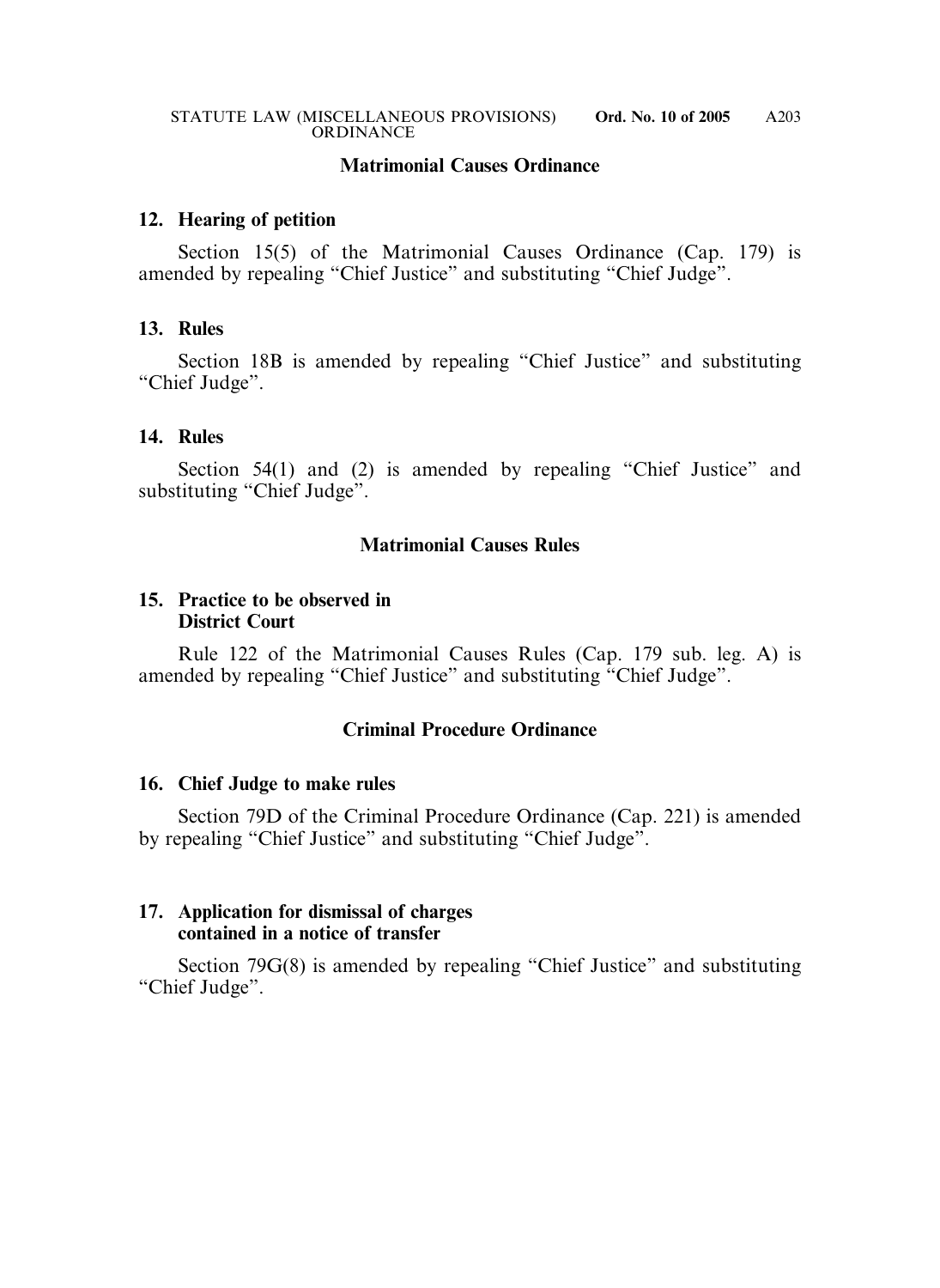## Matrimonial Causes Ordinance

### 12. Hearing of petition

Section 15(5) of the Matrimonial Causes Ordinance (Cap. 179) is amended by repealing "Chief Justice" and substituting "Chief Judge".

### 13. Rules

Section 18B is amended by repealing "Chief Justice" and substituting "Chief Judge".

### 14. Rules

Section 54(1) and (2) is amended by repealing "Chief Justice" and substituting "Chief Judge".

## Matrimonial Causes Rules

### 15. Practice to be observed in District Court

Rule 122 of the Matrimonial Causes Rules (Cap. 179 sub. leg. A) is amended by repealing "Chief Justice" and substituting "Chief Judge".

## Criminal Procedure Ordinance

### 16. Chief Judge to make rules

Section 79D of the Criminal Procedure Ordinance (Cap. 221) is amended by repealing "Chief Justice" and substituting "Chief Judge".

### 17. Application for dismissal of charges contained in a notice of transfer

Section 79G(8) is amended by repealing "Chief Justice" and substituting "Chief Judge".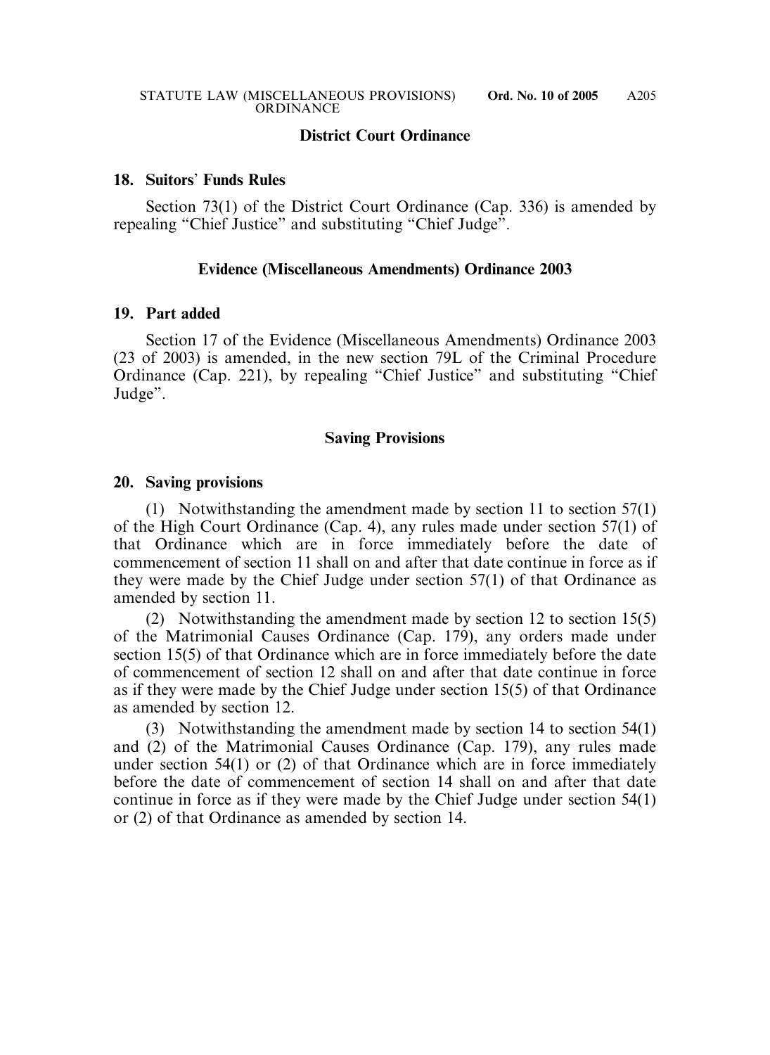## District Court Ordinance

### 18. Suitors' Funds Rules

Section 73(1) of the District Court Ordinance (Cap. 336) is amended by repealing "Chief Justice" and substituting "Chief Judge".

## Evidence (Miscellaneous Amendments) Ordinance 2003

### 19. Part added

Section 17 of the Evidence (Miscellaneous Amendments) Ordinance 2003 (23 of 2003) is amended, in the new section 79L of the Criminal Procedure Ordinance (Cap. 221), by repealing "Chief Justice" and substituting "Chief Judge".

## Saving Provisions

### 20. Saving provisions

(1) Notwithstanding the amendment made by section 11 to section 57(1) of the High Court Ordinance (Cap. 4), any rules made under section 57(1) of that Ordinance which are in force immediately before the date of commencement of section 11 shall on and after that date continue in force as if they were made by the Chief Judge under section 57(1) of that Ordinance as amended by section 11.

(2) Notwithstanding the amendment made by section 12 to section 15(5) of the Matrimonial Causes Ordinance (Cap. 179), any orders made under section 15(5) of that Ordinance which are in force immediately before the date of commencement of section 12 shall on and after that date continue in force as if they were made by the Chief Judge under section 15(5) of that Ordinance as amended by section 12.

(3) Notwithstanding the amendment made by section 14 to section 54(1) and (2) of the Matrimonial Causes Ordinance (Cap. 179), any rules made under section 54(1) or (2) of that Ordinance which are in force immediately before the date of commencement of section 14 shall on and after that date continue in force as if they were made by the Chief Judge under section 54(1) or (2) of that Ordinance as amended by section 14.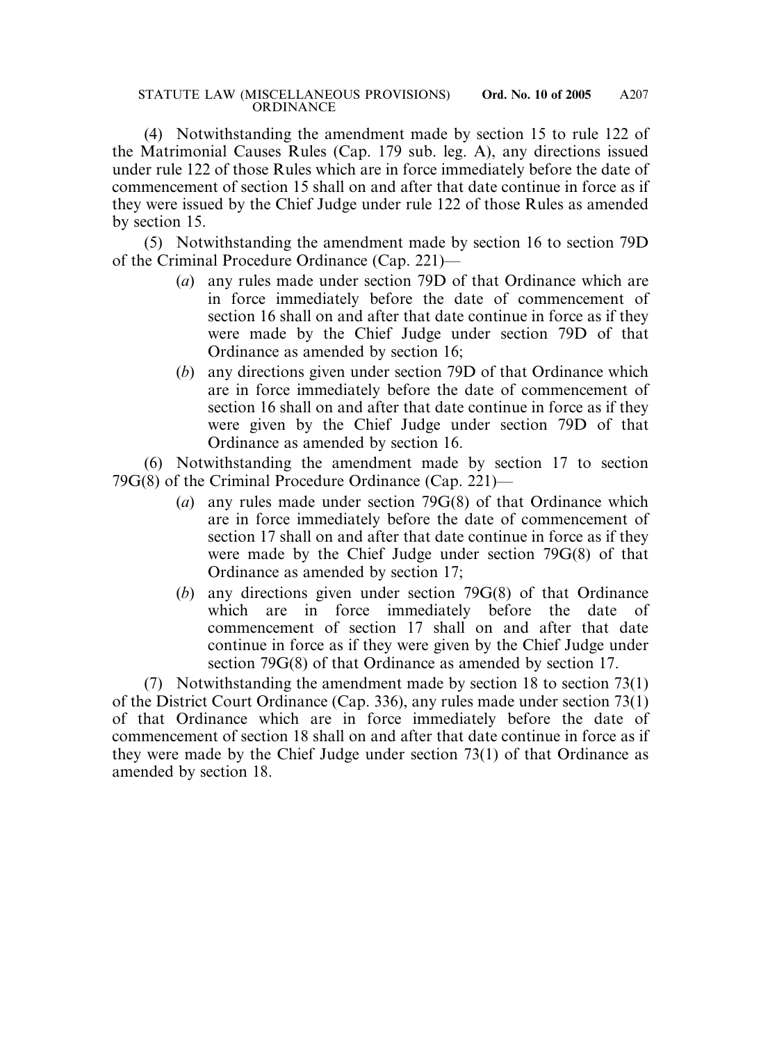(4) Notwithstanding the amendment made by section 15 to rule 122 of the Matrimonial Causes Rules (Cap. 179 sub. leg. A), any directions issued under rule 122 of those Rules which are in force immediately before the date of commencement of section 15 shall on and after that date continue in force as if they were issued by the Chief Judge under rule 122 of those Rules as amended by section 15.

(5) Notwithstanding the amendment made by section 16 to section 79D of the Criminal Procedure Ordinance (Cap. 221)—

- (*a*) any rules made under section 79D of that Ordinance which are in force immediately before the date of commencement of section 16 shall on and after that date continue in force as if they were made by the Chief Judge under section 79D of that Ordinance as amended by section 16;
- (*b*) any directions given under section 79D of that Ordinance which are in force immediately before the date of commencement of section 16 shall on and after that date continue in force as if they were given by the Chief Judge under section 79D of that Ordinance as amended by section 16.

(6) Notwithstanding the amendment made by section 17 to section 79G(8) of the Criminal Procedure Ordinance (Cap. 221)—

- (*a*) any rules made under section 79G(8) of that Ordinance which are in force immediately before the date of commencement of section 17 shall on and after that date continue in force as if they were made by the Chief Judge under section 79G(8) of that Ordinance as amended by section 17;
- (*b*) any directions given under section 79G(8) of that Ordinance which are in force immediately before the date of commencement of section 17 shall on and after that date continue in force as if they were given by the Chief Judge under section 79G(8) of that Ordinance as amended by section 17.

(7) Notwithstanding the amendment made by section 18 to section 73(1) of the District Court Ordinance (Cap. 336), any rules made under section 73(1) of that Ordinance which are in force immediately before the date of commencement of section 18 shall on and after that date continue in force as if they were made by the Chief Judge under section 73(1) of that Ordinance as amended by section 18.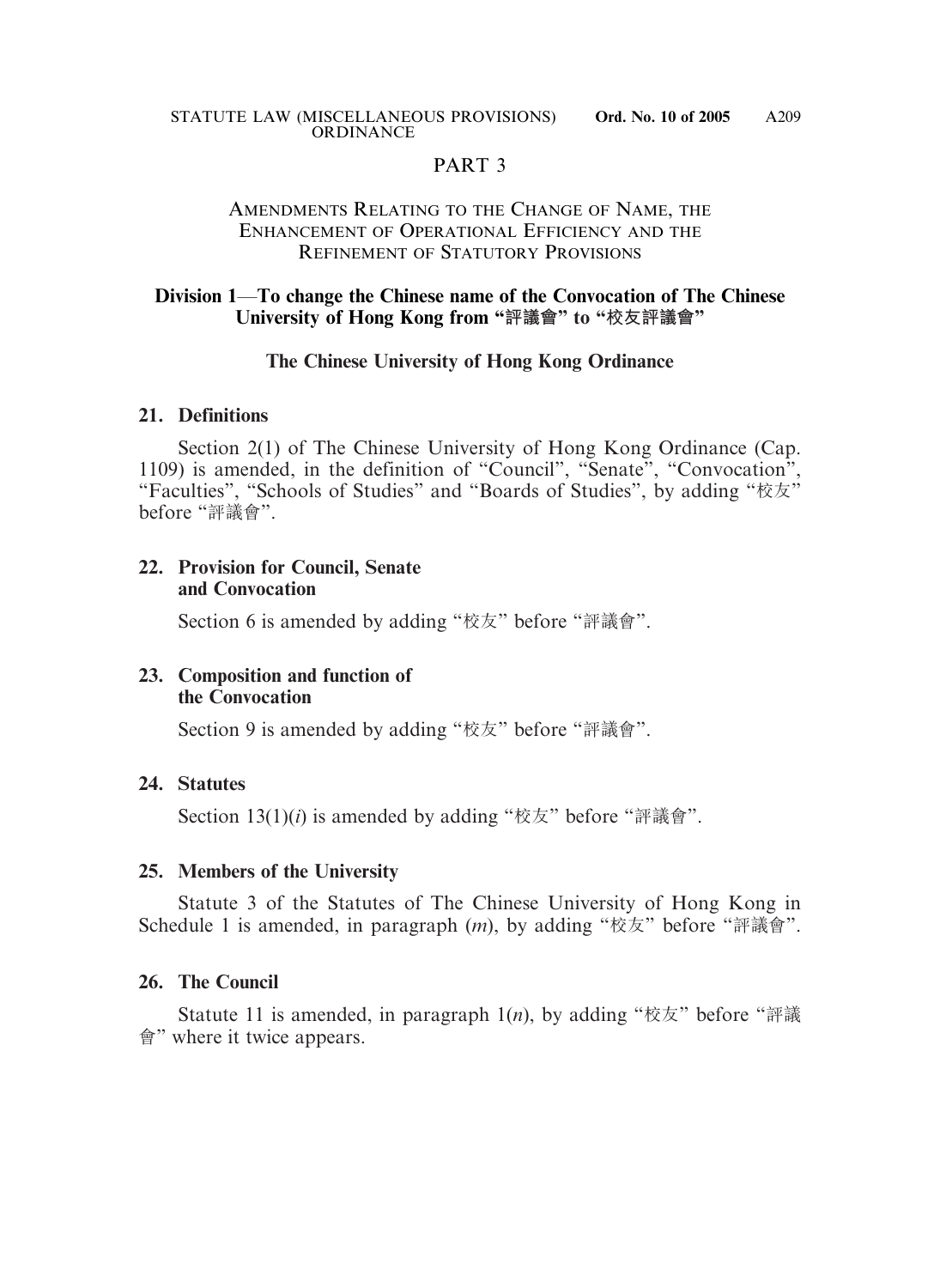## PART 3

### AMENDMENTS RELATING TO THE CHANGE OF NAME, THE ENHANCEMENT OF OPERATIONAL EFFICIENCY AND THE REFINEMENT OF STATUTORY PROVISIONS

**Division 1—To change the Chinese name of the Convocation of The Chinese University of Hong Kong from "評議會" to "校友評議會"**

**The Chinese University of Hong Kong Ordinance**

**21. Definitions**

Section 2(1) of The Chinese University of Hong Kong Ordinance (Cap. 1109) is amended, in the definition of "Council", "Senate", "Convocation", "Faculties", "Schools of Studies" and "Boards of Studies", by adding "校友" before "評議會".

**22. Provision for Council, Senate and Convocation**

Section 6 is amended by adding "校友" before "評議會".

**23. Composition and function of the Convocation**

Section 9 is amended by adding "校友" before "評議會".

**24. Statutes**

Section 13(1)(*i*) is amended by adding "校友" before "評議會".

**25. Members of the University**

Statute 3 of the Statutes of The Chinese University of Hong Kong in Schedule 1 is amended, in paragraph (*m*), by adding "校友" before "評議會".

**26. The Council**

Statute 11 is amended, in paragraph 1(*n*), by adding "校友" before "評議會" where it twice appears.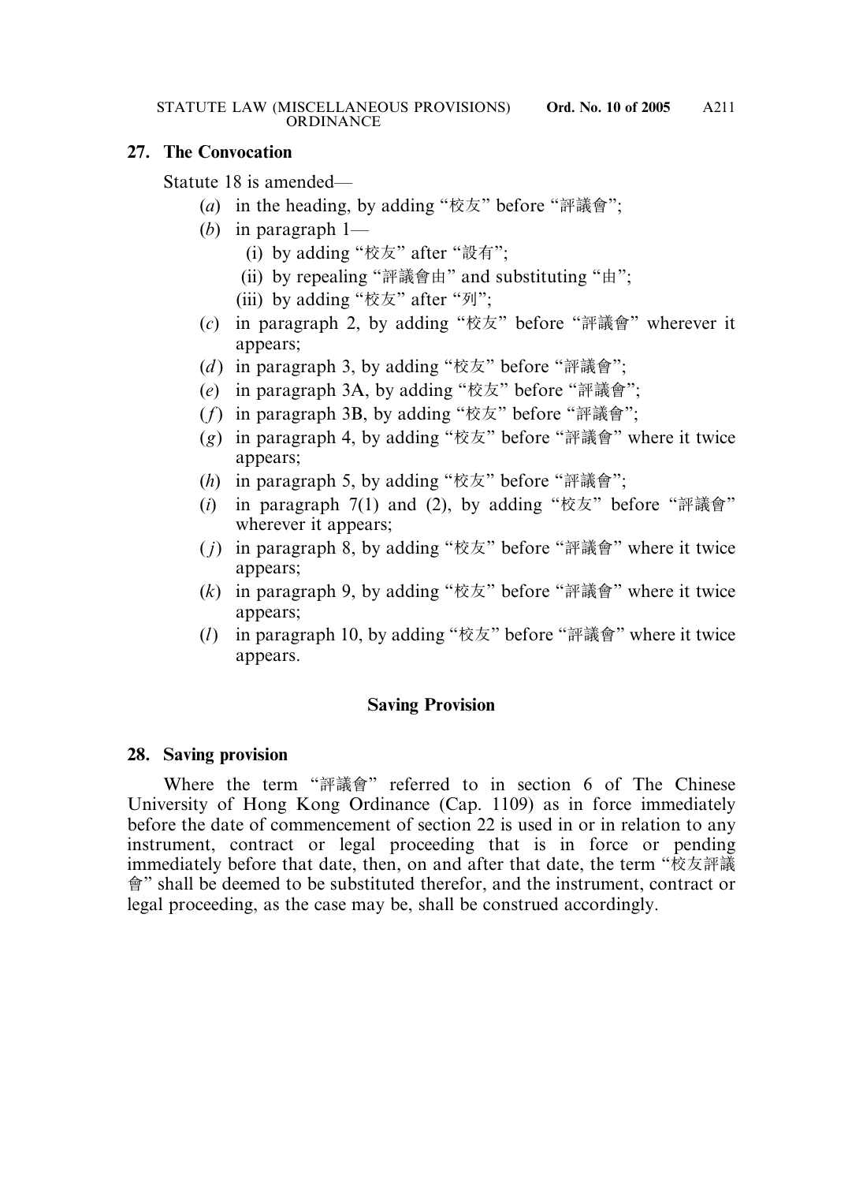**27. The Convocation**

Statute 18 is amended—

(*a*) in the heading, by adding "校友" before "評議會";

(*b*) in paragraph 1—

(i) by adding "校友" after "設有";

(ii) by repealing "評議會由" and substituting "由";

(iii) by adding "校友" after "列";

(*c*) in paragraph 2, by adding "校友" before "評議會" wherever it appears;

(*d*) in paragraph 3, by adding "校友" before "評議會";

(*e*) in paragraph 3A, by adding "校友" before "評議會";

(*f*) in paragraph 3B, by adding "校友" before "評議會";

(*g*) in paragraph 4, by adding "校友" before "評議會" where it twice appears;

(*h*) in paragraph 5, by adding "校友" before "評議會";

(*i*) in paragraph 7(1) and (2), by adding "校友" before "評議會" wherever it appears;

(*j*) in paragraph 8, by adding "校友" before "評議會" where it twice appears;

(*k*) in paragraph 9, by adding "校友" before "評議會" where it twice appears;

(*l*) in paragraph 10, by adding "校友" before "評議會" where it twice appears.

## Saving Provision

**28. Saving provision**

Where the term "評議會" referred to in section 6 of The Chinese University of Hong Kong Ordinance (Cap. 1109) as in force immediately before the date of commencement of section 22 is used in or in relation to any instrument, contract or legal proceeding that is in force or pending immediately before that date, then, on and after that date, the term "校友評議會" shall be deemed to be substituted therefor, and the instrument, contract or legal proceeding, as the case may be, shall be construed accordingly.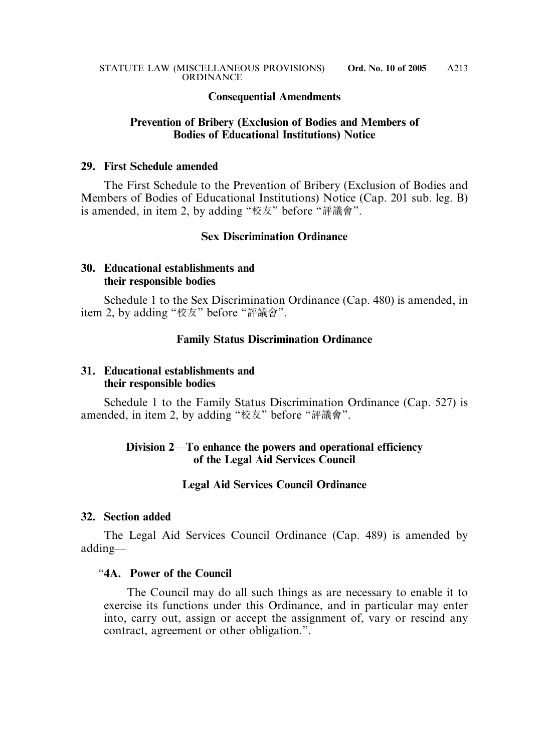### Consequential Amendments

### Prevention of Bribery (Exclusion of Bodies and Members of Bodies of Educational Institutions) Notice

**29. First Schedule amended**

The First Schedule to the Prevention of Bribery (Exclusion of Bodies and Members of Bodies of Educational Institutions) Notice (Cap. 201 sub. leg. B) is amended, in item 2, by adding "校友" before "評議會".

### Sex Discrimination Ordinance

**30. Educational establishments and their responsible bodies**

Schedule 1 to the Sex Discrimination Ordinance (Cap. 480) is amended, in item 2, by adding "校友" before "評議會".

### Family Status Discrimination Ordinance

**31. Educational establishments and their responsible bodies**

Schedule 1 to the Family Status Discrimination Ordinance (Cap. 527) is amended, in item 2, by adding "校友" before "評議會".

## Division 2—To enhance the powers and operational efficiency of the Legal Aid Services Council

### Legal Aid Services Council Ordinance

**32. Section added**

The Legal Aid Services Council Ordinance (Cap. 489) is amended by adding—

"**4A. Power of the Council**

The Council may do all such things as are necessary to enable it to exercise its functions under this Ordinance, and in particular may enter into, carry out, assign or accept the assignment of, vary or rescind any contract, agreement or other obligation.".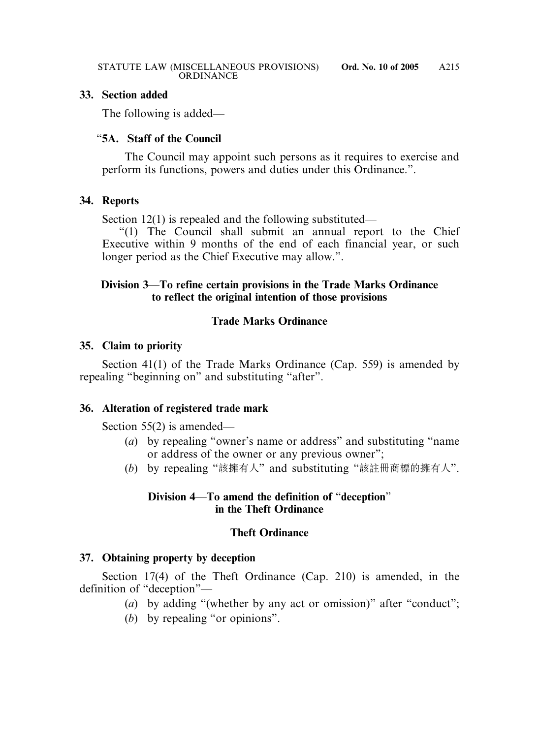### 33. Section added

The following is added—

#### "5A. Staff of the Council

The Council may appoint such persons as it requires to exercise and perform its functions, powers and duties under this Ordinance.".

### 34. Reports

Section 12(1) is repealed and the following substituted—

"(1) The Council shall submit an annual report to the Chief Executive within 9 months of the end of each financial year, or such longer period as the Chief Executive may allow.".

## Division 3—To refine certain provisions in the Trade Marks Ordinance to reflect the original intention of those provisions

## Trade Marks Ordinance

### 35. Claim to priority

Section 41(1) of the Trade Marks Ordinance (Cap. 559) is amended by repealing "beginning on" and substituting "after".

### 36. Alteration of registered trade mark

Section 55(2) is amended—

(*a*) by repealing "owner's name or address" and substituting "name or address of the owner or any previous owner";

(*b*) by repealing "該擁有人" and substituting "該註冊商標的擁有人".

## Division 4—To amend the definition of "deception" in the Theft Ordinance

## Theft Ordinance

### 37. Obtaining property by deception

Section 17(4) of the Theft Ordinance (Cap. 210) is amended, in the definition of "deception"—

(*a*) by adding "(whether by any act or omission)" after "conduct";

(*b*) by repealing "or opinions".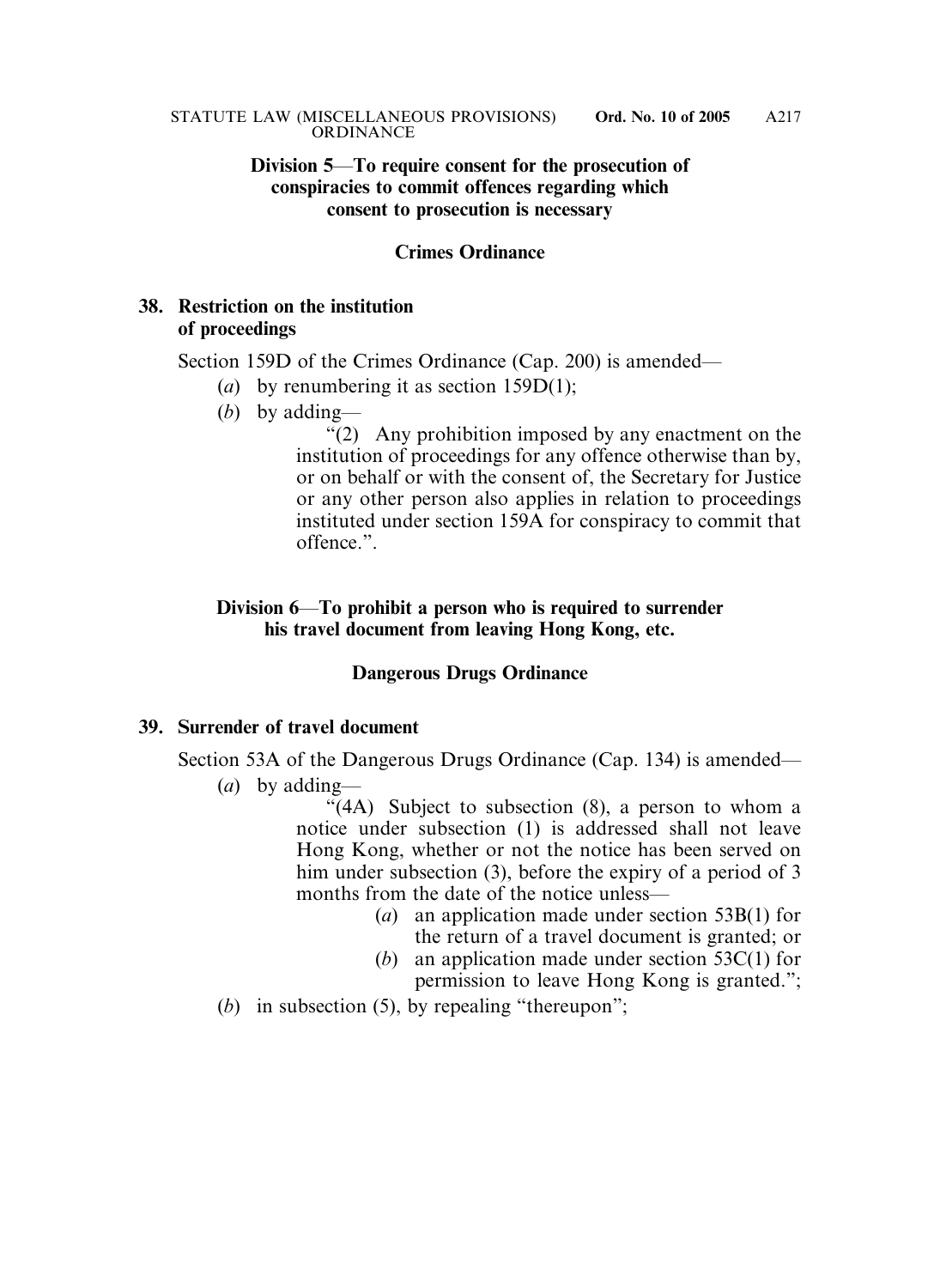**Division 5—To require consent for the prosecution of conspiracies to commit offences regarding which consent to prosecution is necessary**

**Crimes Ordinance**

**38. Restriction on the institution of proceedings**

Section 159D of the Crimes Ordinance (Cap. 200) is amended—

(*a*) by renumbering it as section 159D(1);

(*b*) by adding—

"(2) Any prohibition imposed by any enactment on the institution of proceedings for any offence otherwise than by, or on behalf or with the consent of, the Secretary for Justice or any other person also applies in relation to proceedings instituted under section 159A for conspiracy to commit that offence.".

**Division 6—To prohibit a person who is required to surrender his travel document from leaving Hong Kong, etc.**

**Dangerous Drugs Ordinance**

**39. Surrender of travel document**

Section 53A of the Dangerous Drugs Ordinance (Cap. 134) is amended—

(*a*) by adding—

"(4A) Subject to subsection (8), a person to whom a notice under subsection (1) is addressed shall not leave Hong Kong, whether or not the notice has been served on him under subsection (3), before the expiry of a period of 3 months from the date of the notice unless—

(*a*) an application made under section 53B(1) for the return of a travel document is granted; or

(*b*) an application made under section 53C(1) for permission to leave Hong Kong is granted.";

(*b*) in subsection (5), by repealing "thereupon";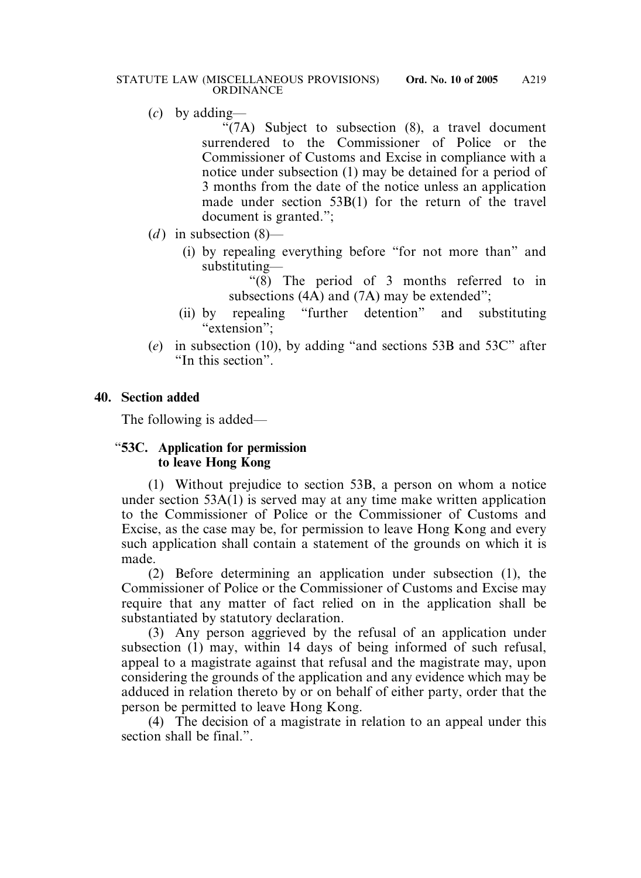(*c*) by adding—

"(7A) Subject to subsection (8), a travel document surrendered to the Commissioner of Police or the Commissioner of Customs and Excise in compliance with a notice under subsection (1) may be detained for a period of 3 months from the date of the notice unless an application made under section 53B(1) for the return of the travel document is granted.";

(*d*) in subsection (8)—

(i) by repealing everything before "for not more than" and substituting—

"(8) The period of 3 months referred to in subsections (4A) and (7A) may be extended";

(ii) by repealing "further detention" and substituting "extension";

(*e*) in subsection (10), by adding "and sections 53B and 53C" after "In this section".

**40. Section added**

The following is added—

"**53C. Application for permission to leave Hong Kong**

(1) Without prejudice to section 53B, a person on whom a notice under section 53A(1) is served may at any time make written application to the Commissioner of Police or the Commissioner of Customs and Excise, as the case may be, for permission to leave Hong Kong and every such application shall contain a statement of the grounds on which it is made.

(2) Before determining an application under subsection (1), the Commissioner of Police or the Commissioner of Customs and Excise may require that any matter of fact relied on in the application shall be substantiated by statutory declaration.

(3) Any person aggrieved by the refusal of an application under subsection (1) may, within 14 days of being informed of such refusal, appeal to a magistrate against that refusal and the magistrate may, upon considering the grounds of the application and any evidence which may be adduced in relation thereto by or on behalf of either party, order that the person be permitted to leave Hong Kong.

(4) The decision of a magistrate in relation to an appeal under this section shall be final.".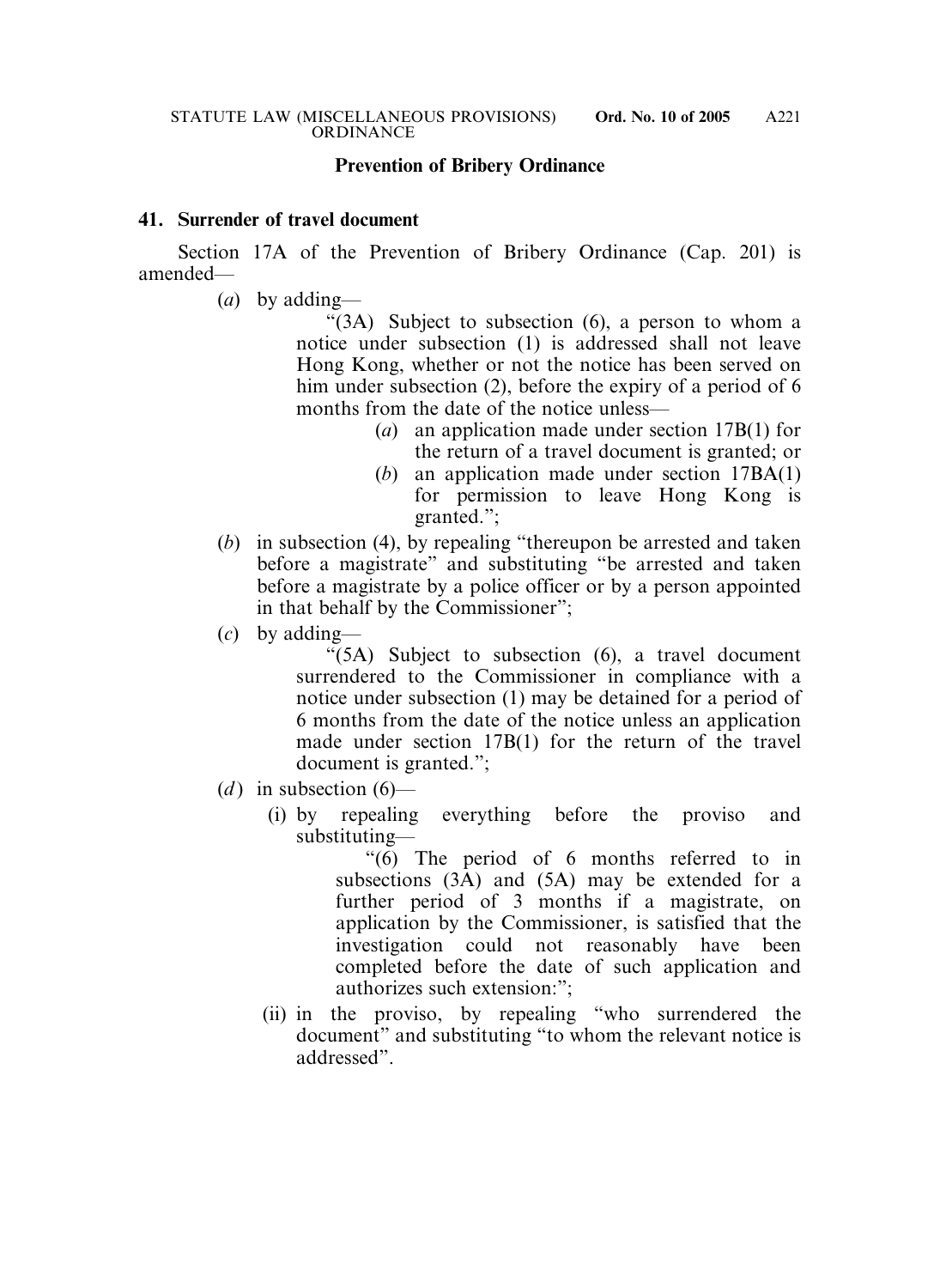## Prevention of Bribery Ordinance

### 41. Surrender of travel document

Section 17A of the Prevention of Bribery Ordinance (Cap. 201) is amended—

(*a*) by adding—

> "(3A) Subject to subsection (6), a person to whom a notice under subsection (1) is addressed shall not leave Hong Kong, whether or not the notice has been served on him under subsection (2), before the expiry of a period of 6 months from the date of the notice unless—
>
> (*a*) an application made under section 17B(1) for the return of a travel document is granted; or
>
> (*b*) an application made under section 17BA(1) for permission to leave Hong Kong is granted.";

(*b*) in subsection (4), by repealing "thereupon be arrested and taken before a magistrate" and substituting "be arrested and taken before a magistrate by a police officer or by a person appointed in that behalf by the Commissioner";

(*c*) by adding—

> "(5A) Subject to subsection (6), a travel document surrendered to the Commissioner in compliance with a notice under subsection (1) may be detained for a period of 6 months from the date of the notice unless an application made under section 17B(1) for the return of the travel document is granted.";

(*d*) in subsection (6)—

(i) by repealing everything before the proviso and substituting—

> "(6) The period of 6 months referred to in subsections (3A) and (5A) may be extended for a further period of 3 months if a magistrate, on application by the Commissioner, is satisfied that the investigation could not reasonably have been completed before the date of such application and authorizes such extension:";

(ii) in the proviso, by repealing "who surrendered the document" and substituting "to whom the relevant notice is addressed".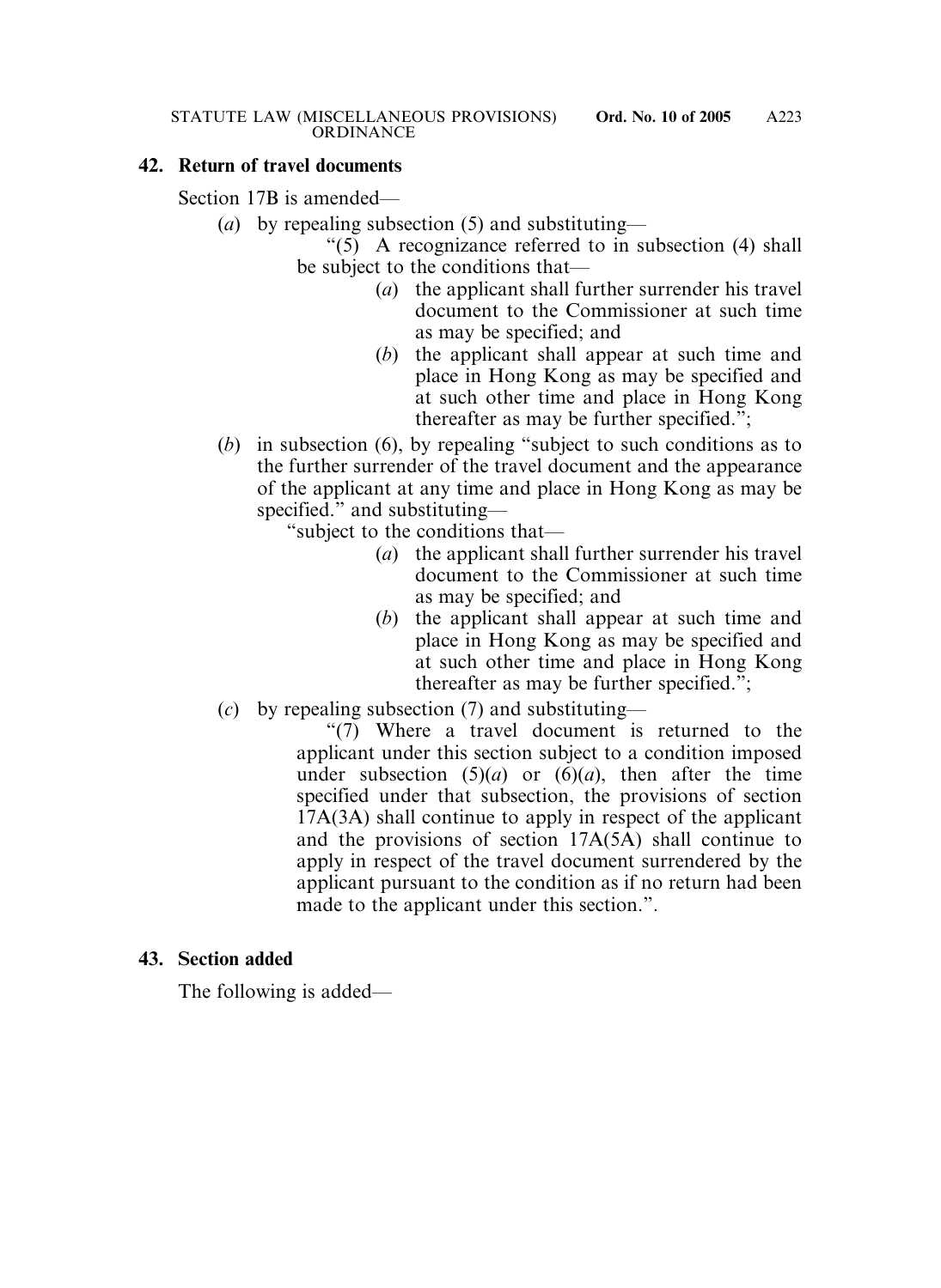**42. Return of travel documents**

Section 17B is amended—

(*a*) by repealing subsection (5) and substituting—

"(5) A recognizance referred to in subsection (4) shall be subject to the conditions that—

(*a*) the applicant shall further surrender his travel document to the Commissioner at such time as may be specified; and

(*b*) the applicant shall appear at such time and place in Hong Kong as may be specified and at such other time and place in Hong Kong thereafter as may be further specified.";

(*b*) in subsection (6), by repealing "subject to such conditions as to the further surrender of the travel document and the appearance of the applicant at any time and place in Hong Kong as may be specified." and substituting—

"subject to the conditions that—

(*a*) the applicant shall further surrender his travel document to the Commissioner at such time as may be specified; and

(*b*) the applicant shall appear at such time and place in Hong Kong as may be specified and at such other time and place in Hong Kong thereafter as may be further specified.";

(*c*) by repealing subsection (7) and substituting—

"(7) Where a travel document is returned to the applicant under this section subject to a condition imposed under subsection (5)(*a*) or (6)(*a*), then after the time specified under that subsection, the provisions of section 17A(3A) shall continue to apply in respect of the applicant and the provisions of section 17A(5A) shall continue to apply in respect of the travel document surrendered by the applicant pursuant to the condition as if no return had been made to the applicant under this section.".

**43. Section added**

The following is added—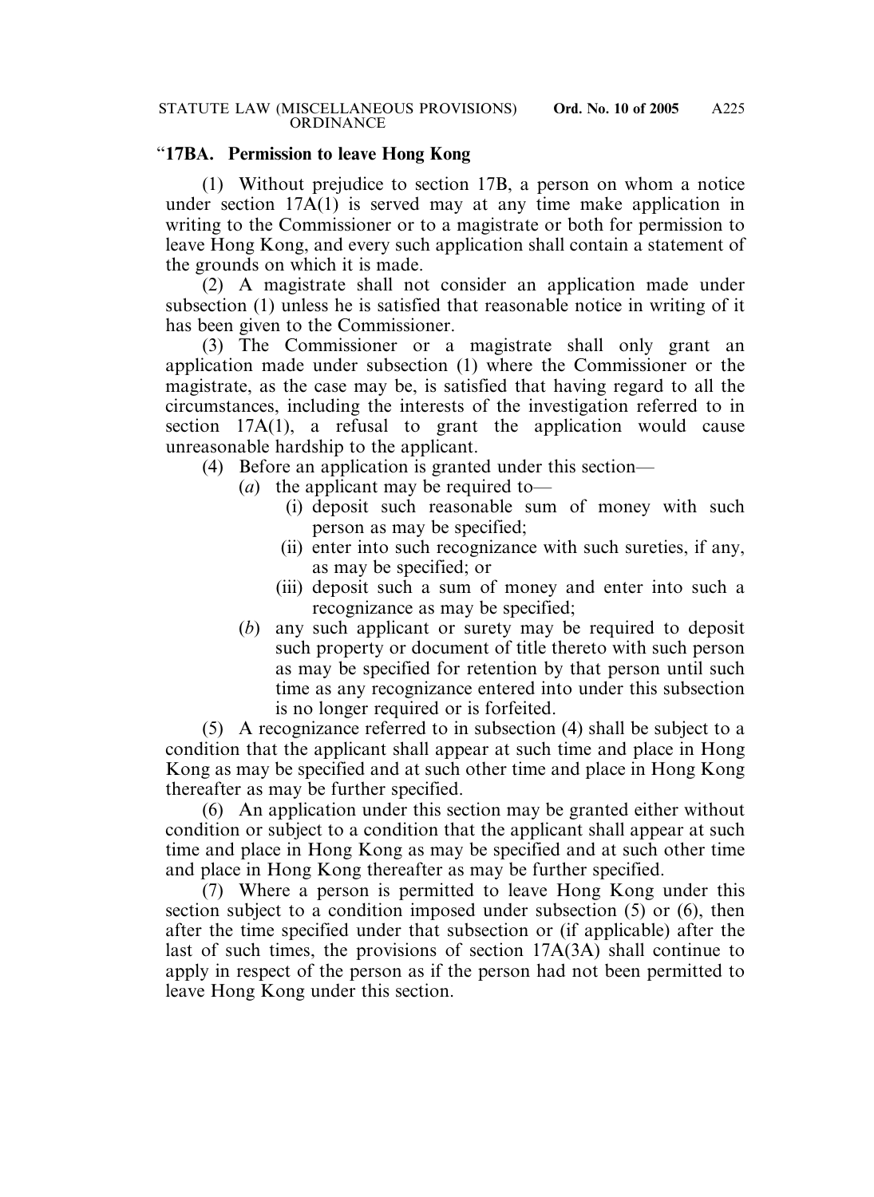"**17BA. Permission to leave Hong Kong**

(1) Without prejudice to section 17B, a person on whom a notice under section 17A(1) is served may at any time make application in writing to the Commissioner or to a magistrate or both for permission to leave Hong Kong, and every such application shall contain a statement of the grounds on which it is made.

(2) A magistrate shall not consider an application made under subsection (1) unless he is satisfied that reasonable notice in writing of it has been given to the Commissioner.

(3) The Commissioner or a magistrate shall only grant an application made under subsection (1) where the Commissioner or the magistrate, as the case may be, is satisfied that having regard to all the circumstances, including the interests of the investigation referred to in section 17A(1), a refusal to grant the application would cause unreasonable hardship to the applicant.

(4) Before an application is granted under this section—

(*a*) the applicant may be required to—

(i) deposit such reasonable sum of money with such person as may be specified;

(ii) enter into such recognizance with such sureties, if any, as may be specified; or

(iii) deposit such a sum of money and enter into such a recognizance as may be specified;

(*b*) any such applicant or surety may be required to deposit such property or document of title thereto with such person as may be specified for retention by that person until such time as any recognizance entered into under this subsection is no longer required or is forfeited.

(5) A recognizance referred to in subsection (4) shall be subject to a condition that the applicant shall appear at such time and place in Hong Kong as may be specified and at such other time and place in Hong Kong thereafter as may be further specified.

(6) An application under this section may be granted either without condition or subject to a condition that the applicant shall appear at such time and place in Hong Kong as may be specified and at such other time and place in Hong Kong thereafter as may be further specified.

(7) Where a person is permitted to leave Hong Kong under this section subject to a condition imposed under subsection (5) or (6), then after the time specified under that subsection or (if applicable) after the last of such times, the provisions of section 17A(3A) shall continue to apply in respect of the person as if the person had not been permitted to leave Hong Kong under this section.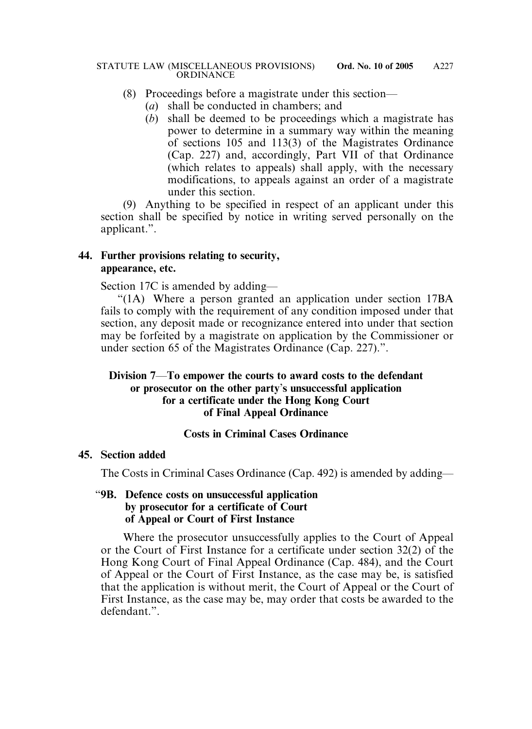(8) Proceedings before a magistrate under this section—

(*a*) shall be conducted in chambers; and

(*b*) shall be deemed to be proceedings which a magistrate has power to determine in a summary way within the meaning of sections 105 and 113(3) of the Magistrates Ordinance (Cap. 227) and, accordingly, Part VII of that Ordinance (which relates to appeals) shall apply, with the necessary modifications, to appeals against an order of a magistrate under this section.

(9) Anything to be specified in respect of an applicant under this section shall be specified by notice in writing served personally on the applicant.".

**44. Further provisions relating to security, appearance, etc.**

Section 17C is amended by adding—

"(1A) Where a person granted an application under section 17BA fails to comply with the requirement of any condition imposed under that section, any deposit made or recognizance entered into under that section may be forfeited by a magistrate on application by the Commissioner or under section 65 of the Magistrates Ordinance (Cap. 227).".

**Division 7—To empower the courts to award costs to the defendant or prosecutor on the other party's unsuccessful application for a certificate under the Hong Kong Court of Final Appeal Ordinance**

**Costs in Criminal Cases Ordinance**

**45. Section added**

The Costs in Criminal Cases Ordinance (Cap. 492) is amended by adding—

"**9B. Defence costs on unsuccessful application by prosecutor for a certificate of Court of Appeal or Court of First Instance**

Where the prosecutor unsuccessfully applies to the Court of Appeal or the Court of First Instance for a certificate under section 32(2) of the Hong Kong Court of Final Appeal Ordinance (Cap. 484), and the Court of Appeal or the Court of First Instance, as the case may be, is satisfied that the application is without merit, the Court of Appeal or the Court of First Instance, as the case may be, may order that costs be awarded to the defendant.".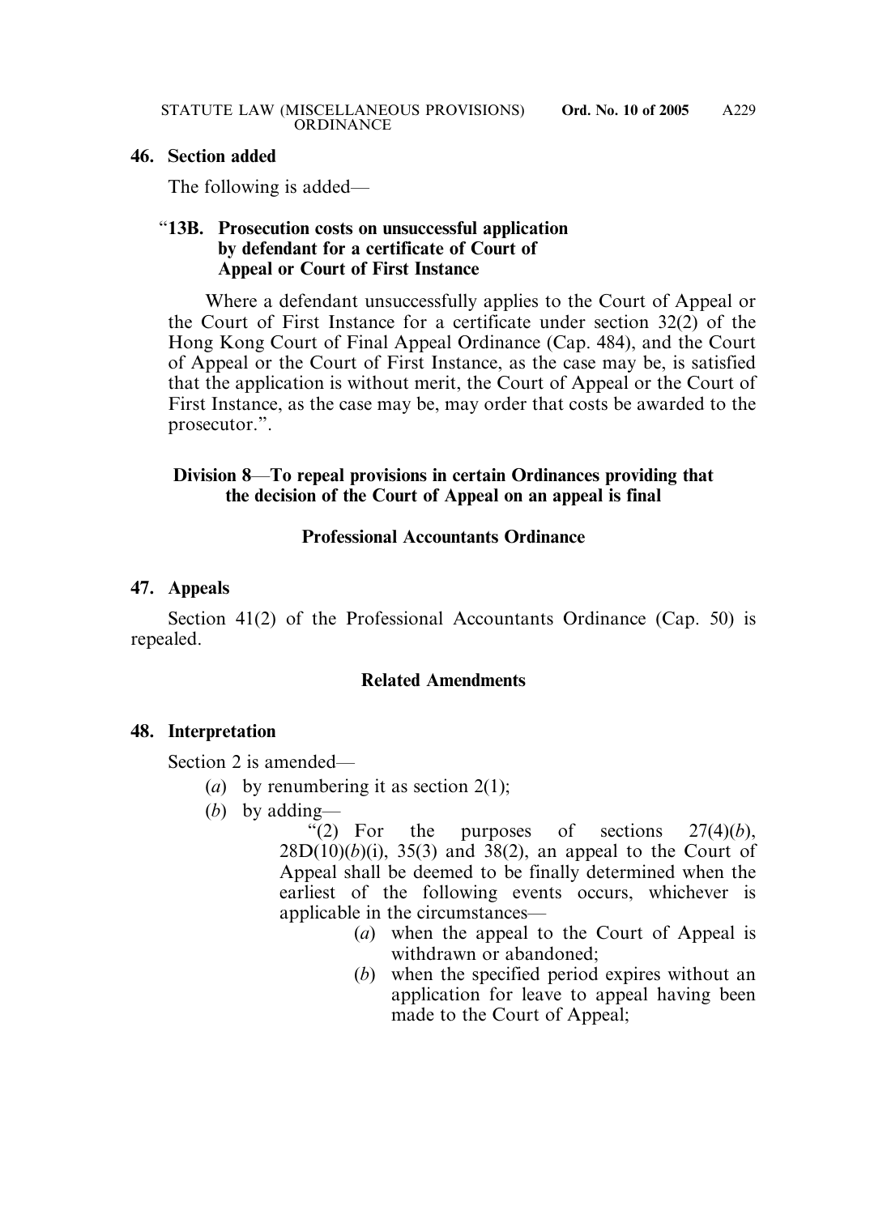**46. Section added**

The following is added—

"**13B. Prosecution costs on unsuccessful application by defendant for a certificate of Court of Appeal or Court of First Instance**

Where a defendant unsuccessfully applies to the Court of Appeal or the Court of First Instance for a certificate under section 32(2) of the Hong Kong Court of Final Appeal Ordinance (Cap. 484), and the Court of Appeal or the Court of First Instance, as the case may be, is satisfied that the application is without merit, the Court of Appeal or the Court of First Instance, as the case may be, may order that costs be awarded to the prosecutor.".

**Division 8—To repeal provisions in certain Ordinances providing that the decision of the Court of Appeal on an appeal is final**

**Professional Accountants Ordinance**

**47. Appeals**

Section 41(2) of the Professional Accountants Ordinance (Cap. 50) is repealed.

**Related Amendments**

**48. Interpretation**

Section 2 is amended—

(*a*) by renumbering it as section 2(1);

(*b*) by adding—

"(2) For the purposes of sections 27(4)(*b*), 28D(10)(*b*)(i), 35(3) and 38(2), an appeal to the Court of Appeal shall be deemed to be finally determined when the earliest of the following events occurs, whichever is applicable in the circumstances—

(*a*) when the appeal to the Court of Appeal is withdrawn or abandoned;

(*b*) when the specified period expires without an application for leave to appeal having been made to the Court of Appeal;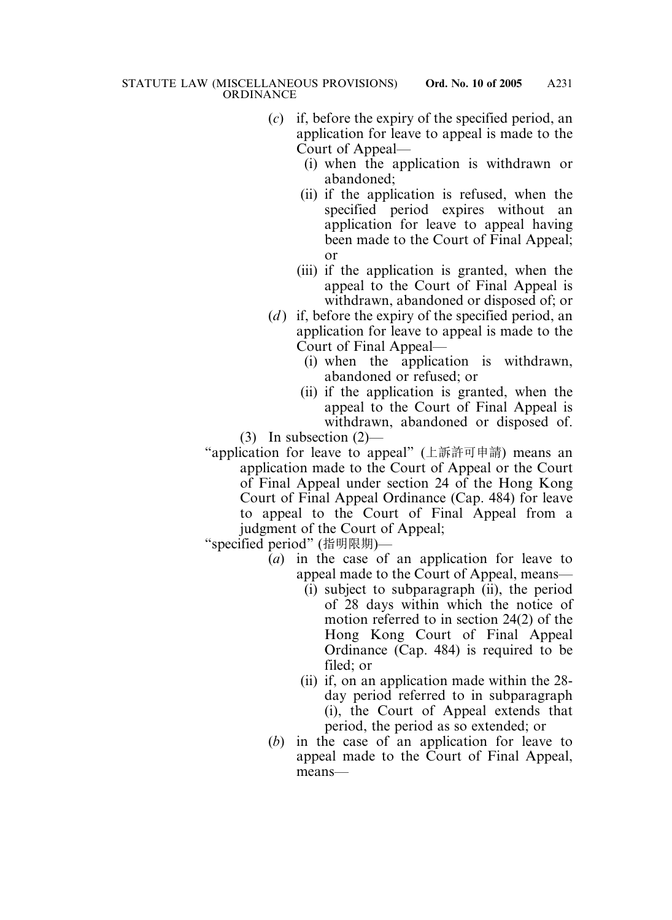(*c*) if, before the expiry of the specified period, an application for leave to appeal is made to the Court of Appeal—

(i) when the application is withdrawn or abandoned;

(ii) if the application is refused, when the specified period expires without an application for leave to appeal having been made to the Court of Final Appeal; or

(iii) if the application is granted, when the appeal to the Court of Final Appeal is withdrawn, abandoned or disposed of; or

(*d*) if, before the expiry of the specified period, an application for leave to appeal is made to the Court of Final Appeal—

(i) when the application is withdrawn, abandoned or refused; or

(ii) if the application is granted, when the appeal to the Court of Final Appeal is withdrawn, abandoned or disposed of.

(3) In subsection (2)—

"application for leave to appeal" (上訴許可申請) means an application made to the Court of Appeal or the Court of Final Appeal under section 24 of the Hong Kong Court of Final Appeal Ordinance (Cap. 484) for leave to appeal to the Court of Final Appeal from a judgment of the Court of Appeal;

"specified period" (指明限期)—

(*a*) in the case of an application for leave to appeal made to the Court of Appeal, means—

(i) subject to subparagraph (ii), the period of 28 days within which the notice of motion referred to in section 24(2) of the Hong Kong Court of Final Appeal Ordinance (Cap. 484) is required to be filed; or

(ii) if, on an application made within the 28-day period referred to in subparagraph (i), the Court of Appeal extends that period, the period as so extended; or

(*b*) in the case of an application for leave to appeal made to the Court of Final Appeal, means—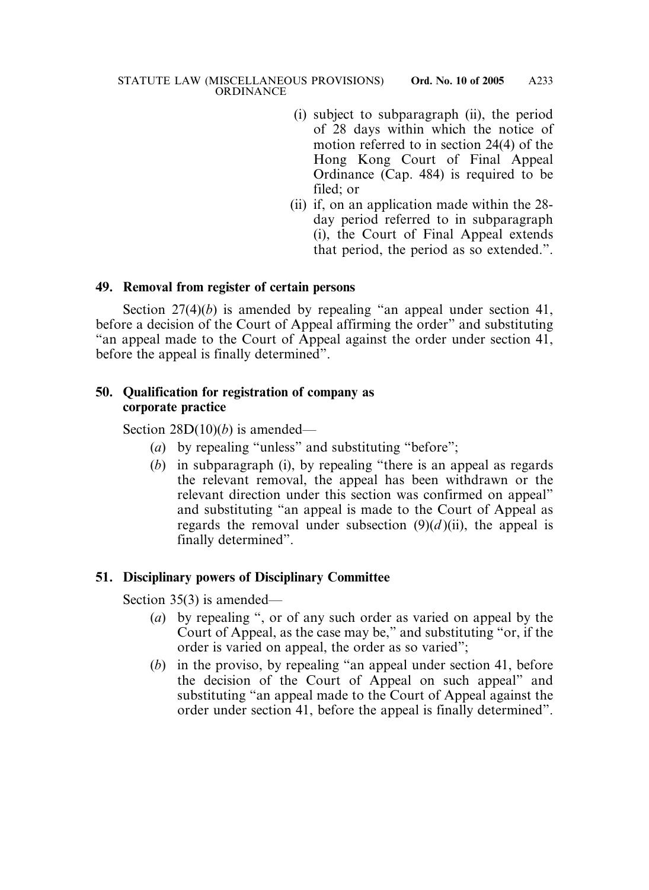(i) subject to subparagraph (ii), the period of 28 days within which the notice of motion referred to in section 24(4) of the Hong Kong Court of Final Appeal Ordinance (Cap. 484) is required to be filed; or

(ii) if, on an application made within the 28-day period referred to in subparagraph (i), the Court of Final Appeal extends that period, the period as so extended.".

**49. Removal from register of certain persons**

Section 27(4)(*b*) is amended by repealing "an appeal under section 41, before a decision of the Court of Appeal affirming the order" and substituting "an appeal made to the Court of Appeal against the order under section 41, before the appeal is finally determined".

**50. Qualification for registration of company as corporate practice**

Section 28D(10)(*b*) is amended—

(*a*) by repealing "unless" and substituting "before";

(*b*) in subparagraph (i), by repealing "there is an appeal as regards the relevant removal, the appeal has been withdrawn or the relevant direction under this section was confirmed on appeal" and substituting "an appeal is made to the Court of Appeal as regards the removal under subsection (9)(*d*)(ii), the appeal is finally determined".

**51. Disciplinary powers of Disciplinary Committee**

Section 35(3) is amended—

(*a*) by repealing ", or of any such order as varied on appeal by the Court of Appeal, as the case may be," and substituting "or, if the order is varied on appeal, the order as so varied";

(*b*) in the proviso, by repealing "an appeal under section 41, before the decision of the Court of Appeal on such appeal" and substituting "an appeal made to the Court of Appeal against the order under section 41, before the appeal is finally determined".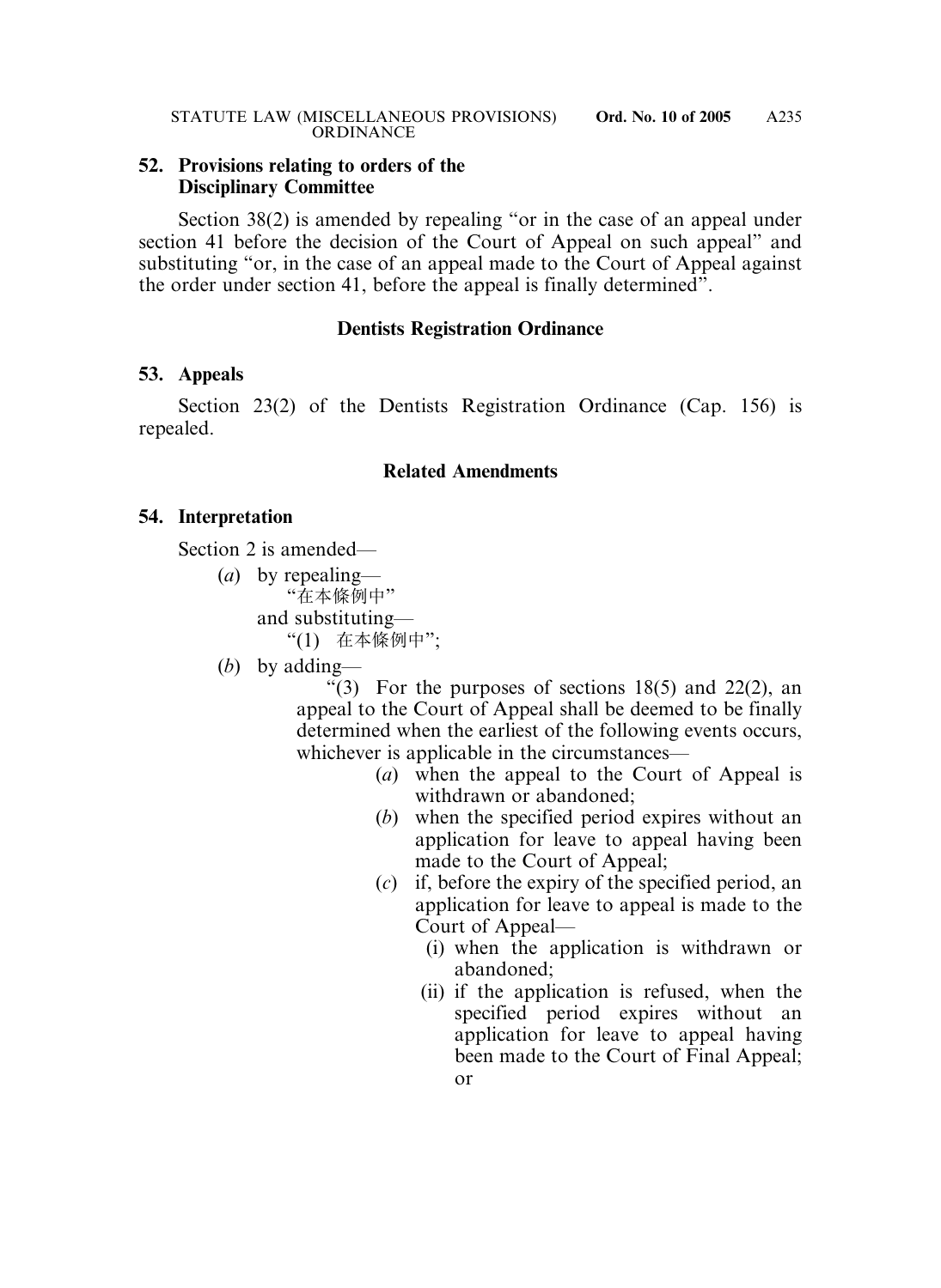**52. Provisions relating to orders of the Disciplinary Committee**

Section 38(2) is amended by repealing "or in the case of an appeal under section 41 before the decision of the Court of Appeal on such appeal" and substituting "or, in the case of an appeal made to the Court of Appeal against the order under section 41, before the appeal is finally determined".

**Dentists Registration Ordinance**

**53. Appeals**

Section 23(2) of the Dentists Registration Ordinance (Cap. 156) is repealed.

**Related Amendments**

**54. Interpretation**

Section 2 is amended—

(*a*) by repealing—

"在本條例中"

and substituting—

"(1) 在本條例中";

(*b*) by adding—

"(3) For the purposes of sections 18(5) and 22(2), an appeal to the Court of Appeal shall be deemed to be finally determined when the earliest of the following events occurs, whichever is applicable in the circumstances—

(*a*) when the appeal to the Court of Appeal is withdrawn or abandoned;

(*b*) when the specified period expires without an application for leave to appeal having been made to the Court of Appeal;

(*c*) if, before the expiry of the specified period, an application for leave to appeal is made to the Court of Appeal—

(i) when the application is withdrawn or abandoned;

(ii) if the application is refused, when the specified period expires without an application for leave to appeal having been made to the Court of Final Appeal; or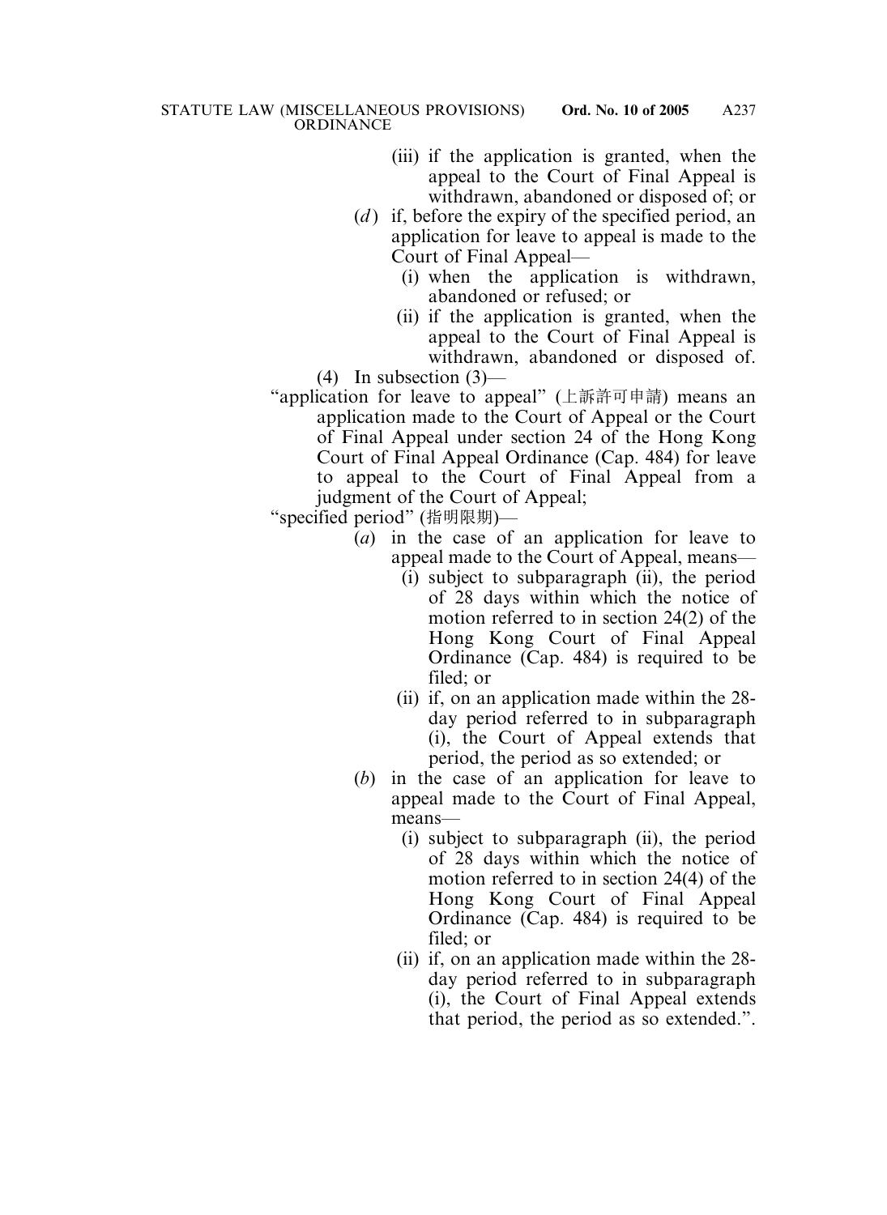(iii) if the application is granted, when the appeal to the Court of Final Appeal is withdrawn, abandoned or disposed of; or

(*d*) if, before the expiry of the specified period, an application for leave to appeal is made to the Court of Final Appeal—

(i) when the application is withdrawn, abandoned or refused; or

(ii) if the application is granted, when the appeal to the Court of Final Appeal is withdrawn, abandoned or disposed of.

(4) In subsection (3)—

"application for leave to appeal" (上訴許可申請) means an application made to the Court of Appeal or the Court of Final Appeal under section 24 of the Hong Kong Court of Final Appeal Ordinance (Cap. 484) for leave to appeal to the Court of Final Appeal from a judgment of the Court of Appeal;

"specified period" (指明限期)—

(*a*) in the case of an application for leave to appeal made to the Court of Appeal, means—

(i) subject to subparagraph (ii), the period of 28 days within which the notice of motion referred to in section 24(2) of the Hong Kong Court of Final Appeal Ordinance (Cap. 484) is required to be filed; or

(ii) if, on an application made within the 28-day period referred to in subparagraph (i), the Court of Appeal extends that period, the period as so extended; or

(*b*) in the case of an application for leave to appeal made to the Court of Final Appeal, means—

(i) subject to subparagraph (ii), the period of 28 days within which the notice of motion referred to in section 24(4) of the Hong Kong Court of Final Appeal Ordinance (Cap. 484) is required to be filed; or

(ii) if, on an application made within the 28-day period referred to in subparagraph (i), the Court of Final Appeal extends that period, the period as so extended.".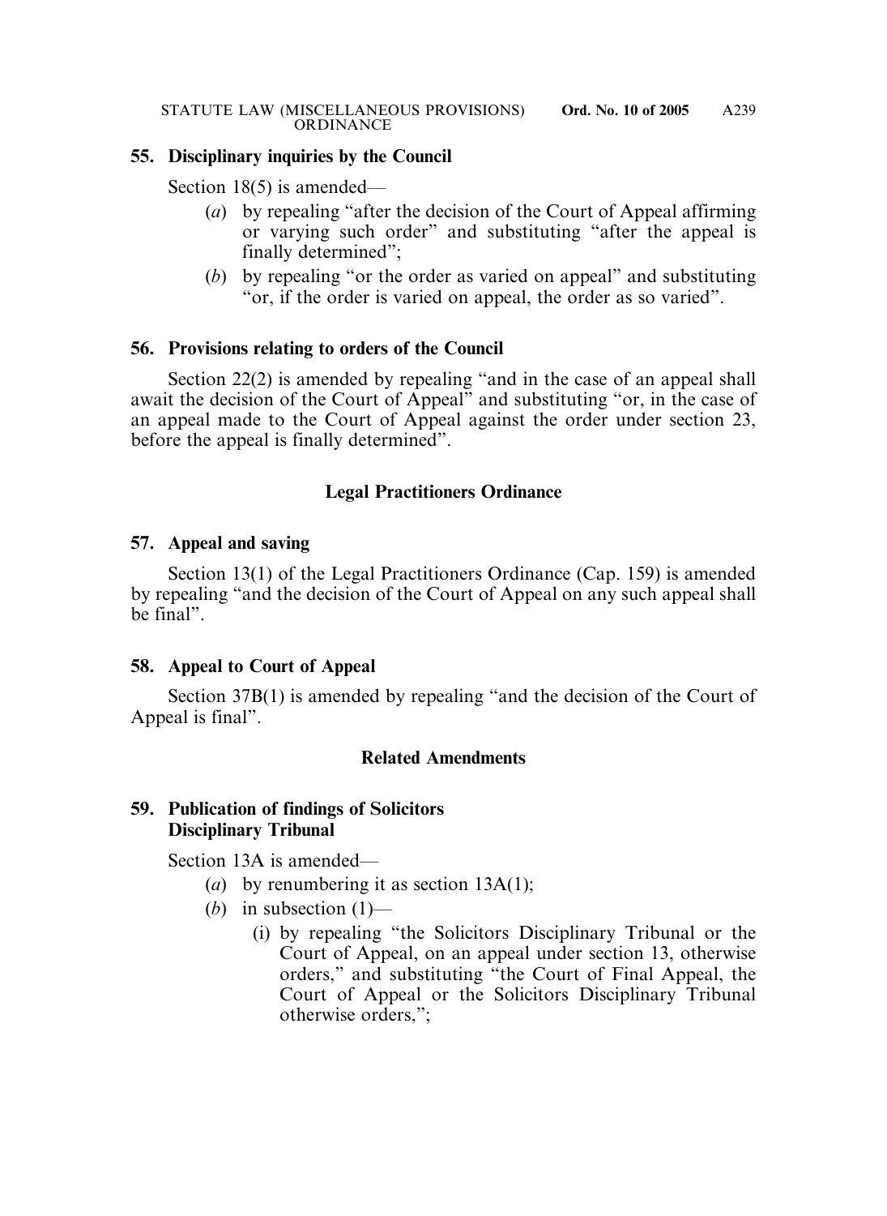**55. Disciplinary inquiries by the Council**

Section 18(5) is amended—

(*a*) by repealing "after the decision of the Court of Appeal affirming or varying such order" and substituting "after the appeal is finally determined";

(*b*) by repealing "or the order as varied on appeal" and substituting "or, if the order is varied on appeal, the order as so varied".

**56. Provisions relating to orders of the Council**

Section 22(2) is amended by repealing "and in the case of an appeal shall await the decision of the Court of Appeal" and substituting "or, in the case of an appeal made to the Court of Appeal against the order under section 23, before the appeal is finally determined".

## Legal Practitioners Ordinance

**57. Appeal and saving**

Section 13(1) of the Legal Practitioners Ordinance (Cap. 159) is amended by repealing "and the decision of the Court of Appeal on any such appeal shall be final".

**58. Appeal to Court of Appeal**

Section 37B(1) is amended by repealing "and the decision of the Court of Appeal is final".

## Related Amendments

**59. Publication of findings of Solicitors Disciplinary Tribunal**

Section 13A is amended—

(*a*) by renumbering it as section 13A(1);

(*b*) in subsection (1)—

(i) by repealing "the Solicitors Disciplinary Tribunal or the Court of Appeal, on an appeal under section 13, otherwise orders," and substituting "the Court of Final Appeal, the Court of Appeal or the Solicitors Disciplinary Tribunal otherwise orders,";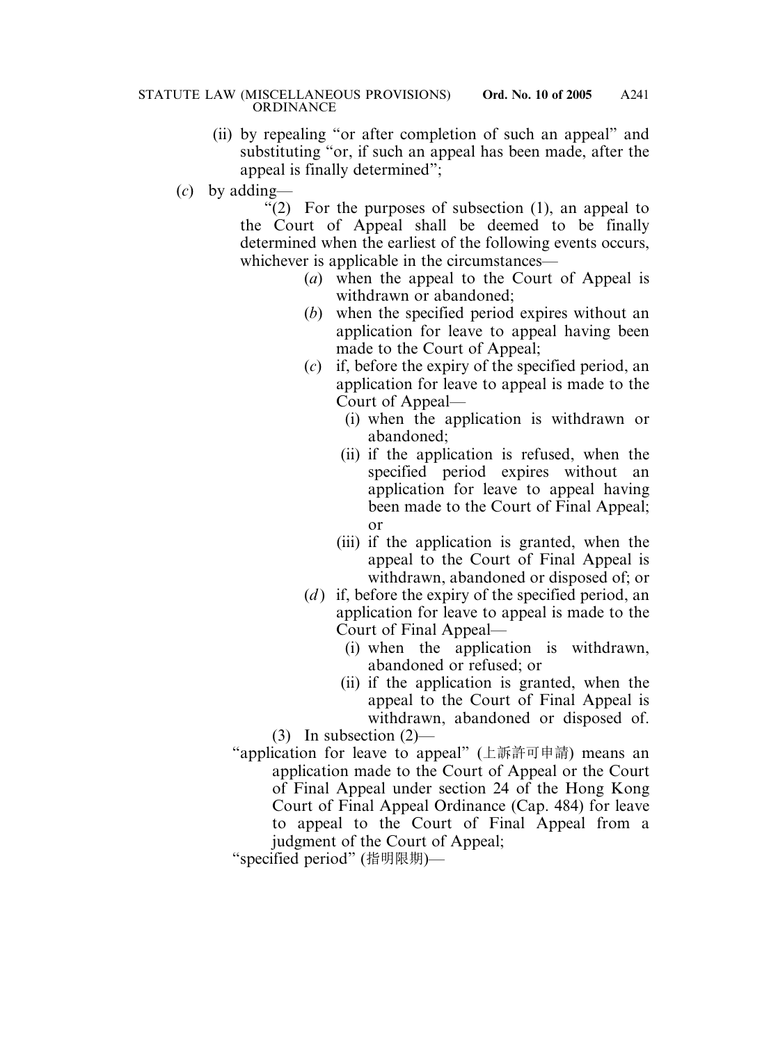(ii) by repealing "or after completion of such an appeal" and substituting "or, if such an appeal has been made, after the appeal is finally determined";

(*c*) by adding—

"(2) For the purposes of subsection (1), an appeal to the Court of Appeal shall be deemed to be finally determined when the earliest of the following events occurs, whichever is applicable in the circumstances—

(*a*) when the appeal to the Court of Appeal is withdrawn or abandoned;

(*b*) when the specified period expires without an application for leave to appeal having been made to the Court of Appeal;

(*c*) if, before the expiry of the specified period, an application for leave to appeal is made to the Court of Appeal—

(i) when the application is withdrawn or abandoned;

(ii) if the application is refused, when the specified period expires without an application for leave to appeal having been made to the Court of Final Appeal; or

(iii) if the application is granted, when the appeal to the Court of Final Appeal is withdrawn, abandoned or disposed of; or

(*d*) if, before the expiry of the specified period, an application for leave to appeal is made to the Court of Final Appeal—

(i) when the application is withdrawn, abandoned or refused; or

(ii) if the application is granted, when the appeal to the Court of Final Appeal is withdrawn, abandoned or disposed of.

(3) In subsection (2)—

"application for leave to appeal" (上訴許可申請) means an application made to the Court of Appeal or the Court of Final Appeal under section 24 of the Hong Kong Court of Final Appeal Ordinance (Cap. 484) for leave to appeal to the Court of Final Appeal from a judgment of the Court of Appeal;

"specified period" (指明限期)—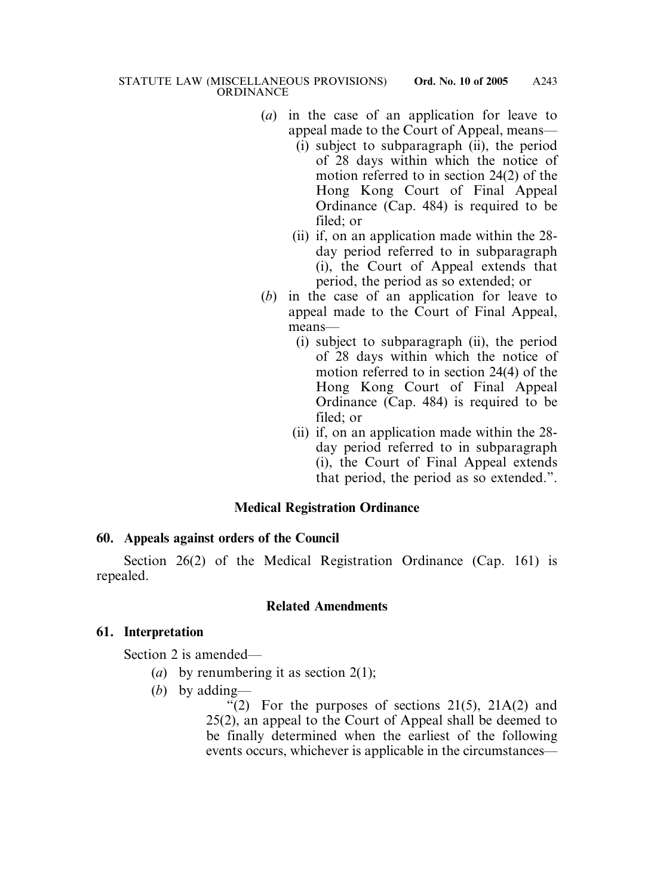(*a*) in the case of an application for leave to appeal made to the Court of Appeal, means—

(i) subject to subparagraph (ii), the period of 28 days within which the notice of motion referred to in section 24(2) of the Hong Kong Court of Final Appeal Ordinance (Cap. 484) is required to be filed; or

(ii) if, on an application made within the 28-day period referred to in subparagraph (i), the Court of Appeal extends that period, the period as so extended; or

(*b*) in the case of an application for leave to appeal made to the Court of Final Appeal, means—

(i) subject to subparagraph (ii), the period of 28 days within which the notice of motion referred to in section 24(4) of the Hong Kong Court of Final Appeal Ordinance (Cap. 484) is required to be filed; or

(ii) if, on an application made within the 28-day period referred to in subparagraph (i), the Court of Final Appeal extends that period, the period as so extended.".

## Medical Registration Ordinance

### 60. Appeals against orders of the Council

Section 26(2) of the Medical Registration Ordinance (Cap. 161) is repealed.

## Related Amendments

### 61. Interpretation

Section 2 is amended—

(*a*) by renumbering it as section 2(1);

(*b*) by adding—

"(2) For the purposes of sections 21(5), 21A(2) and 25(2), an appeal to the Court of Appeal shall be deemed to be finally determined when the earliest of the following events occurs, whichever is applicable in the circumstances—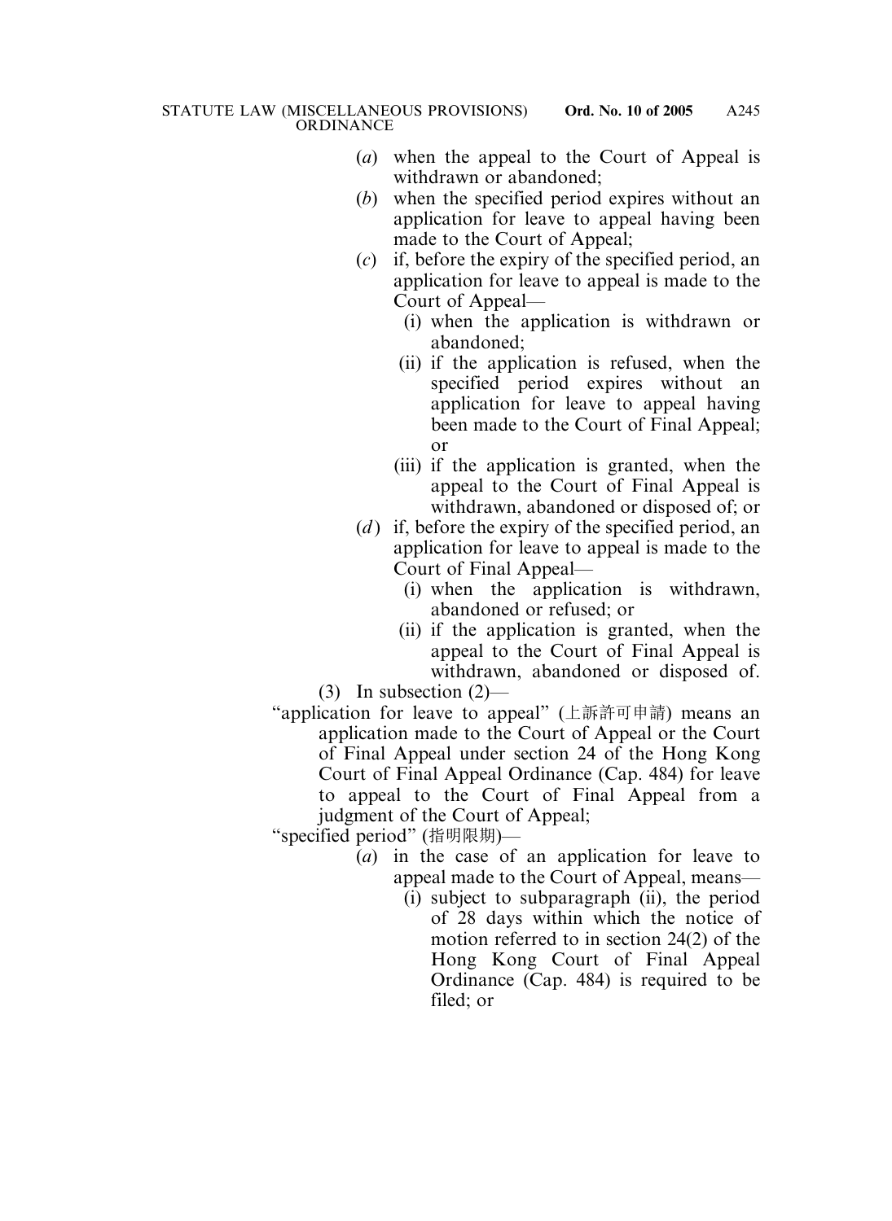(*a*) when the appeal to the Court of Appeal is withdrawn or abandoned;

(*b*) when the specified period expires without an application for leave to appeal having been made to the Court of Appeal;

(*c*) if, before the expiry of the specified period, an application for leave to appeal is made to the Court of Appeal—

  (i) when the application is withdrawn or abandoned;

  (ii) if the application is refused, when the specified period expires without an application for leave to appeal having been made to the Court of Final Appeal; or

  (iii) if the application is granted, when the appeal to the Court of Final Appeal is withdrawn, abandoned or disposed of; or

(*d*) if, before the expiry of the specified period, an application for leave to appeal is made to the Court of Final Appeal—

  (i) when the application is withdrawn, abandoned or refused; or

  (ii) if the application is granted, when the appeal to the Court of Final Appeal is withdrawn, abandoned or disposed of.

(3) In subsection (2)—

"application for leave to appeal" (上訴許可申請) means an application made to the Court of Appeal or the Court of Final Appeal under section 24 of the Hong Kong Court of Final Appeal Ordinance (Cap. 484) for leave to appeal to the Court of Final Appeal from a judgment of the Court of Appeal;

"specified period" (指明限期)—

(*a*) in the case of an application for leave to appeal made to the Court of Appeal, means—

  (i) subject to subparagraph (ii), the period of 28 days within which the notice of motion referred to in section 24(2) of the Hong Kong Court of Final Appeal Ordinance (Cap. 484) is required to be filed; or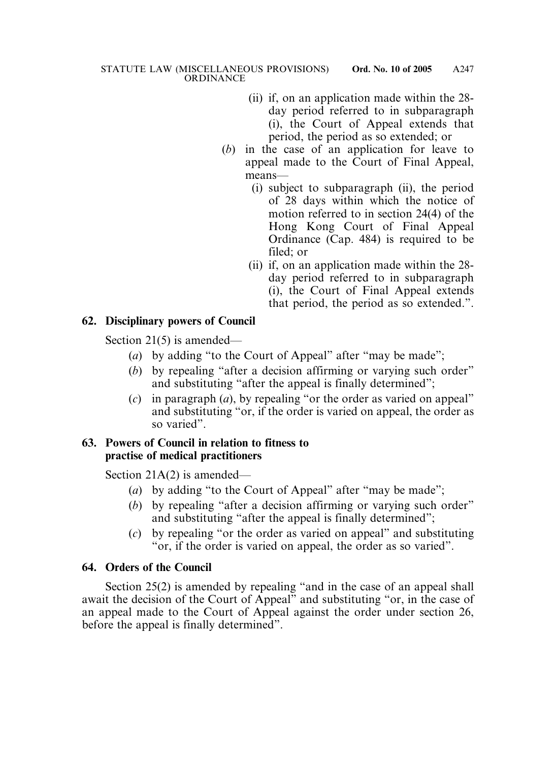(ii) if, on an application made within the 28-day period referred to in subparagraph (i), the Court of Appeal extends that period, the period as so extended; or

(*b*) in the case of an application for leave to appeal made to the Court of Final Appeal, means—

(i) subject to subparagraph (ii), the period of 28 days within which the notice of motion referred to in section 24(4) of the Hong Kong Court of Final Appeal Ordinance (Cap. 484) is required to be filed; or

(ii) if, on an application made within the 28-day period referred to in subparagraph (i), the Court of Final Appeal extends that period, the period as so extended.".

**62. Disciplinary powers of Council**

Section 21(5) is amended—

(*a*) by adding "to the Court of Appeal" after "may be made";

(*b*) by repealing "after a decision affirming or varying such order" and substituting "after the appeal is finally determined";

(*c*) in paragraph (*a*), by repealing "or the order as varied on appeal" and substituting "or, if the order is varied on appeal, the order as so varied".

**63. Powers of Council in relation to fitness to practise of medical practitioners**

Section 21A(2) is amended—

(*a*) by adding "to the Court of Appeal" after "may be made";

(*b*) by repealing "after a decision affirming or varying such order" and substituting "after the appeal is finally determined";

(*c*) by repealing "or the order as varied on appeal" and substituting "or, if the order is varied on appeal, the order as so varied".

**64. Orders of the Council**

Section 25(2) is amended by repealing "and in the case of an appeal shall await the decision of the Court of Appeal" and substituting "or, in the case of an appeal made to the Court of Appeal against the order under section 26, before the appeal is finally determined".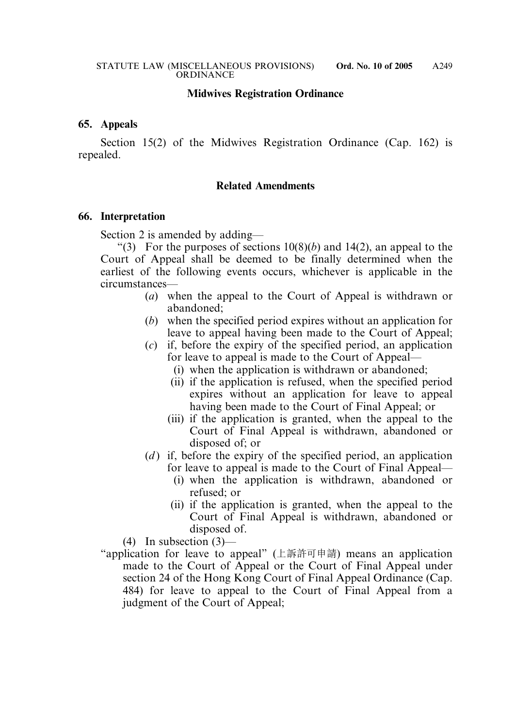## Midwives Registration Ordinance

**65. Appeals**

Section 15(2) of the Midwives Registration Ordinance (Cap. 162) is repealed.

## Related Amendments

**66. Interpretation**

Section 2 is amended by adding—

"(3) For the purposes of sections 10(8)(*b*) and 14(2), an appeal to the Court of Appeal shall be deemed to be finally determined when the earliest of the following events occurs, whichever is applicable in the circumstances—

(*a*) when the appeal to the Court of Appeal is withdrawn or abandoned;

(*b*) when the specified period expires without an application for leave to appeal having been made to the Court of Appeal;

(*c*) if, before the expiry of the specified period, an application for leave to appeal is made to the Court of Appeal—

(i) when the application is withdrawn or abandoned;

(ii) if the application is refused, when the specified period expires without an application for leave to appeal having been made to the Court of Final Appeal; or

(iii) if the application is granted, when the appeal to the Court of Final Appeal is withdrawn, abandoned or disposed of; or

(*d*) if, before the expiry of the specified period, an application for leave to appeal is made to the Court of Final Appeal—

(i) when the application is withdrawn, abandoned or refused; or

(ii) if the application is granted, when the appeal to the Court of Final Appeal is withdrawn, abandoned or disposed of.

(4) In subsection (3)—

"application for leave to appeal" (上訴許可申請) means an application made to the Court of Appeal or the Court of Final Appeal under section 24 of the Hong Kong Court of Final Appeal Ordinance (Cap. 484) for leave to appeal to the Court of Final Appeal from a judgment of the Court of Appeal;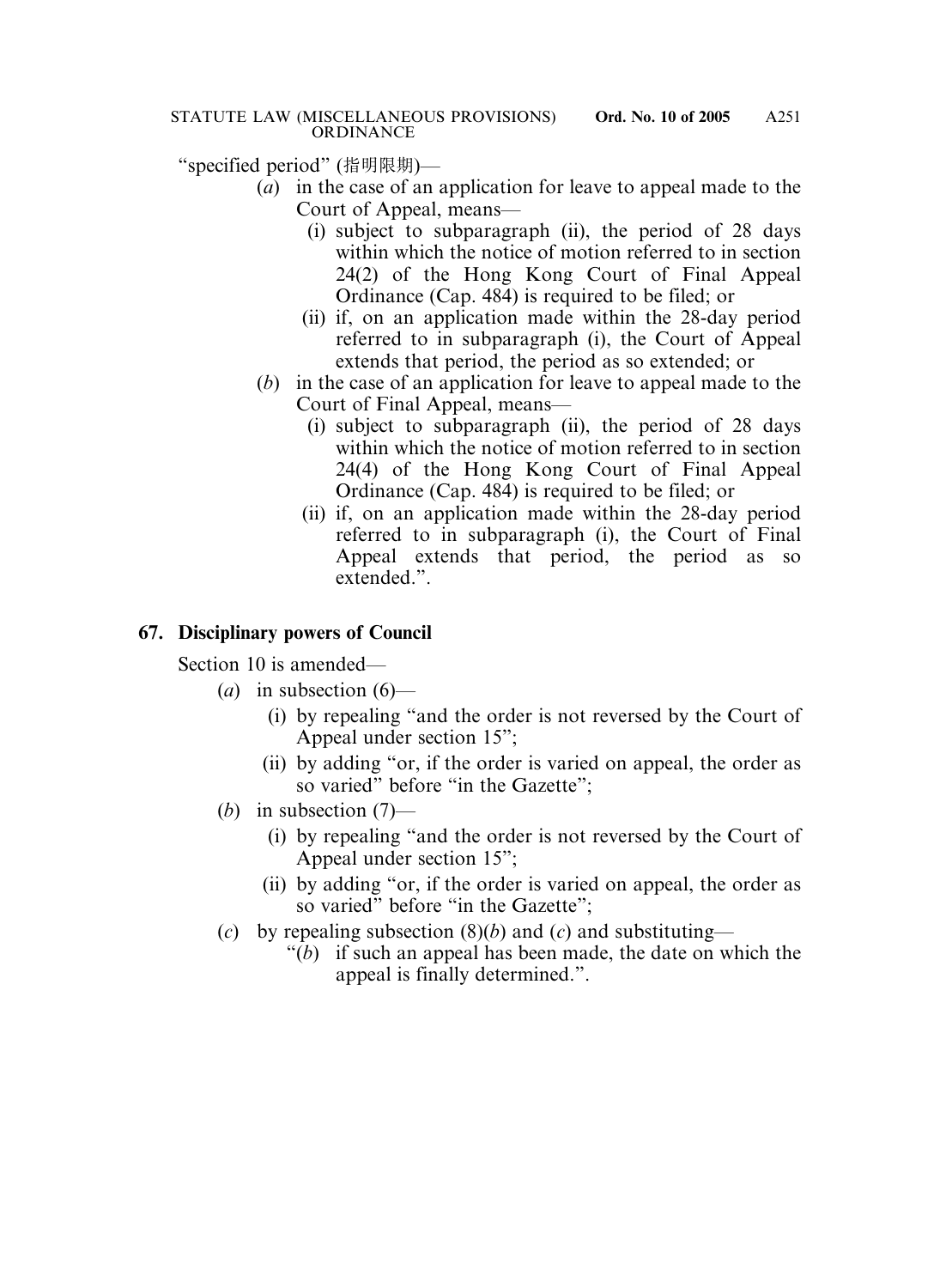"specified period" (指明限期)—

- (*a*) in the case of an application for leave to appeal made to the Court of Appeal, means—
  - (i) subject to subparagraph (ii), the period of 28 days within which the notice of motion referred to in section 24(2) of the Hong Kong Court of Final Appeal Ordinance (Cap. 484) is required to be filed; or
  - (ii) if, on an application made within the 28-day period referred to in subparagraph (i), the Court of Appeal extends that period, the period as so extended; or
- (*b*) in the case of an application for leave to appeal made to the Court of Final Appeal, means—
  - (i) subject to subparagraph (ii), the period of 28 days within which the notice of motion referred to in section 24(4) of the Hong Kong Court of Final Appeal Ordinance (Cap. 484) is required to be filed; or
  - (ii) if, on an application made within the 28-day period referred to in subparagraph (i), the Court of Final Appeal extends that period, the period as so extended.".

**67. Disciplinary powers of Council**

Section 10 is amended—

- (*a*) in subsection (6)—
  - (i) by repealing "and the order is not reversed by the Court of Appeal under section 15";
  - (ii) by adding "or, if the order is varied on appeal, the order as so varied" before "in the Gazette";
- (*b*) in subsection (7)—
  - (i) by repealing "and the order is not reversed by the Court of Appeal under section 15";
  - (ii) by adding "or, if the order is varied on appeal, the order as so varied" before "in the Gazette";
- (*c*) by repealing subsection (8)(*b*) and (*c*) and substituting—
  - "(*b*) if such an appeal has been made, the date on which the appeal is finally determined.".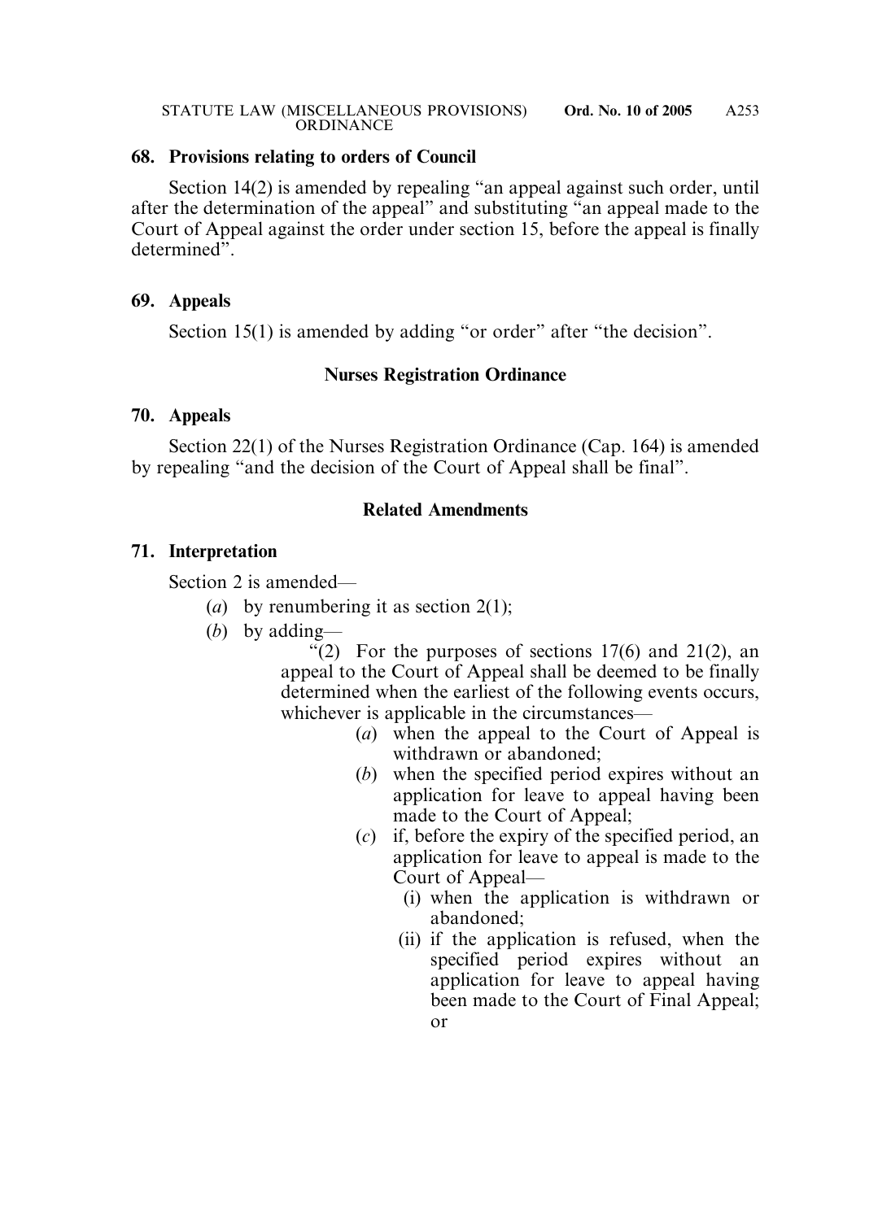**68. Provisions relating to orders of Council**

Section 14(2) is amended by repealing "an appeal against such order, until after the determination of the appeal" and substituting "an appeal made to the Court of Appeal against the order under section 15, before the appeal is finally determined".

**69. Appeals**

Section 15(1) is amended by adding "or order" after "the decision".

**Nurses Registration Ordinance**

**70. Appeals**

Section 22(1) of the Nurses Registration Ordinance (Cap. 164) is amended by repealing "and the decision of the Court of Appeal shall be final".

**Related Amendments**

**71. Interpretation**

Section 2 is amended—

(*a*) by renumbering it as section 2(1);

(*b*) by adding—

"(2) For the purposes of sections 17(6) and 21(2), an appeal to the Court of Appeal shall be deemed to be finally determined when the earliest of the following events occurs, whichever is applicable in the circumstances—

(*a*) when the appeal to the Court of Appeal is withdrawn or abandoned;

(*b*) when the specified period expires without an application for leave to appeal having been made to the Court of Appeal;

(*c*) if, before the expiry of the specified period, an application for leave to appeal is made to the Court of Appeal—

(i) when the application is withdrawn or abandoned;

(ii) if the application is refused, when the specified period expires without an application for leave to appeal having been made to the Court of Final Appeal; or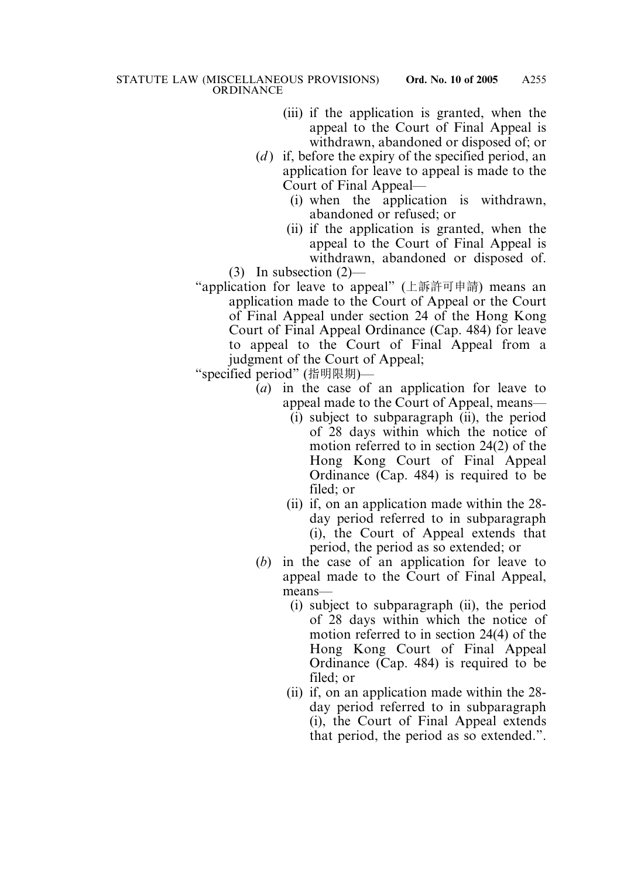(iii) if the application is granted, when the appeal to the Court of Final Appeal is withdrawn, abandoned or disposed of; or

(*d*) if, before the expiry of the specified period, an application for leave to appeal is made to the Court of Final Appeal—

(i) when the application is withdrawn, abandoned or refused; or

(ii) if the application is granted, when the appeal to the Court of Final Appeal is withdrawn, abandoned or disposed of.

(3) In subsection (2)—

"application for leave to appeal" (上訴許可申請) means an application made to the Court of Appeal or the Court of Final Appeal under section 24 of the Hong Kong Court of Final Appeal Ordinance (Cap. 484) for leave to appeal to the Court of Final Appeal from a judgment of the Court of Appeal;

"specified period" (指明限期)—

(*a*) in the case of an application for leave to appeal made to the Court of Appeal, means—

(i) subject to subparagraph (ii), the period of 28 days within which the notice of motion referred to in section 24(2) of the Hong Kong Court of Final Appeal Ordinance (Cap. 484) is required to be filed; or

(ii) if, on an application made within the 28-day period referred to in subparagraph (i), the Court of Appeal extends that period, the period as so extended; or

(*b*) in the case of an application for leave to appeal made to the Court of Final Appeal, means—

(i) subject to subparagraph (ii), the period of 28 days within which the notice of motion referred to in section 24(4) of the Hong Kong Court of Final Appeal Ordinance (Cap. 484) is required to be filed; or

(ii) if, on an application made within the 28-day period referred to in subparagraph (i), the Court of Final Appeal extends that period, the period as so extended.".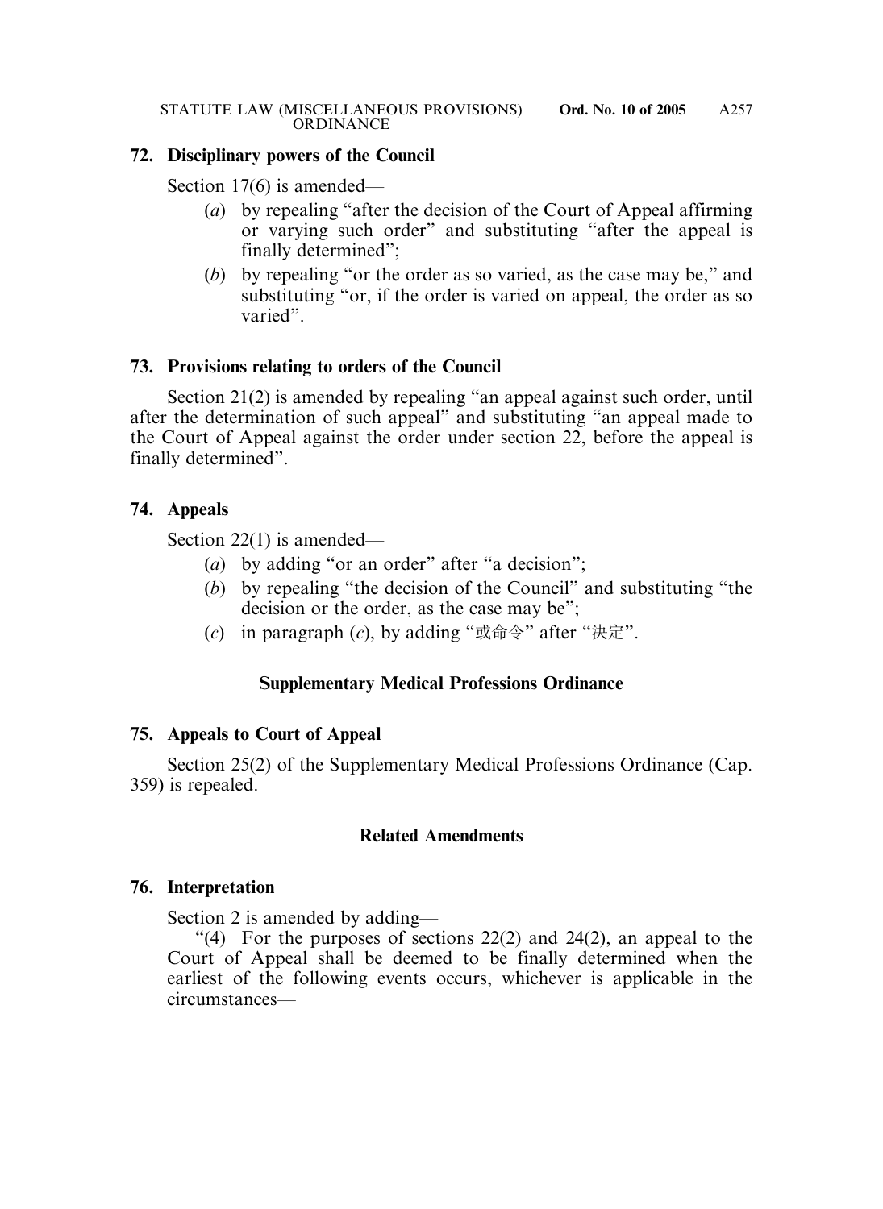**72. Disciplinary powers of the Council**

Section 17(6) is amended—

(*a*) by repealing "after the decision of the Court of Appeal affirming or varying such order" and substituting "after the appeal is finally determined";

(*b*) by repealing "or the order as so varied, as the case may be," and substituting "or, if the order is varied on appeal, the order as so varied".

**73. Provisions relating to orders of the Council**

Section 21(2) is amended by repealing "an appeal against such order, until after the determination of such appeal" and substituting "an appeal made to the Court of Appeal against the order under section 22, before the appeal is finally determined".

**74. Appeals**

Section 22(1) is amended—

(*a*) by adding "or an order" after "a decision";

(*b*) by repealing "the decision of the Council" and substituting "the decision or the order, as the case may be";

(*c*) in paragraph (*c*), by adding "或命令" after "決定".

## Supplementary Medical Professions Ordinance

**75. Appeals to Court of Appeal**

Section 25(2) of the Supplementary Medical Professions Ordinance (Cap. 359) is repealed.

## Related Amendments

**76. Interpretation**

Section 2 is amended by adding—

"(4) For the purposes of sections 22(2) and 24(2), an appeal to the Court of Appeal shall be deemed to be finally determined when the earliest of the following events occurs, whichever is applicable in the circumstances—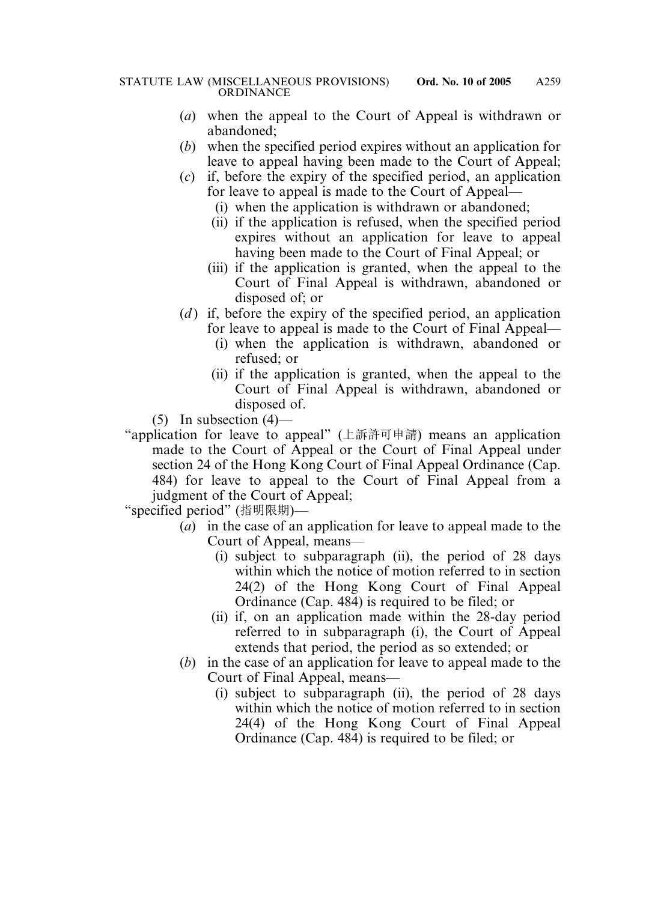(*a*) when the appeal to the Court of Appeal is withdrawn or abandoned;

(*b*) when the specified period expires without an application for leave to appeal having been made to the Court of Appeal;

(*c*) if, before the expiry of the specified period, an application for leave to appeal is made to the Court of Appeal—

   (i) when the application is withdrawn or abandoned;

   (ii) if the application is refused, when the specified period expires without an application for leave to appeal having been made to the Court of Final Appeal; or

   (iii) if the application is granted, when the appeal to the Court of Final Appeal is withdrawn, abandoned or disposed of; or

(*d*) if, before the expiry of the specified period, an application for leave to appeal is made to the Court of Final Appeal—

   (i) when the application is withdrawn, abandoned or refused; or

   (ii) if the application is granted, when the appeal to the Court of Final Appeal is withdrawn, abandoned or disposed of.

(5) In subsection (4)—

"application for leave to appeal" (上訴許可申請) means an application made to the Court of Appeal or the Court of Final Appeal under section 24 of the Hong Kong Court of Final Appeal Ordinance (Cap. 484) for leave to appeal to the Court of Final Appeal from a judgment of the Court of Appeal;

"specified period" (指明限期)—

(*a*) in the case of an application for leave to appeal made to the Court of Appeal, means—

   (i) subject to subparagraph (ii), the period of 28 days within which the notice of motion referred to in section 24(2) of the Hong Kong Court of Final Appeal Ordinance (Cap. 484) is required to be filed; or

   (ii) if, on an application made within the 28-day period referred to in subparagraph (i), the Court of Appeal extends that period, the period as so extended; or

(*b*) in the case of an application for leave to appeal made to the Court of Final Appeal, means—

   (i) subject to subparagraph (ii), the period of 28 days within which the notice of motion referred to in section 24(4) of the Hong Kong Court of Final Appeal Ordinance (Cap. 484) is required to be filed; or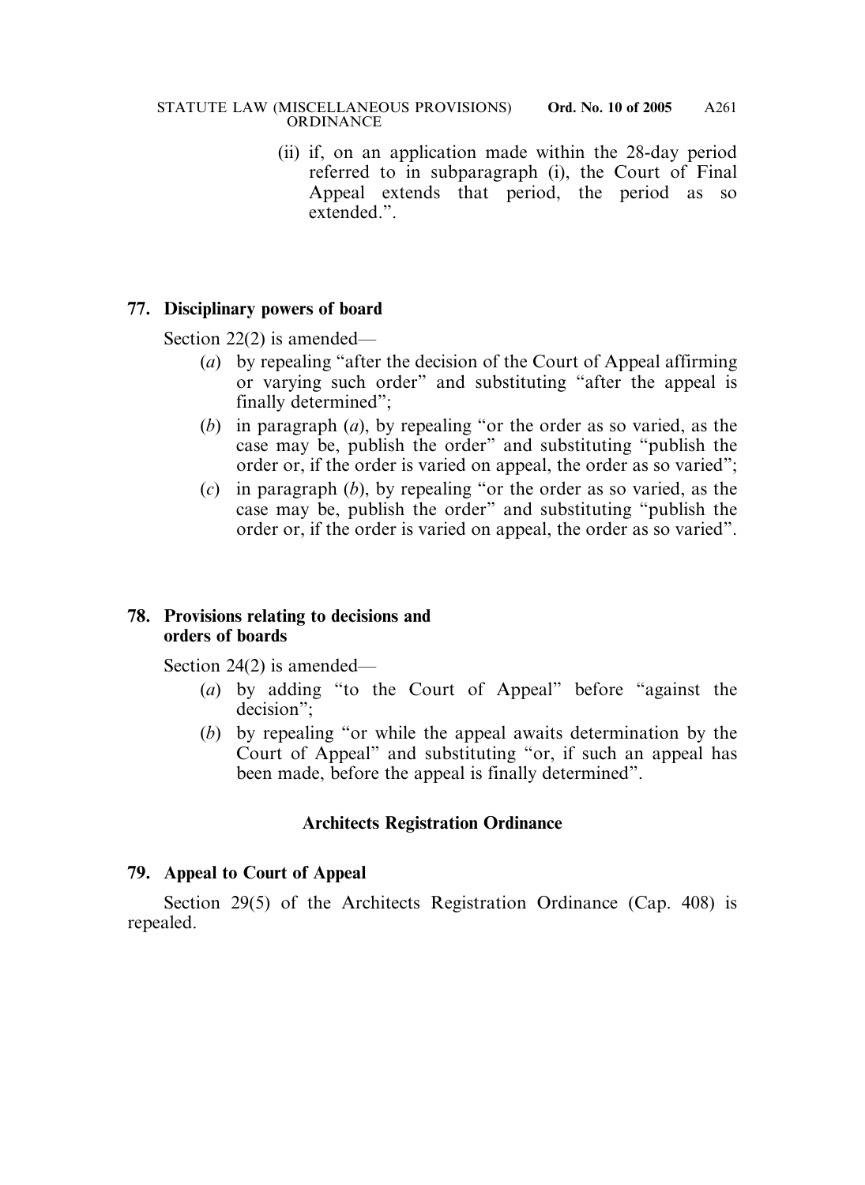(ii) if, on an application made within the 28-day period referred to in subparagraph (i), the Court of Final Appeal extends that period, the period as so extended.".

**77. Disciplinary powers of board**

Section 22(2) is amended—

(*a*) by repealing "after the decision of the Court of Appeal affirming or varying such order" and substituting "after the appeal is finally determined";

(*b*) in paragraph (*a*), by repealing "or the order as so varied, as the case may be, publish the order" and substituting "publish the order or, if the order is varied on appeal, the order as so varied";

(*c*) in paragraph (*b*), by repealing "or the order as so varied, as the case may be, publish the order" and substituting "publish the order or, if the order is varied on appeal, the order as so varied".

**78. Provisions relating to decisions and orders of boards**

Section 24(2) is amended—

(*a*) by adding "to the Court of Appeal" before "against the decision";

(*b*) by repealing "or while the appeal awaits determination by the Court of Appeal" and substituting "or, if such an appeal has been made, before the appeal is finally determined".

**Architects Registration Ordinance**

**79. Appeal to Court of Appeal**

Section 29(5) of the Architects Registration Ordinance (Cap. 408) is repealed.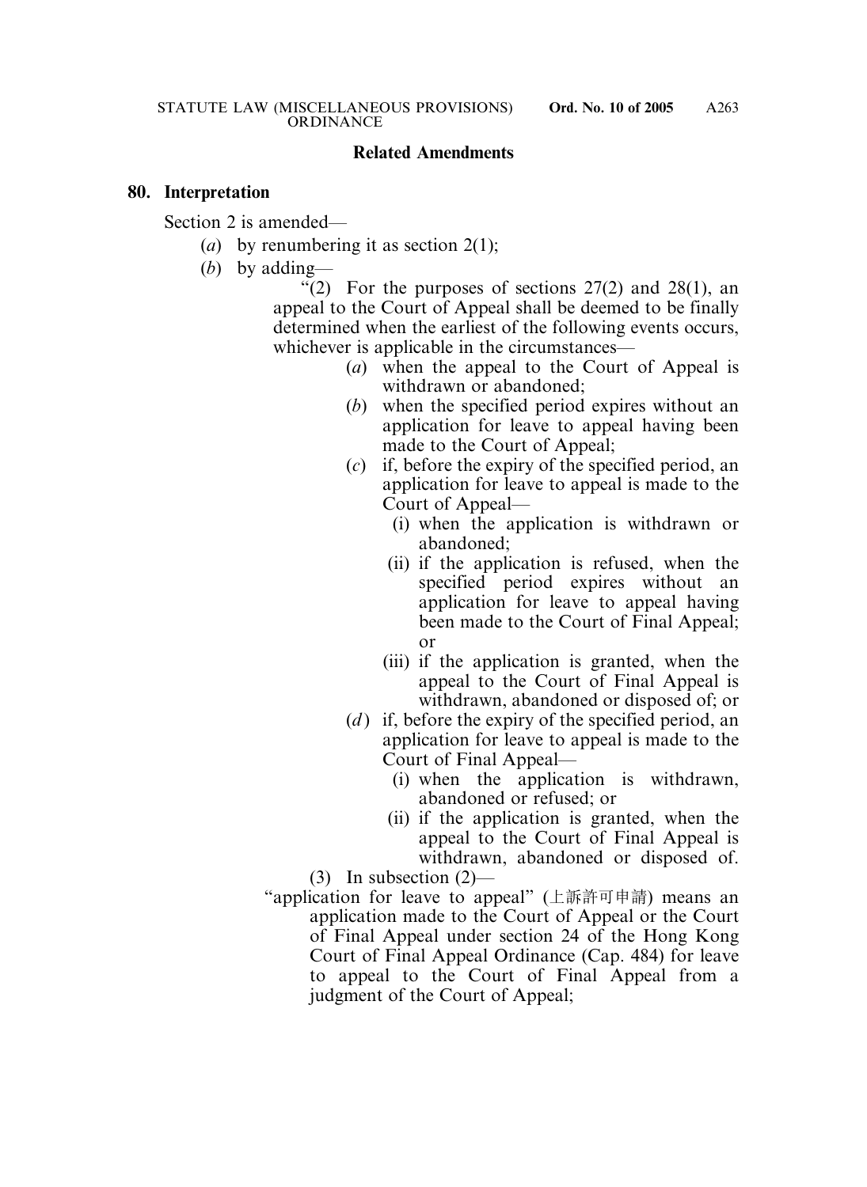## Related Amendments

### 80. Interpretation

Section 2 is amended—

(*a*) by renumbering it as section 2(1);

(*b*) by adding—

"(2) For the purposes of sections 27(2) and 28(1), an appeal to the Court of Appeal shall be deemed to be finally determined when the earliest of the following events occurs, whichever is applicable in the circumstances—

(*a*) when the appeal to the Court of Appeal is withdrawn or abandoned;

(*b*) when the specified period expires without an application for leave to appeal having been made to the Court of Appeal;

(*c*) if, before the expiry of the specified period, an application for leave to appeal is made to the Court of Appeal—

(i) when the application is withdrawn or abandoned;

(ii) if the application is refused, when the specified period expires without an application for leave to appeal having been made to the Court of Final Appeal; or

(iii) if the application is granted, when the appeal to the Court of Final Appeal is withdrawn, abandoned or disposed of; or

(*d*) if, before the expiry of the specified period, an application for leave to appeal is made to the Court of Final Appeal—

(i) when the application is withdrawn, abandoned or refused; or

(ii) if the application is granted, when the appeal to the Court of Final Appeal is withdrawn, abandoned or disposed of.

(3) In subsection (2)—

"application for leave to appeal" (上訴許可申請) means an application made to the Court of Appeal or the Court of Final Appeal under section 24 of the Hong Kong Court of Final Appeal Ordinance (Cap. 484) for leave to appeal to the Court of Final Appeal from a judgment of the Court of Appeal;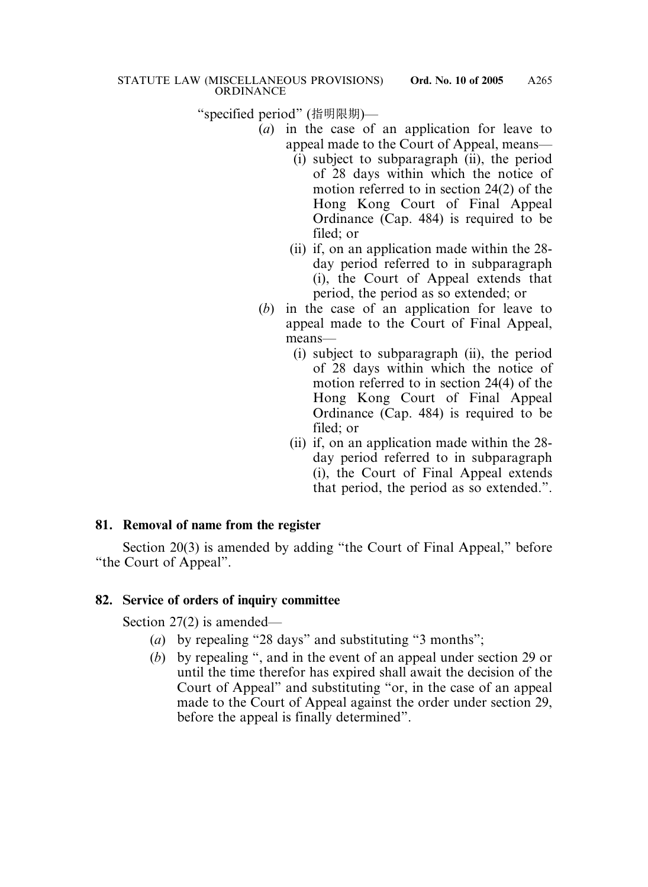"specified period" (指明限期)—

- (*a*) in the case of an application for leave to appeal made to the Court of Appeal, means—
  - (i) subject to subparagraph (ii), the period of 28 days within which the notice of motion referred to in section 24(2) of the Hong Kong Court of Final Appeal Ordinance (Cap. 484) is required to be filed; or
  - (ii) if, on an application made within the 28-day period referred to in subparagraph (i), the Court of Appeal extends that period, the period as so extended; or
- (*b*) in the case of an application for leave to appeal made to the Court of Final Appeal, means—
  - (i) subject to subparagraph (ii), the period of 28 days within which the notice of motion referred to in section 24(4) of the Hong Kong Court of Final Appeal Ordinance (Cap. 484) is required to be filed; or
  - (ii) if, on an application made within the 28-day period referred to in subparagraph (i), the Court of Final Appeal extends that period, the period as so extended.".

**81. Removal of name from the register**

Section 20(3) is amended by adding "the Court of Final Appeal," before "the Court of Appeal".

**82. Service of orders of inquiry committee**

Section 27(2) is amended—

- (*a*) by repealing "28 days" and substituting "3 months";
- (*b*) by repealing ", and in the event of an appeal under section 29 or until the time therefor has expired shall await the decision of the Court of Appeal" and substituting "or, in the case of an appeal made to the Court of Appeal against the order under section 29, before the appeal is finally determined".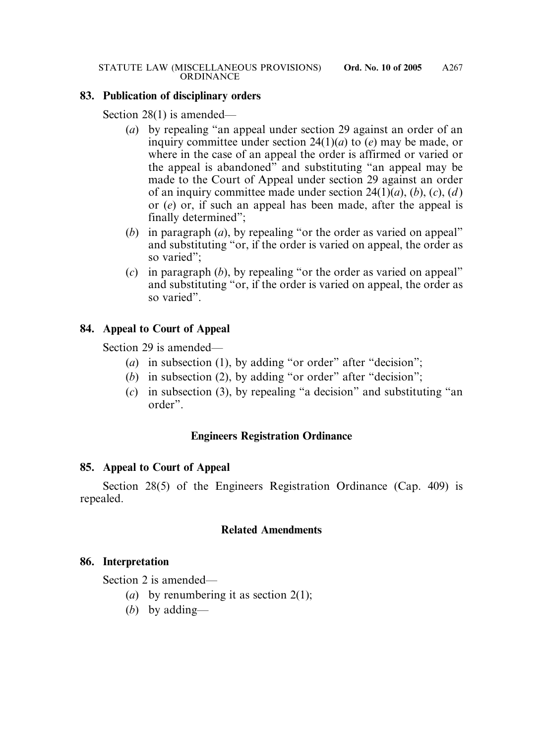### 83. Publication of disciplinary orders

Section 28(1) is amended—

(*a*) by repealing "an appeal under section 29 against an order of an inquiry committee under section 24(1)(*a*) to (*e*) may be made, or where in the case of an appeal the order is affirmed or varied or the appeal is abandoned" and substituting "an appeal may be made to the Court of Appeal under section 29 against an order of an inquiry committee made under section 24(1)(*a*), (*b*), (*c*), (*d*) or (*e*) or, if such an appeal has been made, after the appeal is finally determined";

(*b*) in paragraph (*a*), by repealing "or the order as varied on appeal" and substituting "or, if the order is varied on appeal, the order as so varied";

(*c*) in paragraph (*b*), by repealing "or the order as varied on appeal" and substituting "or, if the order is varied on appeal, the order as so varied".

### 84. Appeal to Court of Appeal

Section 29 is amended—

(*a*) in subsection (1), by adding "or order" after "decision";

(*b*) in subsection (2), by adding "or order" after "decision";

(*c*) in subsection (3), by repealing "a decision" and substituting "an order".

## Engineers Registration Ordinance

### 85. Appeal to Court of Appeal

Section 28(5) of the Engineers Registration Ordinance (Cap. 409) is repealed.

## Related Amendments

### 86. Interpretation

Section 2 is amended—

(*a*) by renumbering it as section 2(1);

(*b*) by adding—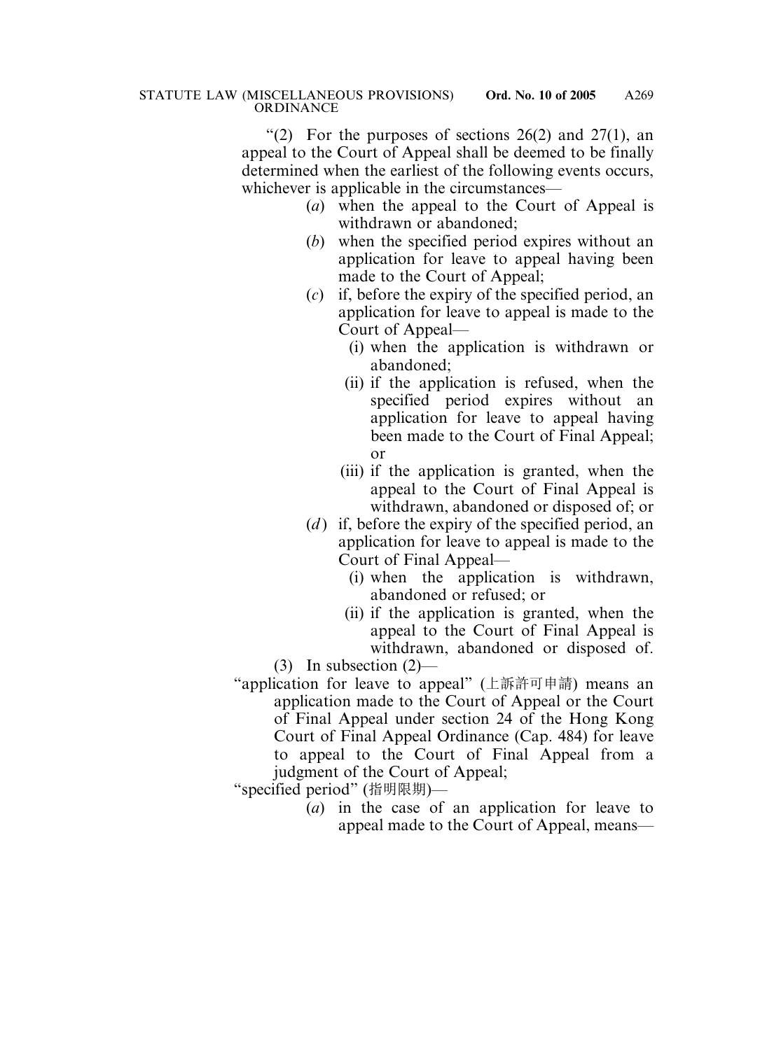"(2) For the purposes of sections 26(2) and 27(1), an appeal to the Court of Appeal shall be deemed to be finally determined when the earliest of the following events occurs, whichever is applicable in the circumstances—

(*a*) when the appeal to the Court of Appeal is withdrawn or abandoned;

(*b*) when the specified period expires without an application for leave to appeal having been made to the Court of Appeal;

(*c*) if, before the expiry of the specified period, an application for leave to appeal is made to the Court of Appeal—

(i) when the application is withdrawn or abandoned;

(ii) if the application is refused, when the specified period expires without an application for leave to appeal having been made to the Court of Final Appeal; or

(iii) if the application is granted, when the appeal to the Court of Final Appeal is withdrawn, abandoned or disposed of; or

(*d*) if, before the expiry of the specified period, an application for leave to appeal is made to the Court of Final Appeal—

(i) when the application is withdrawn, abandoned or refused; or

(ii) if the application is granted, when the appeal to the Court of Final Appeal is withdrawn, abandoned or disposed of.

(3) In subsection (2)—

"application for leave to appeal" (上訴許可申請) means an application made to the Court of Appeal or the Court of Final Appeal under section 24 of the Hong Kong Court of Final Appeal Ordinance (Cap. 484) for leave to appeal to the Court of Final Appeal from a judgment of the Court of Appeal;

"specified period" (指明限期)—

(*a*) in the case of an application for leave to appeal made to the Court of Appeal, means—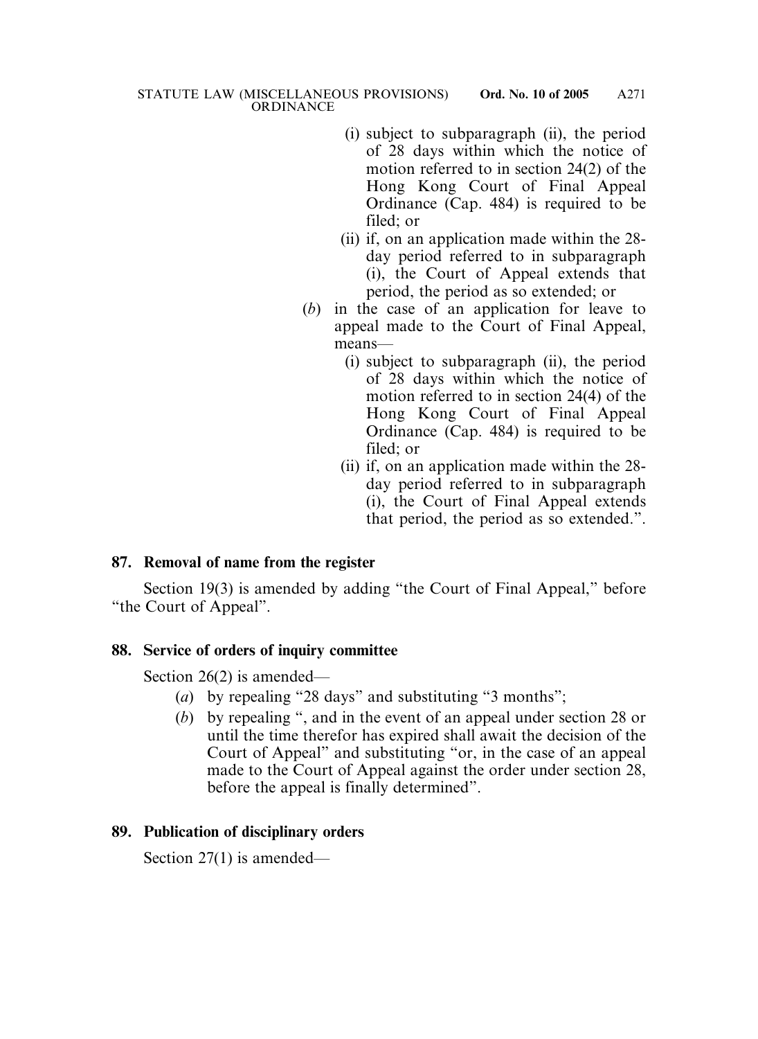(i) subject to subparagraph (ii), the period of 28 days within which the notice of motion referred to in section 24(2) of the Hong Kong Court of Final Appeal Ordinance (Cap. 484) is required to be filed; or

(ii) if, on an application made within the 28-day period referred to in subparagraph (i), the Court of Appeal extends that period, the period as so extended; or

(*b*) in the case of an application for leave to appeal made to the Court of Final Appeal, means—

(i) subject to subparagraph (ii), the period of 28 days within which the notice of motion referred to in section 24(4) of the Hong Kong Court of Final Appeal Ordinance (Cap. 484) is required to be filed; or

(ii) if, on an application made within the 28-day period referred to in subparagraph (i), the Court of Final Appeal extends that period, the period as so extended.".

**87. Removal of name from the register**

Section 19(3) is amended by adding "the Court of Final Appeal," before "the Court of Appeal".

**88. Service of orders of inquiry committee**

Section 26(2) is amended—

(*a*) by repealing "28 days" and substituting "3 months";

(*b*) by repealing ", and in the event of an appeal under section 28 or until the time therefor has expired shall await the decision of the Court of Appeal" and substituting "or, in the case of an appeal made to the Court of Appeal against the order under section 28, before the appeal is finally determined".

**89. Publication of disciplinary orders**

Section 27(1) is amended—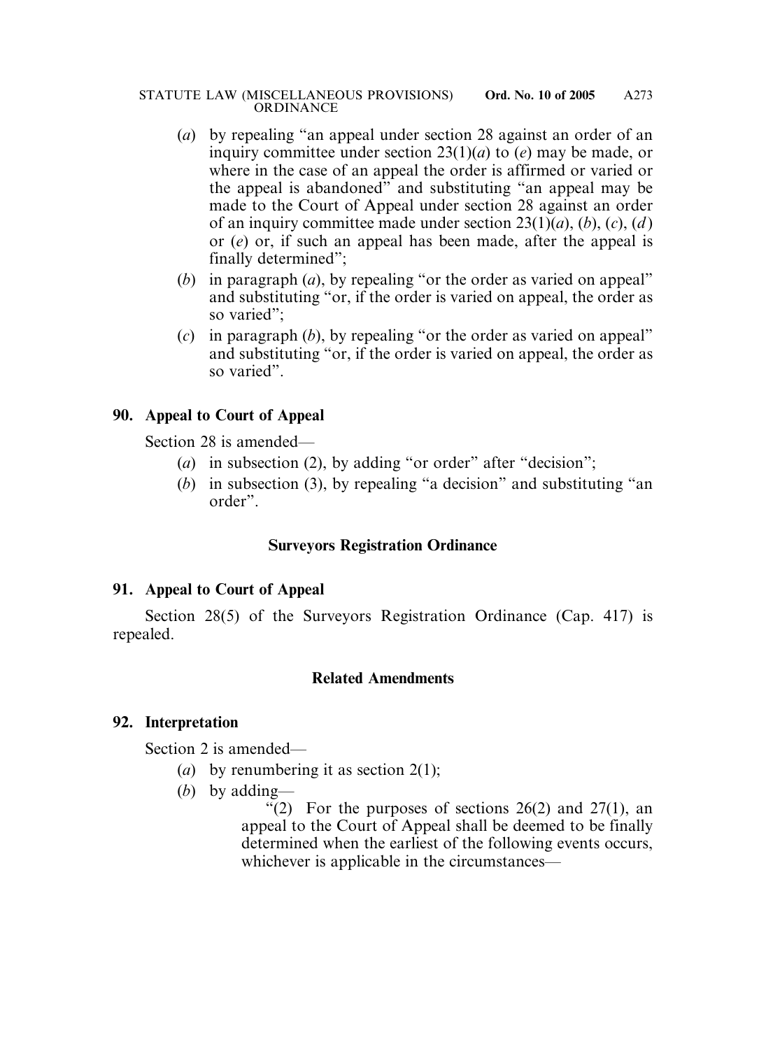(*a*) by repealing "an appeal under section 28 against an order of an inquiry committee under section 23(1)(*a*) to (*e*) may be made, or where in the case of an appeal the order is affirmed or varied or the appeal is abandoned" and substituting "an appeal may be made to the Court of Appeal under section 28 against an order of an inquiry committee made under section 23(1)(*a*), (*b*), (*c*), (*d*) or (*e*) or, if such an appeal has been made, after the appeal is finally determined";

(*b*) in paragraph (*a*), by repealing "or the order as varied on appeal" and substituting "or, if the order is varied on appeal, the order as so varied";

(*c*) in paragraph (*b*), by repealing "or the order as varied on appeal" and substituting "or, if the order is varied on appeal, the order as so varied".

**90. Appeal to Court of Appeal**

Section 28 is amended—

(*a*) in subsection (2), by adding "or order" after "decision";

(*b*) in subsection (3), by repealing "a decision" and substituting "an order".

## Surveyors Registration Ordinance

**91. Appeal to Court of Appeal**

Section 28(5) of the Surveyors Registration Ordinance (Cap. 417) is repealed.

## Related Amendments

**92. Interpretation**

Section 2 is amended—

(*a*) by renumbering it as section 2(1);

(*b*) by adding—

"(2) For the purposes of sections 26(2) and 27(1), an appeal to the Court of Appeal shall be deemed to be finally determined when the earliest of the following events occurs, whichever is applicable in the circumstances—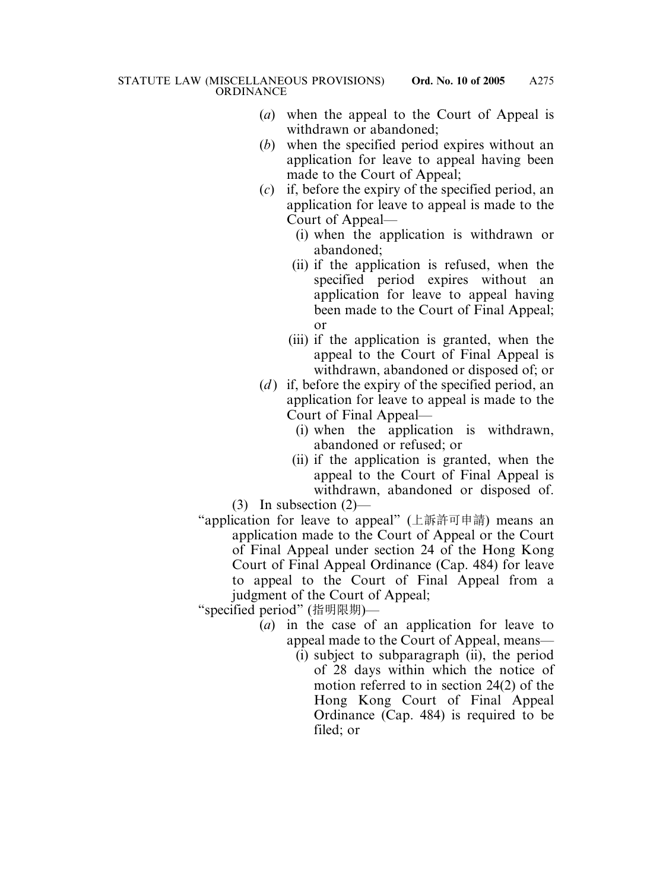(*a*) when the appeal to the Court of Appeal is withdrawn or abandoned;

(*b*) when the specified period expires without an application for leave to appeal having been made to the Court of Appeal;

(*c*) if, before the expiry of the specified period, an application for leave to appeal is made to the Court of Appeal—

(i) when the application is withdrawn or abandoned;

(ii) if the application is refused, when the specified period expires without an application for leave to appeal having been made to the Court of Final Appeal; or

(iii) if the application is granted, when the appeal to the Court of Final Appeal is withdrawn, abandoned or disposed of; or

(*d*) if, before the expiry of the specified period, an application for leave to appeal is made to the Court of Final Appeal—

(i) when the application is withdrawn, abandoned or refused; or

(ii) if the application is granted, when the appeal to the Court of Final Appeal is withdrawn, abandoned or disposed of.

(3) In subsection (2)—

"application for leave to appeal" (上訴許可申請) means an application made to the Court of Appeal or the Court of Final Appeal under section 24 of the Hong Kong Court of Final Appeal Ordinance (Cap. 484) for leave to appeal to the Court of Final Appeal from a judgment of the Court of Appeal;

"specified period" (指明限期)—

(*a*) in the case of an application for leave to appeal made to the Court of Appeal, means—

(i) subject to subparagraph (ii), the period of 28 days within which the notice of motion referred to in section 24(2) of the Hong Kong Court of Final Appeal Ordinance (Cap. 484) is required to be filed; or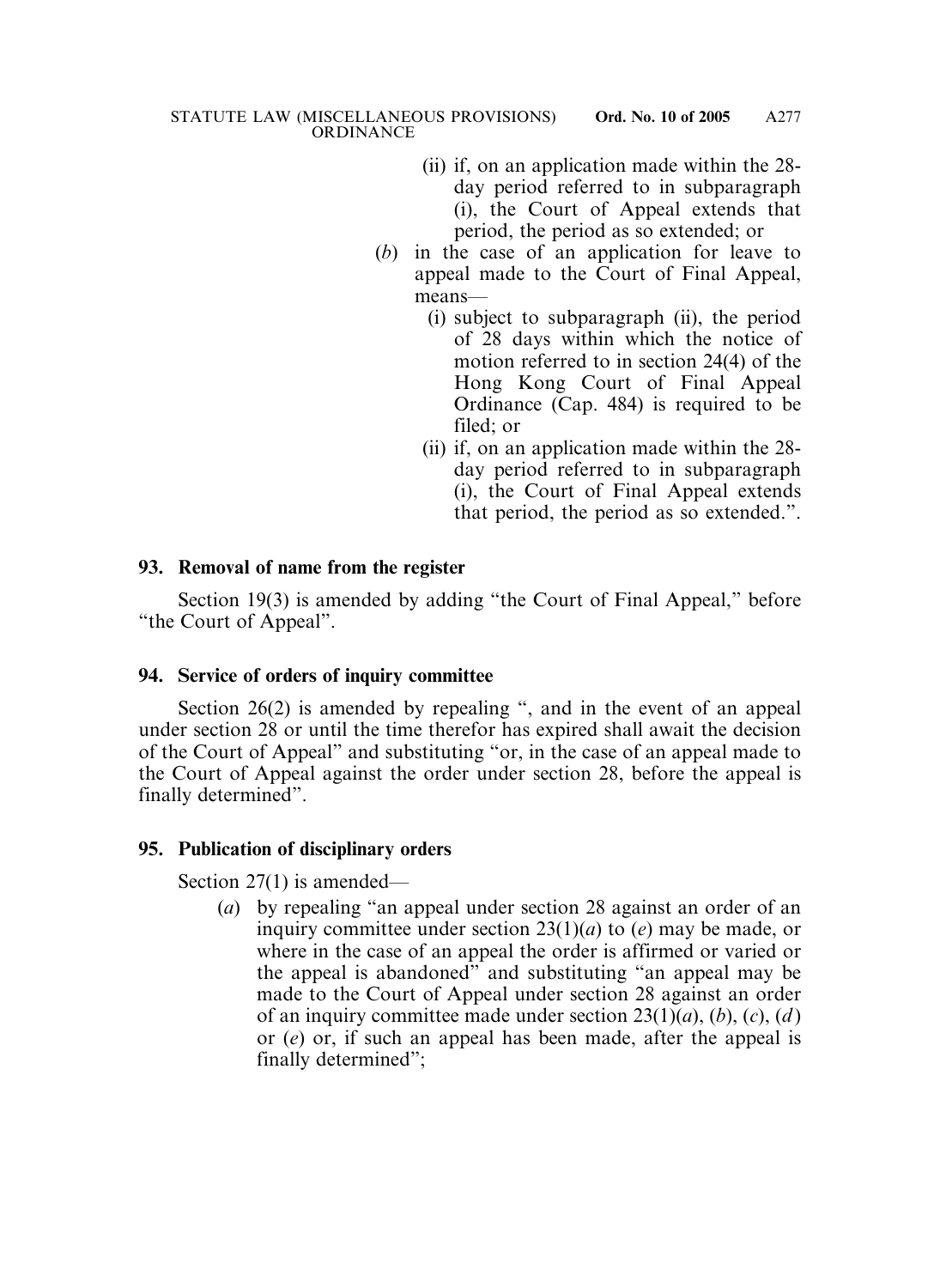(ii) if, on an application made within the 28-day period referred to in subparagraph (i), the Court of Appeal extends that period, the period as so extended; or

(*b*) in the case of an application for leave to appeal made to the Court of Final Appeal, means—

(i) subject to subparagraph (ii), the period of 28 days within which the notice of motion referred to in section 24(4) of the Hong Kong Court of Final Appeal Ordinance (Cap. 484) is required to be filed; or

(ii) if, on an application made within the 28-day period referred to in subparagraph (i), the Court of Final Appeal extends that period, the period as so extended.".

**93. Removal of name from the register**

Section 19(3) is amended by adding "the Court of Final Appeal," before "the Court of Appeal".

**94. Service of orders of inquiry committee**

Section 26(2) is amended by repealing ", and in the event of an appeal under section 28 or until the time therefor has expired shall await the decision of the Court of Appeal" and substituting "or, in the case of an appeal made to the Court of Appeal against the order under section 28, before the appeal is finally determined".

**95. Publication of disciplinary orders**

Section 27(1) is amended—

(*a*) by repealing "an appeal under section 28 against an order of an inquiry committee under section 23(1)(*a*) to (*e*) may be made, or where in the case of an appeal the order is affirmed or varied or the appeal is abandoned" and substituting "an appeal may be made to the Court of Appeal under section 28 against an order of an inquiry committee made under section 23(1)(*a*), (*b*), (*c*), (*d*) or (*e*) or, if such an appeal has been made, after the appeal is finally determined";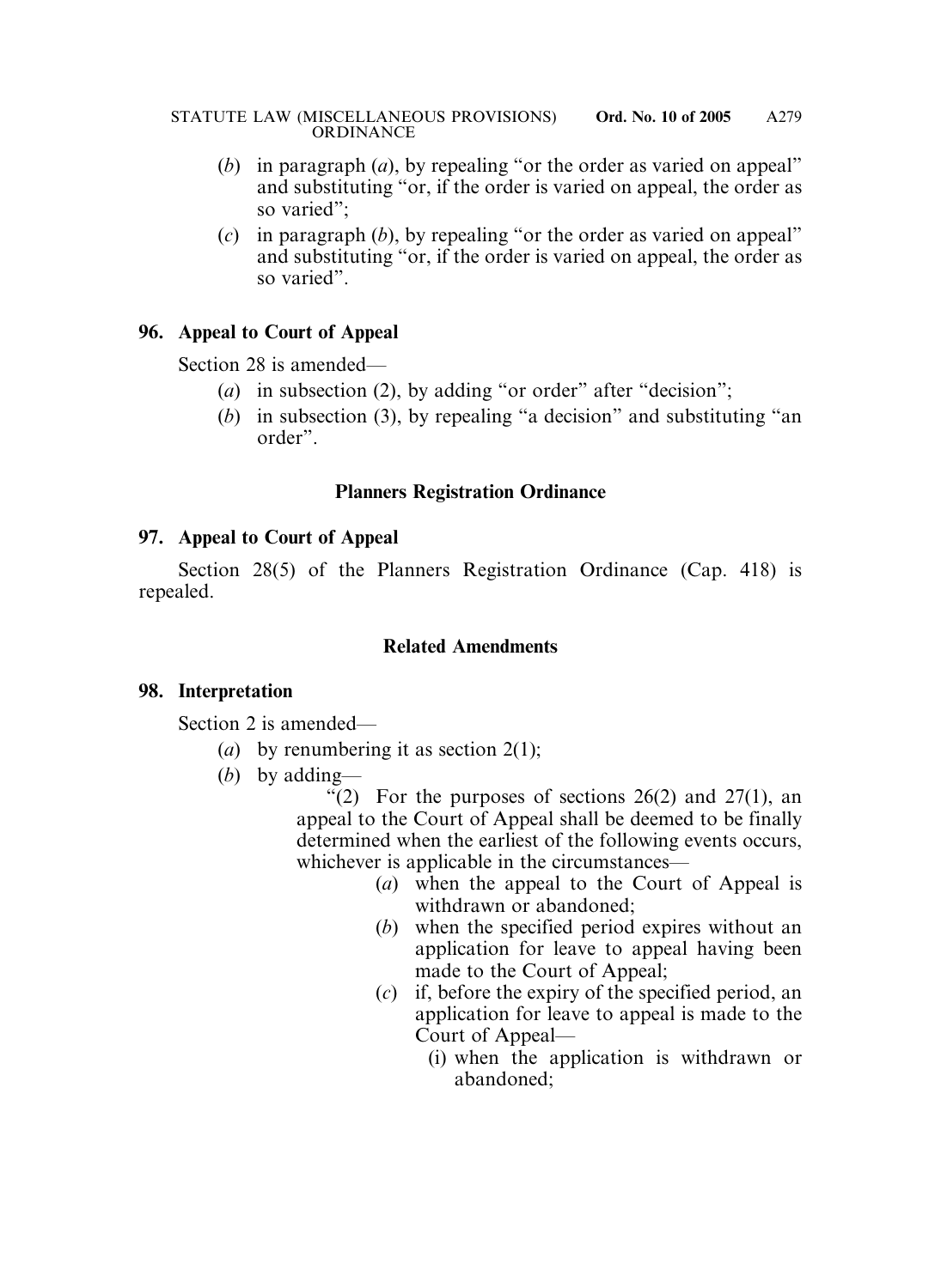(*b*) in paragraph (*a*), by repealing "or the order as varied on appeal" and substituting "or, if the order is varied on appeal, the order as so varied";

(*c*) in paragraph (*b*), by repealing "or the order as varied on appeal" and substituting "or, if the order is varied on appeal, the order as so varied".

**96. Appeal to Court of Appeal**

Section 28 is amended—

(*a*) in subsection (2), by adding "or order" after "decision";

(*b*) in subsection (3), by repealing "a decision" and substituting "an order".

**Planners Registration Ordinance**

**97. Appeal to Court of Appeal**

Section 28(5) of the Planners Registration Ordinance (Cap. 418) is repealed.

**Related Amendments**

**98. Interpretation**

Section 2 is amended—

(*a*) by renumbering it as section 2(1);

(*b*) by adding—

"(2) For the purposes of sections 26(2) and 27(1), an appeal to the Court of Appeal shall be deemed to be finally determined when the earliest of the following events occurs, whichever is applicable in the circumstances—

(*a*) when the appeal to the Court of Appeal is withdrawn or abandoned;

(*b*) when the specified period expires without an application for leave to appeal having been made to the Court of Appeal;

(*c*) if, before the expiry of the specified period, an application for leave to appeal is made to the Court of Appeal—

(i) when the application is withdrawn or abandoned;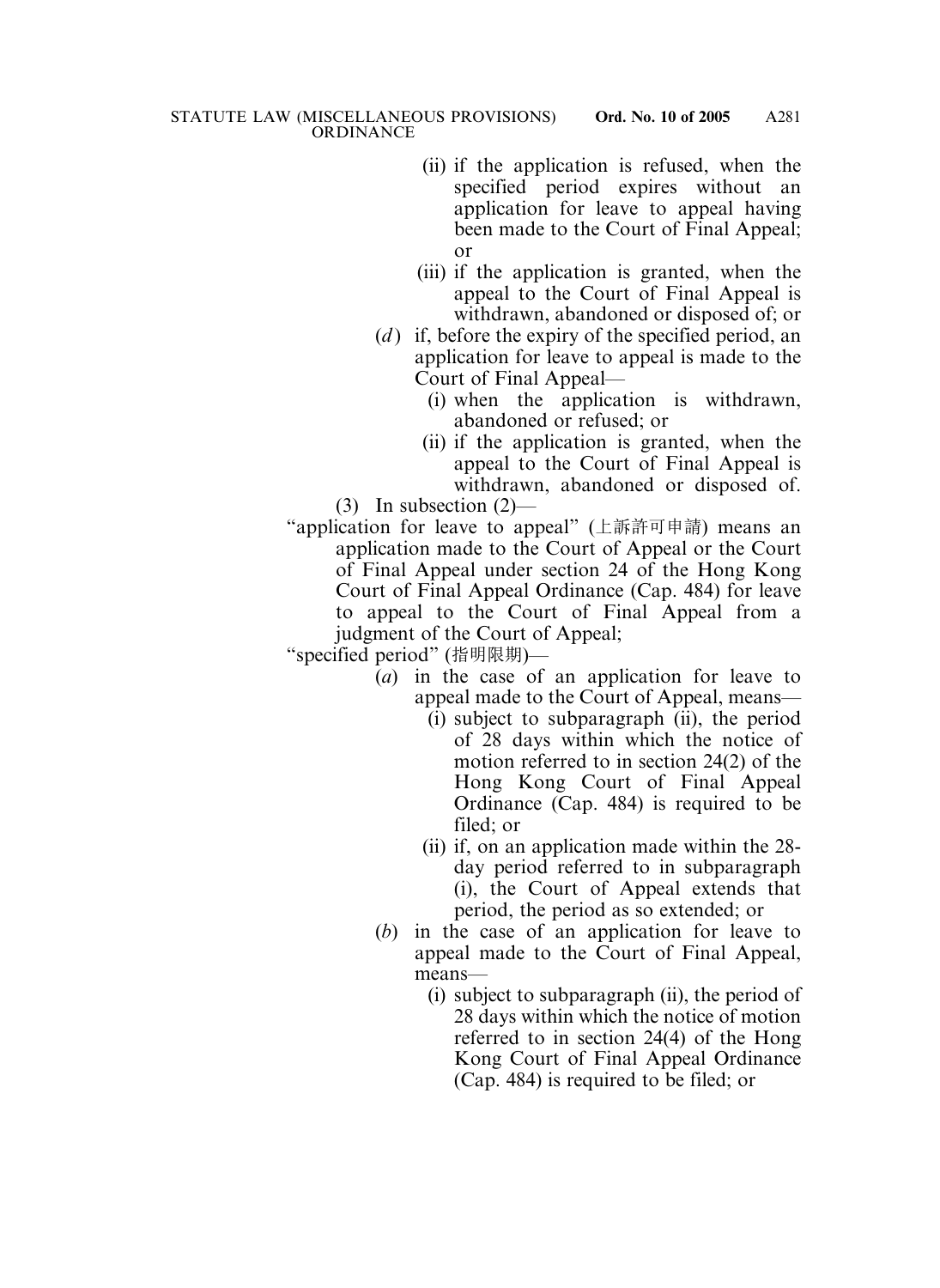(ii) if the application is refused, when the specified period expires without an application for leave to appeal having been made to the Court of Final Appeal; or

(iii) if the application is granted, when the appeal to the Court of Final Appeal is withdrawn, abandoned or disposed of; or

(*d*) if, before the expiry of the specified period, an application for leave to appeal is made to the Court of Final Appeal—

(i) when the application is withdrawn, abandoned or refused; or

(ii) if the application is granted, when the appeal to the Court of Final Appeal is withdrawn, abandoned or disposed of.

(3) In subsection (2)—

"application for leave to appeal" (上訴許可申請) means an application made to the Court of Appeal or the Court of Final Appeal under section 24 of the Hong Kong Court of Final Appeal Ordinance (Cap. 484) for leave to appeal to the Court of Final Appeal from a judgment of the Court of Appeal;

"specified period" (指明限期)—

(*a*) in the case of an application for leave to appeal made to the Court of Appeal, means—

(i) subject to subparagraph (ii), the period of 28 days within which the notice of motion referred to in section 24(2) of the Hong Kong Court of Final Appeal Ordinance (Cap. 484) is required to be filed; or

(ii) if, on an application made within the 28-day period referred to in subparagraph (i), the Court of Appeal extends that period, the period as so extended; or

(*b*) in the case of an application for leave to appeal made to the Court of Final Appeal, means—

(i) subject to subparagraph (ii), the period of 28 days within which the notice of motion referred to in section 24(4) of the Hong Kong Court of Final Appeal Ordinance (Cap. 484) is required to be filed; or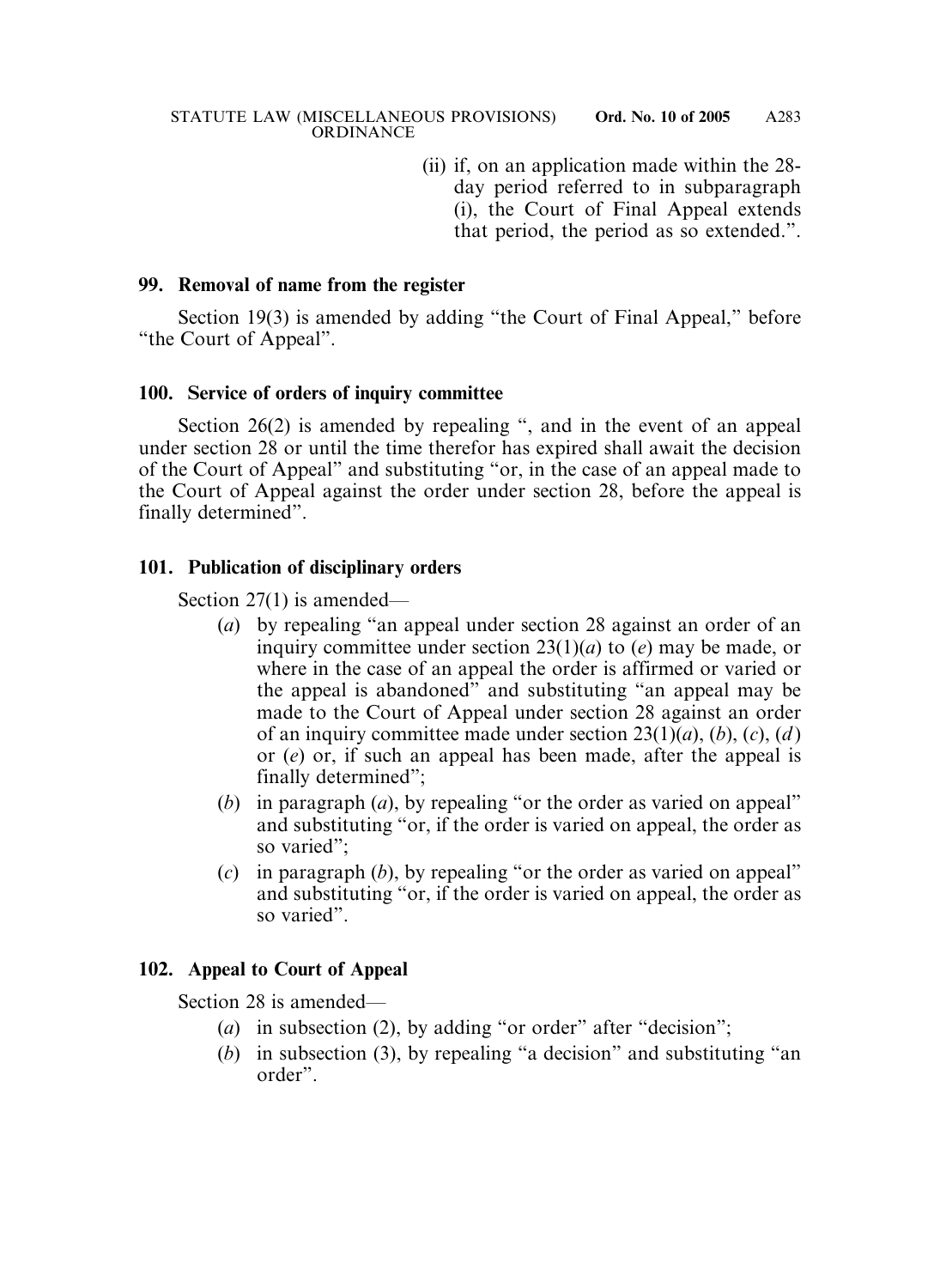(ii) if, on an application made within the 28-day period referred to in subparagraph (i), the Court of Final Appeal extends that period, the period as so extended.".

**99. Removal of name from the register**

Section 19(3) is amended by adding "the Court of Final Appeal," before "the Court of Appeal".

**100. Service of orders of inquiry committee**

Section 26(2) is amended by repealing ", and in the event of an appeal under section 28 or until the time therefor has expired shall await the decision of the Court of Appeal" and substituting "or, in the case of an appeal made to the Court of Appeal against the order under section 28, before the appeal is finally determined".

**101. Publication of disciplinary orders**

Section 27(1) is amended—

(*a*) by repealing "an appeal under section 28 against an order of an inquiry committee under section 23(1)(*a*) to (*e*) may be made, or where in the case of an appeal the order is affirmed or varied or the appeal is abandoned" and substituting "an appeal may be made to the Court of Appeal under section 28 against an order of an inquiry committee made under section 23(1)(*a*), (*b*), (*c*), (*d*) or (*e*) or, if such an appeal has been made, after the appeal is finally determined";

(*b*) in paragraph (*a*), by repealing "or the order as varied on appeal" and substituting "or, if the order is varied on appeal, the order as so varied";

(*c*) in paragraph (*b*), by repealing "or the order as varied on appeal" and substituting "or, if the order is varied on appeal, the order as so varied".

**102. Appeal to Court of Appeal**

Section 28 is amended—

(*a*) in subsection (2), by adding "or order" after "decision";

(*b*) in subsection (3), by repealing "a decision" and substituting "an order".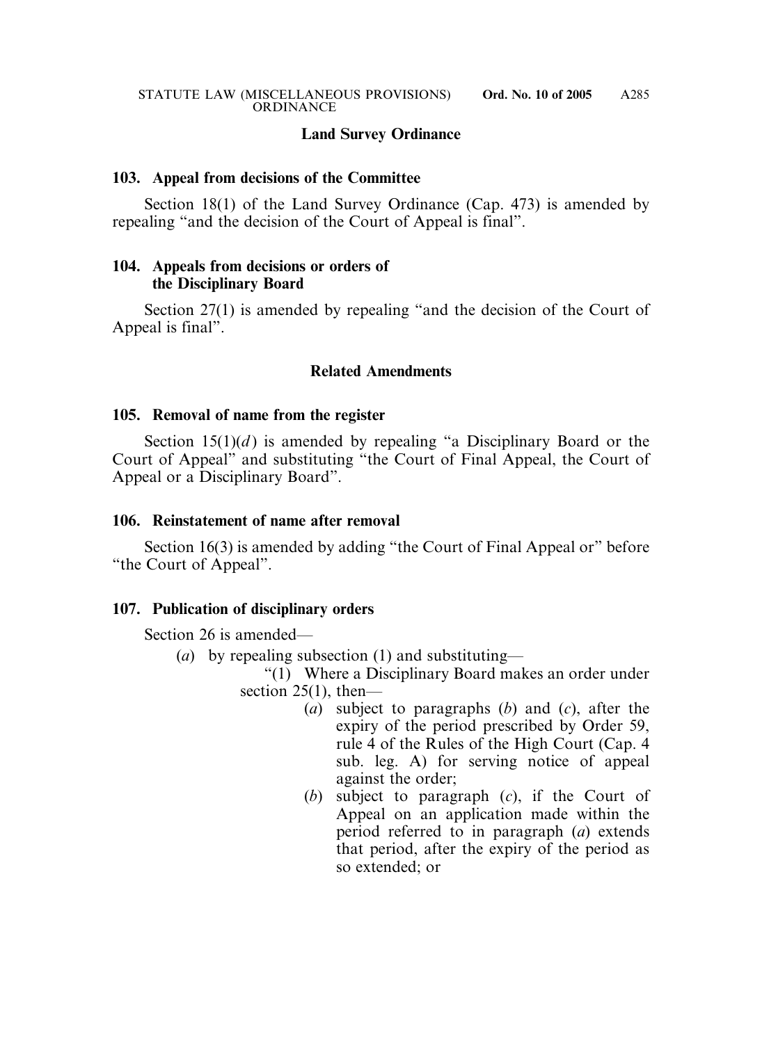## Land Survey Ordinance

### 103. Appeal from decisions of the Committee

Section 18(1) of the Land Survey Ordinance (Cap. 473) is amended by repealing "and the decision of the Court of Appeal is final".

### 104. Appeals from decisions or orders of the Disciplinary Board

Section 27(1) is amended by repealing "and the decision of the Court of Appeal is final".

## Related Amendments

### 105. Removal of name from the register

Section 15(1)(*d*) is amended by repealing "a Disciplinary Board or the Court of Appeal" and substituting "the Court of Final Appeal, the Court of Appeal or a Disciplinary Board".

### 106. Reinstatement of name after removal

Section 16(3) is amended by adding "the Court of Final Appeal or" before "the Court of Appeal".

### 107. Publication of disciplinary orders

Section 26 is amended—

(*a*) by repealing subsection (1) and substituting—

"(1) Where a Disciplinary Board makes an order under section 25(1), then—

(*a*) subject to paragraphs (*b*) and (*c*), after the expiry of the period prescribed by Order 59, rule 4 of the Rules of the High Court (Cap. 4 sub. leg. A) for serving notice of appeal against the order;

(*b*) subject to paragraph (*c*), if the Court of Appeal on an application made within the period referred to in paragraph (*a*) extends that period, after the expiry of the period as so extended; or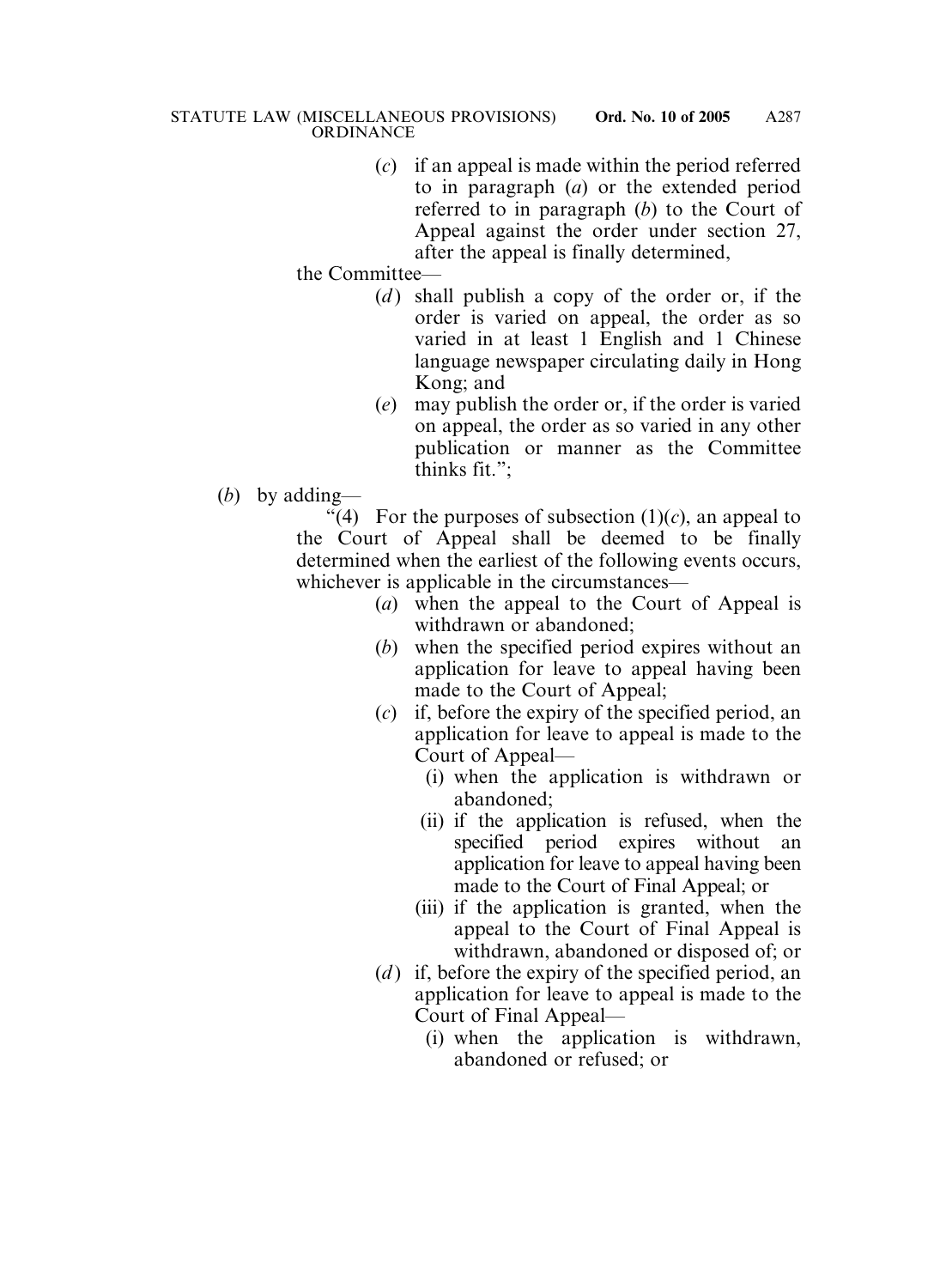(*c*) if an appeal is made within the period referred to in paragraph (*a*) or the extended period referred to in paragraph (*b*) to the Court of Appeal against the order under section 27, after the appeal is finally determined,

the Committee—

(*d*) shall publish a copy of the order or, if the order is varied on appeal, the order as so varied in at least 1 English and 1 Chinese language newspaper circulating daily in Hong Kong; and

(*e*) may publish the order or, if the order is varied on appeal, the order as so varied in any other publication or manner as the Committee thinks fit.";

(*b*) by adding—

"(4) For the purposes of subsection (1)(*c*), an appeal to the Court of Appeal shall be deemed to be finally determined when the earliest of the following events occurs, whichever is applicable in the circumstances—

(*a*) when the appeal to the Court of Appeal is withdrawn or abandoned;

(*b*) when the specified period expires without an application for leave to appeal having been made to the Court of Appeal;

(*c*) if, before the expiry of the specified period, an application for leave to appeal is made to the Court of Appeal—

(i) when the application is withdrawn or abandoned;

(ii) if the application is refused, when the specified period expires without an application for leave to appeal having been made to the Court of Final Appeal; or

(iii) if the application is granted, when the appeal to the Court of Final Appeal is withdrawn, abandoned or disposed of; or

(*d*) if, before the expiry of the specified period, an application for leave to appeal is made to the Court of Final Appeal—

(i) when the application is withdrawn, abandoned or refused; or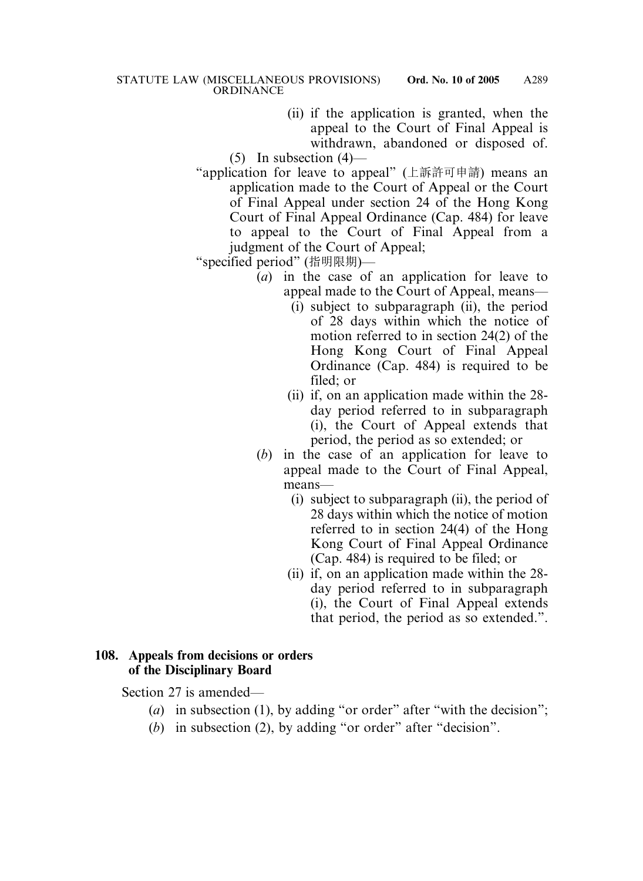(ii) if the application is granted, when the appeal to the Court of Final Appeal is withdrawn, abandoned or disposed of.

(5) In subsection (4)—

"application for leave to appeal" (上訴許可申請) means an application made to the Court of Appeal or the Court of Final Appeal under section 24 of the Hong Kong Court of Final Appeal Ordinance (Cap. 484) for leave to appeal to the Court of Final Appeal from a judgment of the Court of Appeal;

"specified period" (指明限期)—

(*a*) in the case of an application for leave to appeal made to the Court of Appeal, means—

(i) subject to subparagraph (ii), the period of 28 days within which the notice of motion referred to in section 24(2) of the Hong Kong Court of Final Appeal Ordinance (Cap. 484) is required to be filed; or

(ii) if, on an application made within the 28-day period referred to in subparagraph (i), the Court of Appeal extends that period, the period as so extended; or

(*b*) in the case of an application for leave to appeal made to the Court of Final Appeal, means—

(i) subject to subparagraph (ii), the period of 28 days within which the notice of motion referred to in section 24(4) of the Hong Kong Court of Final Appeal Ordinance (Cap. 484) is required to be filed; or

(ii) if, on an application made within the 28-day period referred to in subparagraph (i), the Court of Final Appeal extends that period, the period as so extended.".

**108. Appeals from decisions or orders of the Disciplinary Board**

Section 27 is amended—

(*a*) in subsection (1), by adding "or order" after "with the decision";

(*b*) in subsection (2), by adding "or order" after "decision".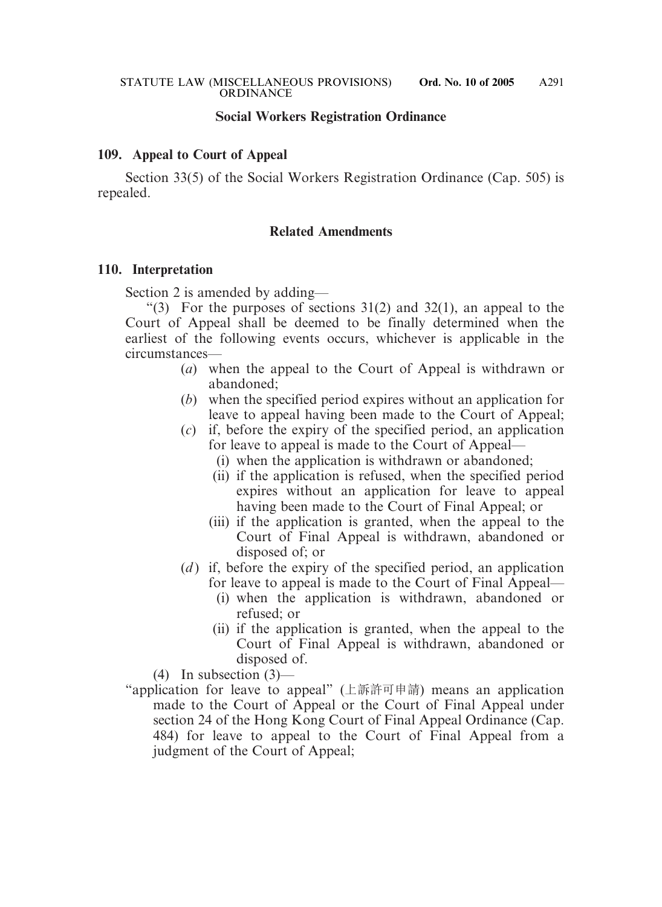### Social Workers Registration Ordinance

**109. Appeal to Court of Appeal**

Section 33(5) of the Social Workers Registration Ordinance (Cap. 505) is repealed.

### Related Amendments

**110. Interpretation**

Section 2 is amended by adding—

"(3) For the purposes of sections 31(2) and 32(1), an appeal to the Court of Appeal shall be deemed to be finally determined when the earliest of the following events occurs, whichever is applicable in the circumstances—

- (*a*) when the appeal to the Court of Appeal is withdrawn or abandoned;
- (*b*) when the specified period expires without an application for leave to appeal having been made to the Court of Appeal;
- (*c*) if, before the expiry of the specified period, an application for leave to appeal is made to the Court of Appeal—
  - (i) when the application is withdrawn or abandoned;
  - (ii) if the application is refused, when the specified period expires without an application for leave to appeal having been made to the Court of Final Appeal; or
  - (iii) if the application is granted, when the appeal to the Court of Final Appeal is withdrawn, abandoned or disposed of; or
- (*d*) if, before the expiry of the specified period, an application for leave to appeal is made to the Court of Final Appeal—
  - (i) when the application is withdrawn, abandoned or refused; or
  - (ii) if the application is granted, when the appeal to the Court of Final Appeal is withdrawn, abandoned or disposed of.

(4) In subsection (3)—

"application for leave to appeal" (上訴許可申請) means an application made to the Court of Appeal or the Court of Final Appeal under section 24 of the Hong Kong Court of Final Appeal Ordinance (Cap. 484) for leave to appeal to the Court of Final Appeal from a judgment of the Court of Appeal;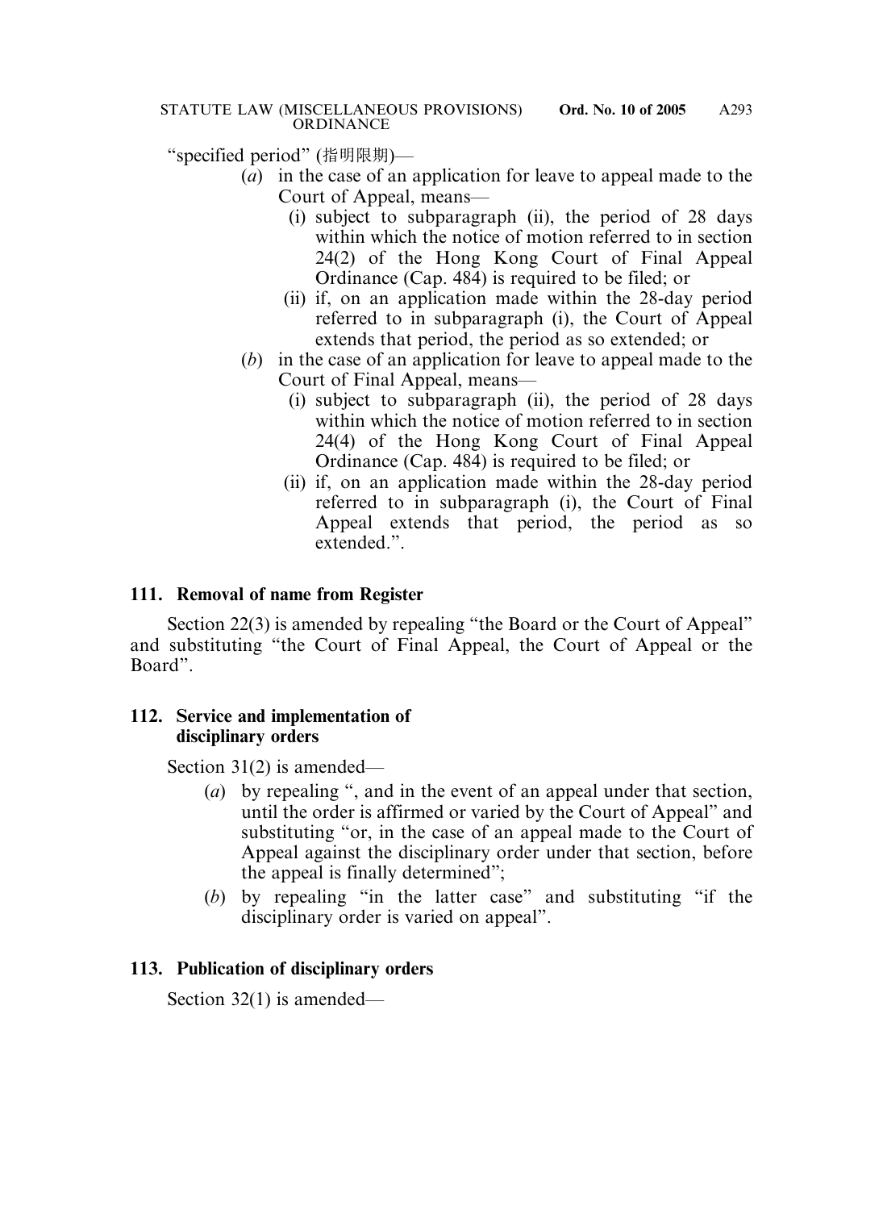"specified period" (指明限期)—

- (*a*) in the case of an application for leave to appeal made to the Court of Appeal, means—
  - (i) subject to subparagraph (ii), the period of 28 days within which the notice of motion referred to in section 24(2) of the Hong Kong Court of Final Appeal Ordinance (Cap. 484) is required to be filed; or
  - (ii) if, on an application made within the 28-day period referred to in subparagraph (i), the Court of Appeal extends that period, the period as so extended; or
- (*b*) in the case of an application for leave to appeal made to the Court of Final Appeal, means—
  - (i) subject to subparagraph (ii), the period of 28 days within which the notice of motion referred to in section 24(4) of the Hong Kong Court of Final Appeal Ordinance (Cap. 484) is required to be filed; or
  - (ii) if, on an application made within the 28-day period referred to in subparagraph (i), the Court of Final Appeal extends that period, the period as so extended.".

**111. Removal of name from Register**

Section 22(3) is amended by repealing "the Board or the Court of Appeal" and substituting "the Court of Final Appeal, the Court of Appeal or the Board".

**112. Service and implementation of disciplinary orders**

Section 31(2) is amended—

- (*a*) by repealing ", and in the event of an appeal under that section, until the order is affirmed or varied by the Court of Appeal" and substituting "or, in the case of an appeal made to the Court of Appeal against the disciplinary order under that section, before the appeal is finally determined";
- (*b*) by repealing "in the latter case" and substituting "if the disciplinary order is varied on appeal".

**113. Publication of disciplinary orders**

Section 32(1) is amended—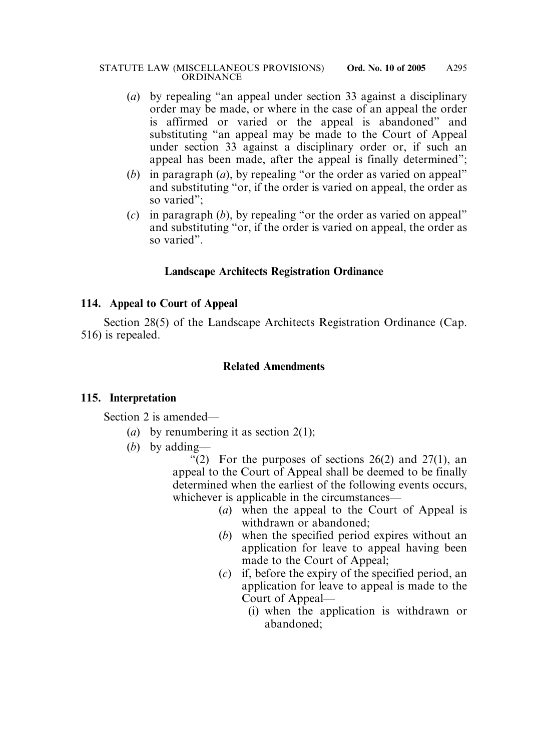(*a*) by repealing "an appeal under section 33 against a disciplinary order may be made, or where in the case of an appeal the order is affirmed or varied or the appeal is abandoned" and substituting "an appeal may be made to the Court of Appeal under section 33 against a disciplinary order or, if such an appeal has been made, after the appeal is finally determined";

(*b*) in paragraph (*a*), by repealing "or the order as varied on appeal" and substituting "or, if the order is varied on appeal, the order as so varied";

(*c*) in paragraph (*b*), by repealing "or the order as varied on appeal" and substituting "or, if the order is varied on appeal, the order as so varied".

### Landscape Architects Registration Ordinance

**114. Appeal to Court of Appeal**

Section 28(5) of the Landscape Architects Registration Ordinance (Cap. 516) is repealed.

### Related Amendments

**115. Interpretation**

Section 2 is amended—

(*a*) by renumbering it as section 2(1);

(*b*) by adding—

"(2) For the purposes of sections 26(2) and 27(1), an appeal to the Court of Appeal shall be deemed to be finally determined when the earliest of the following events occurs, whichever is applicable in the circumstances—

(*a*) when the appeal to the Court of Appeal is withdrawn or abandoned;

(*b*) when the specified period expires without an application for leave to appeal having been made to the Court of Appeal;

(*c*) if, before the expiry of the specified period, an application for leave to appeal is made to the Court of Appeal—

(i) when the application is withdrawn or abandoned;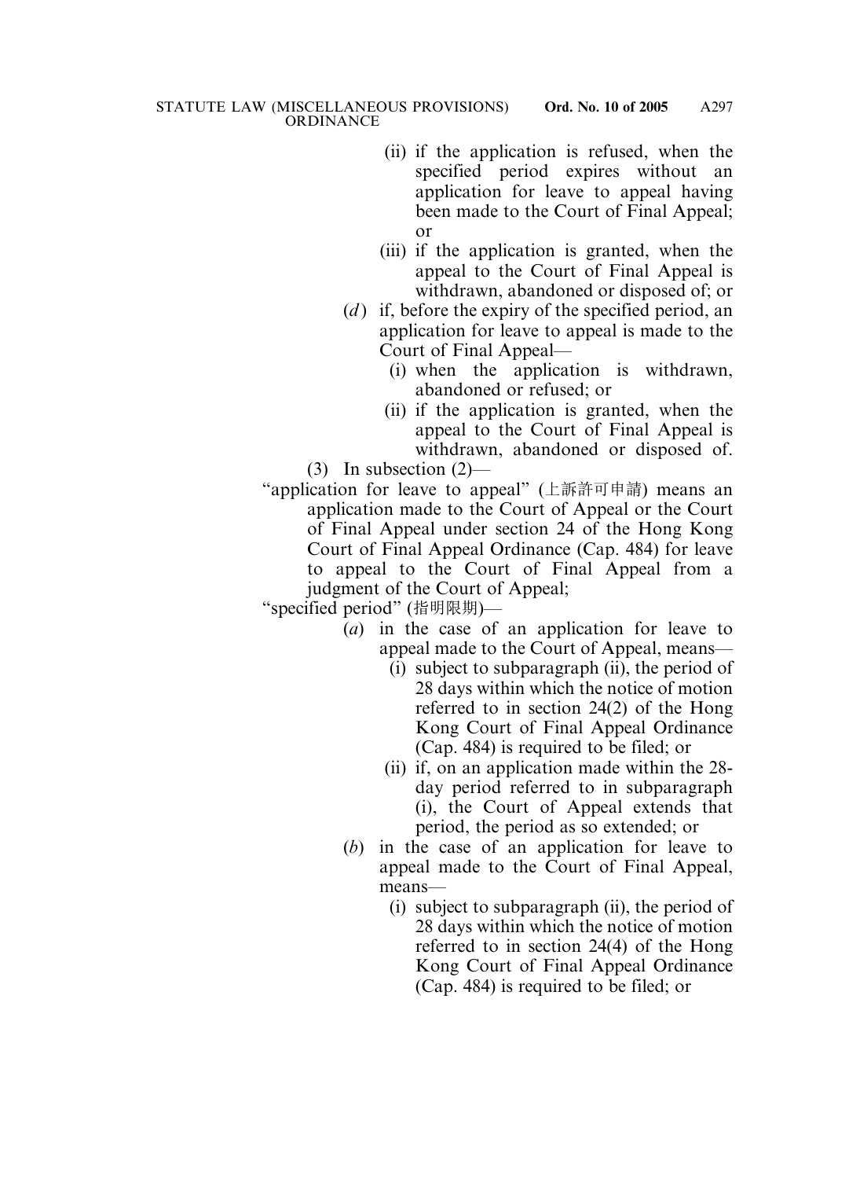(ii) if the application is refused, when the specified period expires without an application for leave to appeal having been made to the Court of Final Appeal; or

(iii) if the application is granted, when the appeal to the Court of Final Appeal is withdrawn, abandoned or disposed of; or

(*d*) if, before the expiry of the specified period, an application for leave to appeal is made to the Court of Final Appeal—

(i) when the application is withdrawn, abandoned or refused; or

(ii) if the application is granted, when the appeal to the Court of Final Appeal is withdrawn, abandoned or disposed of.

(3) In subsection (2)—

"application for leave to appeal" (上訴許可申請) means an application made to the Court of Appeal or the Court of Final Appeal under section 24 of the Hong Kong Court of Final Appeal Ordinance (Cap. 484) for leave to appeal to the Court of Final Appeal from a judgment of the Court of Appeal;

"specified period" (指明限期)—

(*a*) in the case of an application for leave to appeal made to the Court of Appeal, means—

(i) subject to subparagraph (ii), the period of 28 days within which the notice of motion referred to in section 24(2) of the Hong Kong Court of Final Appeal Ordinance (Cap. 484) is required to be filed; or

(ii) if, on an application made within the 28-day period referred to in subparagraph (i), the Court of Appeal extends that period, the period as so extended; or

(*b*) in the case of an application for leave to appeal made to the Court of Final Appeal, means—

(i) subject to subparagraph (ii), the period of 28 days within which the notice of motion referred to in section 24(4) of the Hong Kong Court of Final Appeal Ordinance (Cap. 484) is required to be filed; or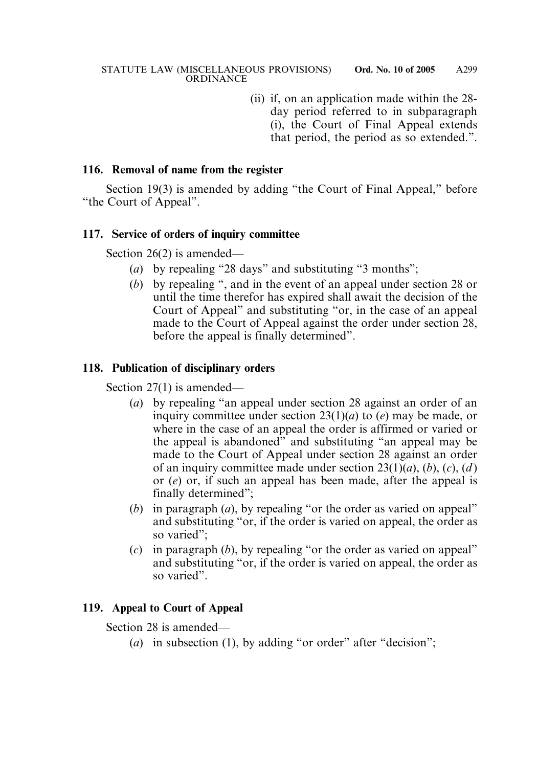(ii) if, on an application made within the 28-day period referred to in subparagraph (i), the Court of Final Appeal extends that period, the period as so extended.".

**116. Removal of name from the register**

Section 19(3) is amended by adding "the Court of Final Appeal," before "the Court of Appeal".

**117. Service of orders of inquiry committee**

Section 26(2) is amended—

(*a*) by repealing "28 days" and substituting "3 months";

(*b*) by repealing ", and in the event of an appeal under section 28 or until the time therefor has expired shall await the decision of the Court of Appeal" and substituting "or, in the case of an appeal made to the Court of Appeal against the order under section 28, before the appeal is finally determined".

**118. Publication of disciplinary orders**

Section 27(1) is amended—

(*a*) by repealing "an appeal under section 28 against an order of an inquiry committee under section 23(1)(*a*) to (*e*) may be made, or where in the case of an appeal the order is affirmed or varied or the appeal is abandoned" and substituting "an appeal may be made to the Court of Appeal under section 28 against an order of an inquiry committee made under section 23(1)(*a*), (*b*), (*c*), (*d*) or (*e*) or, if such an appeal has been made, after the appeal is finally determined";

(*b*) in paragraph (*a*), by repealing "or the order as varied on appeal" and substituting "or, if the order is varied on appeal, the order as so varied";

(*c*) in paragraph (*b*), by repealing "or the order as varied on appeal" and substituting "or, if the order is varied on appeal, the order as so varied".

**119. Appeal to Court of Appeal**

Section 28 is amended—

(*a*) in subsection (1), by adding "or order" after "decision";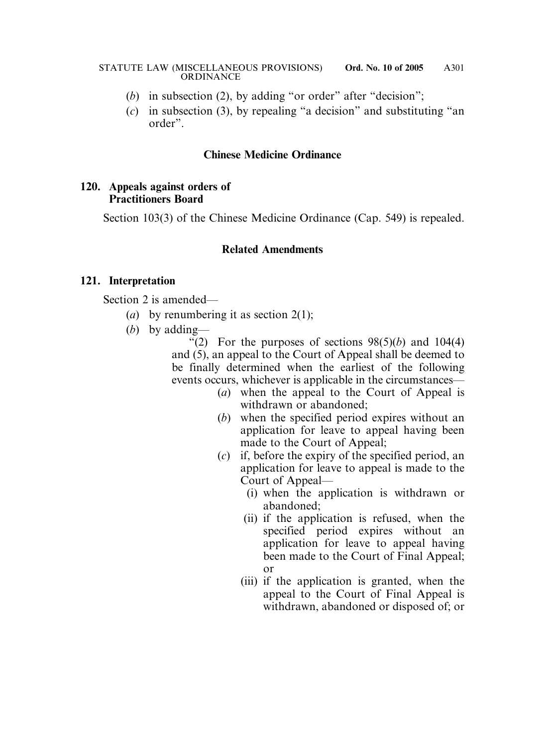(*b*) in subsection (2), by adding "or order" after "decision";

(*c*) in subsection (3), by repealing "a decision" and substituting "an order".

### Chinese Medicine Ordinance

**120. Appeals against orders of Practitioners Board**

Section 103(3) of the Chinese Medicine Ordinance (Cap. 549) is repealed.

### Related Amendments

**121. Interpretation**

Section 2 is amended—

(*a*) by renumbering it as section 2(1);

(*b*) by adding—

"(2) For the purposes of sections 98(5)(*b*) and 104(4) and (5), an appeal to the Court of Appeal shall be deemed to be finally determined when the earliest of the following events occurs, whichever is applicable in the circumstances—

(*a*) when the appeal to the Court of Appeal is withdrawn or abandoned;

(*b*) when the specified period expires without an application for leave to appeal having been made to the Court of Appeal;

(*c*) if, before the expiry of the specified period, an application for leave to appeal is made to the Court of Appeal—

(i) when the application is withdrawn or abandoned;

(ii) if the application is refused, when the specified period expires without an application for leave to appeal having been made to the Court of Final Appeal; or

(iii) if the application is granted, when the appeal to the Court of Final Appeal is withdrawn, abandoned or disposed of; or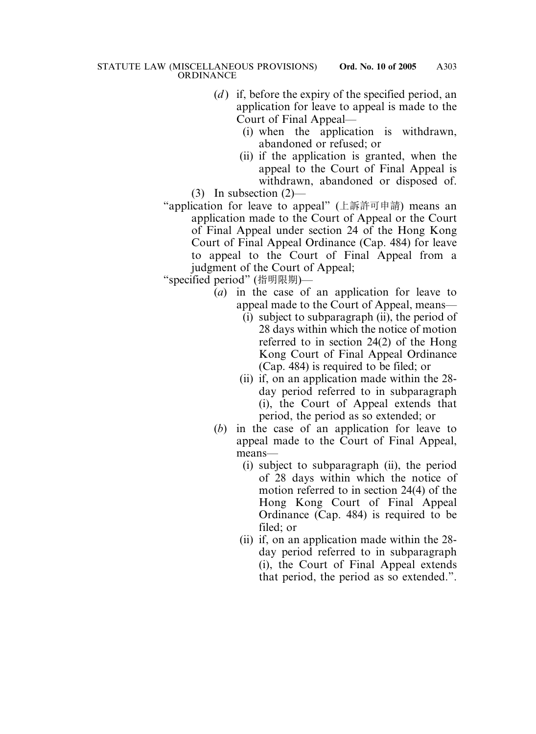(*d*) if, before the expiry of the specified period, an application for leave to appeal is made to the Court of Final Appeal—

(i) when the application is withdrawn, abandoned or refused; or

(ii) if the application is granted, when the appeal to the Court of Final Appeal is withdrawn, abandoned or disposed of.

(3) In subsection (2)—

"application for leave to appeal" (上訴許可申請) means an application made to the Court of Appeal or the Court of Final Appeal under section 24 of the Hong Kong Court of Final Appeal Ordinance (Cap. 484) for leave to appeal to the Court of Final Appeal from a judgment of the Court of Appeal;

"specified period" (指明限期)—

(*a*) in the case of an application for leave to appeal made to the Court of Appeal, means—

(i) subject to subparagraph (ii), the period of 28 days within which the notice of motion referred to in section 24(2) of the Hong Kong Court of Final Appeal Ordinance (Cap. 484) is required to be filed; or

(ii) if, on an application made within the 28-day period referred to in subparagraph (i), the Court of Appeal extends that period, the period as so extended; or

(*b*) in the case of an application for leave to appeal made to the Court of Final Appeal, means—

(i) subject to subparagraph (ii), the period of 28 days within which the notice of motion referred to in section 24(4) of the Hong Kong Court of Final Appeal Ordinance (Cap. 484) is required to be filed; or

(ii) if, on an application made within the 28-day period referred to in subparagraph (i), the Court of Final Appeal extends that period, the period as so extended.".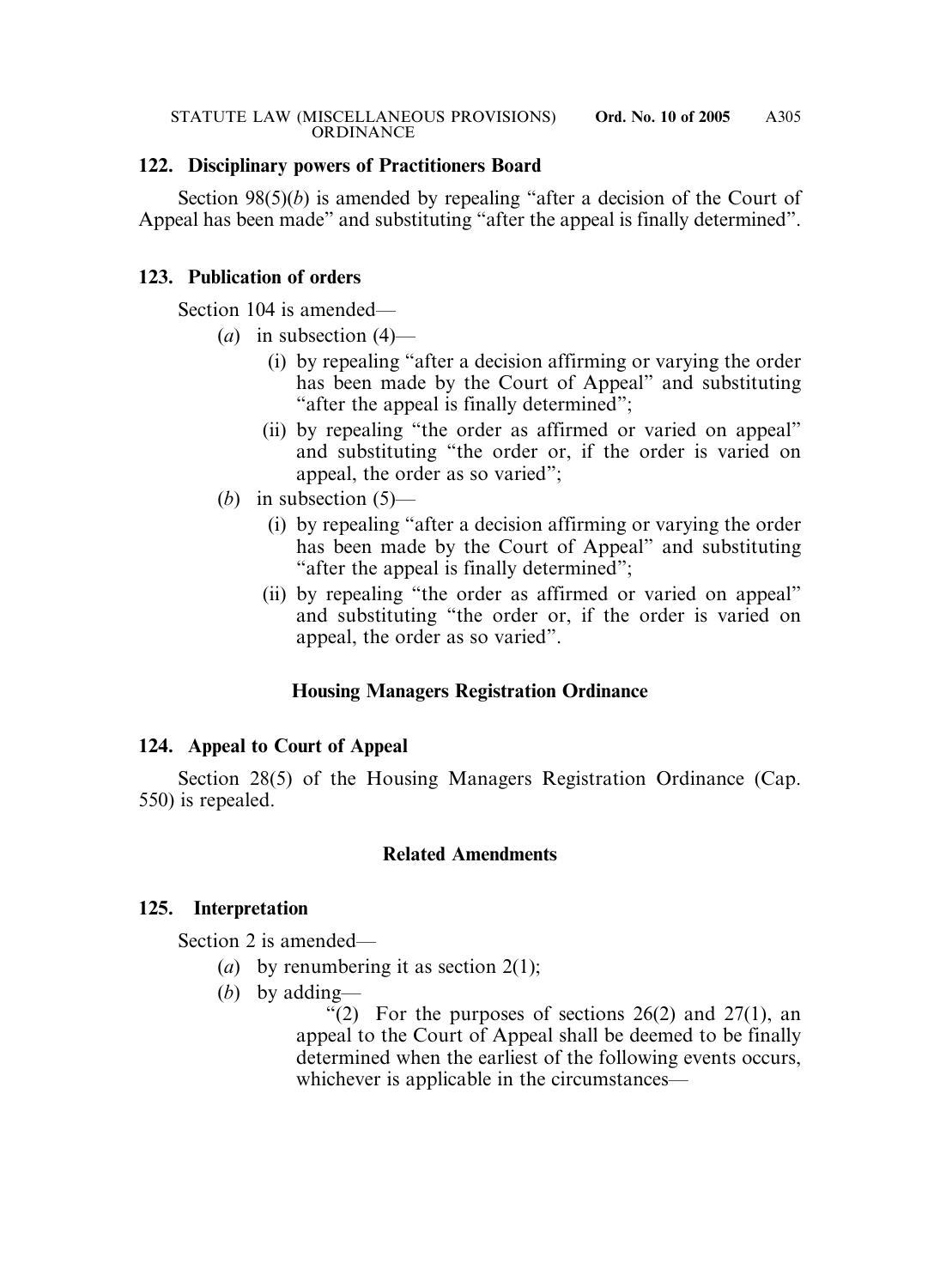**122. Disciplinary powers of Practitioners Board**

Section 98(5)(*b*) is amended by repealing "after a decision of the Court of Appeal has been made" and substituting "after the appeal is finally determined".

**123. Publication of orders**

Section 104 is amended—

- (*a*) in subsection (4)—
  - (i) by repealing "after a decision affirming or varying the order has been made by the Court of Appeal" and substituting "after the appeal is finally determined";
  - (ii) by repealing "the order as affirmed or varied on appeal" and substituting "the order or, if the order is varied on appeal, the order as so varied";
- (*b*) in subsection (5)—
  - (i) by repealing "after a decision affirming or varying the order has been made by the Court of Appeal" and substituting "after the appeal is finally determined";
  - (ii) by repealing "the order as affirmed or varied on appeal" and substituting "the order or, if the order is varied on appeal, the order as so varied".

**Housing Managers Registration Ordinance**

**124. Appeal to Court of Appeal**

Section 28(5) of the Housing Managers Registration Ordinance (Cap. 550) is repealed.

**Related Amendments**

**125. Interpretation**

Section 2 is amended—

- (*a*) by renumbering it as section 2(1);
- (*b*) by adding—

  "(2) For the purposes of sections 26(2) and 27(1), an appeal to the Court of Appeal shall be deemed to be finally determined when the earliest of the following events occurs, whichever is applicable in the circumstances—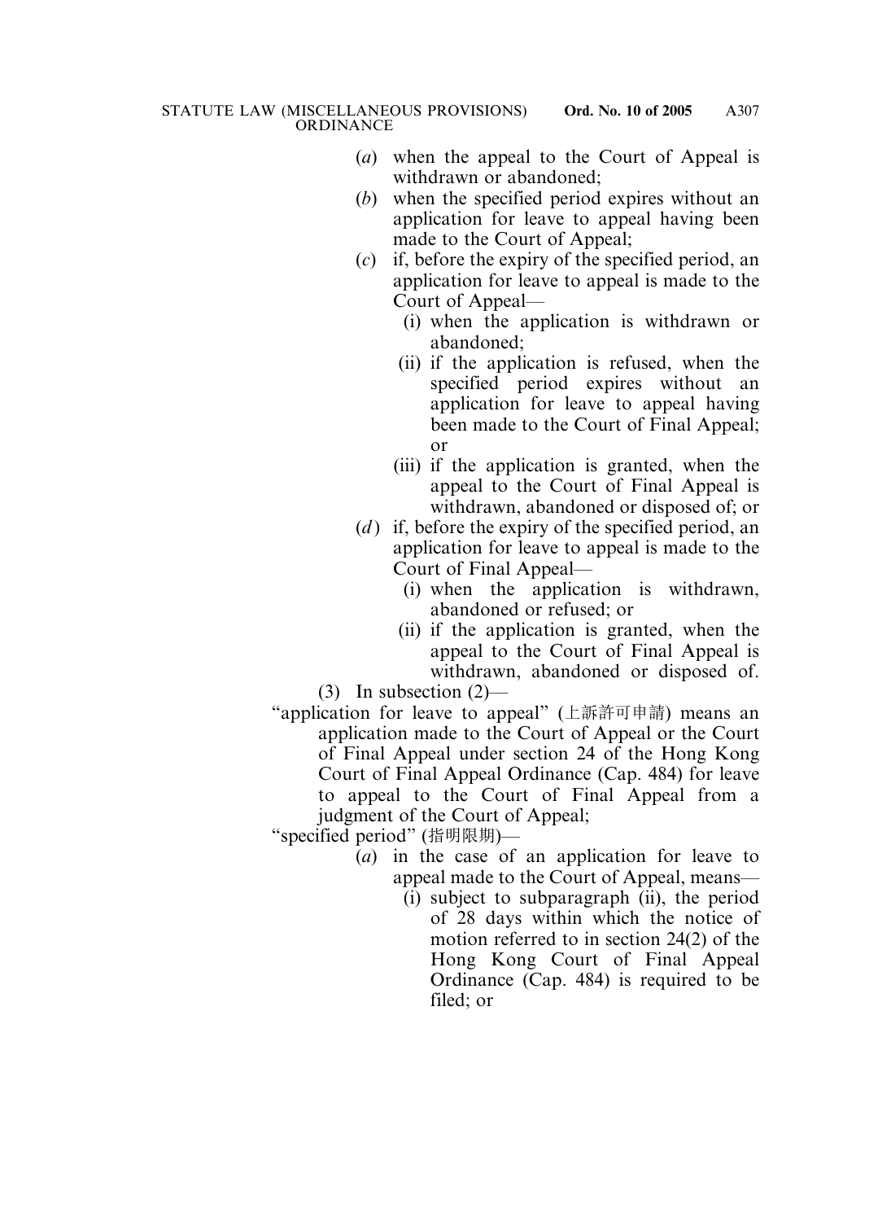(*a*) when the appeal to the Court of Appeal is withdrawn or abandoned;

(*b*) when the specified period expires without an application for leave to appeal having been made to the Court of Appeal;

(*c*) if, before the expiry of the specified period, an application for leave to appeal is made to the Court of Appeal—

(i) when the application is withdrawn or abandoned;

(ii) if the application is refused, when the specified period expires without an application for leave to appeal having been made to the Court of Final Appeal; or

(iii) if the application is granted, when the appeal to the Court of Final Appeal is withdrawn, abandoned or disposed of; or

(*d*) if, before the expiry of the specified period, an application for leave to appeal is made to the Court of Final Appeal—

(i) when the application is withdrawn, abandoned or refused; or

(ii) if the application is granted, when the appeal to the Court of Final Appeal is withdrawn, abandoned or disposed of.

(3) In subsection (2)—

"application for leave to appeal" (上訴許可申請) means an application made to the Court of Appeal or the Court of Final Appeal under section 24 of the Hong Kong Court of Final Appeal Ordinance (Cap. 484) for leave to appeal to the Court of Final Appeal from a judgment of the Court of Appeal;

"specified period" (指明限期)—

(*a*) in the case of an application for leave to appeal made to the Court of Appeal, means—

(i) subject to subparagraph (ii), the period of 28 days within which the notice of motion referred to in section 24(2) of the Hong Kong Court of Final Appeal Ordinance (Cap. 484) is required to be filed; or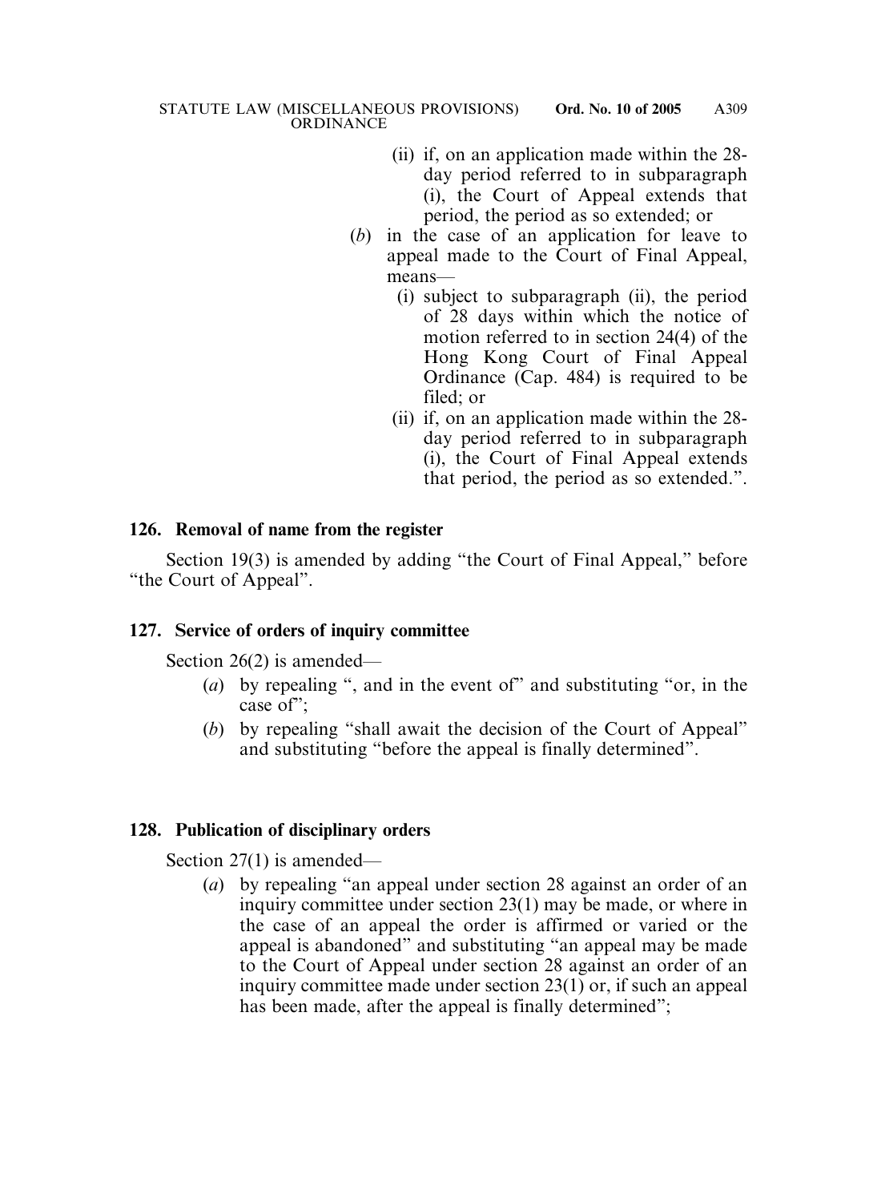(ii) if, on an application made within the 28-day period referred to in subparagraph (i), the Court of Appeal extends that period, the period as so extended; or

(*b*) in the case of an application for leave to appeal made to the Court of Final Appeal, means—

(i) subject to subparagraph (ii), the period of 28 days within which the notice of motion referred to in section 24(4) of the Hong Kong Court of Final Appeal Ordinance (Cap. 484) is required to be filed; or

(ii) if, on an application made within the 28-day period referred to in subparagraph (i), the Court of Final Appeal extends that period, the period as so extended.".

**126. Removal of name from the register**

Section 19(3) is amended by adding "the Court of Final Appeal," before "the Court of Appeal".

**127. Service of orders of inquiry committee**

Section 26(2) is amended—

(*a*) by repealing ", and in the event of" and substituting "or, in the case of";

(*b*) by repealing "shall await the decision of the Court of Appeal" and substituting "before the appeal is finally determined".

**128. Publication of disciplinary orders**

Section 27(1) is amended—

(*a*) by repealing "an appeal under section 28 against an order of an inquiry committee under section 23(1) may be made, or where in the case of an appeal the order is affirmed or varied or the appeal is abandoned" and substituting "an appeal may be made to the Court of Appeal under section 28 against an order of an inquiry committee made under section 23(1) or, if such an appeal has been made, after the appeal is finally determined";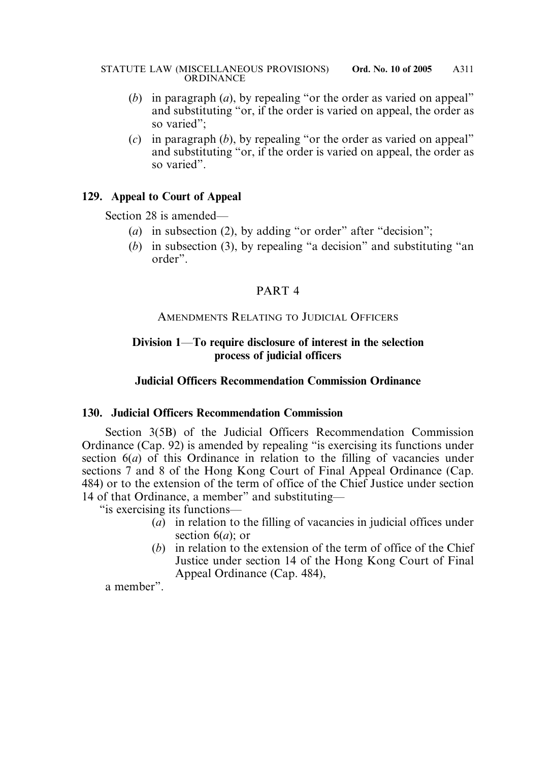(*b*) in paragraph (*a*), by repealing "or the order as varied on appeal" and substituting "or, if the order is varied on appeal, the order as so varied";

(*c*) in paragraph (*b*), by repealing "or the order as varied on appeal" and substituting "or, if the order is varied on appeal, the order as so varied".

**129. Appeal to Court of Appeal**

Section 28 is amended—

(*a*) in subsection (2), by adding "or order" after "decision";

(*b*) in subsection (3), by repealing "a decision" and substituting "an order".

## PART 4

### AMENDMENTS RELATING TO JUDICIAL OFFICERS

### Division 1—To require disclosure of interest in the selection process of judicial officers

### Judicial Officers Recommendation Commission Ordinance

**130. Judicial Officers Recommendation Commission**

Section 3(5B) of the Judicial Officers Recommendation Commission Ordinance (Cap. 92) is amended by repealing "is exercising its functions under section 6(*a*) of this Ordinance in relation to the filling of vacancies under sections 7 and 8 of the Hong Kong Court of Final Appeal Ordinance (Cap. 484) or to the extension of the term of office of the Chief Justice under section 14 of that Ordinance, a member" and substituting—

"is exercising its functions—

(*a*) in relation to the filling of vacancies in judicial offices under section 6(*a*); or

(*b*) in relation to the extension of the term of office of the Chief Justice under section 14 of the Hong Kong Court of Final Appeal Ordinance (Cap. 484),

a member".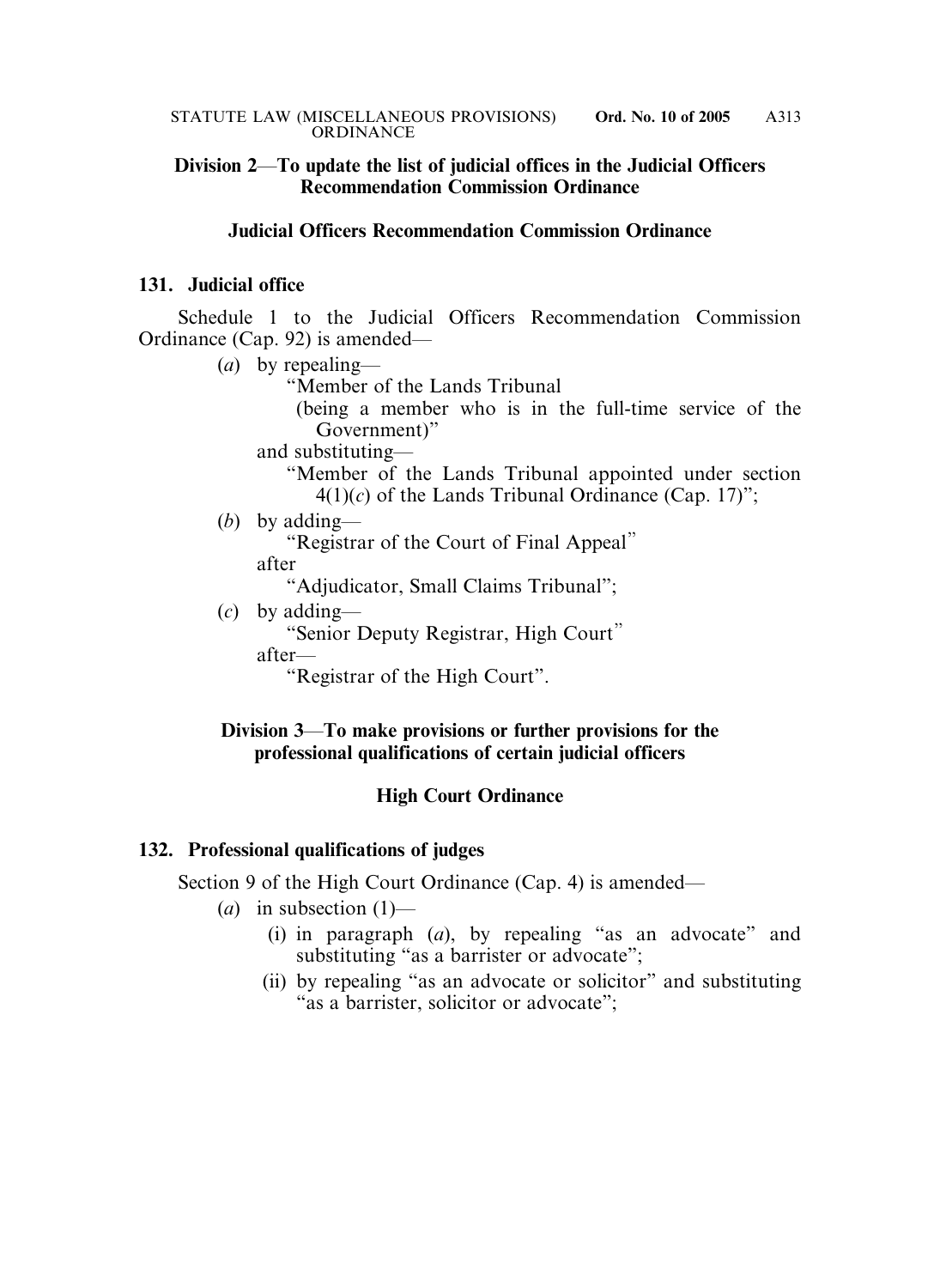**Division 2—To update the list of judicial offices in the Judicial Officers Recommendation Commission Ordinance**

**Judicial Officers Recommendation Commission Ordinance**

**131. Judicial office**

Schedule 1 to the Judicial Officers Recommendation Commission Ordinance (Cap. 92) is amended—

(*a*) by repealing—

"Member of the Lands Tribunal
(being a member who is in the full-time service of the Government)"

and substituting—

"Member of the Lands Tribunal appointed under section 4(1)(*c*) of the Lands Tribunal Ordinance (Cap. 17)";

(*b*) by adding—

"Registrar of the Court of Final Appeal"

after

"Adjudicator, Small Claims Tribunal";

(*c*) by adding—

"Senior Deputy Registrar, High Court"

after—

"Registrar of the High Court".

**Division 3—To make provisions or further provisions for the professional qualifications of certain judicial officers**

**High Court Ordinance**

**132. Professional qualifications of judges**

Section 9 of the High Court Ordinance (Cap. 4) is amended—

(*a*) in subsection (1)—

(i) in paragraph (*a*), by repealing "as an advocate" and substituting "as a barrister or advocate";

(ii) by repealing "as an advocate or solicitor" and substituting "as a barrister, solicitor or advocate";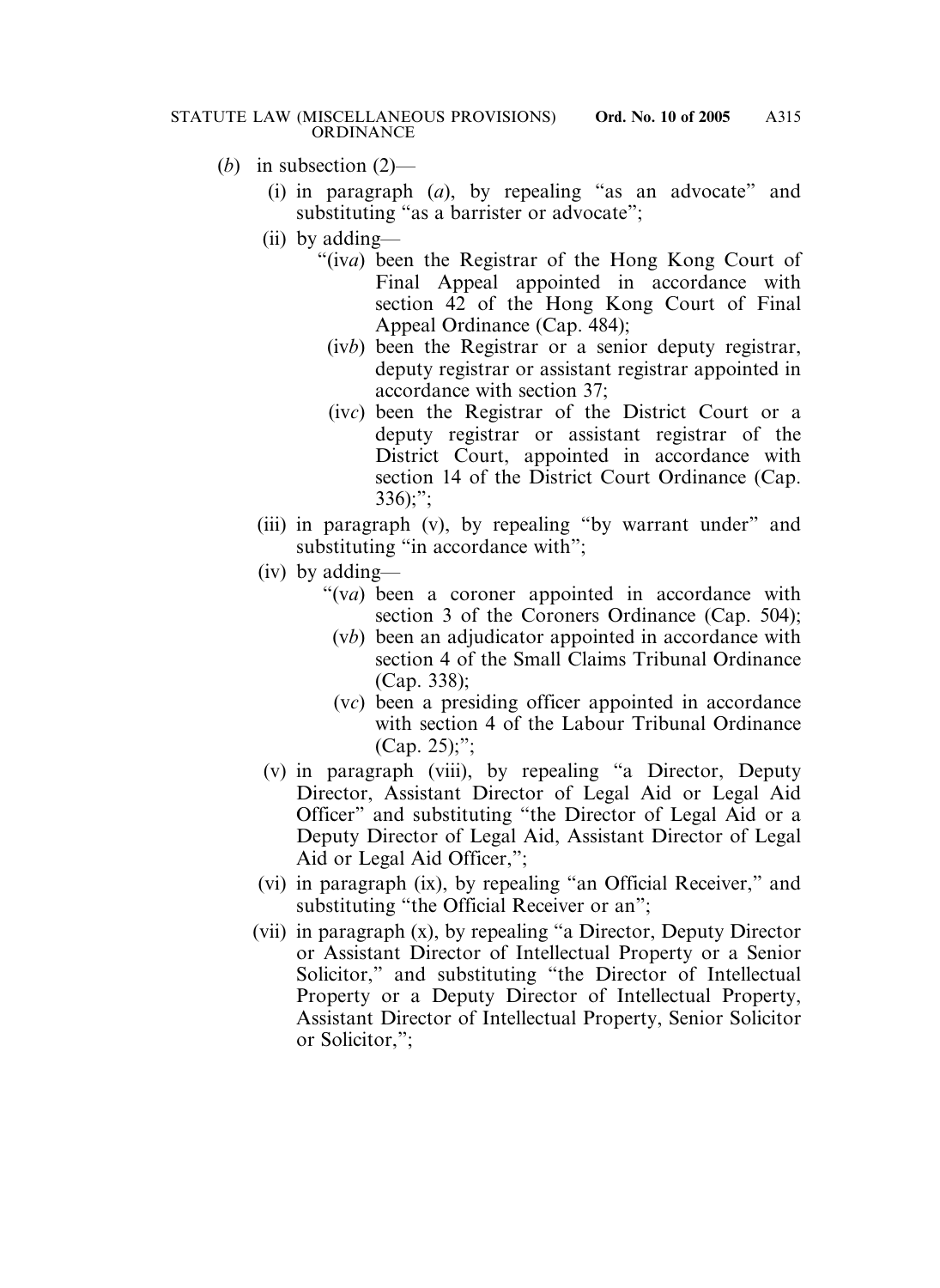(*b*) in subsection (2)—

(i) in paragraph (*a*), by repealing "as an advocate" and substituting "as a barrister or advocate";

(ii) by adding—

"(iv*a*) been the Registrar of the Hong Kong Court of Final Appeal appointed in accordance with section 42 of the Hong Kong Court of Final Appeal Ordinance (Cap. 484);

(iv*b*) been the Registrar or a senior deputy registrar, deputy registrar or assistant registrar appointed in accordance with section 37;

(iv*c*) been the Registrar of the District Court or a deputy registrar or assistant registrar of the District Court, appointed in accordance with section 14 of the District Court Ordinance (Cap. 336);";

(iii) in paragraph (v), by repealing "by warrant under" and substituting "in accordance with";

(iv) by adding—

"(v*a*) been a coroner appointed in accordance with section 3 of the Coroners Ordinance (Cap. 504);

(v*b*) been an adjudicator appointed in accordance with section 4 of the Small Claims Tribunal Ordinance (Cap. 338);

(v*c*) been a presiding officer appointed in accordance with section 4 of the Labour Tribunal Ordinance (Cap. 25);";

(v) in paragraph (viii), by repealing "a Director, Deputy Director, Assistant Director of Legal Aid or Legal Aid Officer" and substituting "the Director of Legal Aid or a Deputy Director of Legal Aid, Assistant Director of Legal Aid or Legal Aid Officer,";

(vi) in paragraph (ix), by repealing "an Official Receiver," and substituting "the Official Receiver or an";

(vii) in paragraph (x), by repealing "a Director, Deputy Director or Assistant Director of Intellectual Property or a Senior Solicitor," and substituting "the Director of Intellectual Property or a Deputy Director of Intellectual Property, Assistant Director of Intellectual Property, Senior Solicitor or Solicitor,";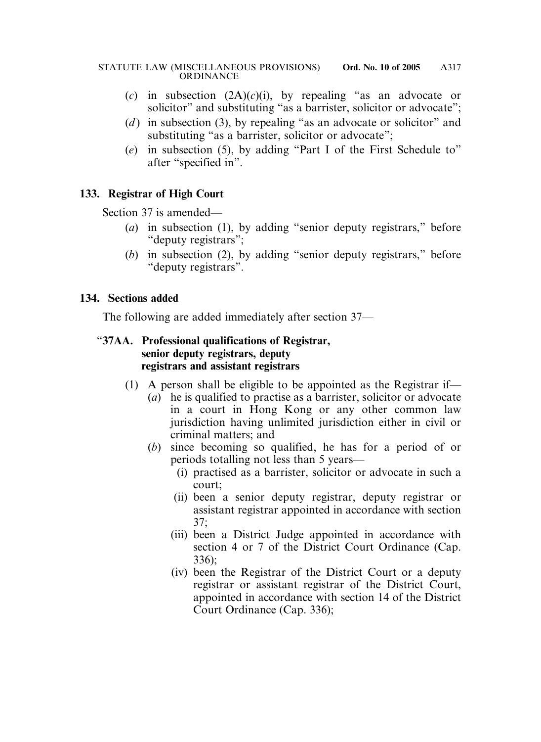(*c*) in subsection (2A)(*c*)(i), by repealing "as an advocate or solicitor" and substituting "as a barrister, solicitor or advocate";

(*d*) in subsection (3), by repealing "as an advocate or solicitor" and substituting "as a barrister, solicitor or advocate";

(*e*) in subsection (5), by adding "Part I of the First Schedule to" after "specified in".

**133. Registrar of High Court**

Section 37 is amended—

(*a*) in subsection (1), by adding "senior deputy registrars," before "deputy registrars";

(*b*) in subsection (2), by adding "senior deputy registrars," before "deputy registrars".

**134. Sections added**

The following are added immediately after section 37—

"**37AA. Professional qualifications of Registrar, senior deputy registrars, deputy registrars and assistant registrars**

(1) A person shall be eligible to be appointed as the Registrar if—

(*a*) he is qualified to practise as a barrister, solicitor or advocate in a court in Hong Kong or any other common law jurisdiction having unlimited jurisdiction either in civil or criminal matters; and

(*b*) since becoming so qualified, he has for a period of or periods totalling not less than 5 years—

(i) practised as a barrister, solicitor or advocate in such a court;

(ii) been a senior deputy registrar, deputy registrar or assistant registrar appointed in accordance with section 37;

(iii) been a District Judge appointed in accordance with section 4 or 7 of the District Court Ordinance (Cap. 336);

(iv) been the Registrar of the District Court or a deputy registrar or assistant registrar of the District Court, appointed in accordance with section 14 of the District Court Ordinance (Cap. 336);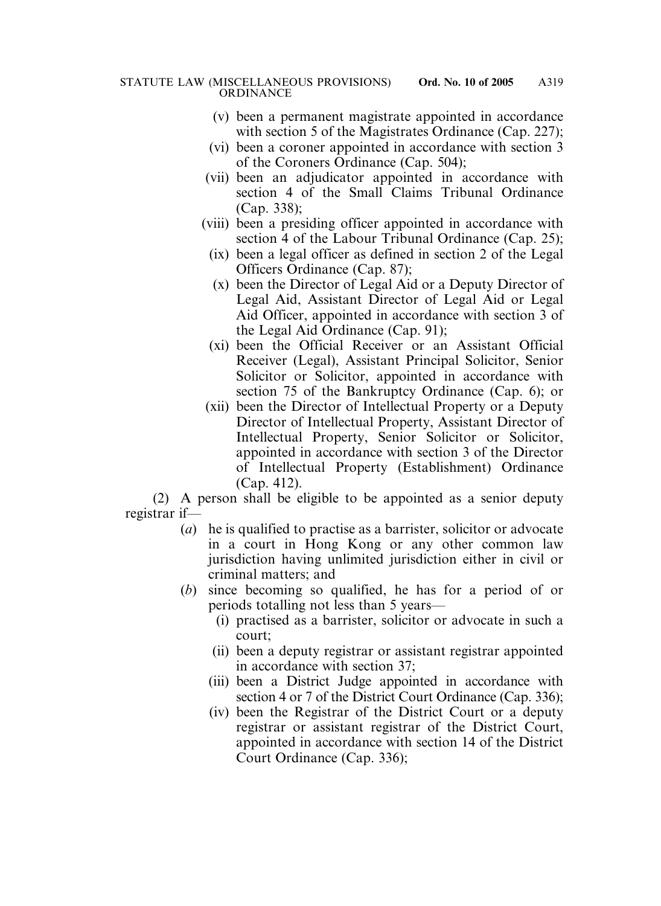(v) been a permanent magistrate appointed in accordance with section 5 of the Magistrates Ordinance (Cap. 227);

(vi) been a coroner appointed in accordance with section 3 of the Coroners Ordinance (Cap. 504);

(vii) been an adjudicator appointed in accordance with section 4 of the Small Claims Tribunal Ordinance (Cap. 338);

(viii) been a presiding officer appointed in accordance with section 4 of the Labour Tribunal Ordinance (Cap. 25);

(ix) been a legal officer as defined in section 2 of the Legal Officers Ordinance (Cap. 87);

(x) been the Director of Legal Aid or a Deputy Director of Legal Aid, Assistant Director of Legal Aid or Legal Aid Officer, appointed in accordance with section 3 of the Legal Aid Ordinance (Cap. 91);

(xi) been the Official Receiver or an Assistant Official Receiver (Legal), Assistant Principal Solicitor, Senior Solicitor or Solicitor, appointed in accordance with section 75 of the Bankruptcy Ordinance (Cap. 6); or

(xii) been the Director of Intellectual Property or a Deputy Director of Intellectual Property, Assistant Director of Intellectual Property, Senior Solicitor or Solicitor, appointed in accordance with section 3 of the Director of Intellectual Property (Establishment) Ordinance (Cap. 412).

(2) A person shall be eligible to be appointed as a senior deputy registrar if—

(*a*) he is qualified to practise as a barrister, solicitor or advocate in a court in Hong Kong or any other common law jurisdiction having unlimited jurisdiction either in civil or criminal matters; and

(*b*) since becoming so qualified, he has for a period of or periods totalling not less than 5 years—

(i) practised as a barrister, solicitor or advocate in such a court;

(ii) been a deputy registrar or assistant registrar appointed in accordance with section 37;

(iii) been a District Judge appointed in accordance with section 4 or 7 of the District Court Ordinance (Cap. 336);

(iv) been the Registrar of the District Court or a deputy registrar or assistant registrar of the District Court, appointed in accordance with section 14 of the District Court Ordinance (Cap. 336);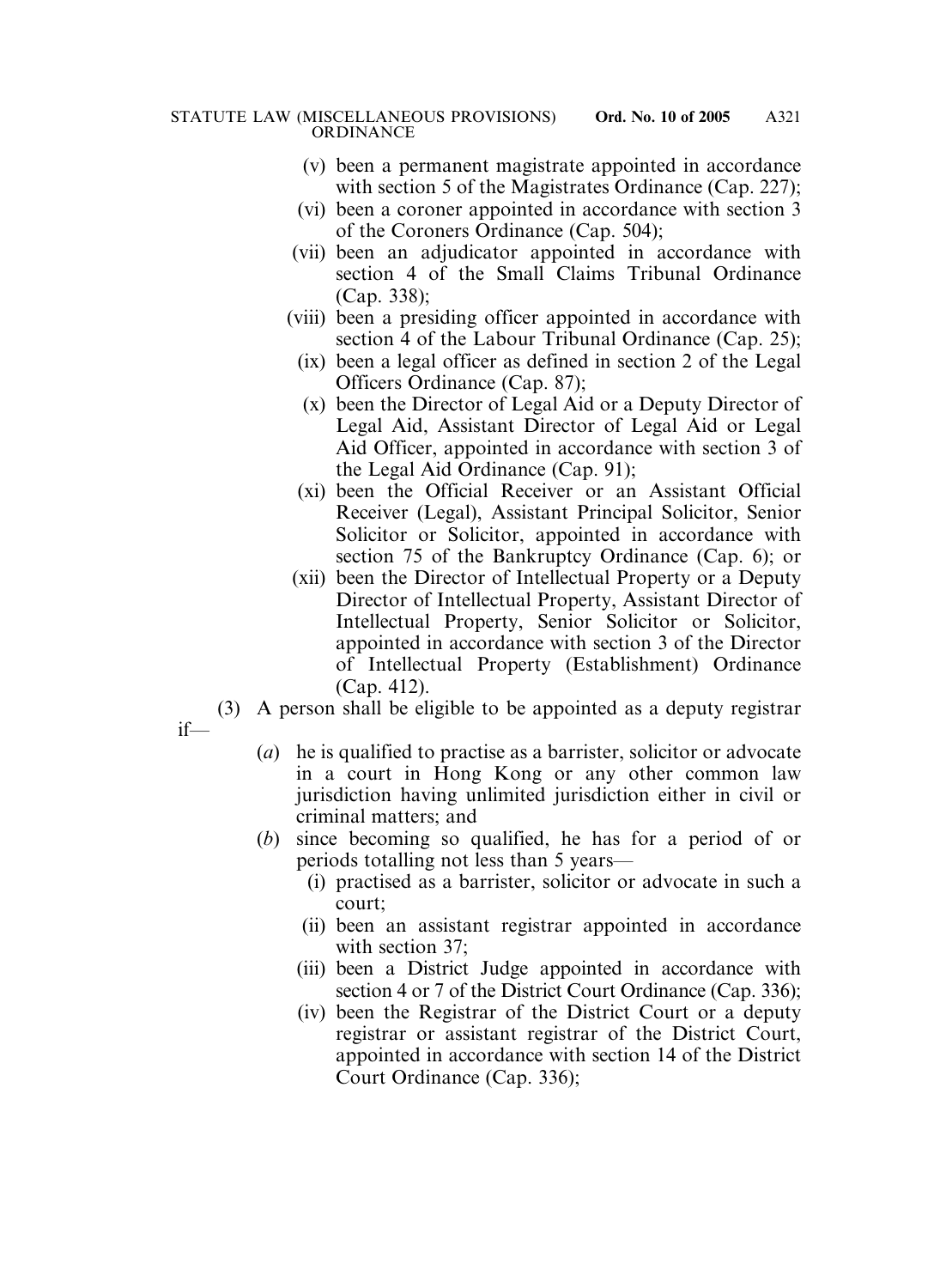(v) been a permanent magistrate appointed in accordance with section 5 of the Magistrates Ordinance (Cap. 227);

(vi) been a coroner appointed in accordance with section 3 of the Coroners Ordinance (Cap. 504);

(vii) been an adjudicator appointed in accordance with section 4 of the Small Claims Tribunal Ordinance (Cap. 338);

(viii) been a presiding officer appointed in accordance with section 4 of the Labour Tribunal Ordinance (Cap. 25);

(ix) been a legal officer as defined in section 2 of the Legal Officers Ordinance (Cap. 87);

(x) been the Director of Legal Aid or a Deputy Director of Legal Aid, Assistant Director of Legal Aid or Legal Aid Officer, appointed in accordance with section 3 of the Legal Aid Ordinance (Cap. 91);

(xi) been the Official Receiver or an Assistant Official Receiver (Legal), Assistant Principal Solicitor, Senior Solicitor or Solicitor, appointed in accordance with section 75 of the Bankruptcy Ordinance (Cap. 6); or

(xii) been the Director of Intellectual Property or a Deputy Director of Intellectual Property, Assistant Director of Intellectual Property, Senior Solicitor or Solicitor, appointed in accordance with section 3 of the Director of Intellectual Property (Establishment) Ordinance (Cap. 412).

(3) A person shall be eligible to be appointed as a deputy registrar if—

(*a*) he is qualified to practise as a barrister, solicitor or advocate in a court in Hong Kong or any other common law jurisdiction having unlimited jurisdiction either in civil or criminal matters; and

(*b*) since becoming so qualified, he has for a period of or periods totalling not less than 5 years—

(i) practised as a barrister, solicitor or advocate in such a court;

(ii) been an assistant registrar appointed in accordance with section 37;

(iii) been a District Judge appointed in accordance with section 4 or 7 of the District Court Ordinance (Cap. 336);

(iv) been the Registrar of the District Court or a deputy registrar or assistant registrar of the District Court, appointed in accordance with section 14 of the District Court Ordinance (Cap. 336);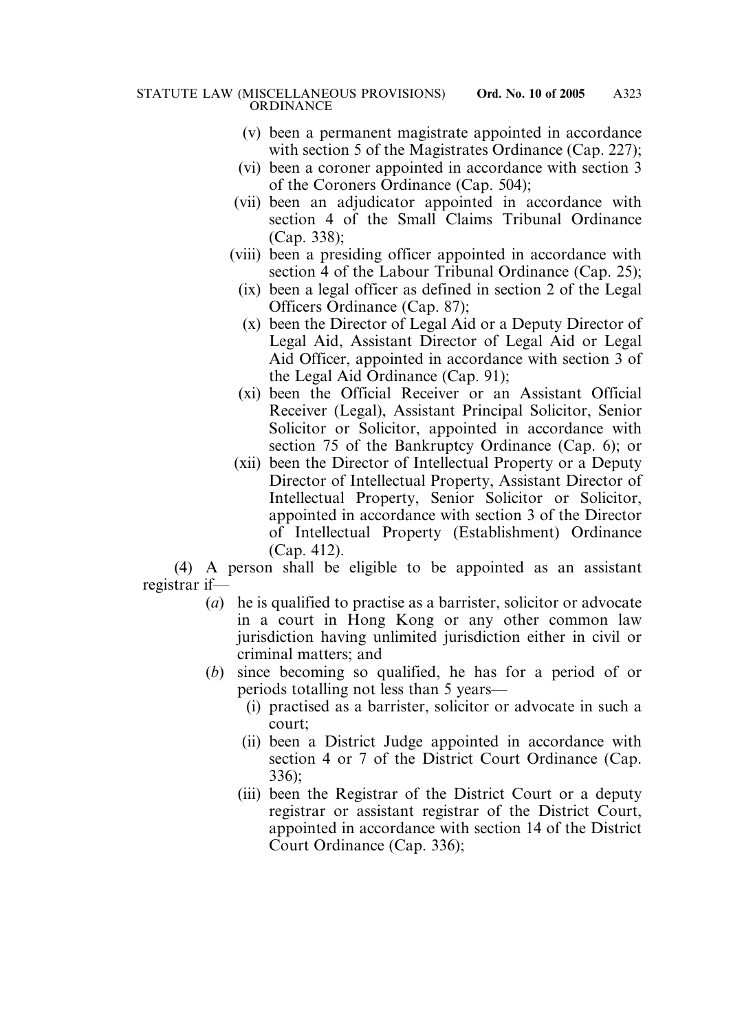(v) been a permanent magistrate appointed in accordance with section 5 of the Magistrates Ordinance (Cap. 227);

(vi) been a coroner appointed in accordance with section 3 of the Coroners Ordinance (Cap. 504);

(vii) been an adjudicator appointed in accordance with section 4 of the Small Claims Tribunal Ordinance (Cap. 338);

(viii) been a presiding officer appointed in accordance with section 4 of the Labour Tribunal Ordinance (Cap. 25);

(ix) been a legal officer as defined in section 2 of the Legal Officers Ordinance (Cap. 87);

(x) been the Director of Legal Aid or a Deputy Director of Legal Aid, Assistant Director of Legal Aid or Legal Aid Officer, appointed in accordance with section 3 of the Legal Aid Ordinance (Cap. 91);

(xi) been the Official Receiver or an Assistant Official Receiver (Legal), Assistant Principal Solicitor, Senior Solicitor or Solicitor, appointed in accordance with section 75 of the Bankruptcy Ordinance (Cap. 6); or

(xii) been the Director of Intellectual Property or a Deputy Director of Intellectual Property, Assistant Director of Intellectual Property, Senior Solicitor or Solicitor, appointed in accordance with section 3 of the Director of Intellectual Property (Establishment) Ordinance (Cap. 412).

(4) A person shall be eligible to be appointed as an assistant registrar if—

(*a*) he is qualified to practise as a barrister, solicitor or advocate in a court in Hong Kong or any other common law jurisdiction having unlimited jurisdiction either in civil or criminal matters; and

(*b*) since becoming so qualified, he has for a period of or periods totalling not less than 5 years—

(i) practised as a barrister, solicitor or advocate in such a court;

(ii) been a District Judge appointed in accordance with section 4 or 7 of the District Court Ordinance (Cap. 336);

(iii) been the Registrar of the District Court or a deputy registrar or assistant registrar of the District Court, appointed in accordance with section 14 of the District Court Ordinance (Cap. 336);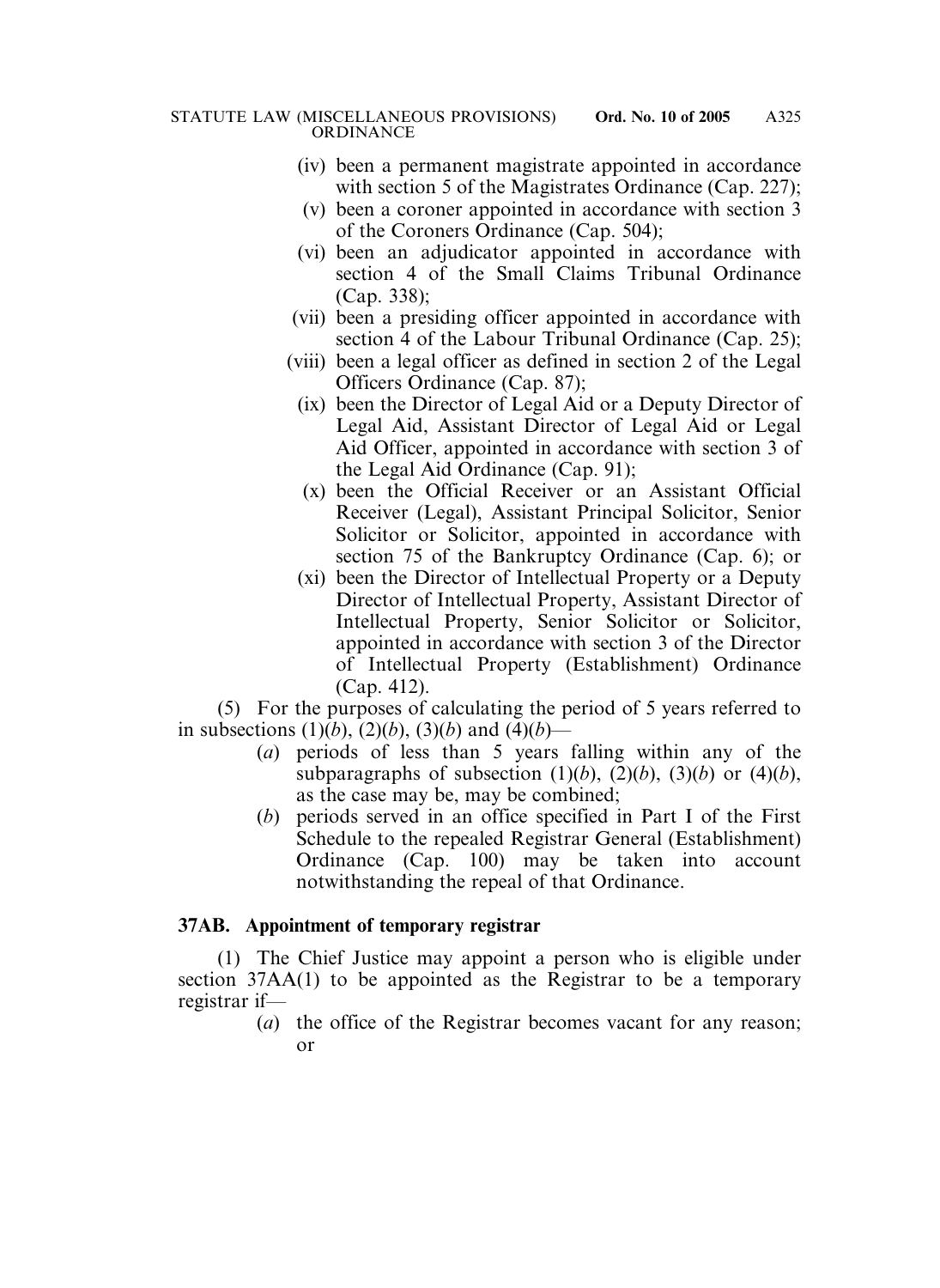(iv) been a permanent magistrate appointed in accordance with section 5 of the Magistrates Ordinance (Cap. 227);

(v) been a coroner appointed in accordance with section 3 of the Coroners Ordinance (Cap. 504);

(vi) been an adjudicator appointed in accordance with section 4 of the Small Claims Tribunal Ordinance (Cap. 338);

(vii) been a presiding officer appointed in accordance with section 4 of the Labour Tribunal Ordinance (Cap. 25);

(viii) been a legal officer as defined in section 2 of the Legal Officers Ordinance (Cap. 87);

(ix) been the Director of Legal Aid or a Deputy Director of Legal Aid, Assistant Director of Legal Aid or Legal Aid Officer, appointed in accordance with section 3 of the Legal Aid Ordinance (Cap. 91);

(x) been the Official Receiver or an Assistant Official Receiver (Legal), Assistant Principal Solicitor, Senior Solicitor or Solicitor, appointed in accordance with section 75 of the Bankruptcy Ordinance (Cap. 6); or

(xi) been the Director of Intellectual Property or a Deputy Director of Intellectual Property, Assistant Director of Intellectual Property, Senior Solicitor or Solicitor, appointed in accordance with section 3 of the Director of Intellectual Property (Establishment) Ordinance (Cap. 412).

(5) For the purposes of calculating the period of 5 years referred to in subsections (1)(*b*), (2)(*b*), (3)(*b*) and (4)(*b*)—

(*a*) periods of less than 5 years falling within any of the subparagraphs of subsection (1)(*b*), (2)(*b*), (3)(*b*) or (4)(*b*), as the case may be, may be combined;

(*b*) periods served in an office specified in Part I of the First Schedule to the repealed Registrar General (Establishment) Ordinance (Cap. 100) may be taken into account notwithstanding the repeal of that Ordinance.

**37AB. Appointment of temporary registrar**

(1) The Chief Justice may appoint a person who is eligible under section 37AA(1) to be appointed as the Registrar to be a temporary registrar if—

(*a*) the office of the Registrar becomes vacant for any reason; or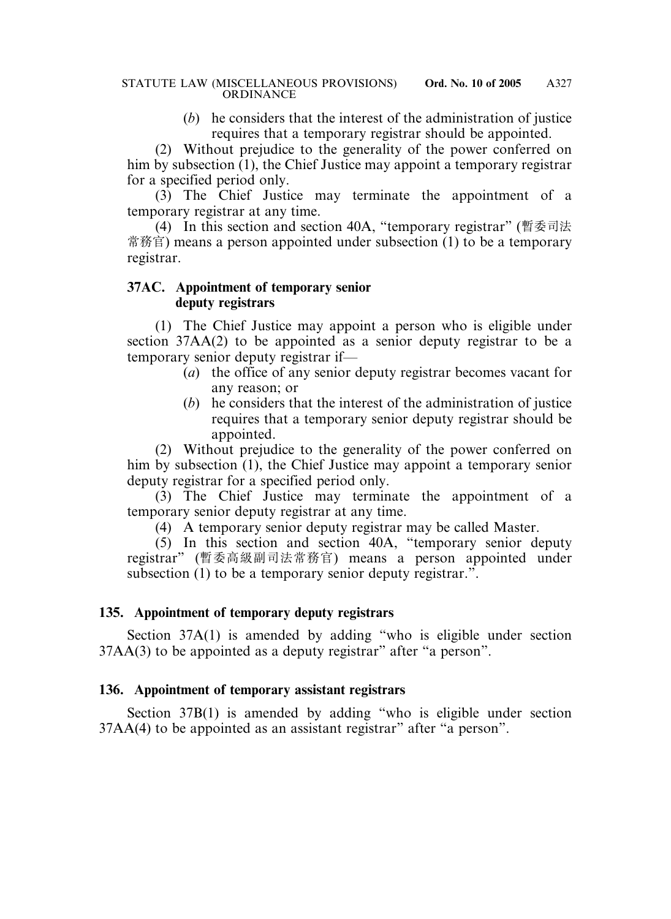(*b*) he considers that the interest of the administration of justice requires that a temporary registrar should be appointed.

(2) Without prejudice to the generality of the power conferred on him by subsection (1), the Chief Justice may appoint a temporary registrar for a specified period only.

(3) The Chief Justice may terminate the appointment of a temporary registrar at any time.

(4) In this section and section 40A, "temporary registrar" (暫委司法常務官) means a person appointed under subsection (1) to be a temporary registrar.

**37AC. Appointment of temporary senior deputy registrars**

(1) The Chief Justice may appoint a person who is eligible under section 37AA(2) to be appointed as a senior deputy registrar to be a temporary senior deputy registrar if—

(*a*) the office of any senior deputy registrar becomes vacant for any reason; or

(*b*) he considers that the interest of the administration of justice requires that a temporary senior deputy registrar should be appointed.

(2) Without prejudice to the generality of the power conferred on him by subsection (1), the Chief Justice may appoint a temporary senior deputy registrar for a specified period only.

(3) The Chief Justice may terminate the appointment of a temporary senior deputy registrar at any time.

(4) A temporary senior deputy registrar may be called Master.

(5) In this section and section 40A, "temporary senior deputy registrar" (暫委高級副司法常務官) means a person appointed under subsection (1) to be a temporary senior deputy registrar.".

### 135. Appointment of temporary deputy registrars

Section 37A(1) is amended by adding "who is eligible under section 37AA(3) to be appointed as a deputy registrar" after "a person".

### 136. Appointment of temporary assistant registrars

Section 37B(1) is amended by adding "who is eligible under section 37AA(4) to be appointed as an assistant registrar" after "a person".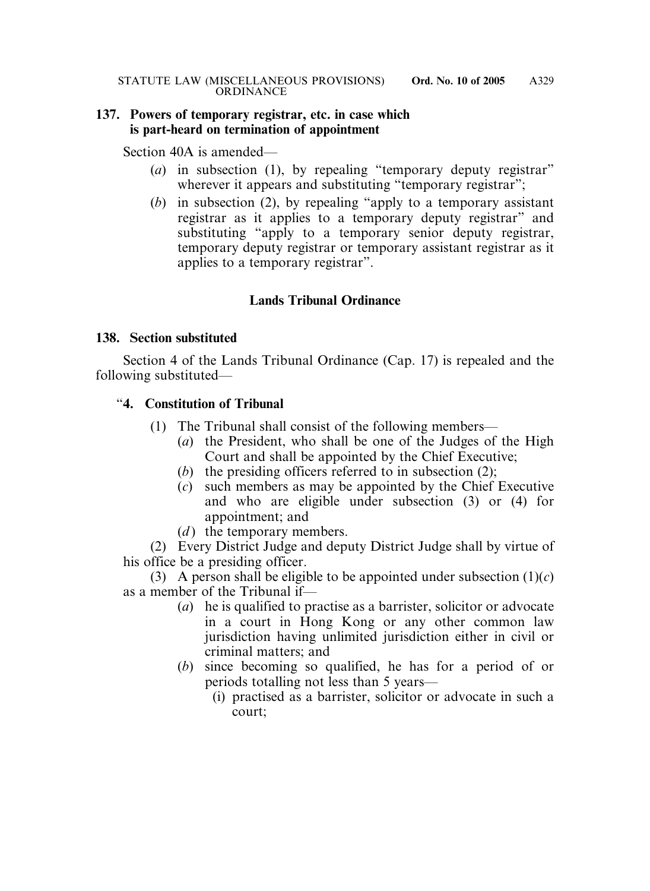**137. Powers of temporary registrar, etc. in case which is part-heard on termination of appointment**

Section 40A is amended—

(*a*) in subsection (1), by repealing "temporary deputy registrar" wherever it appears and substituting "temporary registrar";

(*b*) in subsection (2), by repealing "apply to a temporary assistant registrar as it applies to a temporary deputy registrar" and substituting "apply to a temporary senior deputy registrar, temporary deputy registrar or temporary assistant registrar as it applies to a temporary registrar".

## Lands Tribunal Ordinance

**138. Section substituted**

Section 4 of the Lands Tribunal Ordinance (Cap. 17) is repealed and the following substituted—

"**4. Constitution of Tribunal**

(1) The Tribunal shall consist of the following members—

(*a*) the President, who shall be one of the Judges of the High Court and shall be appointed by the Chief Executive;

(*b*) the presiding officers referred to in subsection (2);

(*c*) such members as may be appointed by the Chief Executive and who are eligible under subsection (3) or (4) for appointment; and

(*d*) the temporary members.

(2) Every District Judge and deputy District Judge shall by virtue of his office be a presiding officer.

(3) A person shall be eligible to be appointed under subsection (1)(*c*) as a member of the Tribunal if—

(*a*) he is qualified to practise as a barrister, solicitor or advocate in a court in Hong Kong or any other common law jurisdiction having unlimited jurisdiction either in civil or criminal matters; and

(*b*) since becoming so qualified, he has for a period of or periods totalling not less than 5 years—

(i) practised as a barrister, solicitor or advocate in such a court;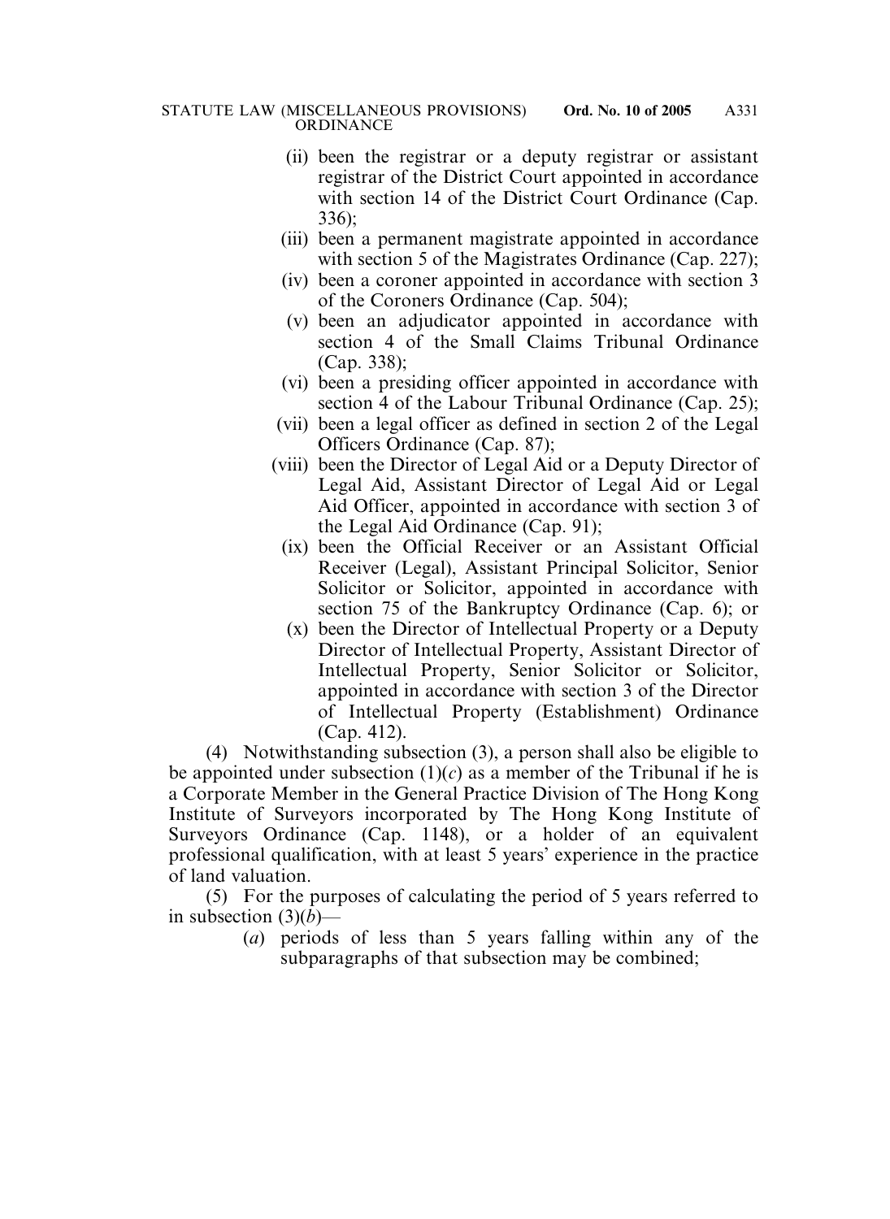(ii) been the registrar or a deputy registrar or assistant registrar of the District Court appointed in accordance with section 14 of the District Court Ordinance (Cap. 336);

(iii) been a permanent magistrate appointed in accordance with section 5 of the Magistrates Ordinance (Cap. 227);

(iv) been a coroner appointed in accordance with section 3 of the Coroners Ordinance (Cap. 504);

(v) been an adjudicator appointed in accordance with section 4 of the Small Claims Tribunal Ordinance (Cap. 338);

(vi) been a presiding officer appointed in accordance with section 4 of the Labour Tribunal Ordinance (Cap. 25);

(vii) been a legal officer as defined in section 2 of the Legal Officers Ordinance (Cap. 87);

(viii) been the Director of Legal Aid or a Deputy Director of Legal Aid, Assistant Director of Legal Aid or Legal Aid Officer, appointed in accordance with section 3 of the Legal Aid Ordinance (Cap. 91);

(ix) been the Official Receiver or an Assistant Official Receiver (Legal), Assistant Principal Solicitor, Senior Solicitor or Solicitor, appointed in accordance with section 75 of the Bankruptcy Ordinance (Cap. 6); or

(x) been the Director of Intellectual Property or a Deputy Director of Intellectual Property, Assistant Director of Intellectual Property, Senior Solicitor or Solicitor, appointed in accordance with section 3 of the Director of Intellectual Property (Establishment) Ordinance (Cap. 412).

(4) Notwithstanding subsection (3), a person shall also be eligible to be appointed under subsection (1)(*c*) as a member of the Tribunal if he is a Corporate Member in the General Practice Division of The Hong Kong Institute of Surveyors incorporated by The Hong Kong Institute of Surveyors Ordinance (Cap. 1148), or a holder of an equivalent professional qualification, with at least 5 years' experience in the practice of land valuation.

(5) For the purposes of calculating the period of 5 years referred to in subsection (3)(*b*)—

(*a*) periods of less than 5 years falling within any of the subparagraphs of that subsection may be combined;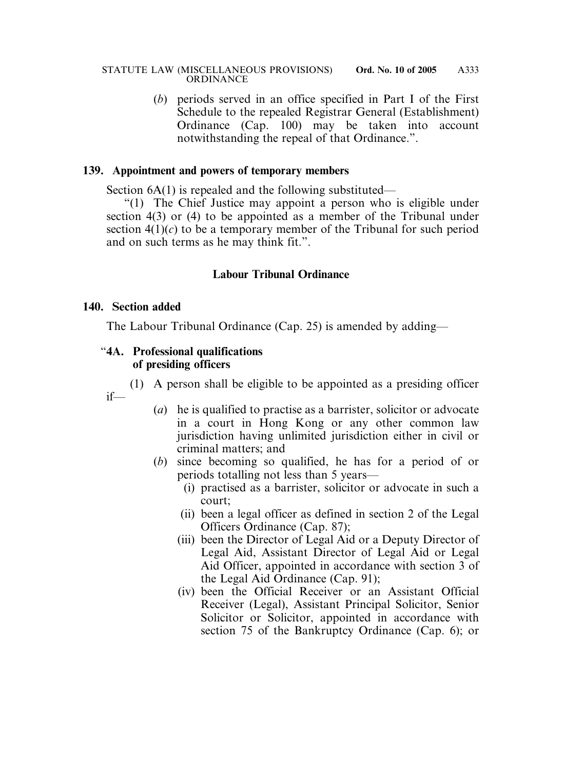(*b*) periods served in an office specified in Part I of the First Schedule to the repealed Registrar General (Establishment) Ordinance (Cap. 100) may be taken into account notwithstanding the repeal of that Ordinance.".

**139. Appointment and powers of temporary members**

Section 6A(1) is repealed and the following substituted—

"(1) The Chief Justice may appoint a person who is eligible under section 4(3) or (4) to be appointed as a member of the Tribunal under section 4(1)(*c*) to be a temporary member of the Tribunal for such period and on such terms as he may think fit.".

**Labour Tribunal Ordinance**

**140. Section added**

The Labour Tribunal Ordinance (Cap. 25) is amended by adding—

"**4A. Professional qualifications of presiding officers**

(1) A person shall be eligible to be appointed as a presiding officer if—

(*a*) he is qualified to practise as a barrister, solicitor or advocate in a court in Hong Kong or any other common law jurisdiction having unlimited jurisdiction either in civil or criminal matters; and

(*b*) since becoming so qualified, he has for a period of or periods totalling not less than 5 years—

(i) practised as a barrister, solicitor or advocate in such a court;

(ii) been a legal officer as defined in section 2 of the Legal Officers Ordinance (Cap. 87);

(iii) been the Director of Legal Aid or a Deputy Director of Legal Aid, Assistant Director of Legal Aid or Legal Aid Officer, appointed in accordance with section 3 of the Legal Aid Ordinance (Cap. 91);

(iv) been the Official Receiver or an Assistant Official Receiver (Legal), Assistant Principal Solicitor, Senior Solicitor or Solicitor, appointed in accordance with section 75 of the Bankruptcy Ordinance (Cap. 6); or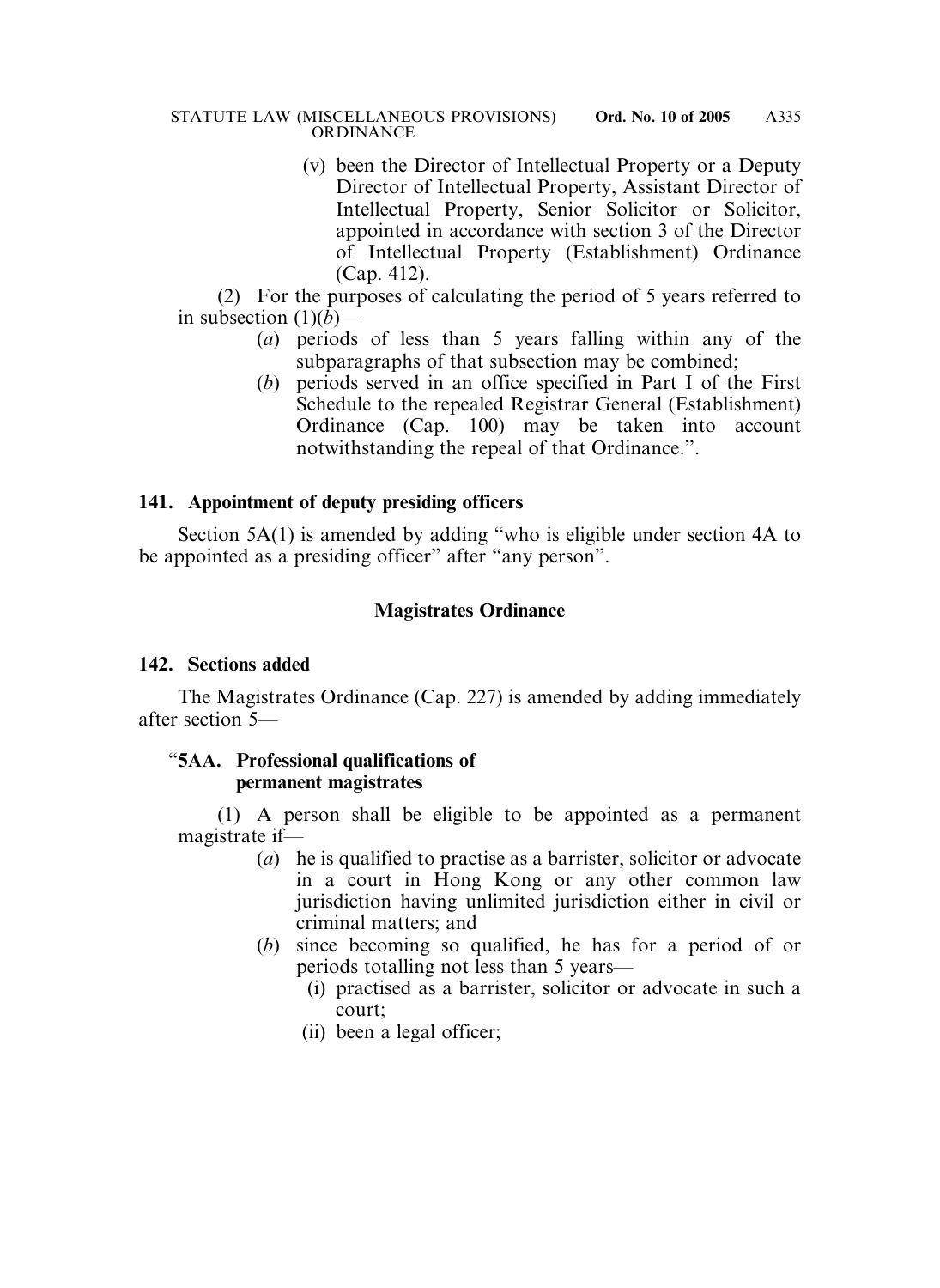(v) been the Director of Intellectual Property or a Deputy Director of Intellectual Property, Assistant Director of Intellectual Property, Senior Solicitor or Solicitor, appointed in accordance with section 3 of the Director of Intellectual Property (Establishment) Ordinance (Cap. 412).

(2) For the purposes of calculating the period of 5 years referred to in subsection (1)(*b*)—

(*a*) periods of less than 5 years falling within any of the subparagraphs of that subsection may be combined;

(*b*) periods served in an office specified in Part I of the First Schedule to the repealed Registrar General (Establishment) Ordinance (Cap. 100) may be taken into account notwithstanding the repeal of that Ordinance.".

**141. Appointment of deputy presiding officers**

Section 5A(1) is amended by adding "who is eligible under section 4A to be appointed as a presiding officer" after "any person".

**Magistrates Ordinance**

**142. Sections added**

The Magistrates Ordinance (Cap. 227) is amended by adding immediately after section 5—

"**5AA. Professional qualifications of permanent magistrates**

(1) A person shall be eligible to be appointed as a permanent magistrate if—

(*a*) he is qualified to practise as a barrister, solicitor or advocate in a court in Hong Kong or any other common law jurisdiction having unlimited jurisdiction either in civil or criminal matters; and

(*b*) since becoming so qualified, he has for a period of or periods totalling not less than 5 years—

(i) practised as a barrister, solicitor or advocate in such a court;

(ii) been a legal officer;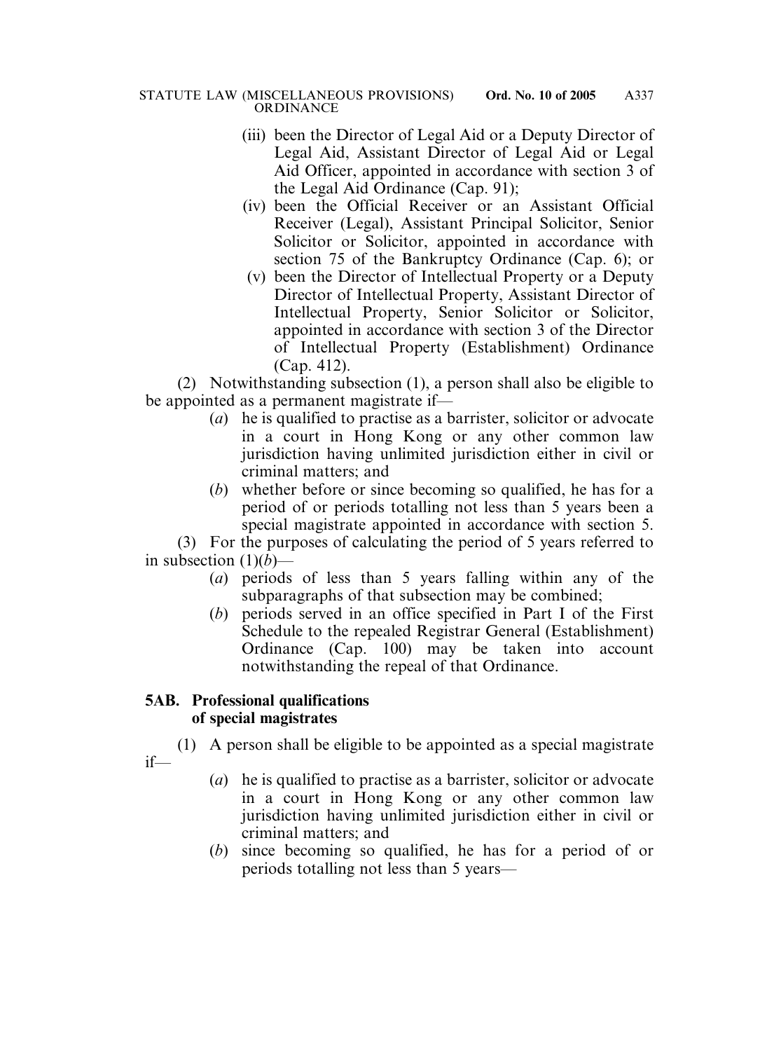(iii) been the Director of Legal Aid or a Deputy Director of Legal Aid, Assistant Director of Legal Aid or Legal Aid Officer, appointed in accordance with section 3 of the Legal Aid Ordinance (Cap. 91);

(iv) been the Official Receiver or an Assistant Official Receiver (Legal), Assistant Principal Solicitor, Senior Solicitor or Solicitor, appointed in accordance with section 75 of the Bankruptcy Ordinance (Cap. 6); or

(v) been the Director of Intellectual Property or a Deputy Director of Intellectual Property, Assistant Director of Intellectual Property, Senior Solicitor or Solicitor, appointed in accordance with section 3 of the Director of Intellectual Property (Establishment) Ordinance (Cap. 412).

(2) Notwithstanding subsection (1), a person shall also be eligible to be appointed as a permanent magistrate if—

(*a*) he is qualified to practise as a barrister, solicitor or advocate in a court in Hong Kong or any other common law jurisdiction having unlimited jurisdiction either in civil or criminal matters; and

(*b*) whether before or since becoming so qualified, he has for a period of or periods totalling not less than 5 years been a special magistrate appointed in accordance with section 5.

(3) For the purposes of calculating the period of 5 years referred to in subsection (1)(*b*)—

(*a*) periods of less than 5 years falling within any of the subparagraphs of that subsection may be combined;

(*b*) periods served in an office specified in Part I of the First Schedule to the repealed Registrar General (Establishment) Ordinance (Cap. 100) may be taken into account notwithstanding the repeal of that Ordinance.

**5AB. Professional qualifications of special magistrates**

(1) A person shall be eligible to be appointed as a special magistrate if—

(*a*) he is qualified to practise as a barrister, solicitor or advocate in a court in Hong Kong or any other common law jurisdiction having unlimited jurisdiction either in civil or criminal matters; and

(*b*) since becoming so qualified, he has for a period of or periods totalling not less than 5 years—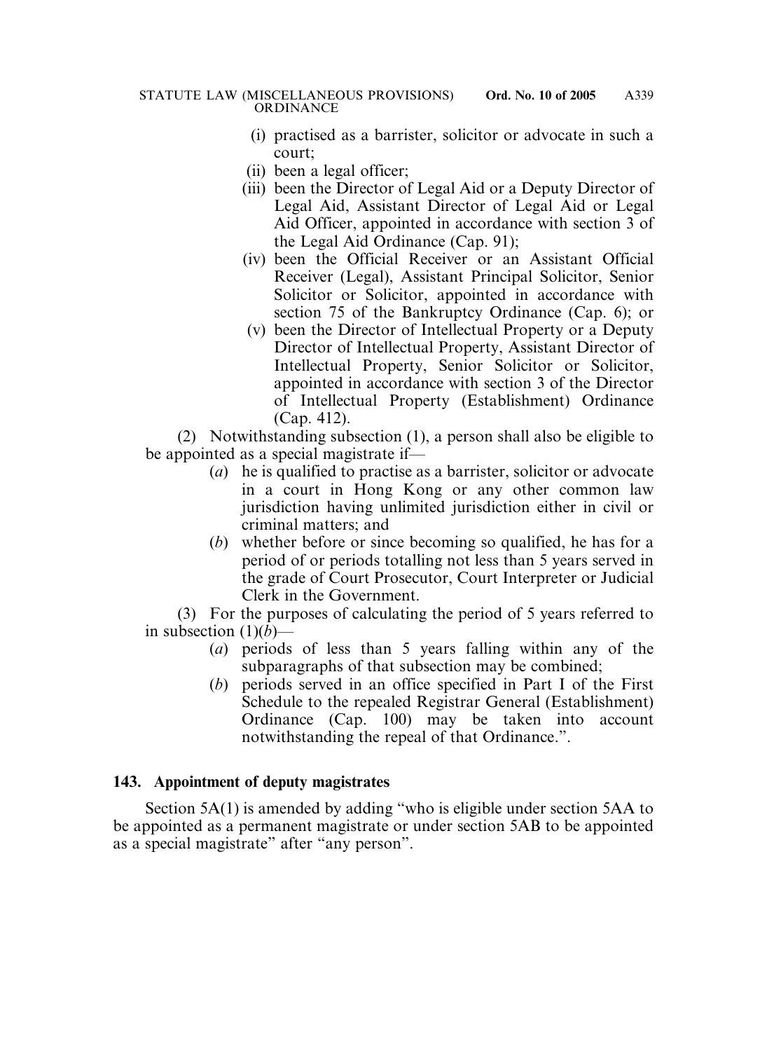(i) practised as a barrister, solicitor or advocate in such a court;

(ii) been a legal officer;

(iii) been the Director of Legal Aid or a Deputy Director of Legal Aid, Assistant Director of Legal Aid or Legal Aid Officer, appointed in accordance with section 3 of the Legal Aid Ordinance (Cap. 91);

(iv) been the Official Receiver or an Assistant Official Receiver (Legal), Assistant Principal Solicitor, Senior Solicitor or Solicitor, appointed in accordance with section 75 of the Bankruptcy Ordinance (Cap. 6); or

(v) been the Director of Intellectual Property or a Deputy Director of Intellectual Property, Assistant Director of Intellectual Property, Senior Solicitor or Solicitor, appointed in accordance with section 3 of the Director of Intellectual Property (Establishment) Ordinance (Cap. 412).

(2) Notwithstanding subsection (1), a person shall also be eligible to be appointed as a special magistrate if—

(*a*) he is qualified to practise as a barrister, solicitor or advocate in a court in Hong Kong or any other common law jurisdiction having unlimited jurisdiction either in civil or criminal matters; and

(*b*) whether before or since becoming so qualified, he has for a period of or periods totalling not less than 5 years served in the grade of Court Prosecutor, Court Interpreter or Judicial Clerk in the Government.

(3) For the purposes of calculating the period of 5 years referred to in subsection (1)(*b*)—

(*a*) periods of less than 5 years falling within any of the subparagraphs of that subsection may be combined;

(*b*) periods served in an office specified in Part I of the First Schedule to the repealed Registrar General (Establishment) Ordinance (Cap. 100) may be taken into account notwithstanding the repeal of that Ordinance.".

**143. Appointment of deputy magistrates**

Section 5A(1) is amended by adding "who is eligible under section 5AA to be appointed as a permanent magistrate or under section 5AB to be appointed as a special magistrate" after "any person".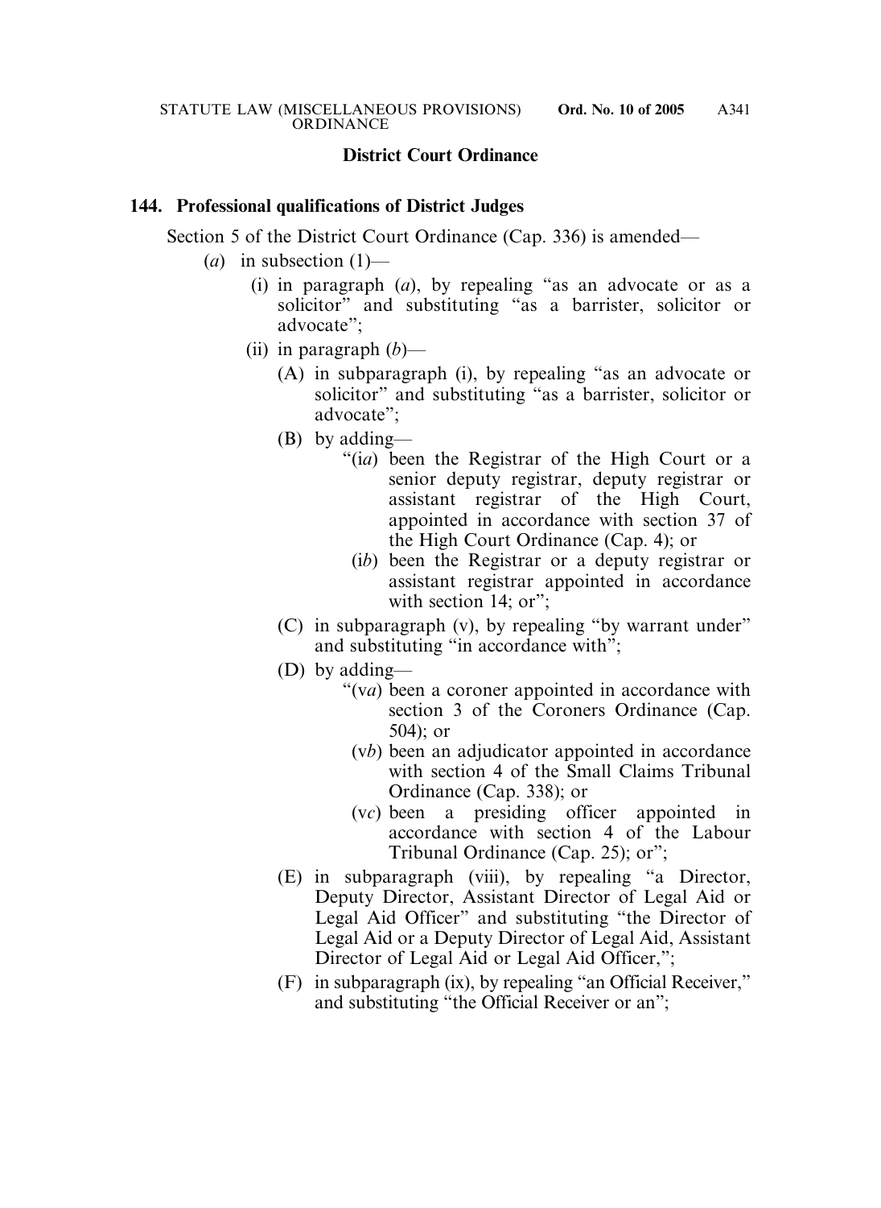## District Court Ordinance

### 144. Professional qualifications of District Judges

Section 5 of the District Court Ordinance (Cap. 336) is amended—

(*a*) in subsection (1)—

(i) in paragraph (*a*), by repealing "as an advocate or as a solicitor" and substituting "as a barrister, solicitor or advocate";

(ii) in paragraph (*b*)—

(A) in subparagraph (i), by repealing "as an advocate or solicitor" and substituting "as a barrister, solicitor or advocate";

(B) by adding—

"(i*a*) been the Registrar of the High Court or a senior deputy registrar, deputy registrar or assistant registrar of the High Court, appointed in accordance with section 37 of the High Court Ordinance (Cap. 4); or

(i*b*) been the Registrar or a deputy registrar or assistant registrar appointed in accordance with section 14; or";

(C) in subparagraph (v), by repealing "by warrant under" and substituting "in accordance with";

(D) by adding—

"(v*a*) been a coroner appointed in accordance with section 3 of the Coroners Ordinance (Cap. 504); or

(v*b*) been an adjudicator appointed in accordance with section 4 of the Small Claims Tribunal Ordinance (Cap. 338); or

(v*c*) been a presiding officer appointed in accordance with section 4 of the Labour Tribunal Ordinance (Cap. 25); or";

(E) in subparagraph (viii), by repealing "a Director, Deputy Director, Assistant Director of Legal Aid or Legal Aid Officer" and substituting "the Director of Legal Aid or a Deputy Director of Legal Aid, Assistant Director of Legal Aid or Legal Aid Officer,";

(F) in subparagraph (ix), by repealing "an Official Receiver," and substituting "the Official Receiver or an";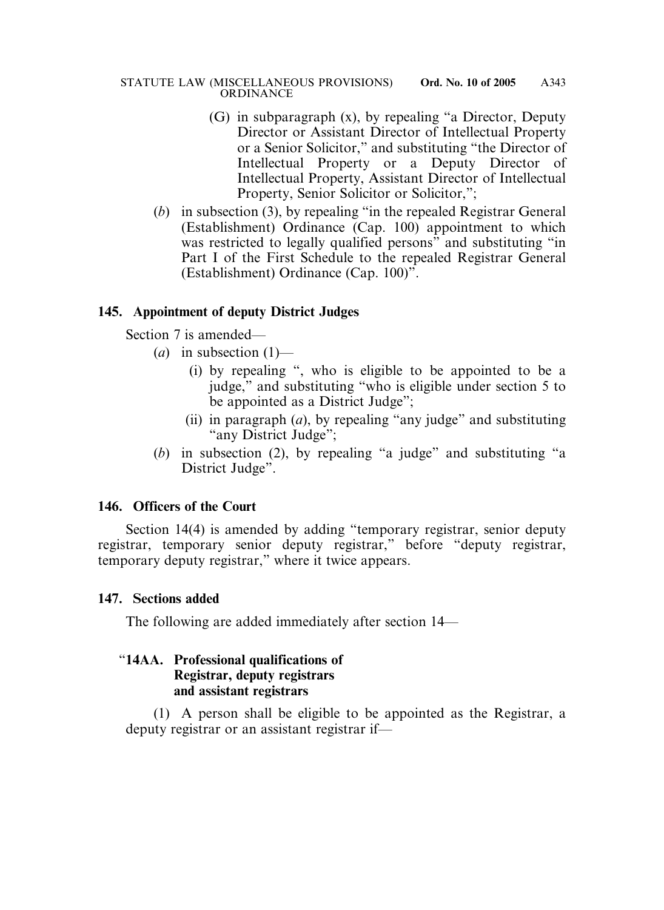(G) in subparagraph (x), by repealing "a Director, Deputy Director or Assistant Director of Intellectual Property or a Senior Solicitor," and substituting "the Director of Intellectual Property or a Deputy Director of Intellectual Property, Assistant Director of Intellectual Property, Senior Solicitor or Solicitor,";

(*b*) in subsection (3), by repealing "in the repealed Registrar General (Establishment) Ordinance (Cap. 100) appointment to which was restricted to legally qualified persons" and substituting "in Part I of the First Schedule to the repealed Registrar General (Establishment) Ordinance (Cap. 100)".

**145. Appointment of deputy District Judges**

Section 7 is amended—

(*a*) in subsection (1)—

(i) by repealing ", who is eligible to be appointed to be a judge," and substituting "who is eligible under section 5 to be appointed as a District Judge";

(ii) in paragraph (*a*), by repealing "any judge" and substituting "any District Judge";

(*b*) in subsection (2), by repealing "a judge" and substituting "a District Judge".

**146. Officers of the Court**

Section 14(4) is amended by adding "temporary registrar, senior deputy registrar, temporary senior deputy registrar," before "deputy registrar, temporary deputy registrar," where it twice appears.

**147. Sections added**

The following are added immediately after section 14—

"**14AA. Professional qualifications of Registrar, deputy registrars and assistant registrars**

(1) A person shall be eligible to be appointed as the Registrar, a deputy registrar or an assistant registrar if—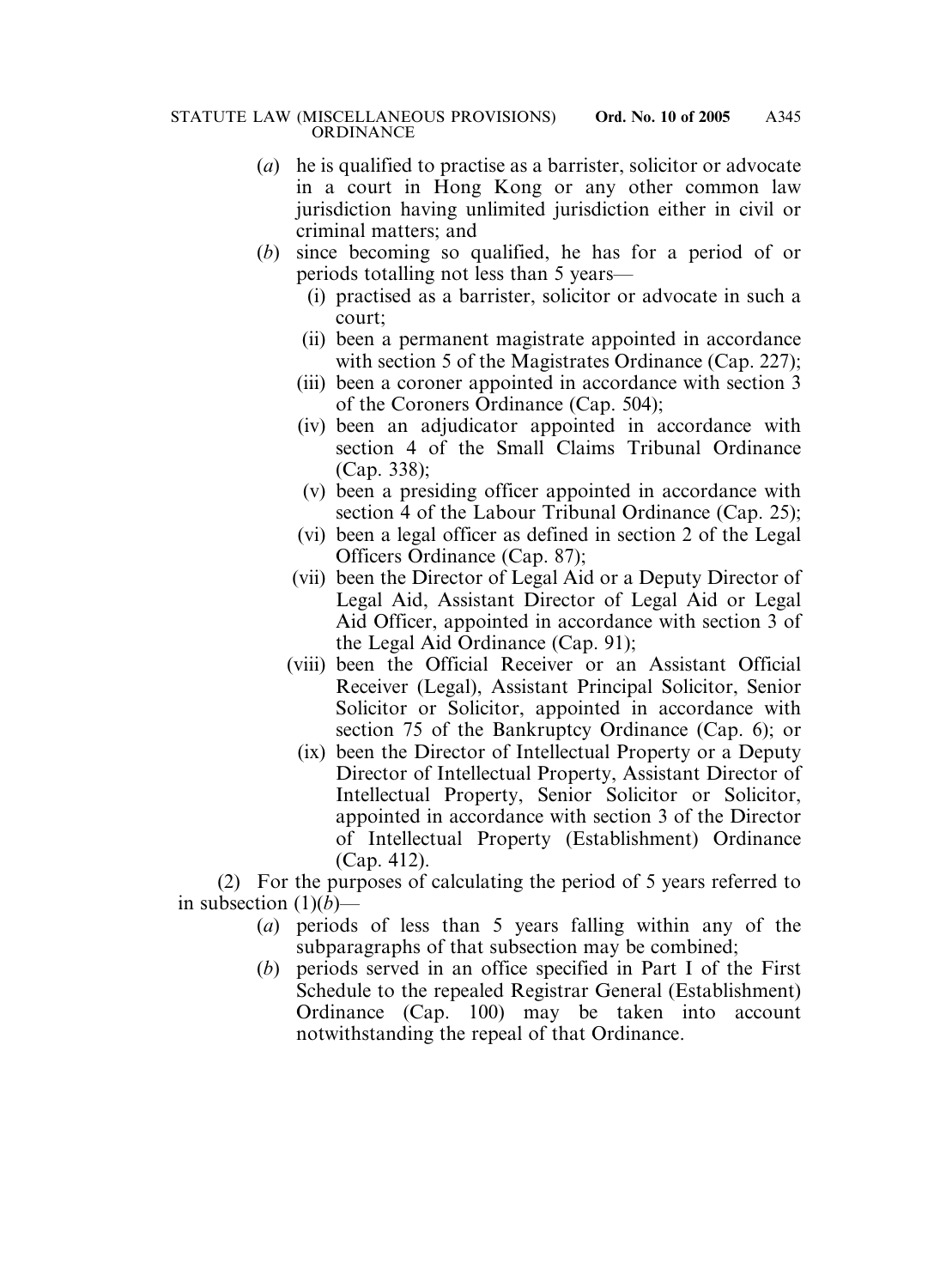(*a*) he is qualified to practise as a barrister, solicitor or advocate in a court in Hong Kong or any other common law jurisdiction having unlimited jurisdiction either in civil or criminal matters; and

(*b*) since becoming so qualified, he has for a period of or periods totalling not less than 5 years—

  (i) practised as a barrister, solicitor or advocate in such a court;

  (ii) been a permanent magistrate appointed in accordance with section 5 of the Magistrates Ordinance (Cap. 227);

  (iii) been a coroner appointed in accordance with section 3 of the Coroners Ordinance (Cap. 504);

  (iv) been an adjudicator appointed in accordance with section 4 of the Small Claims Tribunal Ordinance (Cap. 338);

  (v) been a presiding officer appointed in accordance with section 4 of the Labour Tribunal Ordinance (Cap. 25);

  (vi) been a legal officer as defined in section 2 of the Legal Officers Ordinance (Cap. 87);

  (vii) been the Director of Legal Aid or a Deputy Director of Legal Aid, Assistant Director of Legal Aid or Legal Aid Officer, appointed in accordance with section 3 of the Legal Aid Ordinance (Cap. 91);

  (viii) been the Official Receiver or an Assistant Official Receiver (Legal), Assistant Principal Solicitor, Senior Solicitor or Solicitor, appointed in accordance with section 75 of the Bankruptcy Ordinance (Cap. 6); or

  (ix) been the Director of Intellectual Property or a Deputy Director of Intellectual Property, Assistant Director of Intellectual Property, Senior Solicitor or Solicitor, appointed in accordance with section 3 of the Director of Intellectual Property (Establishment) Ordinance (Cap. 412).

(2) For the purposes of calculating the period of 5 years referred to in subsection (1)(*b*)—

(*a*) periods of less than 5 years falling within any of the subparagraphs of that subsection may be combined;

(*b*) periods served in an office specified in Part I of the First Schedule to the repealed Registrar General (Establishment) Ordinance (Cap. 100) may be taken into account notwithstanding the repeal of that Ordinance.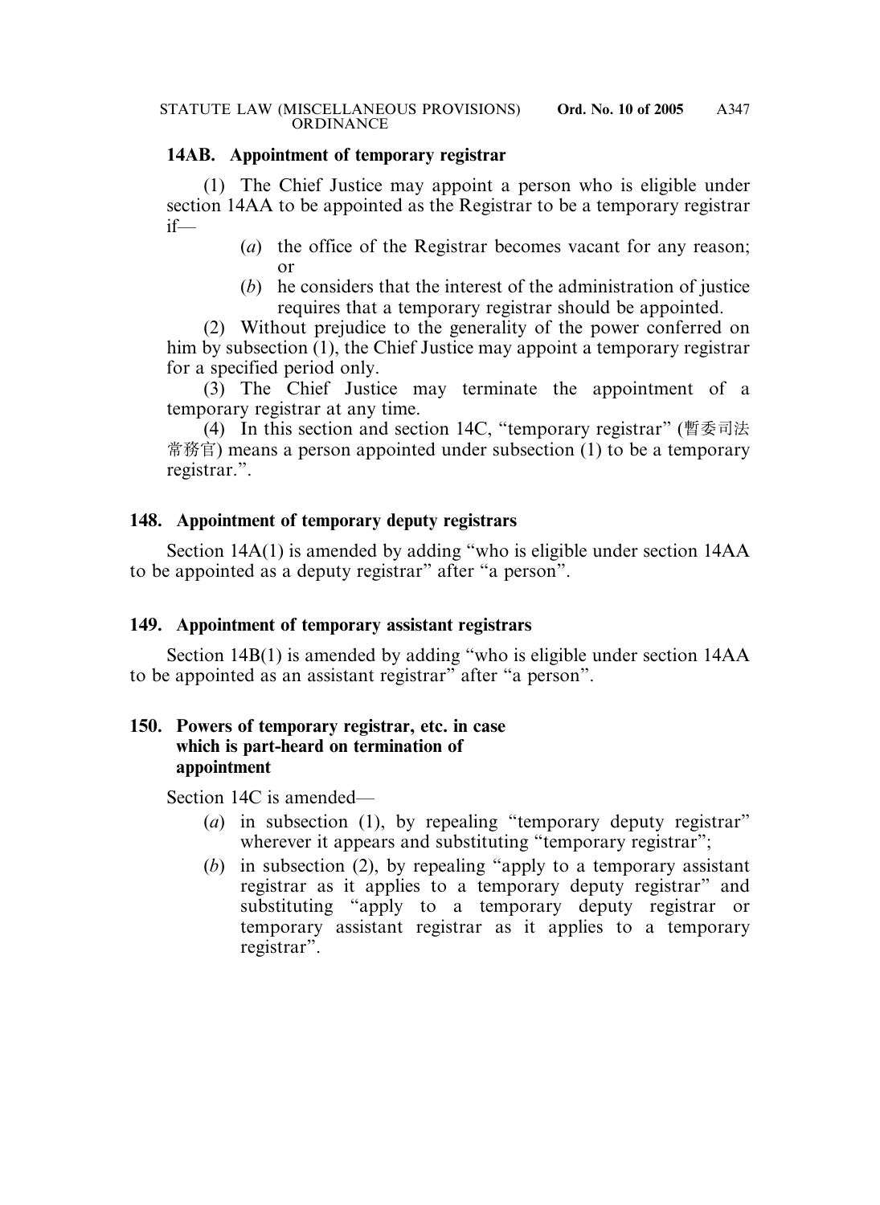**14AB. Appointment of temporary registrar**

(1) The Chief Justice may appoint a person who is eligible under section 14AA to be appointed as the Registrar to be a temporary registrar if—

(*a*) the office of the Registrar becomes vacant for any reason; or

(*b*) he considers that the interest of the administration of justice requires that a temporary registrar should be appointed.

(2) Without prejudice to the generality of the power conferred on him by subsection (1), the Chief Justice may appoint a temporary registrar for a specified period only.

(3) The Chief Justice may terminate the appointment of a temporary registrar at any time.

(4) In this section and section 14C, "temporary registrar" (暫委司法常務官) means a person appointed under subsection (1) to be a temporary registrar.".

**148. Appointment of temporary deputy registrars**

Section 14A(1) is amended by adding "who is eligible under section 14AA to be appointed as a deputy registrar" after "a person".

**149. Appointment of temporary assistant registrars**

Section 14B(1) is amended by adding "who is eligible under section 14AA to be appointed as an assistant registrar" after "a person".

**150. Powers of temporary registrar, etc. in case which is part-heard on termination of appointment**

Section 14C is amended—

(*a*) in subsection (1), by repealing "temporary deputy registrar" wherever it appears and substituting "temporary registrar";

(*b*) in subsection (2), by repealing "apply to a temporary assistant registrar as it applies to a temporary deputy registrar" and substituting "apply to a temporary deputy registrar or temporary assistant registrar as it applies to a temporary registrar".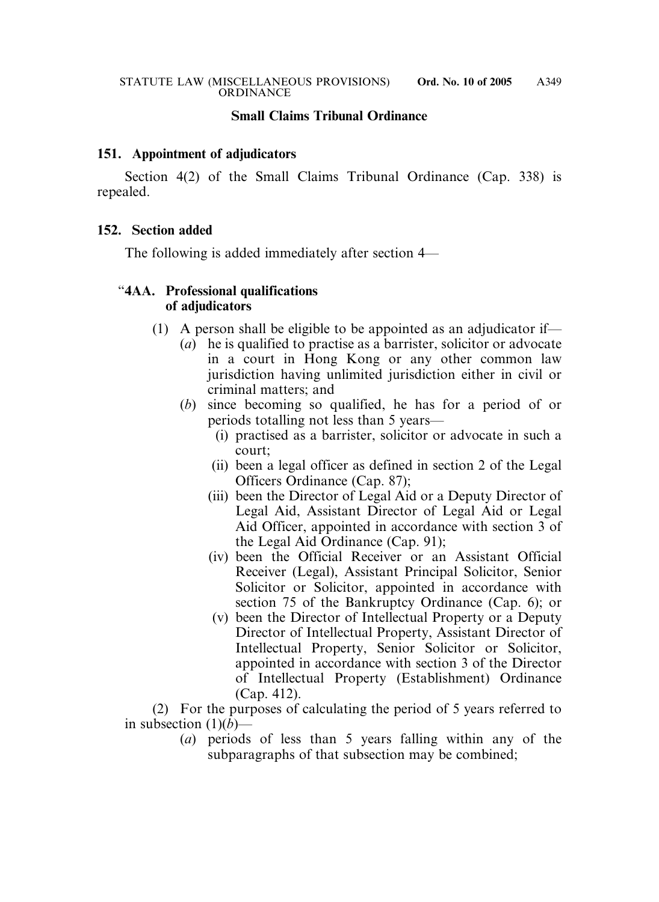## Small Claims Tribunal Ordinance

### 151. Appointment of adjudicators

Section 4(2) of the Small Claims Tribunal Ordinance (Cap. 338) is repealed.

### 152. Section added

The following is added immediately after section 4—

“**4AA. Professional qualifications of adjudicators**

(1) A person shall be eligible to be appointed as an adjudicator if—

(*a*) he is qualified to practise as a barrister, solicitor or advocate in a court in Hong Kong or any other common law jurisdiction having unlimited jurisdiction either in civil or criminal matters; and

(*b*) since becoming so qualified, he has for a period of or periods totalling not less than 5 years—

(i) practised as a barrister, solicitor or advocate in such a court;

(ii) been a legal officer as defined in section 2 of the Legal Officers Ordinance (Cap. 87);

(iii) been the Director of Legal Aid or a Deputy Director of Legal Aid, Assistant Director of Legal Aid or Legal Aid Officer, appointed in accordance with section 3 of the Legal Aid Ordinance (Cap. 91);

(iv) been the Official Receiver or an Assistant Official Receiver (Legal), Assistant Principal Solicitor, Senior Solicitor or Solicitor, appointed in accordance with section 75 of the Bankruptcy Ordinance (Cap. 6); or

(v) been the Director of Intellectual Property or a Deputy Director of Intellectual Property, Assistant Director of Intellectual Property, Senior Solicitor or Solicitor, appointed in accordance with section 3 of the Director of Intellectual Property (Establishment) Ordinance (Cap. 412).

(2) For the purposes of calculating the period of 5 years referred to in subsection (1)(*b*)—

(*a*) periods of less than 5 years falling within any of the subparagraphs of that subsection may be combined;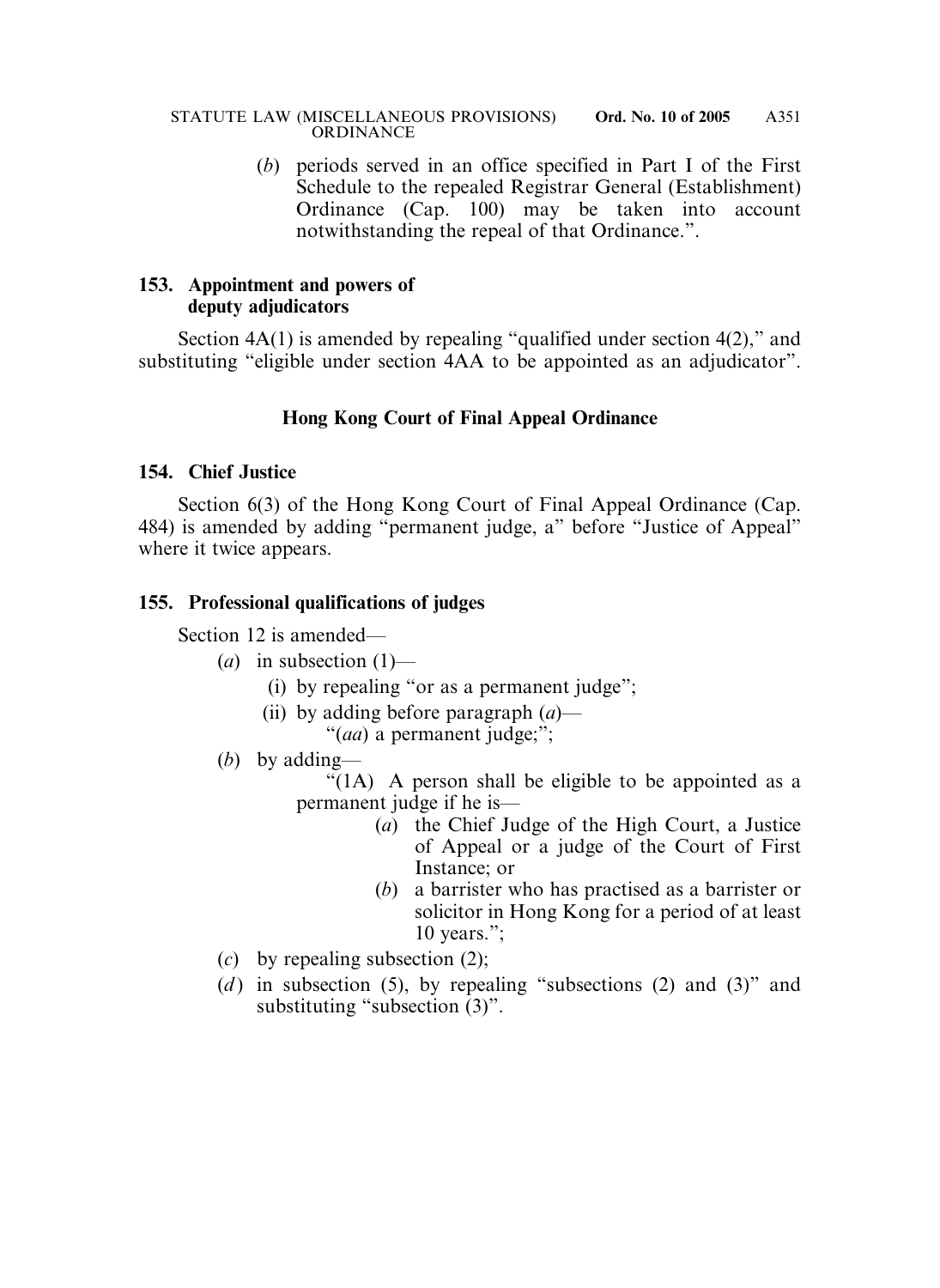(*b*) periods served in an office specified in Part I of the First Schedule to the repealed Registrar General (Establishment) Ordinance (Cap. 100) may be taken into account notwithstanding the repeal of that Ordinance.".

**153. Appointment and powers of deputy adjudicators**

Section 4A(1) is amended by repealing "qualified under section 4(2)," and substituting "eligible under section 4AA to be appointed as an adjudicator".

### Hong Kong Court of Final Appeal Ordinance

**154. Chief Justice**

Section 6(3) of the Hong Kong Court of Final Appeal Ordinance (Cap. 484) is amended by adding "permanent judge, a" before "Justice of Appeal" where it twice appears.

**155. Professional qualifications of judges**

Section 12 is amended—

(*a*) in subsection (1)—

(i) by repealing "or as a permanent judge";

(ii) by adding before paragraph (*a*)—

"(*aa*) a permanent judge;";

(*b*) by adding—

"(1A) A person shall be eligible to be appointed as a permanent judge if he is—

(*a*) the Chief Judge of the High Court, a Justice of Appeal or a judge of the Court of First Instance; or

(*b*) a barrister who has practised as a barrister or solicitor in Hong Kong for a period of at least 10 years.";

(*c*) by repealing subsection (2);

(*d*) in subsection (5), by repealing "subsections (2) and (3)" and substituting "subsection (3)".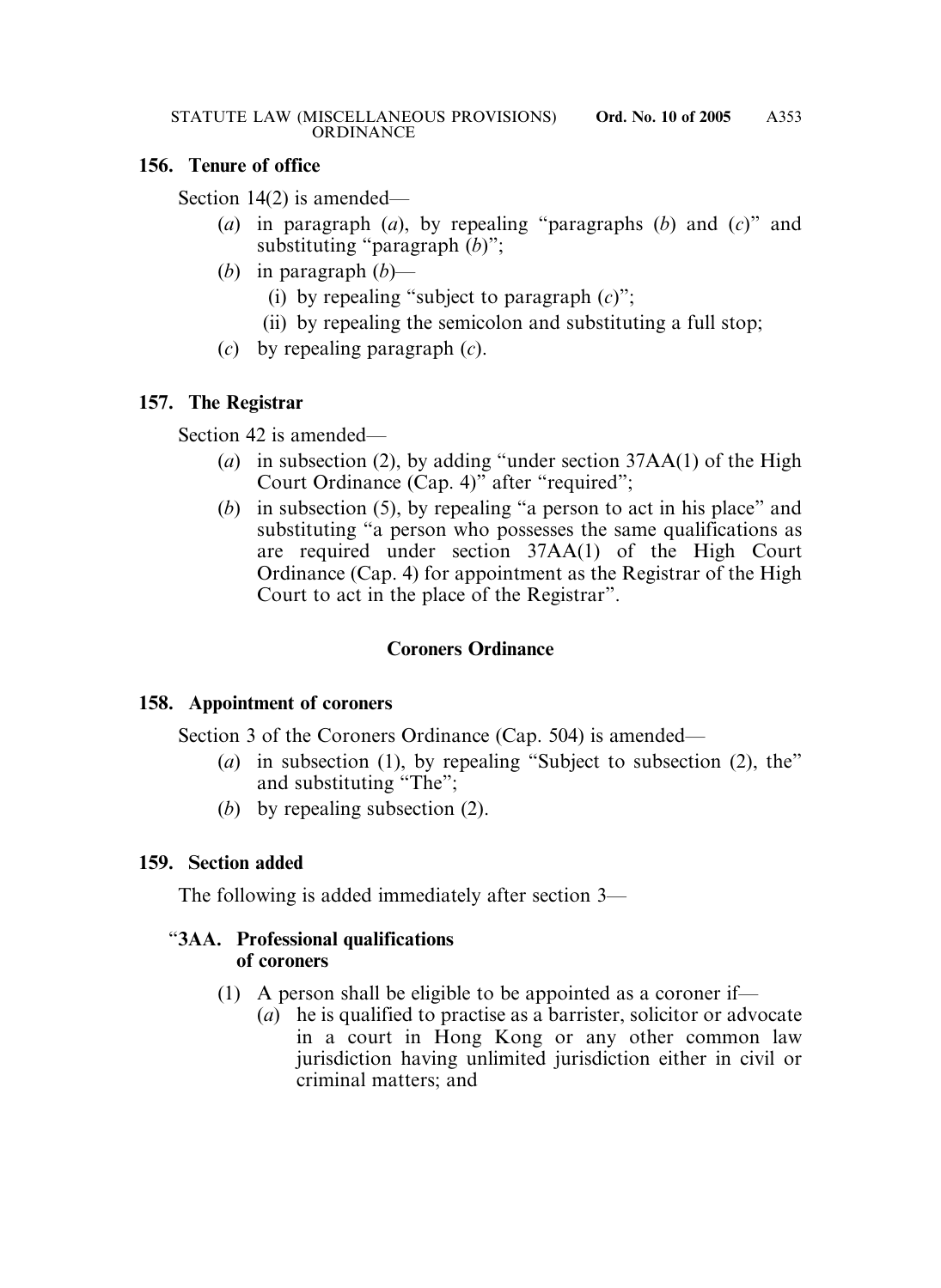**156. Tenure of office**

Section 14(2) is amended—

- (*a*) in paragraph (*a*), by repealing "paragraphs (*b*) and (*c*)" and substituting "paragraph (*b*)";
- (*b*) in paragraph (*b*)—
  - (i) by repealing "subject to paragraph (*c*)";
  - (ii) by repealing the semicolon and substituting a full stop;
- (*c*) by repealing paragraph (*c*).

**157. The Registrar**

Section 42 is amended—

- (*a*) in subsection (2), by adding "under section 37AA(1) of the High Court Ordinance (Cap. 4)" after "required";
- (*b*) in subsection (5), by repealing "a person to act in his place" and substituting "a person who possesses the same qualifications as are required under section 37AA(1) of the High Court Ordinance (Cap. 4) for appointment as the Registrar of the High Court to act in the place of the Registrar".

## Coroners Ordinance

**158. Appointment of coroners**

Section 3 of the Coroners Ordinance (Cap. 504) is amended—

- (*a*) in subsection (1), by repealing "Subject to subsection (2), the" and substituting "The";
- (*b*) by repealing subsection (2).

**159. Section added**

The following is added immediately after section 3—

"**3AA. Professional qualifications of coroners**

(1) A person shall be eligible to be appointed as a coroner if—

- (*a*) he is qualified to practise as a barrister, solicitor or advocate in a court in Hong Kong or any other common law jurisdiction having unlimited jurisdiction either in civil or criminal matters; and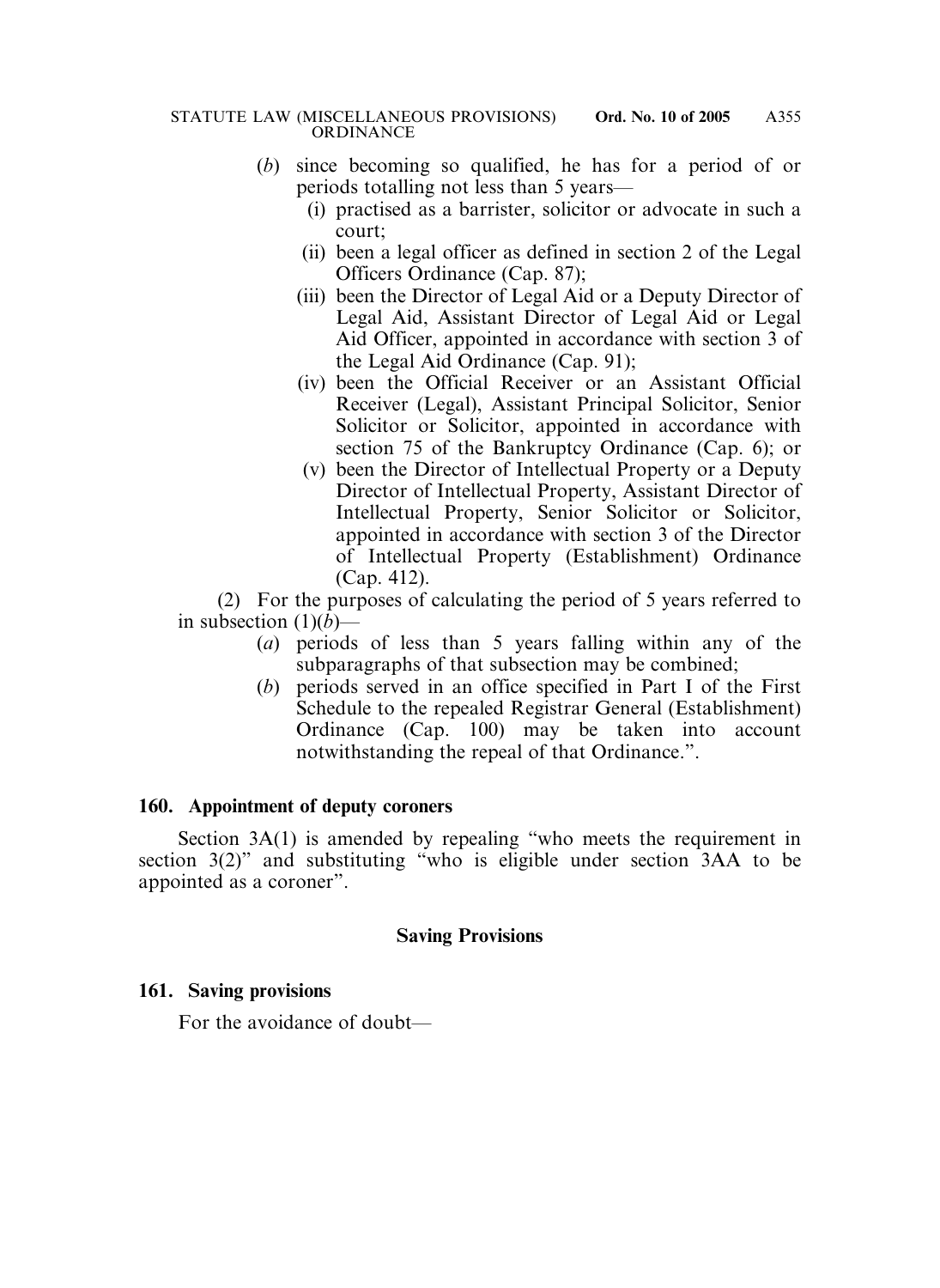(*b*) since becoming so qualified, he has for a period of or periods totalling not less than 5 years—

(i) practised as a barrister, solicitor or advocate in such a court;

(ii) been a legal officer as defined in section 2 of the Legal Officers Ordinance (Cap. 87);

(iii) been the Director of Legal Aid or a Deputy Director of Legal Aid, Assistant Director of Legal Aid or Legal Aid Officer, appointed in accordance with section 3 of the Legal Aid Ordinance (Cap. 91);

(iv) been the Official Receiver or an Assistant Official Receiver (Legal), Assistant Principal Solicitor, Senior Solicitor or Solicitor, appointed in accordance with section 75 of the Bankruptcy Ordinance (Cap. 6); or

(v) been the Director of Intellectual Property or a Deputy Director of Intellectual Property, Assistant Director of Intellectual Property, Senior Solicitor or Solicitor, appointed in accordance with section 3 of the Director of Intellectual Property (Establishment) Ordinance (Cap. 412).

(2) For the purposes of calculating the period of 5 years referred to in subsection (1)(*b*)—

(*a*) periods of less than 5 years falling within any of the subparagraphs of that subsection may be combined;

(*b*) periods served in an office specified in Part I of the First Schedule to the repealed Registrar General (Establishment) Ordinance (Cap. 100) may be taken into account notwithstanding the repeal of that Ordinance.".

**160. Appointment of deputy coroners**

Section 3A(1) is amended by repealing "who meets the requirement in section 3(2)" and substituting "who is eligible under section 3AA to be appointed as a coroner".

## Saving Provisions

**161. Saving provisions**

For the avoidance of doubt—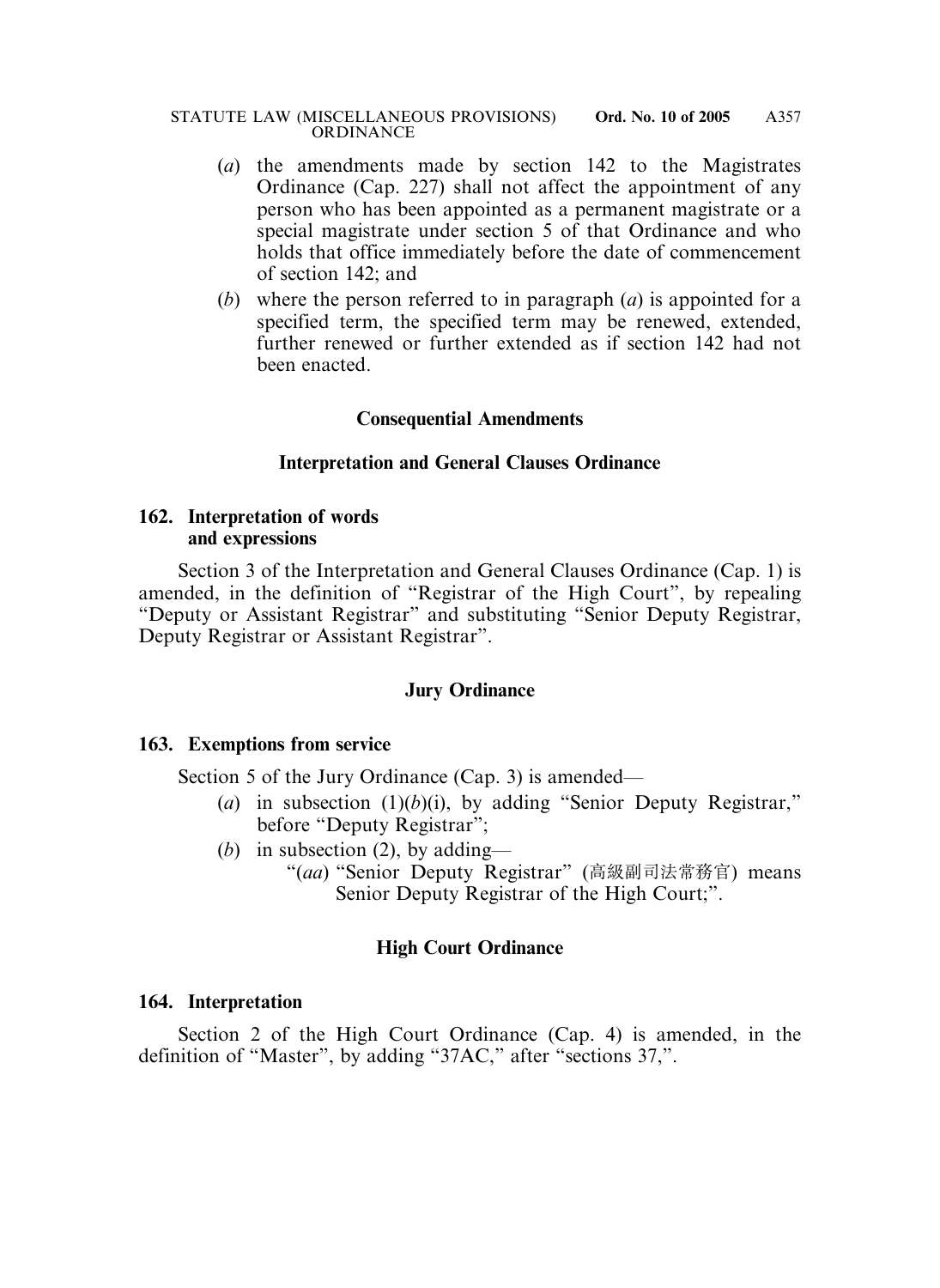(*a*) the amendments made by section 142 to the Magistrates Ordinance (Cap. 227) shall not affect the appointment of any person who has been appointed as a permanent magistrate or a special magistrate under section 5 of that Ordinance and who holds that office immediately before the date of commencement of section 142; and

(*b*) where the person referred to in paragraph (*a*) is appointed for a specified term, the specified term may be renewed, extended, further renewed or further extended as if section 142 had not been enacted.

**Consequential Amendments**

**Interpretation and General Clauses Ordinance**

**162. Interpretation of words and expressions**

Section 3 of the Interpretation and General Clauses Ordinance (Cap. 1) is amended, in the definition of "Registrar of the High Court", by repealing "Deputy or Assistant Registrar" and substituting "Senior Deputy Registrar, Deputy Registrar or Assistant Registrar".

**Jury Ordinance**

**163. Exemptions from service**

Section 5 of the Jury Ordinance (Cap. 3) is amended—

(*a*) in subsection (1)(*b*)(i), by adding "Senior Deputy Registrar," before "Deputy Registrar";

(*b*) in subsection (2), by adding—

"(*aa*) "Senior Deputy Registrar" (高級副司法常務官) means Senior Deputy Registrar of the High Court;".

**High Court Ordinance**

**164. Interpretation**

Section 2 of the High Court Ordinance (Cap. 4) is amended, in the definition of "Master", by adding "37AC," after "sections 37,".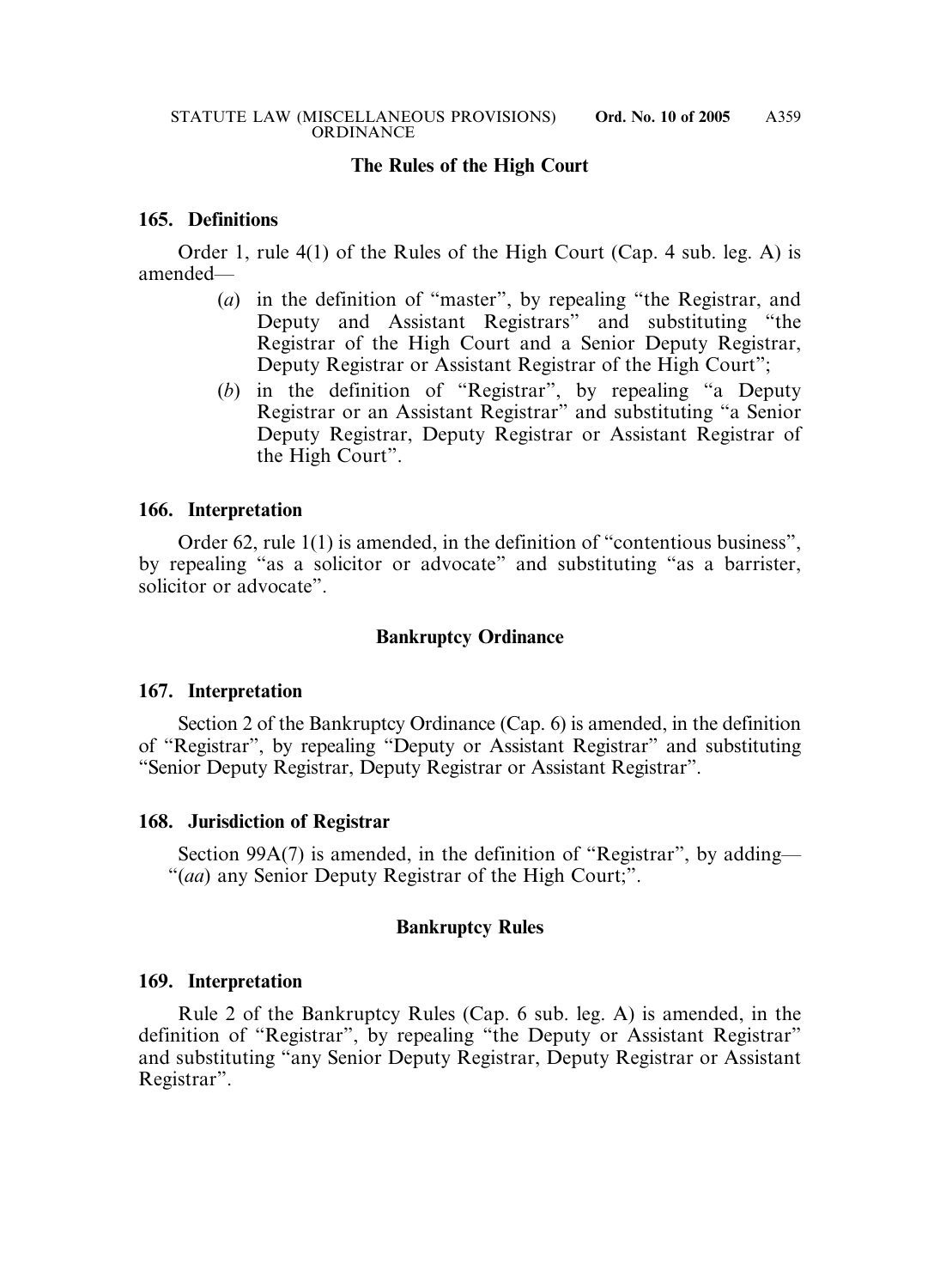**The Rules of the High Court**

**165. Definitions**

Order 1, rule 4(1) of the Rules of the High Court (Cap. 4 sub. leg. A) is amended—

(*a*) in the definition of "master", by repealing "the Registrar, and Deputy and Assistant Registrars" and substituting "the Registrar of the High Court and a Senior Deputy Registrar, Deputy Registrar or Assistant Registrar of the High Court";

(*b*) in the definition of "Registrar", by repealing "a Deputy Registrar or an Assistant Registrar" and substituting "a Senior Deputy Registrar, Deputy Registrar or Assistant Registrar of the High Court".

**166. Interpretation**

Order 62, rule 1(1) is amended, in the definition of "contentious business", by repealing "as a solicitor or advocate" and substituting "as a barrister, solicitor or advocate".

**Bankruptcy Ordinance**

**167. Interpretation**

Section 2 of the Bankruptcy Ordinance (Cap. 6) is amended, in the definition of "Registrar", by repealing "Deputy or Assistant Registrar" and substituting "Senior Deputy Registrar, Deputy Registrar or Assistant Registrar".

**168. Jurisdiction of Registrar**

Section 99A(7) is amended, in the definition of "Registrar", by adding—
"(*aa*) any Senior Deputy Registrar of the High Court;".

**Bankruptcy Rules**

**169. Interpretation**

Rule 2 of the Bankruptcy Rules (Cap. 6 sub. leg. A) is amended, in the definition of "Registrar", by repealing "the Deputy or Assistant Registrar" and substituting "any Senior Deputy Registrar, Deputy Registrar or Assistant Registrar".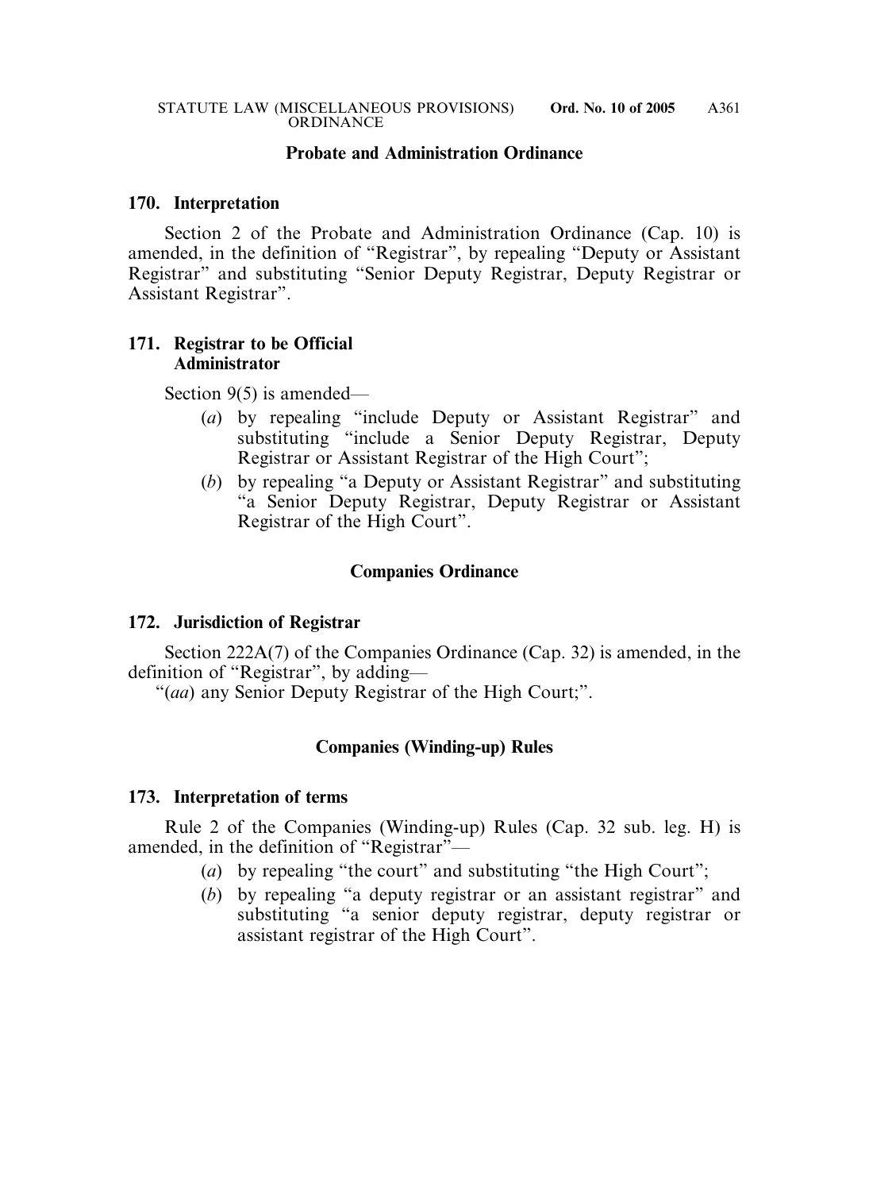## Probate and Administration Ordinance

### 170. Interpretation

Section 2 of the Probate and Administration Ordinance (Cap. 10) is amended, in the definition of "Registrar", by repealing "Deputy or Assistant Registrar" and substituting "Senior Deputy Registrar, Deputy Registrar or Assistant Registrar".

### 171. Registrar to be Official Administrator

Section 9(5) is amended—

- (*a*) by repealing "include Deputy or Assistant Registrar" and substituting "include a Senior Deputy Registrar, Deputy Registrar or Assistant Registrar of the High Court";
- (*b*) by repealing "a Deputy or Assistant Registrar" and substituting "a Senior Deputy Registrar, Deputy Registrar or Assistant Registrar of the High Court".

## Companies Ordinance

### 172. Jurisdiction of Registrar

Section 222A(7) of the Companies Ordinance (Cap. 32) is amended, in the definition of "Registrar", by adding—

"(*aa*) any Senior Deputy Registrar of the High Court;".

## Companies (Winding-up) Rules

### 173. Interpretation of terms

Rule 2 of the Companies (Winding-up) Rules (Cap. 32 sub. leg. H) is amended, in the definition of "Registrar"—

- (*a*) by repealing "the court" and substituting "the High Court";
- (*b*) by repealing "a deputy registrar or an assistant registrar" and substituting "a senior deputy registrar, deputy registrar or assistant registrar of the High Court".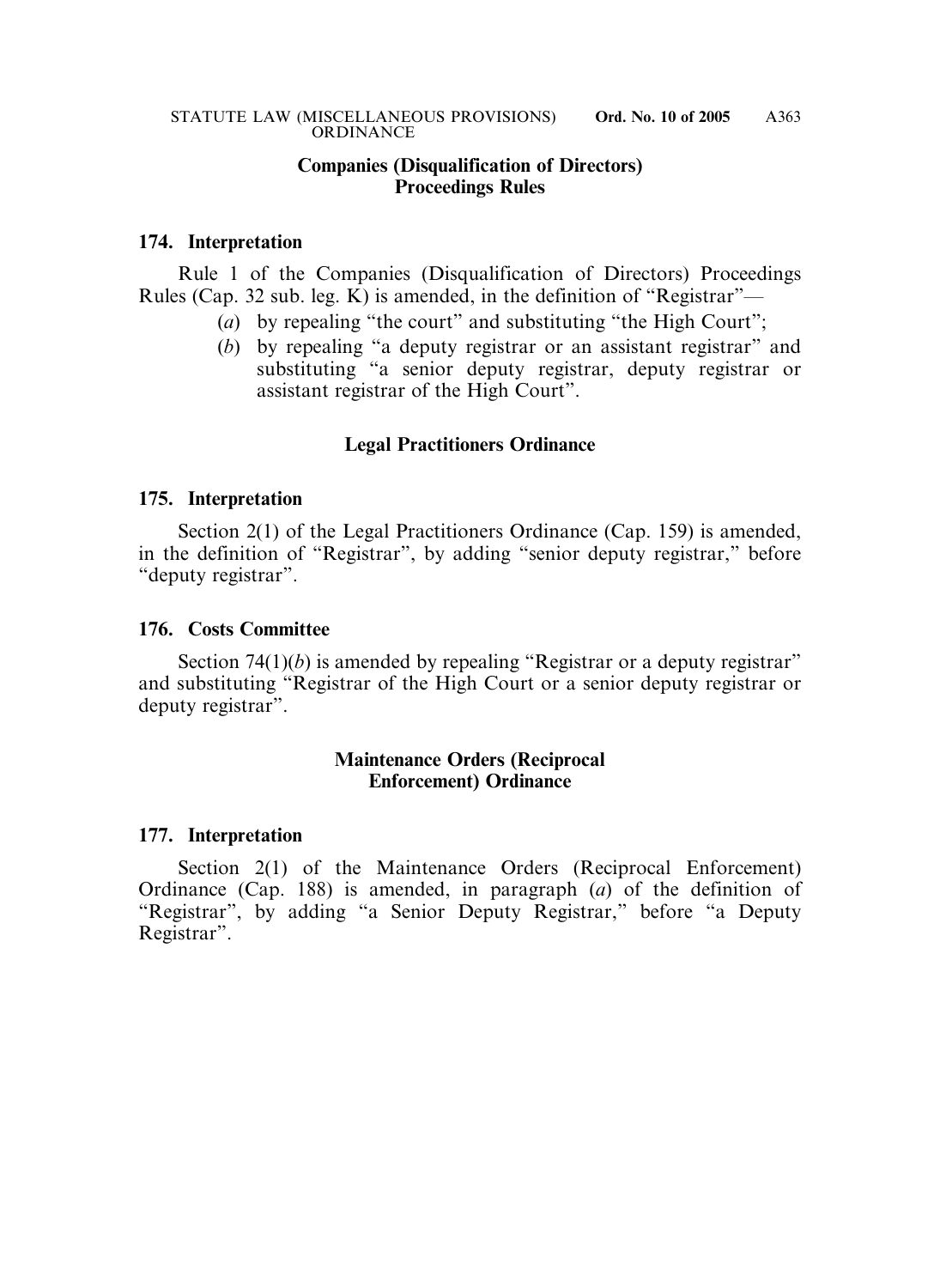## Companies (Disqualification of Directors) Proceedings Rules

**174. Interpretation**

Rule 1 of the Companies (Disqualification of Directors) Proceedings Rules (Cap. 32 sub. leg. K) is amended, in the definition of "Registrar"—

(*a*) by repealing "the court" and substituting "the High Court";

(*b*) by repealing "a deputy registrar or an assistant registrar" and substituting "a senior deputy registrar, deputy registrar or assistant registrar of the High Court".

## Legal Practitioners Ordinance

**175. Interpretation**

Section 2(1) of the Legal Practitioners Ordinance (Cap. 159) is amended, in the definition of "Registrar", by adding "senior deputy registrar," before "deputy registrar".

**176. Costs Committee**

Section 74(1)(*b*) is amended by repealing "Registrar or a deputy registrar" and substituting "Registrar of the High Court or a senior deputy registrar or deputy registrar".

## Maintenance Orders (Reciprocal Enforcement) Ordinance

**177. Interpretation**

Section 2(1) of the Maintenance Orders (Reciprocal Enforcement) Ordinance (Cap. 188) is amended, in paragraph (*a*) of the definition of "Registrar", by adding "a Senior Deputy Registrar," before "a Deputy Registrar".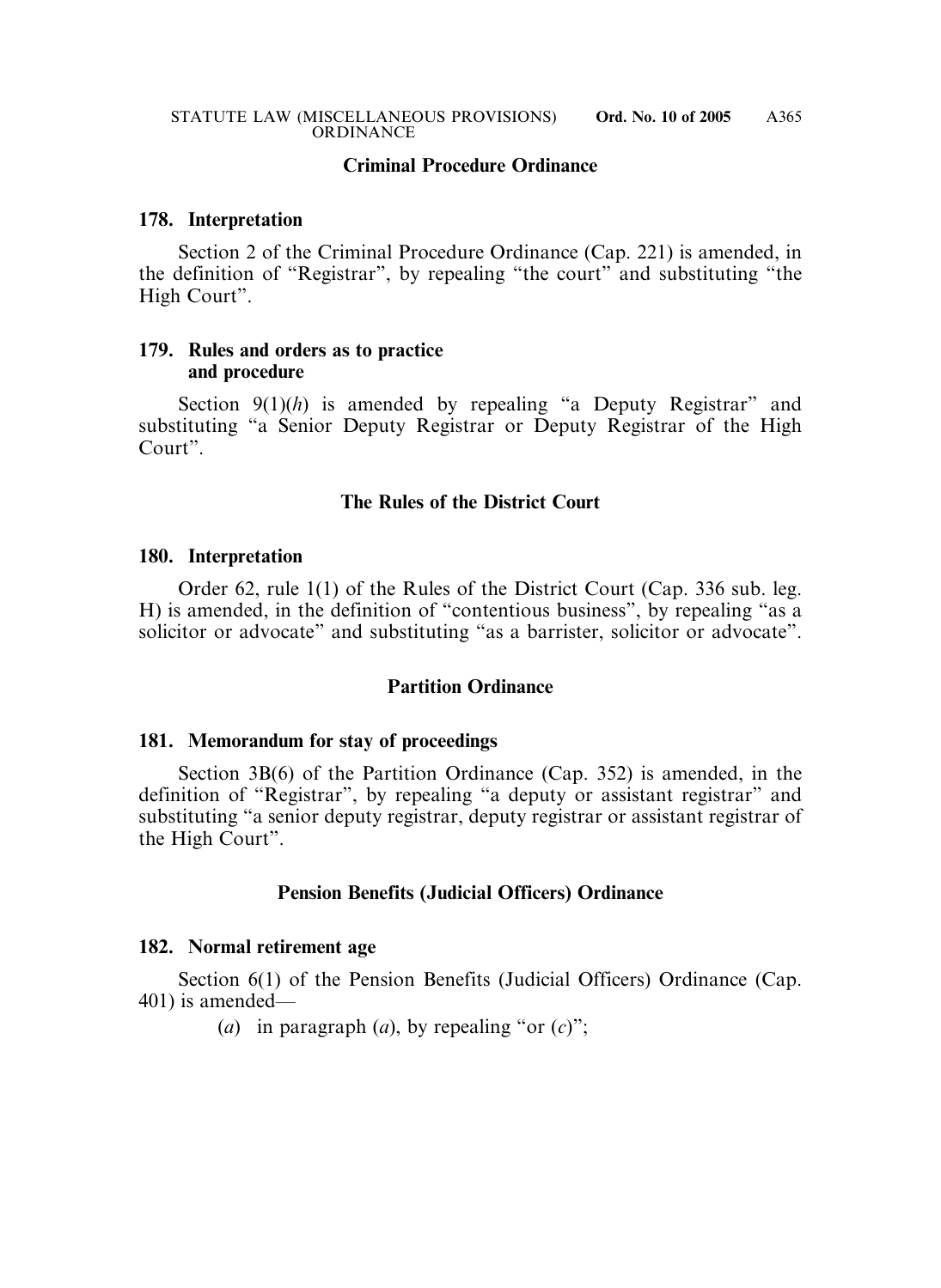## Criminal Procedure Ordinance

### 178. Interpretation

Section 2 of the Criminal Procedure Ordinance (Cap. 221) is amended, in the definition of "Registrar", by repealing "the court" and substituting "the High Court".

### 179. Rules and orders as to practice and procedure

Section 9(1)(*h*) is amended by repealing "a Deputy Registrar" and substituting "a Senior Deputy Registrar or Deputy Registrar of the High Court".

## The Rules of the District Court

### 180. Interpretation

Order 62, rule 1(1) of the Rules of the District Court (Cap. 336 sub. leg. H) is amended, in the definition of "contentious business", by repealing "as a solicitor or advocate" and substituting "as a barrister, solicitor or advocate".

## Partition Ordinance

### 181. Memorandum for stay of proceedings

Section 3B(6) of the Partition Ordinance (Cap. 352) is amended, in the definition of "Registrar", by repealing "a deputy or assistant registrar" and substituting "a senior deputy registrar, deputy registrar or assistant registrar of the High Court".

## Pension Benefits (Judicial Officers) Ordinance

### 182. Normal retirement age

Section 6(1) of the Pension Benefits (Judicial Officers) Ordinance (Cap. 401) is amended—

(*a*) in paragraph (*a*), by repealing "or (*c*)";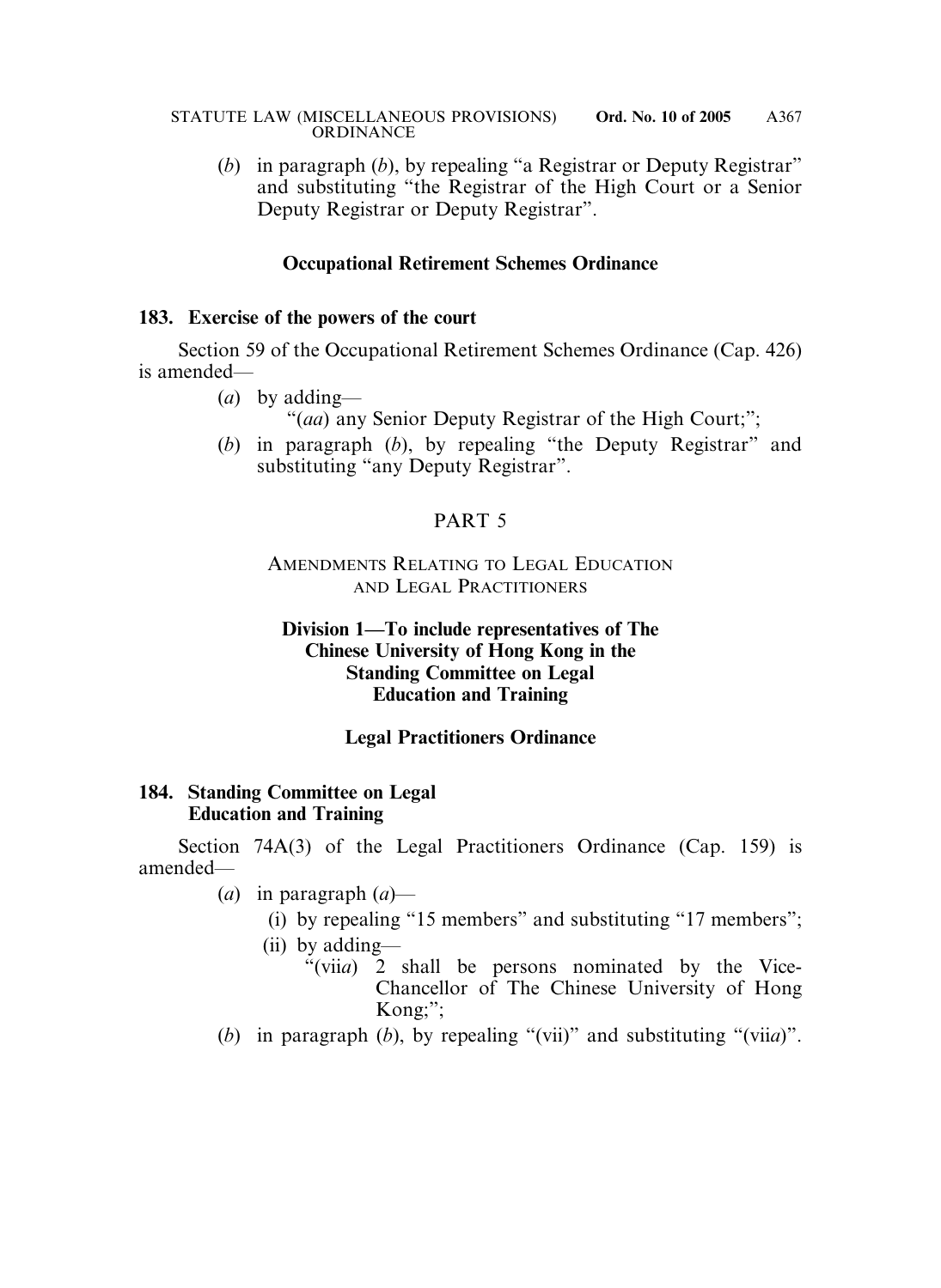(*b*) in paragraph (*b*), by repealing "a Registrar or Deputy Registrar" and substituting "the Registrar of the High Court or a Senior Deputy Registrar or Deputy Registrar".

**Occupational Retirement Schemes Ordinance**

**183. Exercise of the powers of the court**

Section 59 of the Occupational Retirement Schemes Ordinance (Cap. 426) is amended—

(*a*) by adding—

"(*aa*) any Senior Deputy Registrar of the High Court;";

(*b*) in paragraph (*b*), by repealing "the Deputy Registrar" and substituting "any Deputy Registrar".

## PART 5

### AMENDMENTS RELATING TO LEGAL EDUCATION AND LEGAL PRACTITIONERS

**Division 1—To include representatives of The Chinese University of Hong Kong in the Standing Committee on Legal Education and Training**

**Legal Practitioners Ordinance**

**184. Standing Committee on Legal Education and Training**

Section 74A(3) of the Legal Practitioners Ordinance (Cap. 159) is amended—

(*a*) in paragraph (*a*)—

(i) by repealing "15 members" and substituting "17 members";

(ii) by adding—

"(vii*a*) 2 shall be persons nominated by the Vice-Chancellor of The Chinese University of Hong Kong;";

(*b*) in paragraph (*b*), by repealing "(vii)" and substituting "(vii*a*)".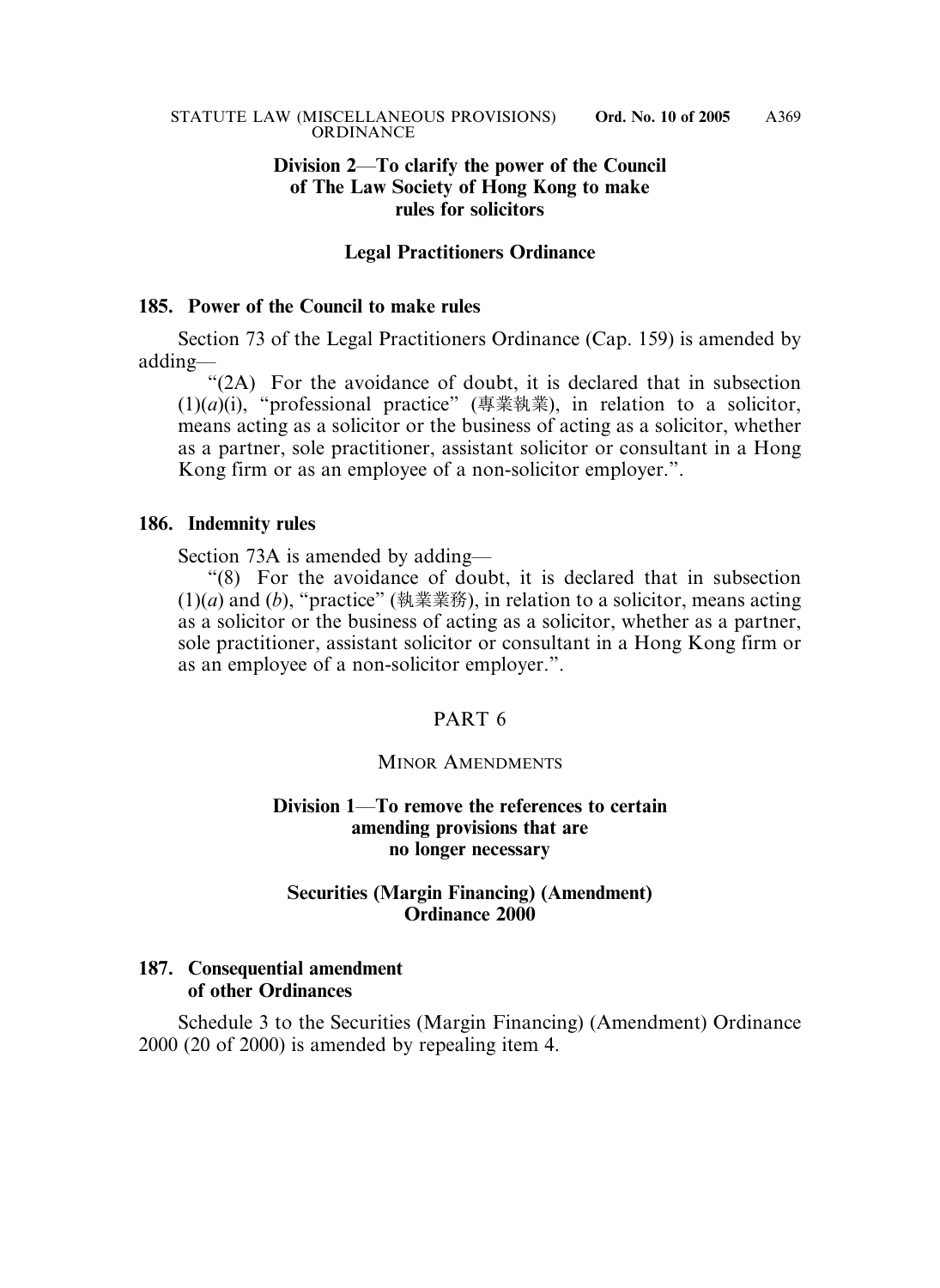**Division 2—To clarify the power of the Council of The Law Society of Hong Kong to make rules for solicitors**

**Legal Practitioners Ordinance**

**185. Power of the Council to make rules**

Section 73 of the Legal Practitioners Ordinance (Cap. 159) is amended by adding—

"(2A) For the avoidance of doubt, it is declared that in subsection (1)(*a*)(i), "professional practice" (專業執業), in relation to a solicitor, means acting as a solicitor or the business of acting as a solicitor, whether as a partner, sole practitioner, assistant solicitor or consultant in a Hong Kong firm or as an employee of a non-solicitor employer.".

**186. Indemnity rules**

Section 73A is amended by adding—

"(8) For the avoidance of doubt, it is declared that in subsection (1)(*a*) and (*b*), "practice" (執業業務), in relation to a solicitor, means acting as a solicitor or the business of acting as a solicitor, whether as a partner, sole practitioner, assistant solicitor or consultant in a Hong Kong firm or as an employee of a non-solicitor employer.".

PART 6

MINOR AMENDMENTS

**Division 1—To remove the references to certain amending provisions that are no longer necessary**

**Securities (Margin Financing) (Amendment) Ordinance 2000**

**187. Consequential amendment of other Ordinances**

Schedule 3 to the Securities (Margin Financing) (Amendment) Ordinance 2000 (20 of 2000) is amended by repealing item 4.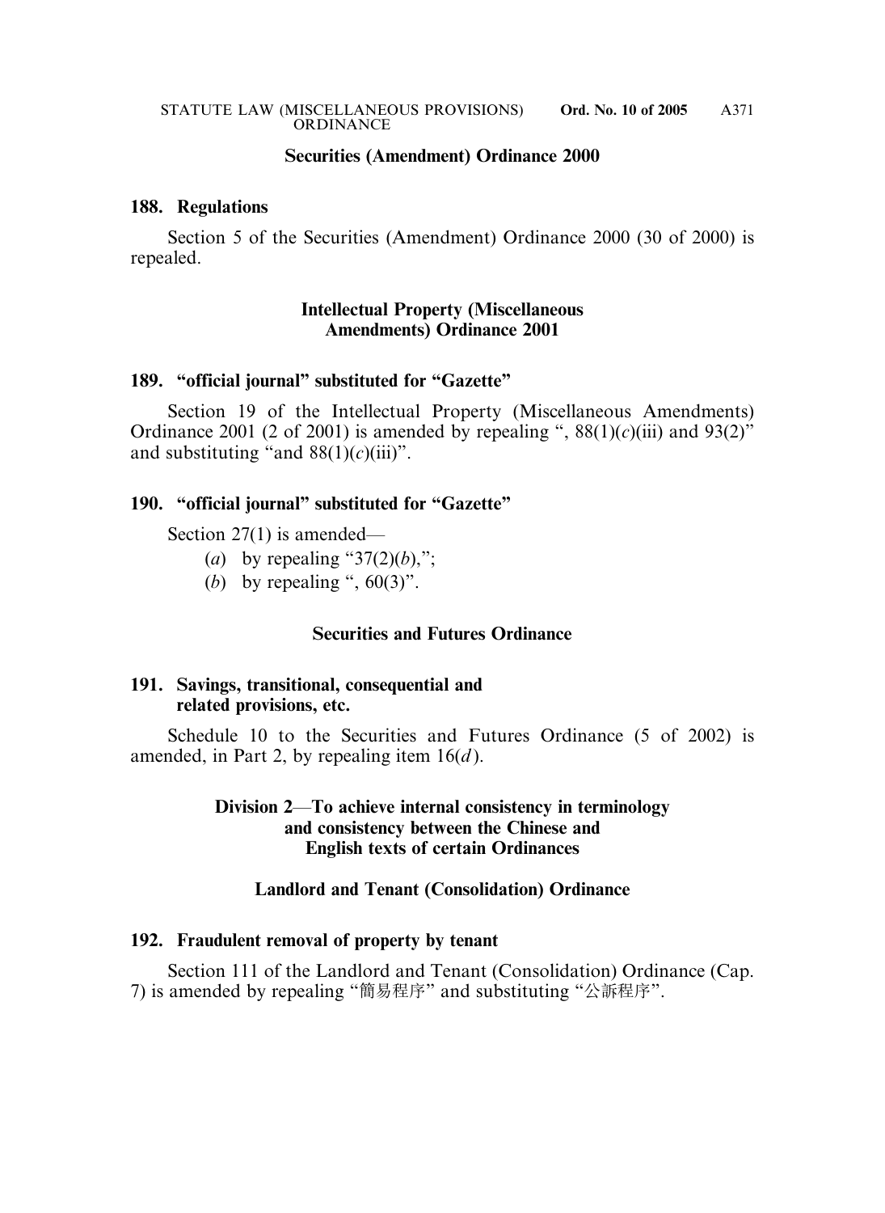### Securities (Amendment) Ordinance 2000

**188. Regulations**

Section 5 of the Securities (Amendment) Ordinance 2000 (30 of 2000) is repealed.

### Intellectual Property (Miscellaneous Amendments) Ordinance 2001

**189. "official journal" substituted for "Gazette"**

Section 19 of the Intellectual Property (Miscellaneous Amendments) Ordinance 2001 (2 of 2001) is amended by repealing ", 88(1)(*c*)(iii) and 93(2)" and substituting "and 88(1)(*c*)(iii)".

**190. "official journal" substituted for "Gazette"**

Section 27(1) is amended—

(*a*) by repealing "37(2)(*b*),";

(*b*) by repealing ", 60(3)".

### Securities and Futures Ordinance

**191. Savings, transitional, consequential and related provisions, etc.**

Schedule 10 to the Securities and Futures Ordinance (5 of 2002) is amended, in Part 2, by repealing item 16(*d*).

## Division 2—To achieve internal consistency in terminology and consistency between the Chinese and English texts of certain Ordinances

### Landlord and Tenant (Consolidation) Ordinance

**192. Fraudulent removal of property by tenant**

Section 111 of the Landlord and Tenant (Consolidation) Ordinance (Cap. 7) is amended by repealing "簡易程序" and substituting "公訴程序".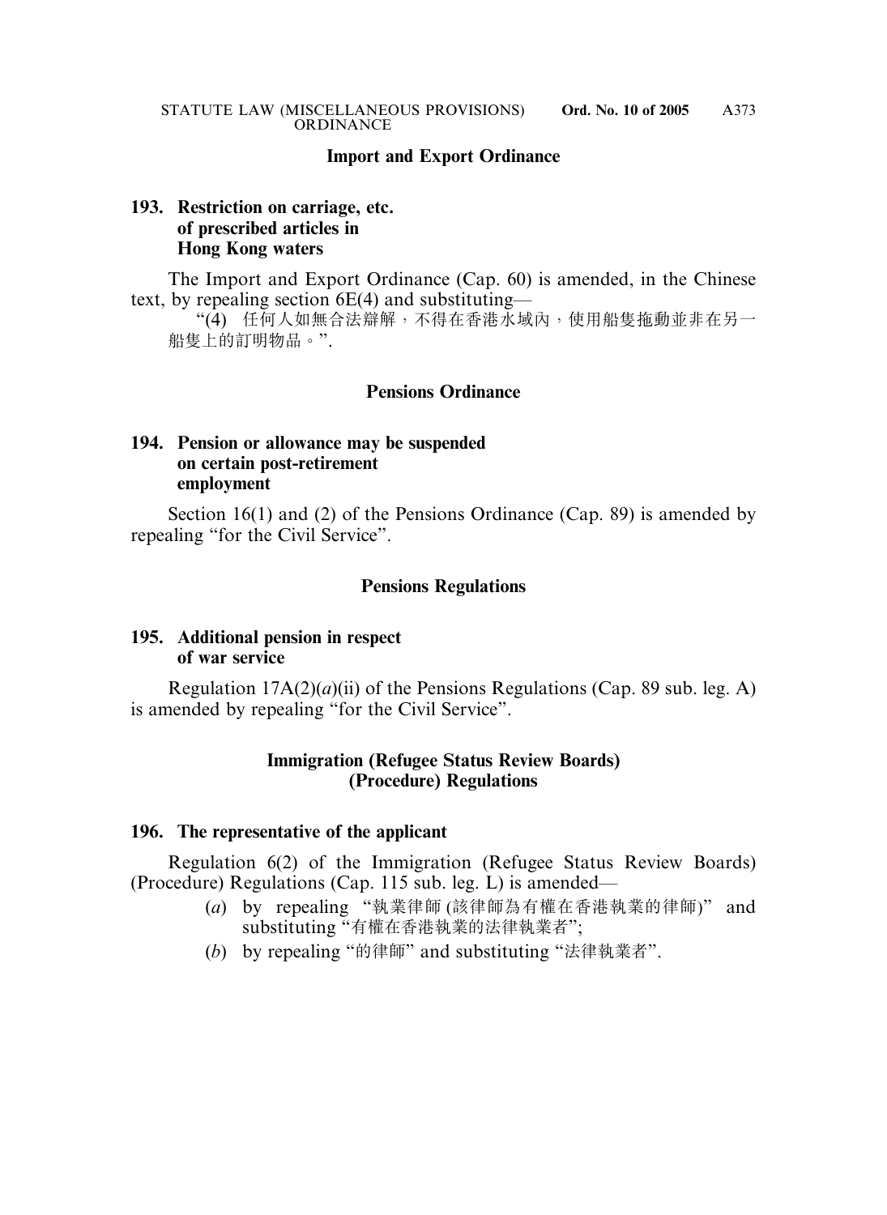## Import and Export Ordinance

### 193. Restriction on carriage, etc. of prescribed articles in Hong Kong waters

The Import and Export Ordinance (Cap. 60) is amended, in the Chinese text, by repealing section 6E(4) and substituting—

"(4) 任何人如無合法辯解，不得在香港水域內，使用船隻拖動並非在另一船隻上的訂明物品。".

## Pensions Ordinance

### 194. Pension or allowance may be suspended on certain post-retirement employment

Section 16(1) and (2) of the Pensions Ordinance (Cap. 89) is amended by repealing "for the Civil Service".

## Pensions Regulations

### 195. Additional pension in respect of war service

Regulation 17A(2)(*a*)(ii) of the Pensions Regulations (Cap. 89 sub. leg. A) is amended by repealing "for the Civil Service".

## Immigration (Refugee Status Review Boards) (Procedure) Regulations

### 196. The representative of the applicant

Regulation 6(2) of the Immigration (Refugee Status Review Boards) (Procedure) Regulations (Cap. 115 sub. leg. L) is amended—

(*a*) by repealing "執業律師 (該律師為有權在香港執業的律師)" and substituting "有權在香港執業的法律執業者";

(*b*) by repealing "的律師" and substituting "法律執業者".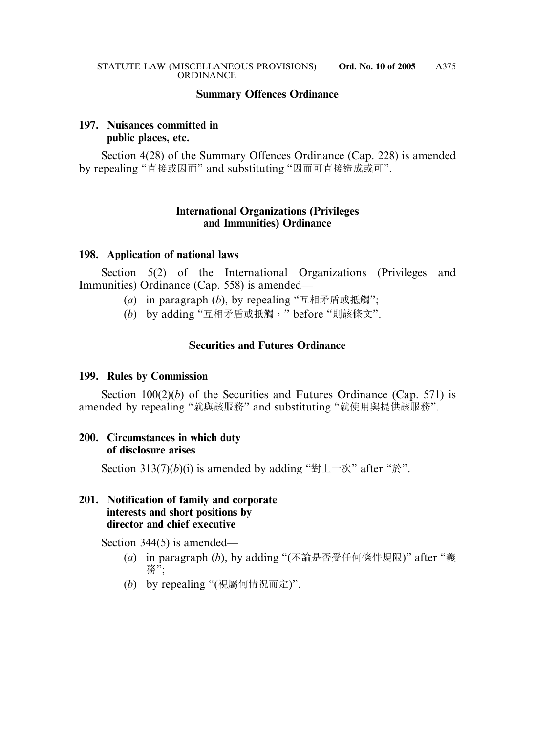## Summary Offences Ordinance

**197. Nuisances committed in public places, etc.**

Section 4(28) of the Summary Offences Ordinance (Cap. 228) is amended by repealing "直接或因而" and substituting "因而可直接造成或可".

## International Organizations (Privileges and Immunities) Ordinance

**198. Application of national laws**

Section 5(2) of the International Organizations (Privileges and Immunities) Ordinance (Cap. 558) is amended—

(*a*) in paragraph (*b*), by repealing "互相矛盾或抵觸";

(*b*) by adding "互相矛盾或抵觸，" before "則該條文".

## Securities and Futures Ordinance

**199. Rules by Commission**

Section 100(2)(*b*) of the Securities and Futures Ordinance (Cap. 571) is amended by repealing "就與該服務" and substituting "就使用與提供該服務".

**200. Circumstances in which duty of disclosure arises**

Section 313(7)(*b*)(i) is amended by adding "對上一次" after "於".

**201. Notification of family and corporate interests and short positions by director and chief executive**

Section 344(5) is amended—

(*a*) in paragraph (*b*), by adding "(不論是否受任何條件規限)" after "義務";

(*b*) by repealing "(視屬何情況而定)".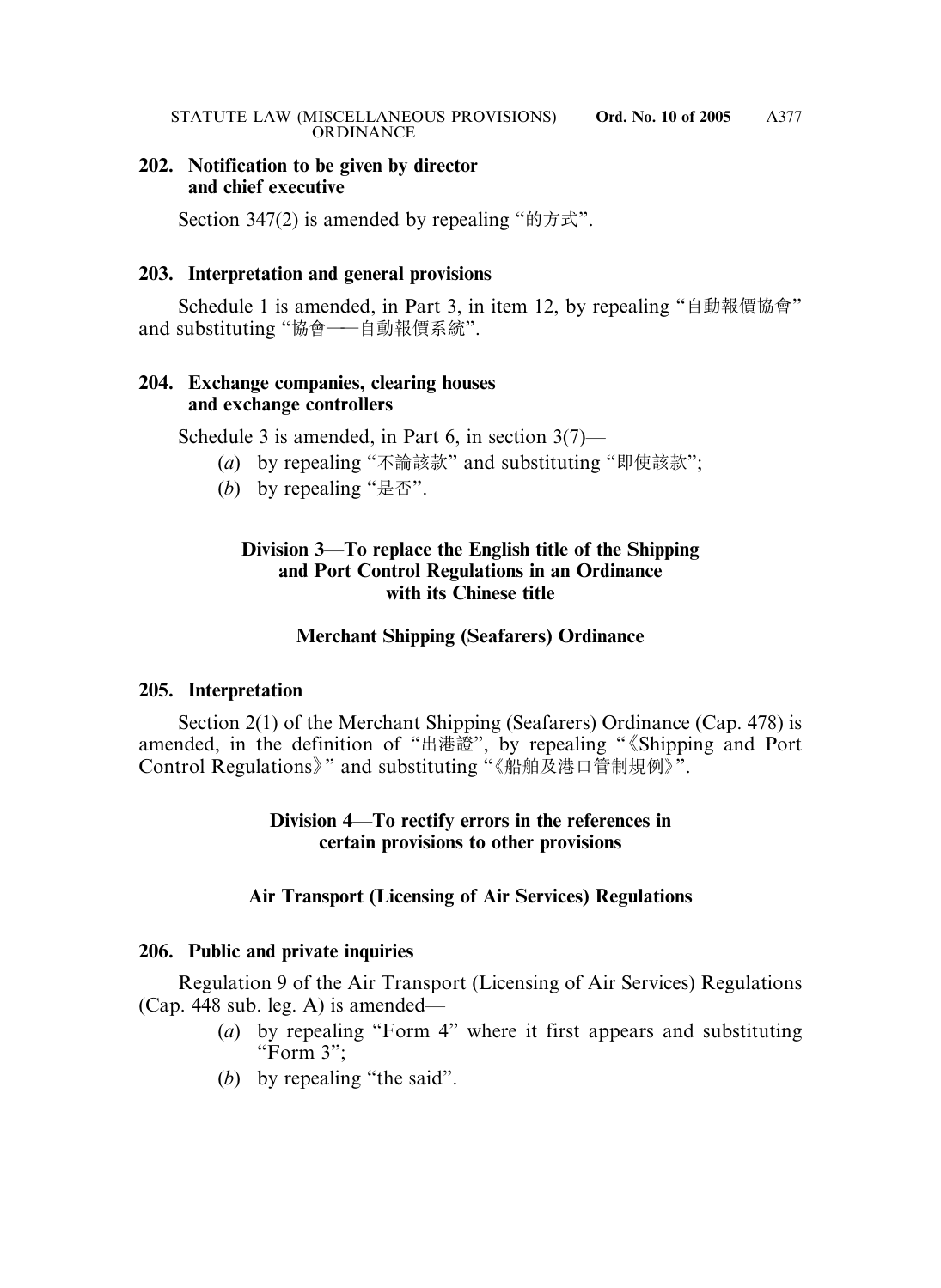**202. Notification to be given by director and chief executive**

Section 347(2) is amended by repealing "的方式".

**203. Interpretation and general provisions**

Schedule 1 is amended, in Part 3, in item 12, by repealing "自動報價協會" and substituting "協會——自動報價系統".

**204. Exchange companies, clearing houses and exchange controllers**

Schedule 3 is amended, in Part 6, in section 3(7)—

(*a*) by repealing "不論該款" and substituting "即使該款";

(*b*) by repealing "是否".

## Division 3—To replace the English title of the Shipping and Port Control Regulations in an Ordinance with its Chinese title

### Merchant Shipping (Seafarers) Ordinance

**205. Interpretation**

Section 2(1) of the Merchant Shipping (Seafarers) Ordinance (Cap. 478) is amended, in the definition of "出港證", by repealing "《Shipping and Port Control Regulations》" and substituting "《船舶及港口管制規例》".

## Division 4—To rectify errors in the references in certain provisions to other provisions

### Air Transport (Licensing of Air Services) Regulations

**206. Public and private inquiries**

Regulation 9 of the Air Transport (Licensing of Air Services) Regulations (Cap. 448 sub. leg. A) is amended—

(*a*) by repealing "Form 4" where it first appears and substituting "Form 3";

(*b*) by repealing "the said".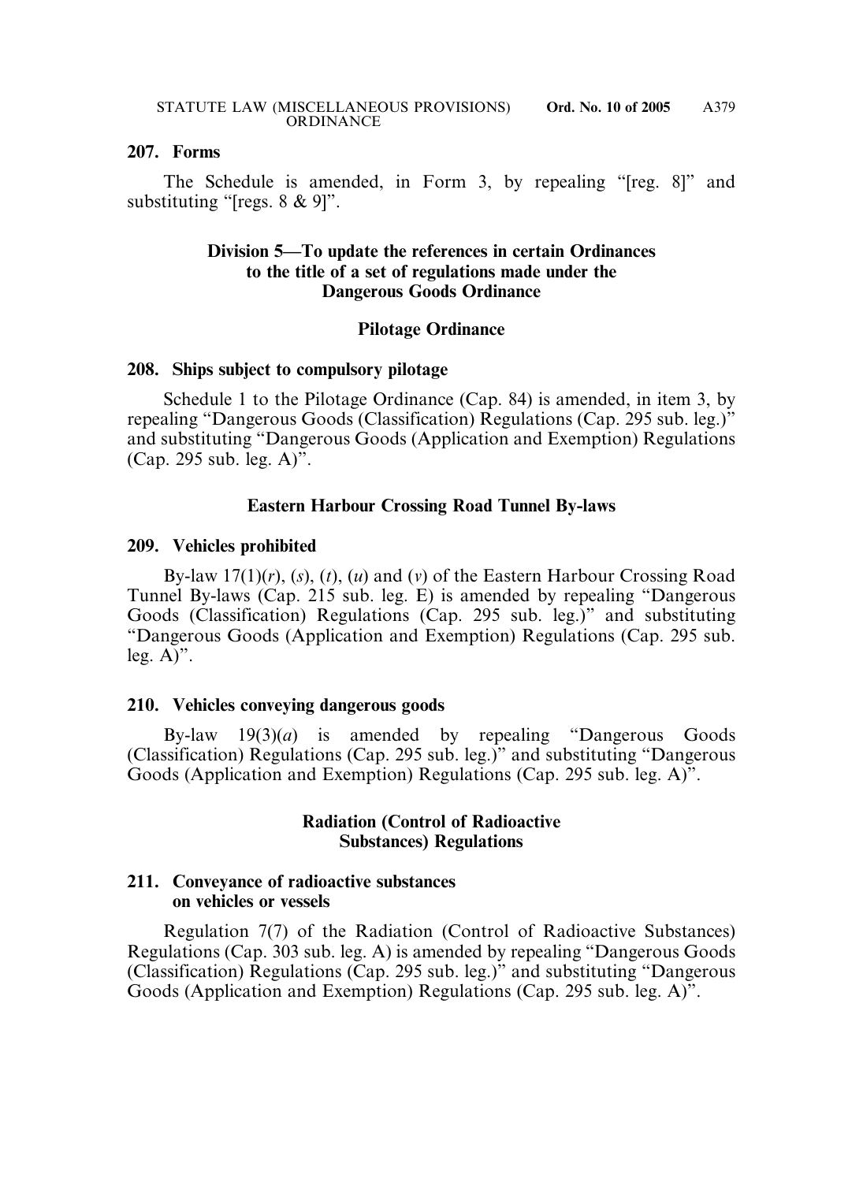**207. Forms**

The Schedule is amended, in Form 3, by repealing "[reg. 8]" and substituting "[regs. 8 & 9]".

**Division 5—To update the references in certain Ordinances to the title of a set of regulations made under the Dangerous Goods Ordinance**

**Pilotage Ordinance**

**208. Ships subject to compulsory pilotage**

Schedule 1 to the Pilotage Ordinance (Cap. 84) is amended, in item 3, by repealing "Dangerous Goods (Classification) Regulations (Cap. 295 sub. leg.)" and substituting "Dangerous Goods (Application and Exemption) Regulations (Cap. 295 sub. leg. A)".

**Eastern Harbour Crossing Road Tunnel By-laws**

**209. Vehicles prohibited**

By-law 17(1)(*r*), (*s*), (*t*), (*u*) and (*v*) of the Eastern Harbour Crossing Road Tunnel By-laws (Cap. 215 sub. leg. E) is amended by repealing "Dangerous Goods (Classification) Regulations (Cap. 295 sub. leg.)" and substituting "Dangerous Goods (Application and Exemption) Regulations (Cap. 295 sub. leg. A)".

**210. Vehicles conveying dangerous goods**

By-law 19(3)(*a*) is amended by repealing "Dangerous Goods (Classification) Regulations (Cap. 295 sub. leg.)" and substituting "Dangerous Goods (Application and Exemption) Regulations (Cap. 295 sub. leg. A)".

**Radiation (Control of Radioactive Substances) Regulations**

**211. Conveyance of radioactive substances on vehicles or vessels**

Regulation 7(7) of the Radiation (Control of Radioactive Substances) Regulations (Cap. 303 sub. leg. A) is amended by repealing "Dangerous Goods (Classification) Regulations (Cap. 295 sub. leg.)" and substituting "Dangerous Goods (Application and Exemption) Regulations (Cap. 295 sub. leg. A)".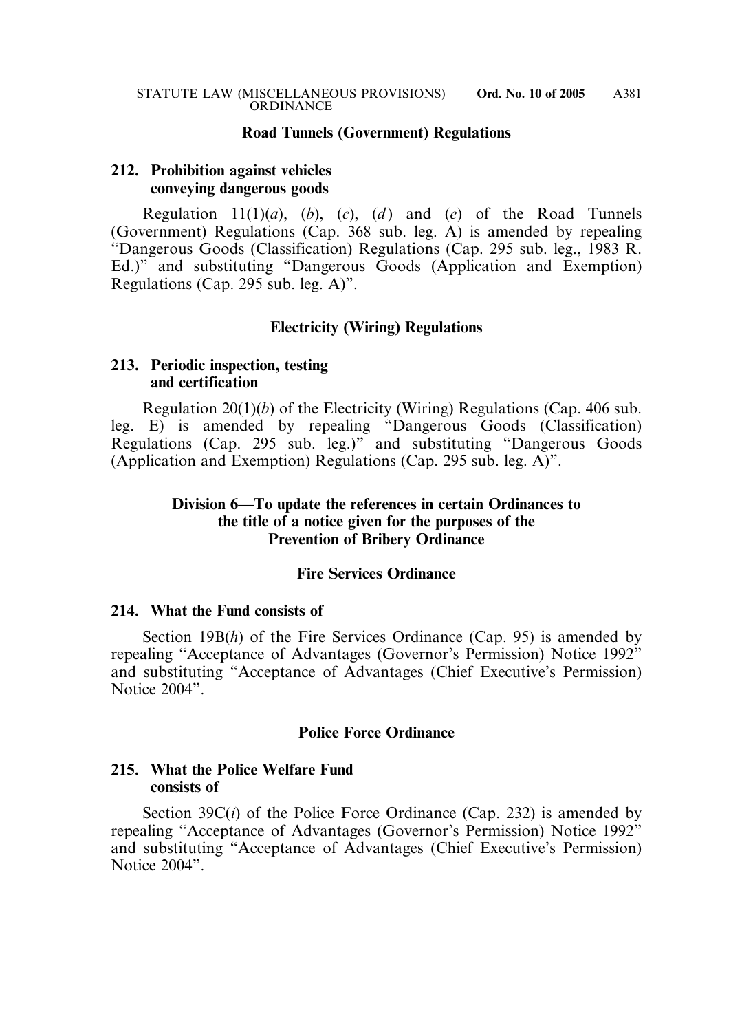### Road Tunnels (Government) Regulations

**212. Prohibition against vehicles conveying dangerous goods**

Regulation 11(1)(*a*), (*b*), (*c*), (*d*) and (*e*) of the Road Tunnels (Government) Regulations (Cap. 368 sub. leg. A) is amended by repealing "Dangerous Goods (Classification) Regulations (Cap. 295 sub. leg., 1983 R. Ed.)" and substituting "Dangerous Goods (Application and Exemption) Regulations (Cap. 295 sub. leg. A)".

### Electricity (Wiring) Regulations

**213. Periodic inspection, testing and certification**

Regulation 20(1)(*b*) of the Electricity (Wiring) Regulations (Cap. 406 sub. leg. E) is amended by repealing "Dangerous Goods (Classification) Regulations (Cap. 295 sub. leg.)" and substituting "Dangerous Goods (Application and Exemption) Regulations (Cap. 295 sub. leg. A)".

## Division 6—To update the references in certain Ordinances to the title of a notice given for the purposes of the Prevention of Bribery Ordinance

### Fire Services Ordinance

**214. What the Fund consists of**

Section 19B(*h*) of the Fire Services Ordinance (Cap. 95) is amended by repealing "Acceptance of Advantages (Governor's Permission) Notice 1992" and substituting "Acceptance of Advantages (Chief Executive's Permission) Notice 2004".

### Police Force Ordinance

**215. What the Police Welfare Fund consists of**

Section 39C(*i*) of the Police Force Ordinance (Cap. 232) is amended by repealing "Acceptance of Advantages (Governor's Permission) Notice 1992" and substituting "Acceptance of Advantages (Chief Executive's Permission) Notice 2004".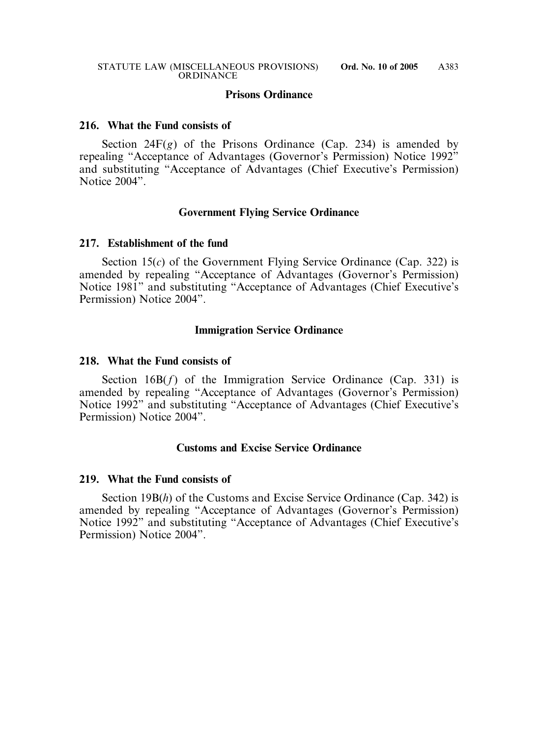## Prisons Ordinance

### 216. What the Fund consists of

Section 24F(*g*) of the Prisons Ordinance (Cap. 234) is amended by repealing "Acceptance of Advantages (Governor's Permission) Notice 1992" and substituting "Acceptance of Advantages (Chief Executive's Permission) Notice 2004".

## Government Flying Service Ordinance

### 217. Establishment of the fund

Section 15(*c*) of the Government Flying Service Ordinance (Cap. 322) is amended by repealing "Acceptance of Advantages (Governor's Permission) Notice 1981" and substituting "Acceptance of Advantages (Chief Executive's Permission) Notice 2004".

## Immigration Service Ordinance

### 218. What the Fund consists of

Section 16B(*f*) of the Immigration Service Ordinance (Cap. 331) is amended by repealing "Acceptance of Advantages (Governor's Permission) Notice 1992" and substituting "Acceptance of Advantages (Chief Executive's Permission) Notice 2004".

## Customs and Excise Service Ordinance

### 219. What the Fund consists of

Section 19B(*h*) of the Customs and Excise Service Ordinance (Cap. 342) is amended by repealing "Acceptance of Advantages (Governor's Permission) Notice 1992" and substituting "Acceptance of Advantages (Chief Executive's Permission) Notice 2004".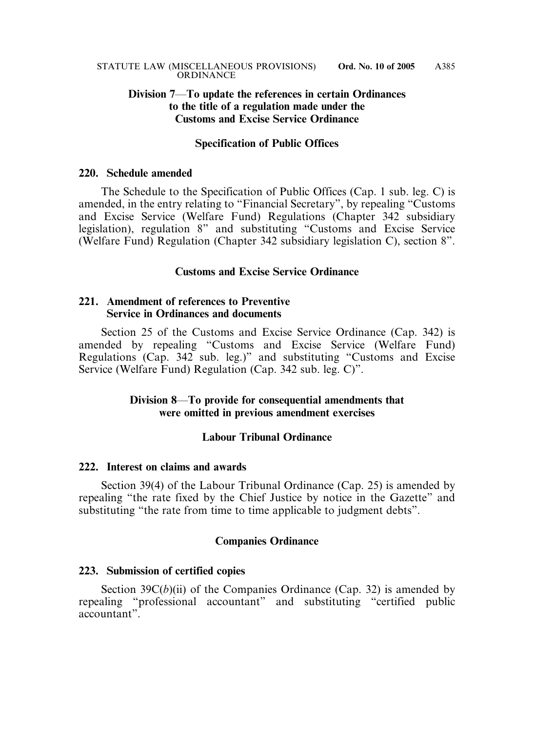### Division 7—To update the references in certain Ordinances to the title of a regulation made under the Customs and Excise Service Ordinance

#### Specification of Public Offices

**220. Schedule amended**

The Schedule to the Specification of Public Offices (Cap. 1 sub. leg. C) is amended, in the entry relating to "Financial Secretary", by repealing "Customs and Excise Service (Welfare Fund) Regulations (Chapter 342 subsidiary legislation), regulation 8" and substituting "Customs and Excise Service (Welfare Fund) Regulation (Chapter 342 subsidiary legislation C), section 8".

#### Customs and Excise Service Ordinance

**221. Amendment of references to Preventive Service in Ordinances and documents**

Section 25 of the Customs and Excise Service Ordinance (Cap. 342) is amended by repealing "Customs and Excise Service (Welfare Fund) Regulations (Cap. 342 sub. leg.)" and substituting "Customs and Excise Service (Welfare Fund) Regulation (Cap. 342 sub. leg. C)".

### Division 8—To provide for consequential amendments that were omitted in previous amendment exercises

#### Labour Tribunal Ordinance

**222. Interest on claims and awards**

Section 39(4) of the Labour Tribunal Ordinance (Cap. 25) is amended by repealing "the rate fixed by the Chief Justice by notice in the Gazette" and substituting "the rate from time to time applicable to judgment debts".

#### Companies Ordinance

**223. Submission of certified copies**

Section 39C(*b*)(ii) of the Companies Ordinance (Cap. 32) is amended by repealing "professional accountant" and substituting "certified public accountant".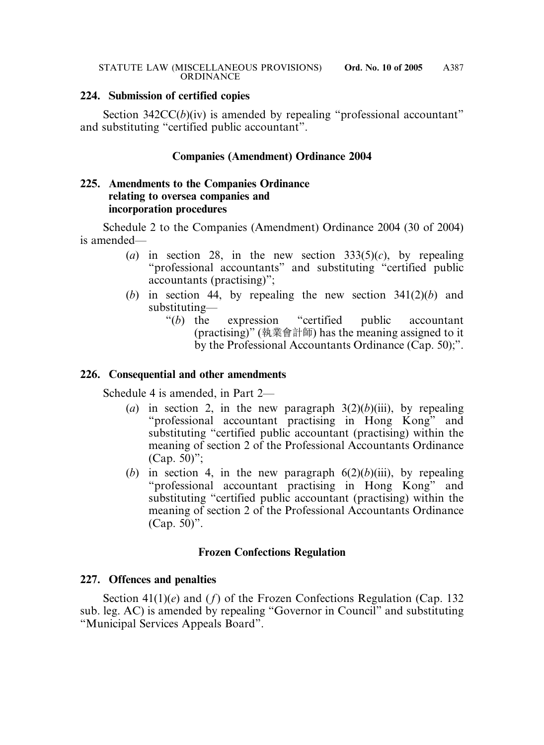**224. Submission of certified copies**

Section 342CC(*b*)(iv) is amended by repealing "professional accountant" and substituting "certified public accountant".

**Companies (Amendment) Ordinance 2004**

**225. Amendments to the Companies Ordinance relating to oversea companies and incorporation procedures**

Schedule 2 to the Companies (Amendment) Ordinance 2004 (30 of 2004) is amended—

(*a*) in section 28, in the new section 333(5)(*c*), by repealing "professional accountants" and substituting "certified public accountants (practising)";

(*b*) in section 44, by repealing the new section 341(2)(*b*) and substituting—

"(*b*) the expression "certified public accountant (practising)" (執業會計師) has the meaning assigned to it by the Professional Accountants Ordinance (Cap. 50);".

**226. Consequential and other amendments**

Schedule 4 is amended, in Part 2—

(*a*) in section 2, in the new paragraph 3(2)(*b*)(iii), by repealing "professional accountant practising in Hong Kong" and substituting "certified public accountant (practising) within the meaning of section 2 of the Professional Accountants Ordinance (Cap. 50)";

(*b*) in section 4, in the new paragraph 6(2)(*b*)(iii), by repealing "professional accountant practising in Hong Kong" and substituting "certified public accountant (practising) within the meaning of section 2 of the Professional Accountants Ordinance (Cap. 50)".

**Frozen Confections Regulation**

**227. Offences and penalties**

Section 41(1)(*e*) and (*f*) of the Frozen Confections Regulation (Cap. 132 sub. leg. AC) is amended by repealing "Governor in Council" and substituting "Municipal Services Appeals Board".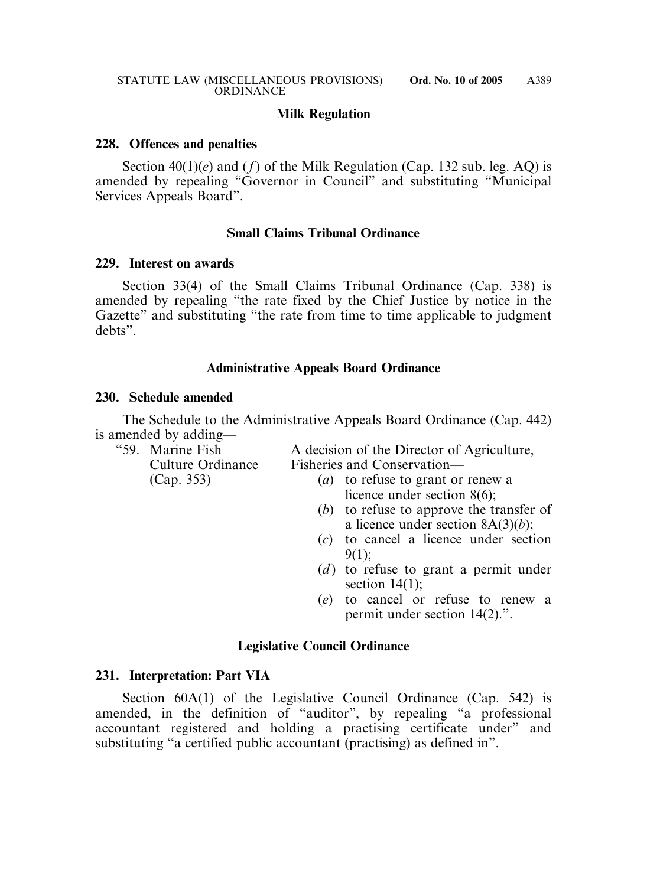## Milk Regulation

### 228. Offences and penalties

Section 40(1)(*e*) and (*f*) of the Milk Regulation (Cap. 132 sub. leg. AQ) is amended by repealing "Governor in Council" and substituting "Municipal Services Appeals Board".

## Small Claims Tribunal Ordinance

### 229. Interest on awards

Section 33(4) of the Small Claims Tribunal Ordinance (Cap. 338) is amended by repealing "the rate fixed by the Chief Justice by notice in the Gazette" and substituting "the rate from time to time applicable to judgment debts".

## Administrative Appeals Board Ordinance

### 230. Schedule amended

The Schedule to the Administrative Appeals Board Ordinance (Cap. 442) is amended by adding—

| | |
|---|---|
| "59. Marine Fish Culture Ordinance (Cap. 353) | A decision of the Director of Agriculture, Fisheries and Conservation—<br>(*a*) to refuse to grant or renew a licence under section 8(6);<br>(*b*) to refuse to approve the transfer of a licence under section 8A(3)(*b*);<br>(*c*) to cancel a licence under section 9(1);<br>(*d*) to refuse to grant a permit under section 14(1);<br>(*e*) to cancel or refuse to renew a permit under section 14(2).". |

## Legislative Council Ordinance

### 231. Interpretation: Part VIA

Section 60A(1) of the Legislative Council Ordinance (Cap. 542) is amended, in the definition of "auditor", by repealing "a professional accountant registered and holding a practising certificate under" and substituting "a certified public accountant (practising) as defined in".